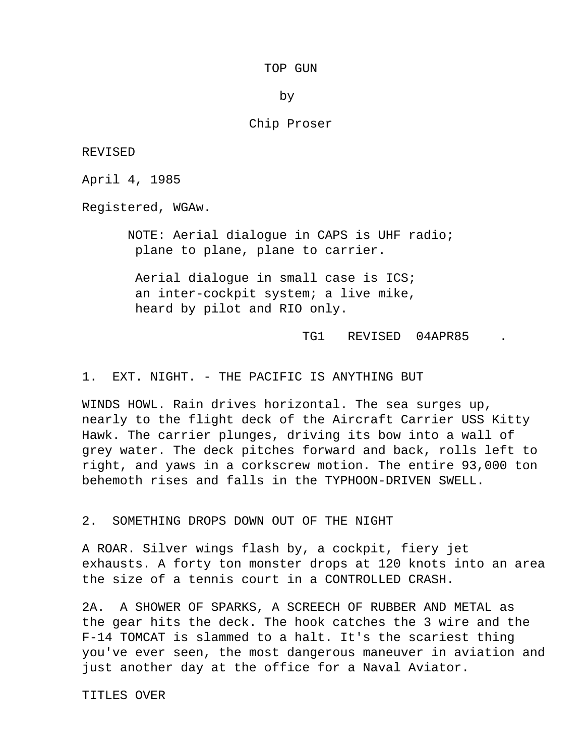TOP GUN

by

Chip Proser

REVISED

April 4, 1985

Registered, WGAw.

> NOTE: Aerial dialogue in CAPS is UHF radio; plane to plane, plane to carrier.
>
> Aerial dialogue in small case is ICS; an inter-cockpit system; a live mike, heard by pilot and RIO only.

TG1 REVISED 04APR85 .

1. EXT. NIGHT. - THE PACIFIC IS ANYTHING BUT

WINDS HOWL. Rain drives horizontal. The sea surges up, nearly to the flight deck of the Aircraft Carrier USS Kitty Hawk. The carrier plunges, driving its bow into a wall of grey water. The deck pitches forward and back, rolls left to right, and yaws in a corkscrew motion. The entire 93,000 ton behemoth rises and falls in the TYPHOON-DRIVEN SWELL.

2. SOMETHING DROPS DOWN OUT OF THE NIGHT

A ROAR. Silver wings flash by, a cockpit, fiery jet exhausts. A forty ton monster drops at 120 knots into an area the size of a tennis court in a CONTROLLED CRASH.

2A. A SHOWER OF SPARKS, A SCREECH OF RUBBER AND METAL as the gear hits the deck. The hook catches the 3 wire and the F-14 TOMCAT is slammed to a halt. It's the scariest thing you've ever seen, the most dangerous maneuver in aviation and just another day at the office for a Naval Aviator.

TITLES OVER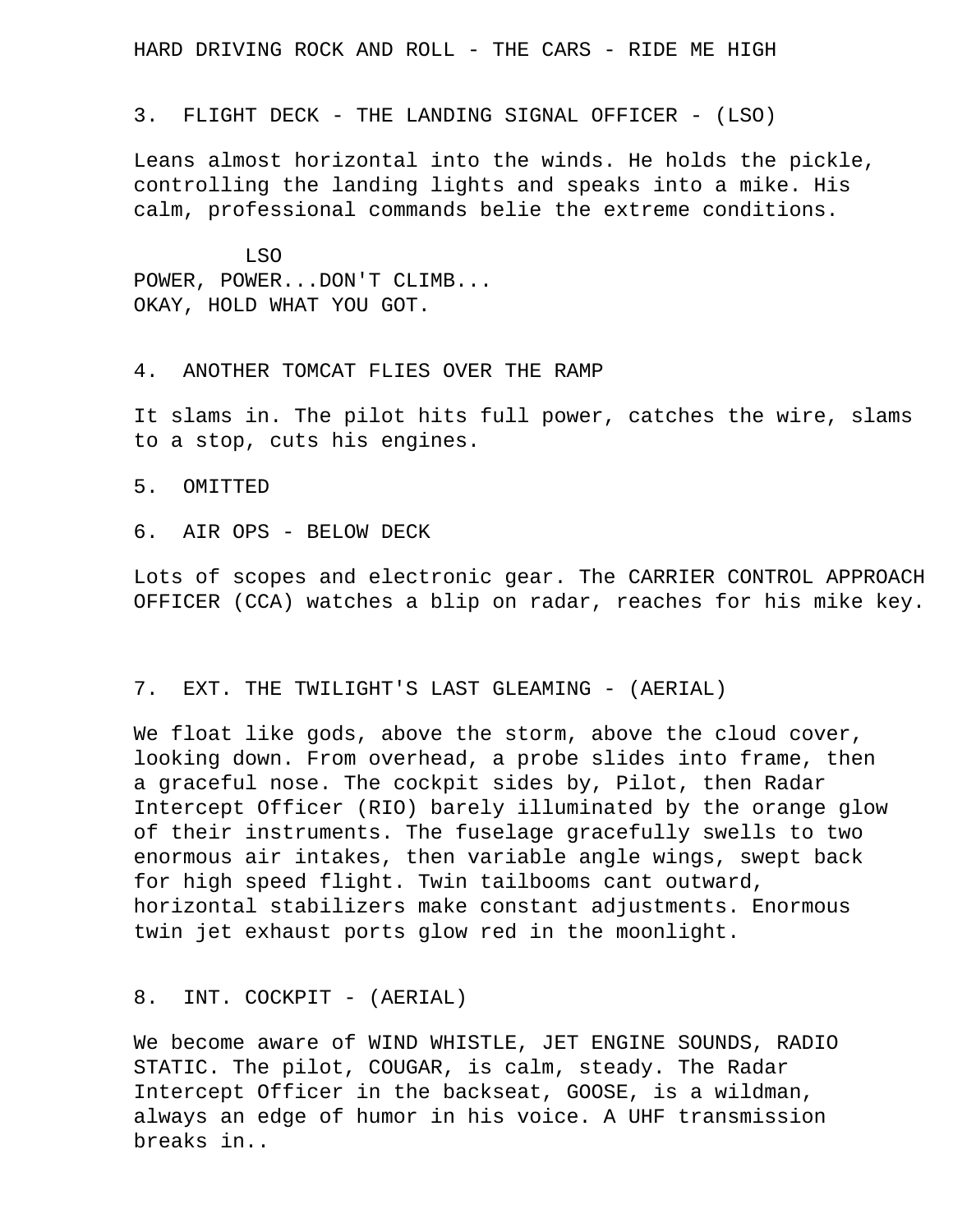HARD DRIVING ROCK AND ROLL - THE CARS - RIDE ME HIGH

3. FLIGHT DECK - THE LANDING SIGNAL OFFICER - (LSO)

Leans almost horizontal into the winds. He holds the pickle, controlling the landing lights and speaks into a mike. His calm, professional commands belie the extreme conditions.

LSO
POWER, POWER...DON'T CLIMB...
OKAY, HOLD WHAT YOU GOT.

4. ANOTHER TOMCAT FLIES OVER THE RAMP

It slams in. The pilot hits full power, catches the wire, slams to a stop, cuts his engines.

5. OMITTED

6. AIR OPS - BELOW DECK

Lots of scopes and electronic gear. The CARRIER CONTROL APPROACH OFFICER (CCA) watches a blip on radar, reaches for his mike key.

7. EXT. THE TWILIGHT'S LAST GLEAMING - (AERIAL)

We float like gods, above the storm, above the cloud cover, looking down. From overhead, a probe slides into frame, then a graceful nose. The cockpit sides by, Pilot, then Radar Intercept Officer (RIO) barely illuminated by the orange glow of their instruments. The fuselage gracefully swells to two enormous air intakes, then variable angle wings, swept back for high speed flight. Twin tailbooms cant outward, horizontal stabilizers make constant adjustments. Enormous twin jet exhaust ports glow red in the moonlight.

8. INT. COCKPIT - (AERIAL)

We become aware of WIND WHISTLE, JET ENGINE SOUNDS, RADIO STATIC. The pilot, COUGAR, is calm, steady. The Radar Intercept Officer in the backseat, GOOSE, is a wildman, always an edge of humor in his voice. A UHF transmission breaks in..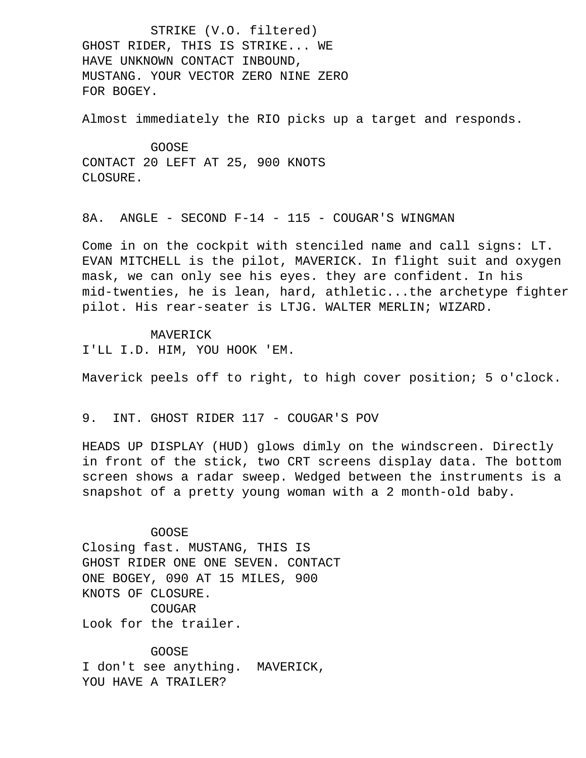STRIKE (V.O. filtered)
GHOST RIDER, THIS IS STRIKE... WE
HAVE UNKNOWN CONTACT INBOUND,
MUSTANG. YOUR VECTOR ZERO NINE ZERO
FOR BOGEY.

Almost immediately the RIO picks up a target and responds.

GOOSE
CONTACT 20 LEFT AT 25, 900 KNOTS
CLOSURE.

8A. ANGLE - SECOND F-14 - 115 - COUGAR'S WINGMAN

Come in on the cockpit with stenciled name and call signs: LT. EVAN MITCHELL is the pilot, MAVERICK. In flight suit and oxygen mask, we can only see his eyes. they are confident. In his mid-twenties, he is lean, hard, athletic...the archetype fighter pilot. His rear-seater is LTJG. WALTER MERLIN; WIZARD.

MAVERICK
I'LL I.D. HIM, YOU HOOK 'EM.

Maverick peels off to right, to high cover position; 5 o'clock.

9. INT. GHOST RIDER 117 - COUGAR'S POV

HEADS UP DISPLAY (HUD) glows dimly on the windscreen. Directly in front of the stick, two CRT screens display data. The bottom screen shows a radar sweep. Wedged between the instruments is a snapshot of a pretty young woman with a 2 month-old baby.

GOOSE
Closing fast. MUSTANG, THIS IS
GHOST RIDER ONE ONE SEVEN. CONTACT
ONE BOGEY, 090 AT 15 MILES, 900
KNOTS OF CLOSURE.

COUGAR
Look for the trailer.

GOOSE
I don't see anything. MAVERICK,
YOU HAVE A TRAILER?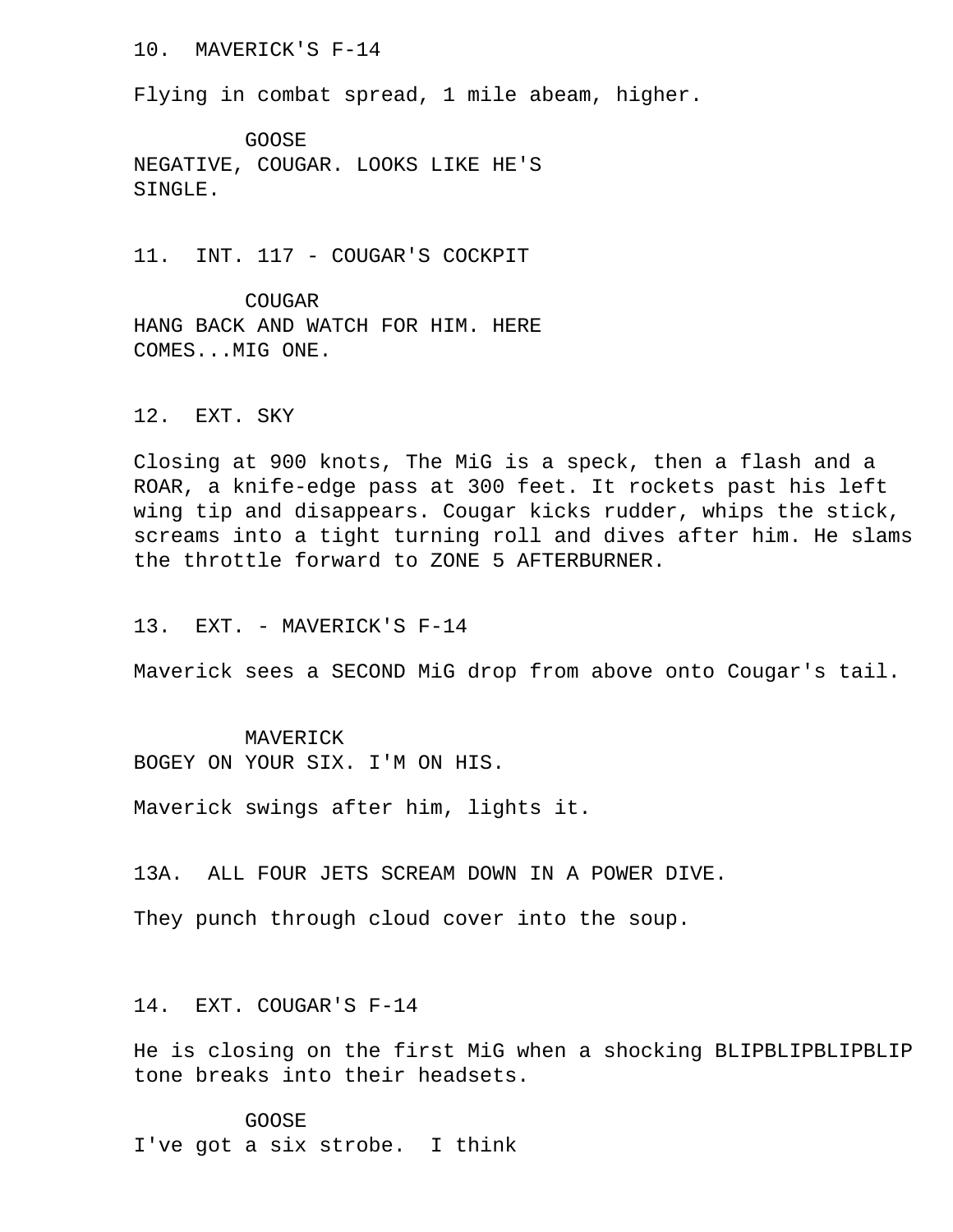10. MAVERICK'S F-14

Flying in combat spread, 1 mile abeam, higher.

GOOSE
NEGATIVE, COUGAR. LOOKS LIKE HE'S SINGLE.

11. INT. 117 - COUGAR'S COCKPIT

COUGAR
HANG BACK AND WATCH FOR HIM. HERE COMES...MIG ONE.

12. EXT. SKY

Closing at 900 knots, The MiG is a speck, then a flash and a ROAR, a knife-edge pass at 300 feet. It rockets past his left wing tip and disappears. Cougar kicks rudder, whips the stick, screams into a tight turning roll and dives after him. He slams the throttle forward to ZONE 5 AFTERBURNER.

13. EXT. - MAVERICK'S F-14

Maverick sees a SECOND MiG drop from above onto Cougar's tail.

MAVERICK
BOGEY ON YOUR SIX. I'M ON HIS.

Maverick swings after him, lights it.

13A. ALL FOUR JETS SCREAM DOWN IN A POWER DIVE.

They punch through cloud cover into the soup.

14. EXT. COUGAR'S F-14

He is closing on the first MiG when a shocking BLIPBLIPBLIPBLIP tone breaks into their headsets.

GOOSE
I've got a six strobe. I think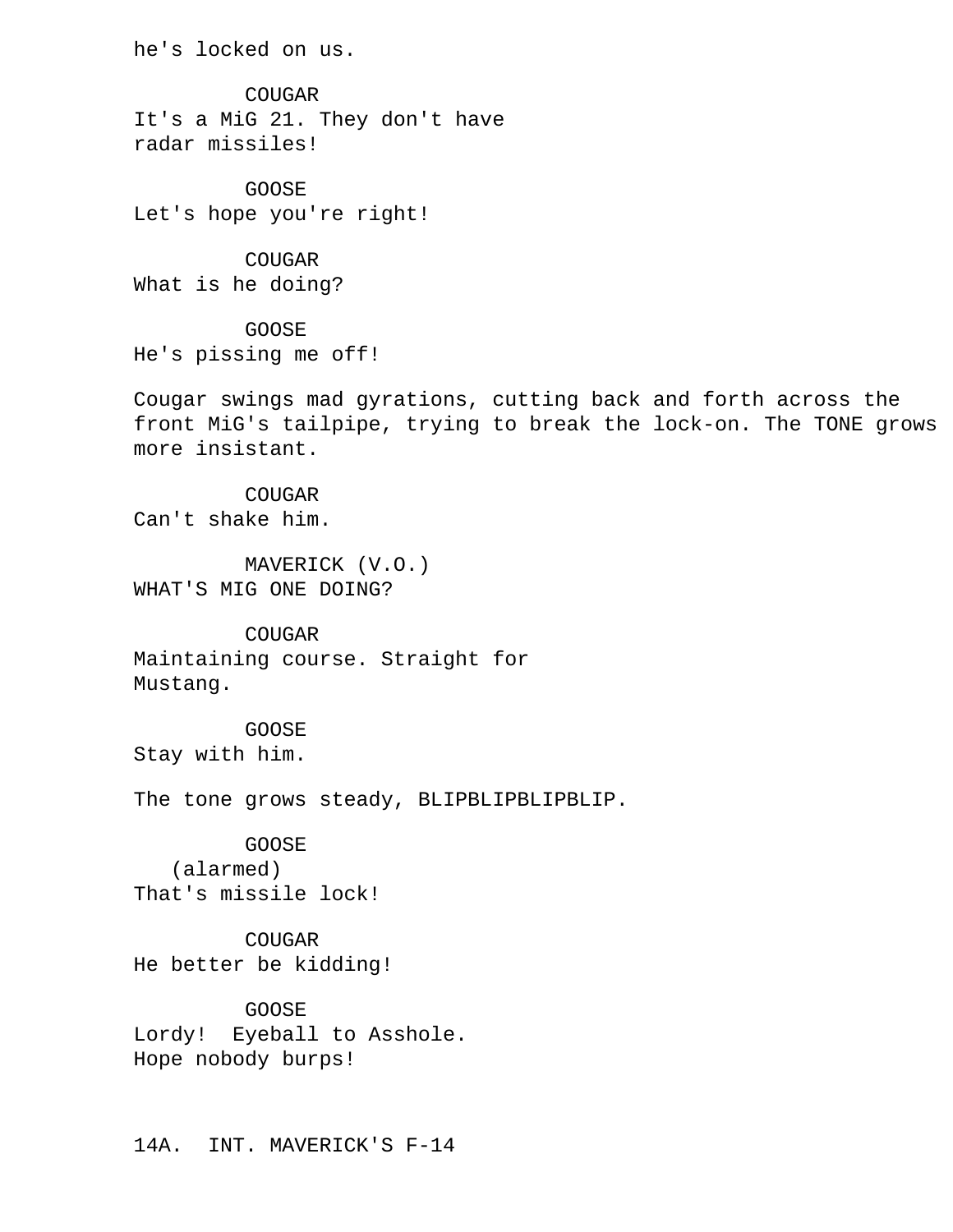he's locked on us.

COUGAR
It's a MiG 21. They don't have
radar missiles!

GOOSE
Let's hope you're right!

COUGAR
What is he doing?

GOOSE
He's pissing me off!

Cougar swings mad gyrations, cutting back and forth across the front MiG's tailpipe, trying to break the lock-on. The TONE grows more insistant.

COUGAR
Can't shake him.

MAVERICK (V.O.)
WHAT'S MIG ONE DOING?

COUGAR
Maintaining course. Straight for
Mustang.

GOOSE
Stay with him.

The tone grows steady, BLIPBLIPBLIPBLIP.

GOOSE
(alarmed)
That's missile lock!

COUGAR
He better be kidding!

GOOSE
Lordy! Eyeball to Asshole.
Hope nobody burps!

14A. INT. MAVERICK'S F-14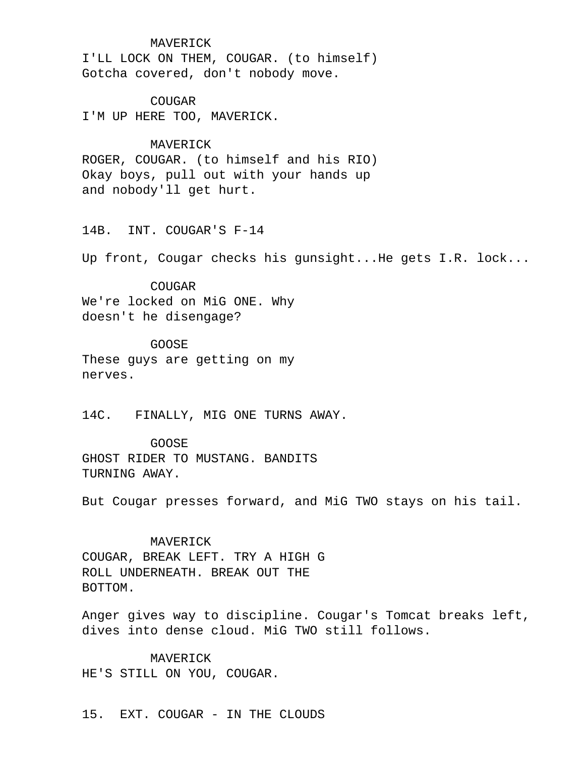MAVERICK
I'LL LOCK ON THEM, COUGAR. (to himself)
Gotcha covered, don't nobody move.

COUGAR
I'M UP HERE TOO, MAVERICK.

MAVERICK
ROGER, COUGAR. (to himself and his RIO)
Okay boys, pull out with your hands up
and nobody'll get hurt.

14B. INT. COUGAR'S F-14

Up front, Cougar checks his gunsight...He gets I.R. lock...

COUGAR
We're locked on MiG ONE. Why
doesn't he disengage?

GOOSE
These guys are getting on my
nerves.

14C. FINALLY, MIG ONE TURNS AWAY.

GOOSE
GHOST RIDER TO MUSTANG. BANDITS
TURNING AWAY.

But Cougar presses forward, and MiG TWO stays on his tail.

MAVERICK
COUGAR, BREAK LEFT. TRY A HIGH G
ROLL UNDERNEATH. BREAK OUT THE
BOTTOM.

Anger gives way to discipline. Cougar's Tomcat breaks left,
dives into dense cloud. MiG TWO still follows.

MAVERICK
HE'S STILL ON YOU, COUGAR.

15. EXT. COUGAR - IN THE CLOUDS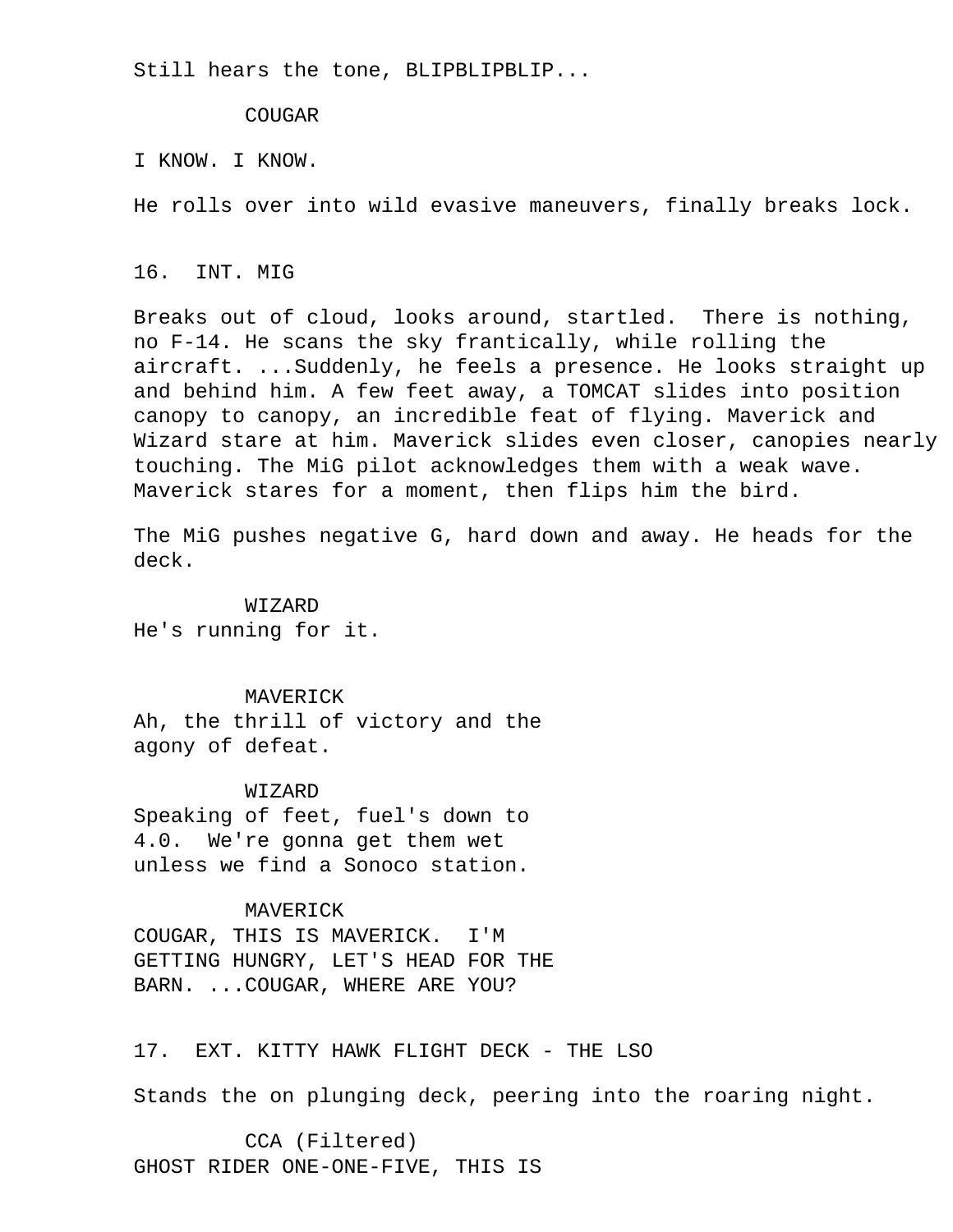Still hears the tone, BLIPBLIPBLIP...

COUGAR

I KNOW. I KNOW.

He rolls over into wild evasive maneuvers, finally breaks lock.

16. INT. MIG

Breaks out of cloud, looks around, startled. There is nothing, no F-14. He scans the sky frantically, while rolling the aircraft. ...Suddenly, he feels a presence. He looks straight up and behind him. A few feet away, a TOMCAT slides into position canopy to canopy, an incredible feat of flying. Maverick and Wizard stare at him. Maverick slides even closer, canopies nearly touching. The MiG pilot acknowledges them with a weak wave. Maverick stares for a moment, then flips him the bird.

The MiG pushes negative G, hard down and away. He heads for the deck.

WIZARD
He's running for it.

MAVERICK
Ah, the thrill of victory and the
agony of defeat.

WIZARD
Speaking of feet, fuel's down to
4.0. We're gonna get them wet
unless we find a Sonoco station.

MAVERICK
COUGAR, THIS IS MAVERICK. I'M
GETTING HUNGRY, LET'S HEAD FOR THE
BARN. ...COUGAR, WHERE ARE YOU?

17. EXT. KITTY HAWK FLIGHT DECK - THE LSO

Stands the on plunging deck, peering into the roaring night.

CCA (Filtered)
GHOST RIDER ONE-ONE-FIVE, THIS IS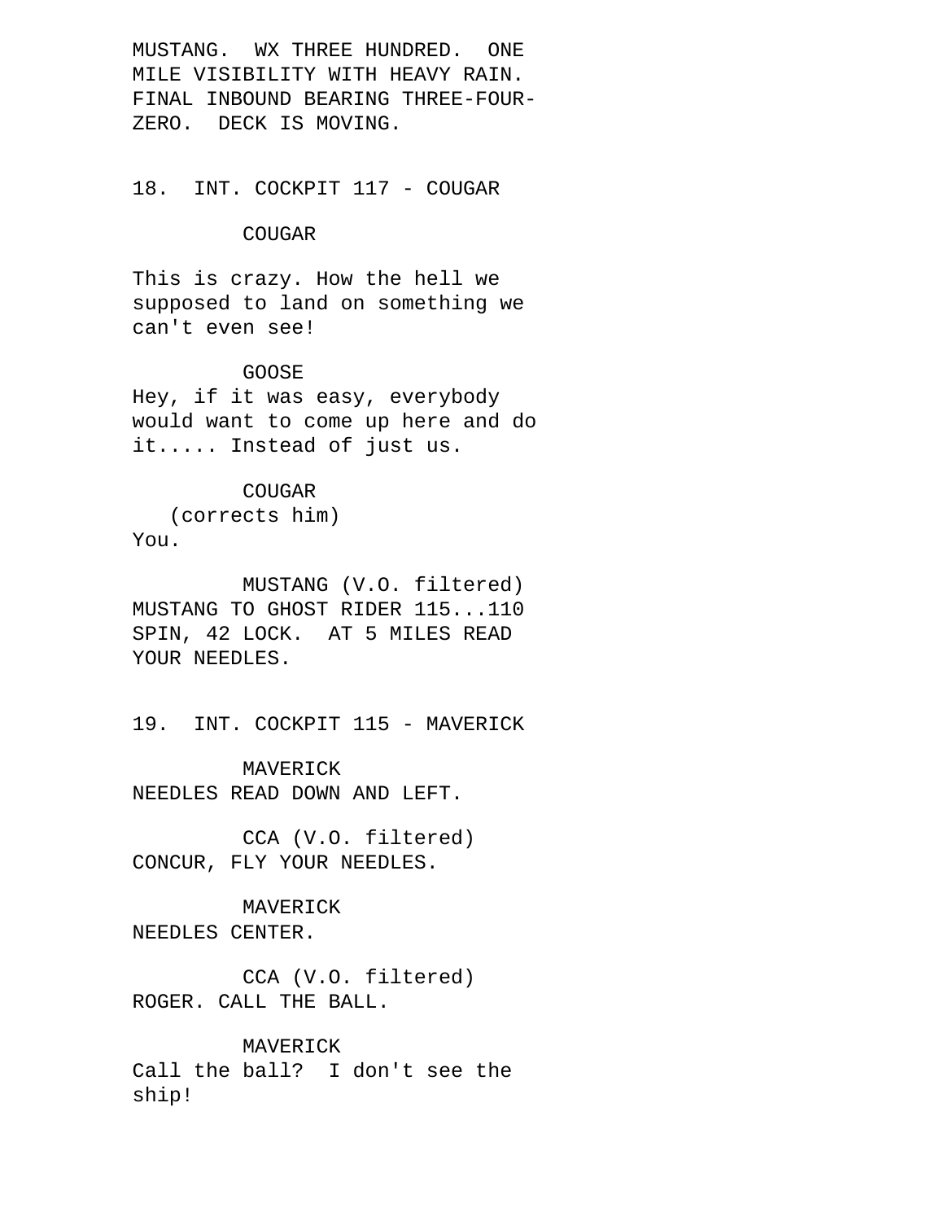MUSTANG. WX THREE HUNDRED. ONE MILE VISIBILITY WITH HEAVY RAIN. FINAL INBOUND BEARING THREE-FOUR-ZERO. DECK IS MOVING.

18. INT. COCKPIT 117 - COUGAR

COUGAR

This is crazy. How the hell we supposed to land on something we can't even see!

GOOSE

Hey, if it was easy, everybody would want to come up here and do it..... Instead of just us.

COUGAR

(corrects him)

You.

MUSTANG (V.O. filtered)

MUSTANG TO GHOST RIDER 115...110 SPIN, 42 LOCK. AT 5 MILES READ YOUR NEEDLES.

19. INT. COCKPIT 115 - MAVERICK

MAVERICK

NEEDLES READ DOWN AND LEFT.

CCA (V.O. filtered)

CONCUR, FLY YOUR NEEDLES.

MAVERICK

NEEDLES CENTER.

CCA (V.O. filtered)

ROGER. CALL THE BALL.

MAVERICK

Call the ball? I don't see the ship!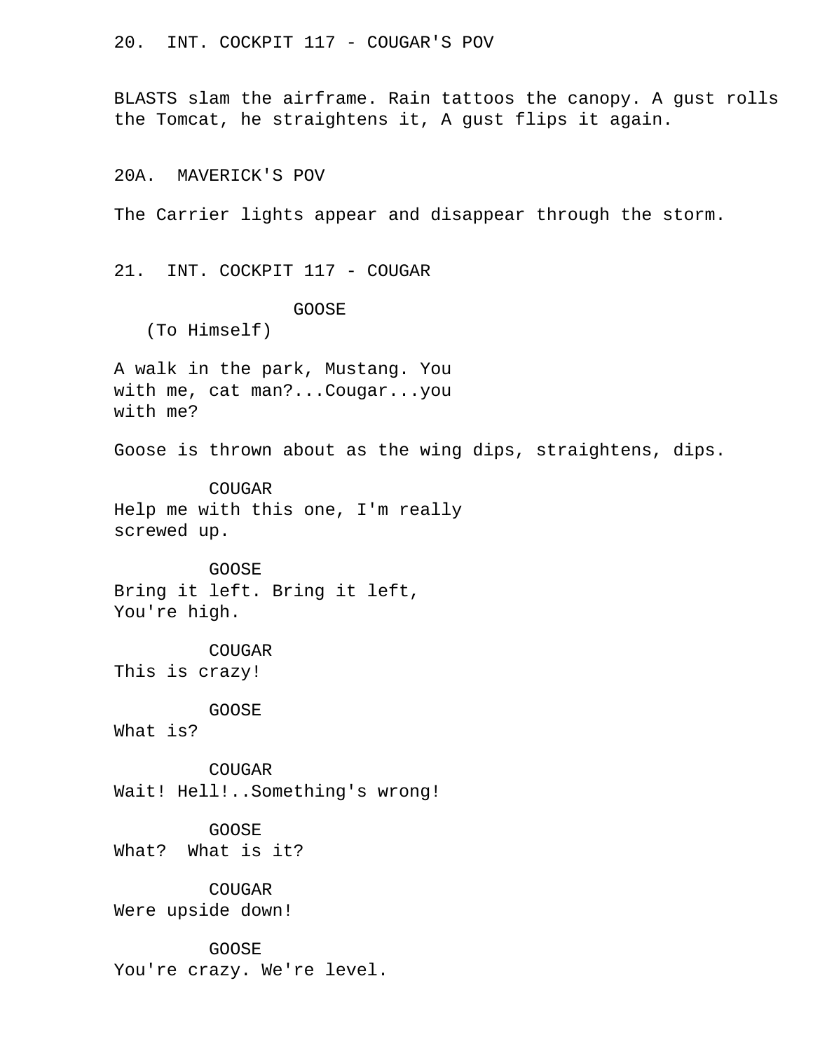20. INT. COCKPIT 117 - COUGAR'S POV

BLASTS slam the airframe. Rain tattoos the canopy. A gust rolls the Tomcat, he straightens it, A gust flips it again.

20A. MAVERICK'S POV

The Carrier lights appear and disappear through the storm.

21. INT. COCKPIT 117 - COUGAR

GOOSE
(To Himself)

A walk in the park, Mustang. You with me, cat man?...Cougar...you with me?

Goose is thrown about as the wing dips, straightens, dips.

COUGAR
Help me with this one, I'm really screwed up.

GOOSE
Bring it left. Bring it left, You're high.

COUGAR
This is crazy!

GOOSE
What is?

COUGAR
Wait! Hell!..Something's wrong!

GOOSE
What? What is it?

COUGAR
Were upside down!

GOOSE
You're crazy. We're level.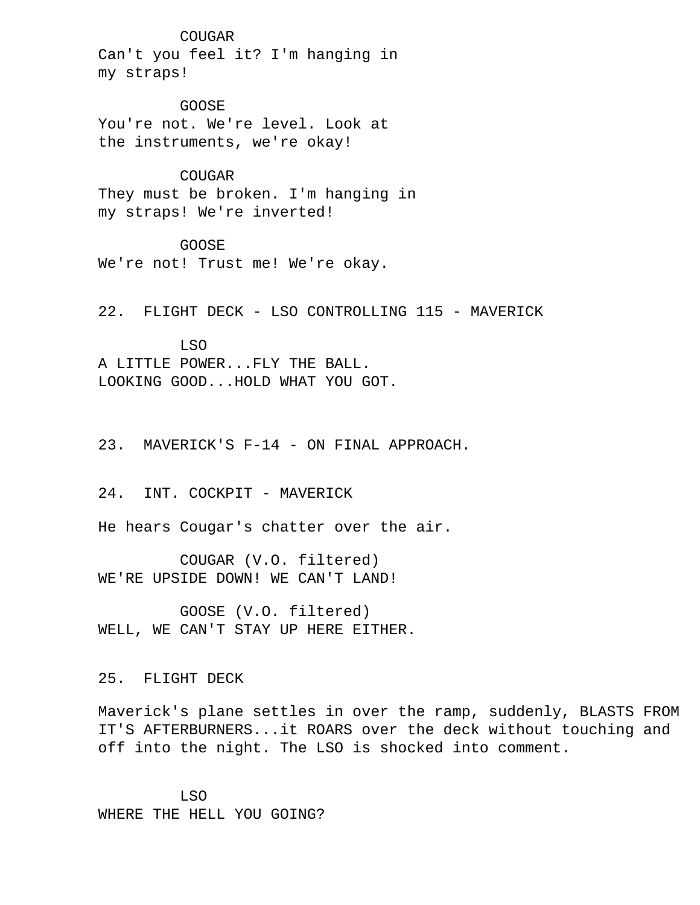COUGAR
Can't you feel it? I'm hanging in
my straps!

GOOSE
You're not. We're level. Look at
the instruments, we're okay!

COUGAR
They must be broken. I'm hanging in
my straps! We're inverted!

GOOSE
We're not! Trust me! We're okay.

22. FLIGHT DECK - LSO CONTROLLING 115 - MAVERICK

LSO
A LITTLE POWER...FLY THE BALL.
LOOKING GOOD...HOLD WHAT YOU GOT.

23. MAVERICK'S F-14 - ON FINAL APPROACH.

24. INT. COCKPIT - MAVERICK

He hears Cougar's chatter over the air.

COUGAR (V.O. filtered)
WE'RE UPSIDE DOWN! WE CAN'T LAND!

GOOSE (V.O. filtered)
WELL, WE CAN'T STAY UP HERE EITHER.

25. FLIGHT DECK

Maverick's plane settles in over the ramp, suddenly, BLASTS FROM IT'S AFTERBURNERS...it ROARS over the deck without touching and off into the night. The LSO is shocked into comment.

LSO
WHERE THE HELL YOU GOING?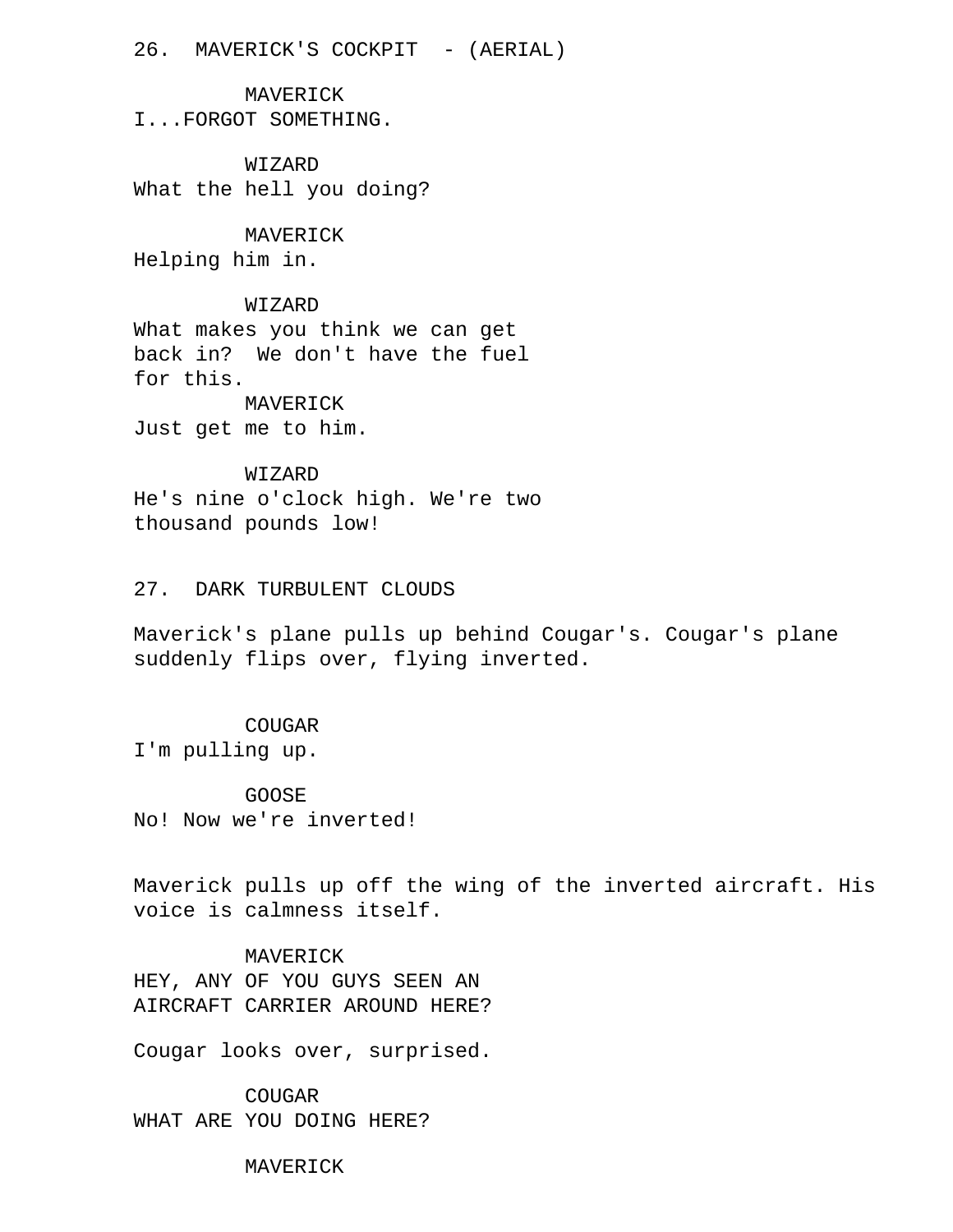26. MAVERICK'S COCKPIT - (AERIAL)

MAVERICK
I...FORGOT SOMETHING.

WIZARD
What the hell you doing?

MAVERICK
Helping him in.

WIZARD
What makes you think we can get back in? We don't have the fuel for this.

MAVERICK
Just get me to him.

WIZARD
He's nine o'clock high. We're two thousand pounds low!

27. DARK TURBULENT CLOUDS

Maverick's plane pulls up behind Cougar's. Cougar's plane suddenly flips over, flying inverted.

COUGAR
I'm pulling up.

GOOSE
No! Now we're inverted!

Maverick pulls up off the wing of the inverted aircraft. His voice is calmness itself.

MAVERICK
HEY, ANY OF YOU GUYS SEEN AN AIRCRAFT CARRIER AROUND HERE?

Cougar looks over, surprised.

COUGAR
WHAT ARE YOU DOING HERE?

MAVERICK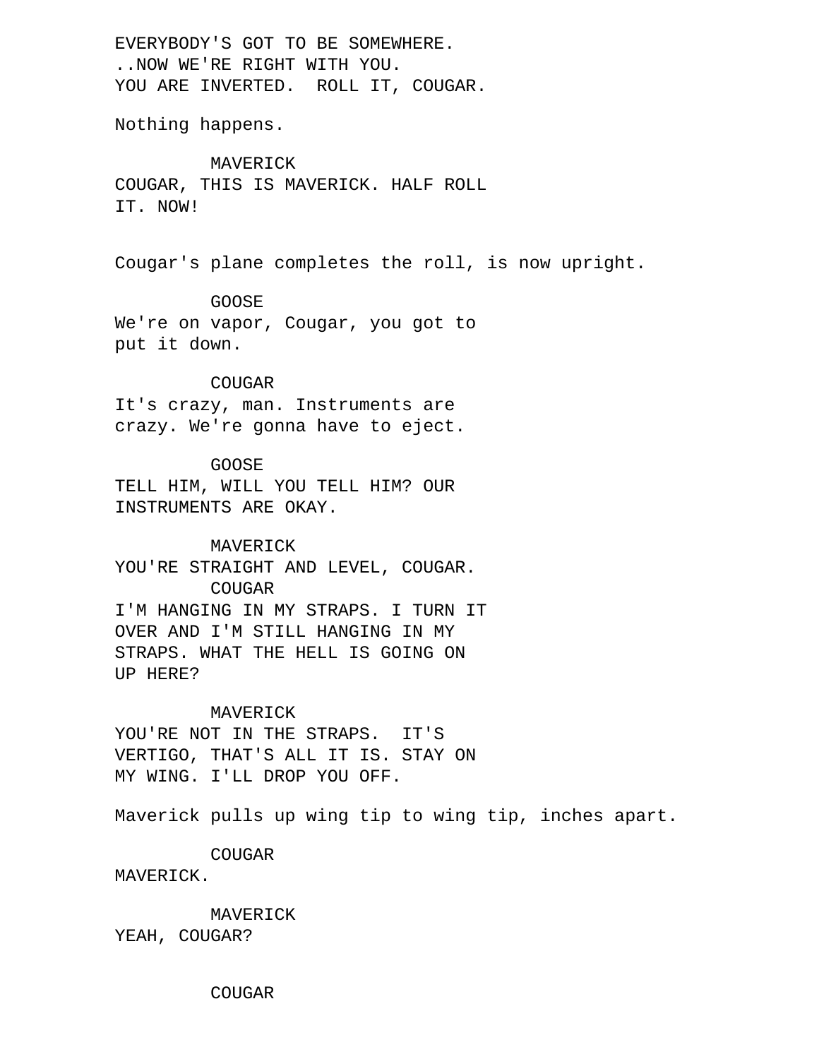EVERYBODY'S GOT TO BE SOMEWHERE.
..NOW WE'RE RIGHT WITH YOU.
YOU ARE INVERTED.  ROLL IT, COUGAR.

Nothing happens.

MAVERICK
COUGAR, THIS IS MAVERICK. HALF ROLL
IT. NOW!

Cougar's plane completes the roll, is now upright.

GOOSE
We're on vapor, Cougar, you got to
put it down.

COUGAR
It's crazy, man. Instruments are
crazy. We're gonna have to eject.

GOOSE
TELL HIM, WILL YOU TELL HIM? OUR
INSTRUMENTS ARE OKAY.

MAVERICK
YOU'RE STRAIGHT AND LEVEL, COUGAR.

COUGAR
I'M HANGING IN MY STRAPS. I TURN IT
OVER AND I'M STILL HANGING IN MY
STRAPS. WHAT THE HELL IS GOING ON
UP HERE?

MAVERICK
YOU'RE NOT IN THE STRAPS.  IT'S
VERTIGO, THAT'S ALL IT IS. STAY ON
MY WING. I'LL DROP YOU OFF.

Maverick pulls up wing tip to wing tip, inches apart.

COUGAR
MAVERICK.

MAVERICK
YEAH, COUGAR?

COUGAR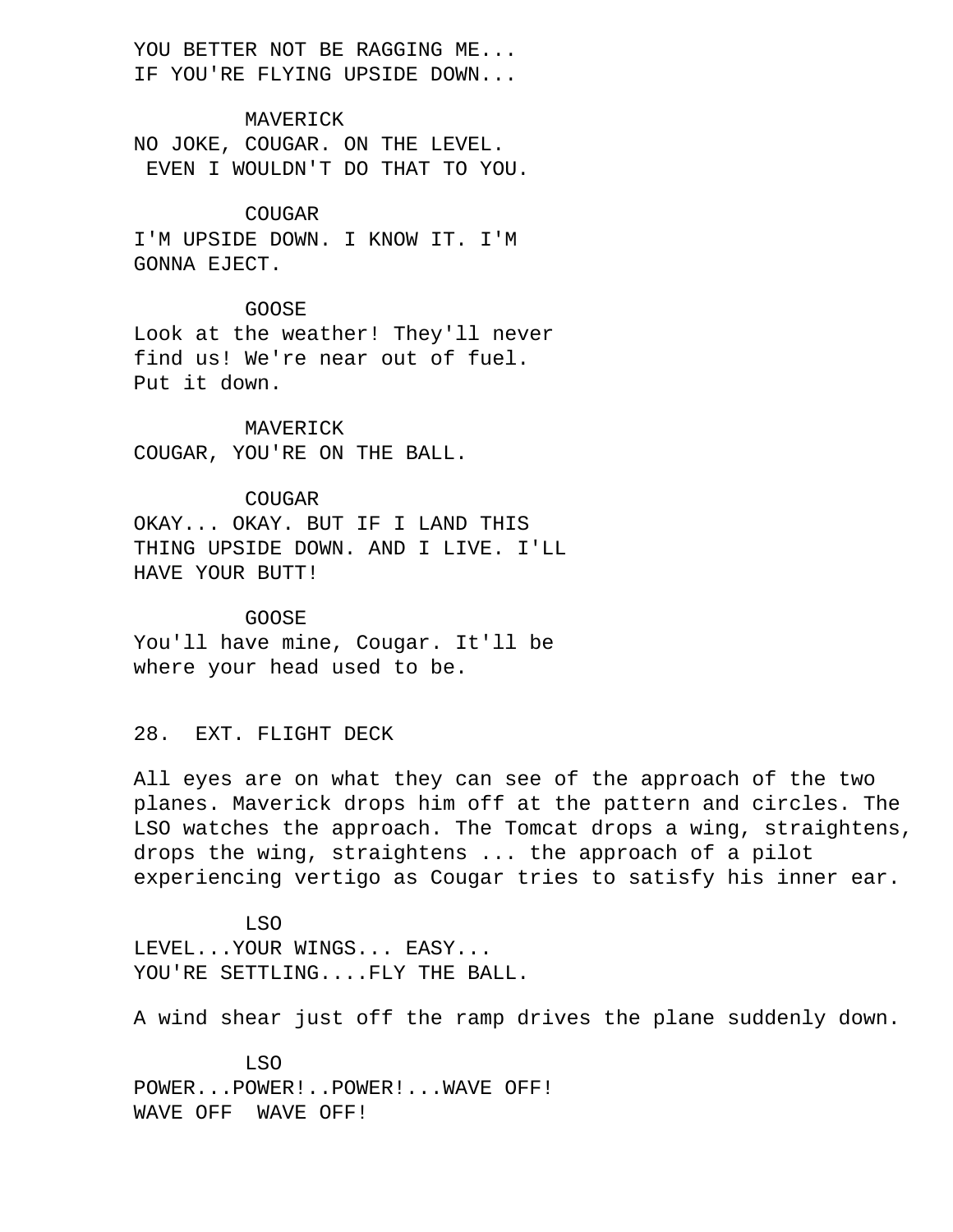YOU BETTER NOT BE RAGGING ME...
IF YOU'RE FLYING UPSIDE DOWN...

MAVERICK
NO JOKE, COUGAR. ON THE LEVEL.
EVEN I WOULDN'T DO THAT TO YOU.

COUGAR
I'M UPSIDE DOWN. I KNOW IT. I'M
GONNA EJECT.

GOOSE
Look at the weather! They'll never
find us! We're near out of fuel.
Put it down.

MAVERICK
COUGAR, YOU'RE ON THE BALL.

COUGAR
OKAY... OKAY. BUT IF I LAND THIS
THING UPSIDE DOWN. AND I LIVE. I'LL
HAVE YOUR BUTT!

GOOSE
You'll have mine, Cougar. It'll be
where your head used to be.

28. EXT. FLIGHT DECK

All eyes are on what they can see of the approach of the two planes. Maverick drops him off at the pattern and circles. The LSO watches the approach. The Tomcat drops a wing, straightens, drops the wing, straightens ... the approach of a pilot experiencing vertigo as Cougar tries to satisfy his inner ear.

LSO
LEVEL...YOUR WINGS... EASY...
YOU'RE SETTLING....FLY THE BALL.

A wind shear just off the ramp drives the plane suddenly down.

LSO
POWER...POWER!..POWER!...WAVE OFF!
WAVE OFF  WAVE OFF!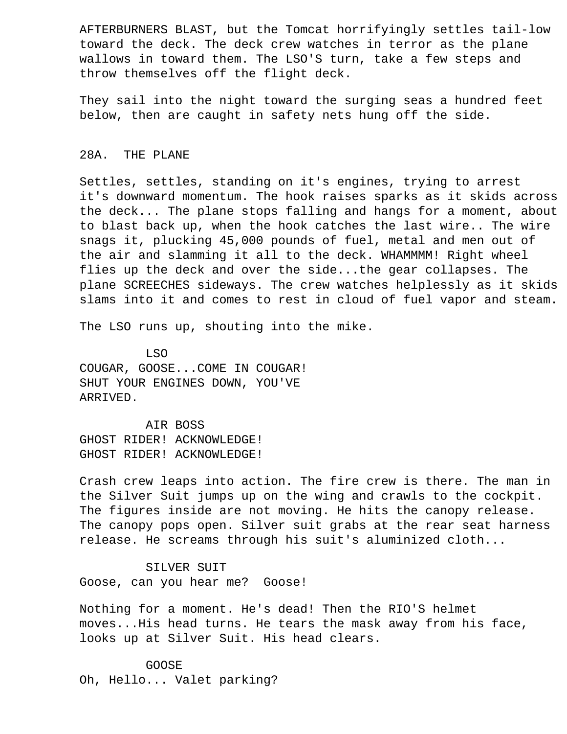AFTERBURNERS BLAST, but the Tomcat horrifyingly settles tail-low toward the deck. The deck crew watches in terror as the plane wallows in toward them. The LSO'S turn, take a few steps and throw themselves off the flight deck.

They sail into the night toward the surging seas a hundred feet below, then are caught in safety nets hung off the side.

28A. THE PLANE

Settles, settles, standing on it's engines, trying to arrest it's downward momentum. The hook raises sparks as it skids across the deck... The plane stops falling and hangs for a moment, about to blast back up, when the hook catches the last wire.. The wire snags it, plucking 45,000 pounds of fuel, metal and men out of the air and slamming it all to the deck. WHAMMMM! Right wheel flies up the deck and over the side...the gear collapses. The plane SCREECHES sideways. The crew watches helplessly as it skids slams into it and comes to rest in cloud of fuel vapor and steam.

The LSO runs up, shouting into the mike.

LSO
COUGAR, GOOSE...COME IN COUGAR!
SHUT YOUR ENGINES DOWN, YOU'VE
ARRIVED.

AIR BOSS
GHOST RIDER! ACKNOWLEDGE!
GHOST RIDER! ACKNOWLEDGE!

Crash crew leaps into action. The fire crew is there. The man in the Silver Suit jumps up on the wing and crawls to the cockpit. The figures inside are not moving. He hits the canopy release. The canopy pops open. Silver suit grabs at the rear seat harness release. He screams through his suit's aluminized cloth...

SILVER SUIT
Goose, can you hear me? Goose!

Nothing for a moment. He's dead! Then the RIO'S helmet moves...His head turns. He tears the mask away from his face, looks up at Silver Suit. His head clears.

GOOSE
Oh, Hello... Valet parking?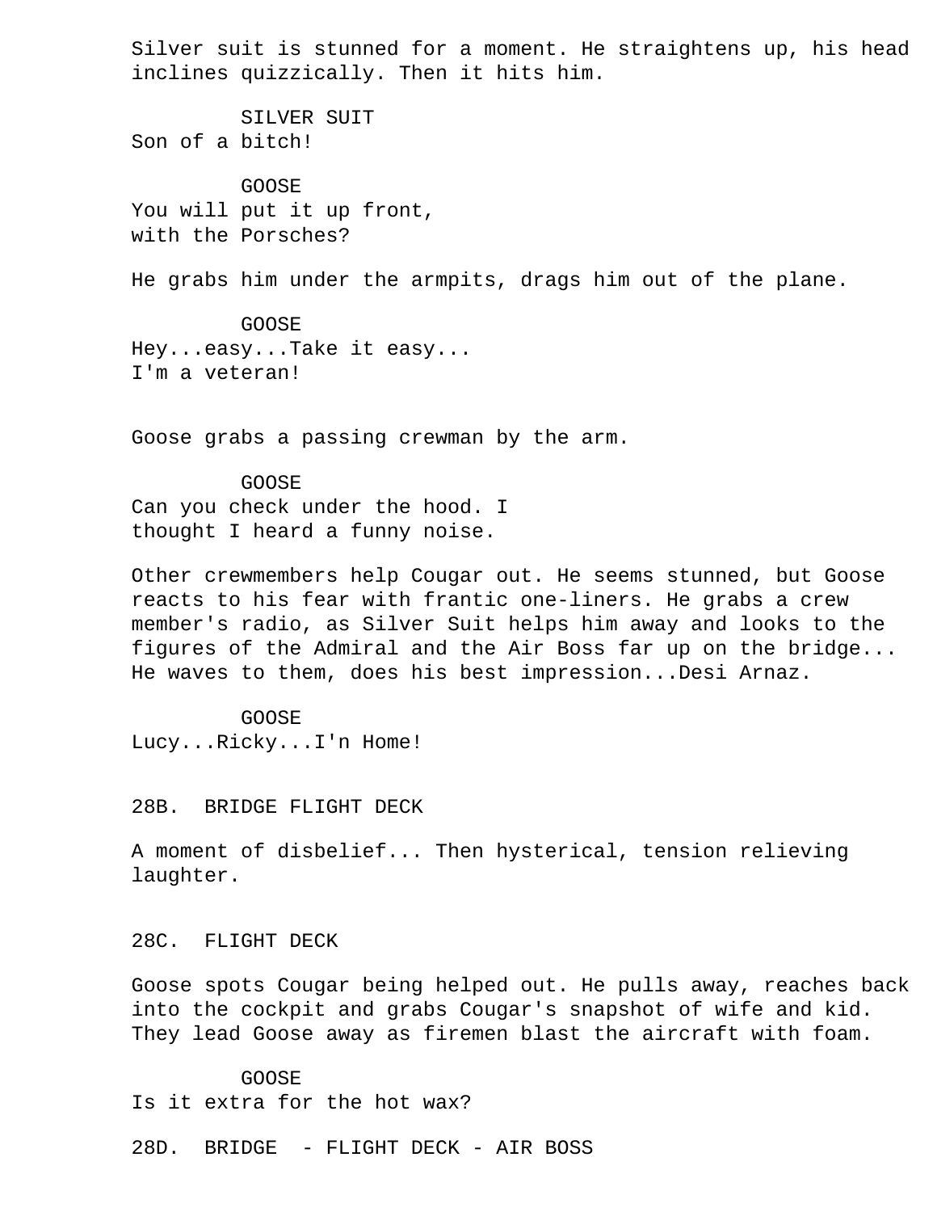Silver suit is stunned for a moment. He straightens up, his head inclines quizzically. Then it hits him.

SILVER SUIT
Son of a bitch!

GOOSE
You will put it up front,
with the Porsches?

He grabs him under the armpits, drags him out of the plane.

GOOSE
Hey...easy...Take it easy...
I'm a veteran!

Goose grabs a passing crewman by the arm.

GOOSE
Can you check under the hood. I
thought I heard a funny noise.

Other crewmembers help Cougar out. He seems stunned, but Goose reacts to his fear with frantic one-liners. He grabs a crew member's radio, as Silver Suit helps him away and looks to the figures of the Admiral and the Air Boss far up on the bridge... He waves to them, does his best impression...Desi Arnaz.

GOOSE
Lucy...Ricky...I'n Home!

28B. BRIDGE FLIGHT DECK

A moment of disbelief... Then hysterical, tension relieving laughter.

28C. FLIGHT DECK

Goose spots Cougar being helped out. He pulls away, reaches back into the cockpit and grabs Cougar's snapshot of wife and kid. They lead Goose away as firemen blast the aircraft with foam.

GOOSE
Is it extra for the hot wax?

28D. BRIDGE - FLIGHT DECK - AIR BOSS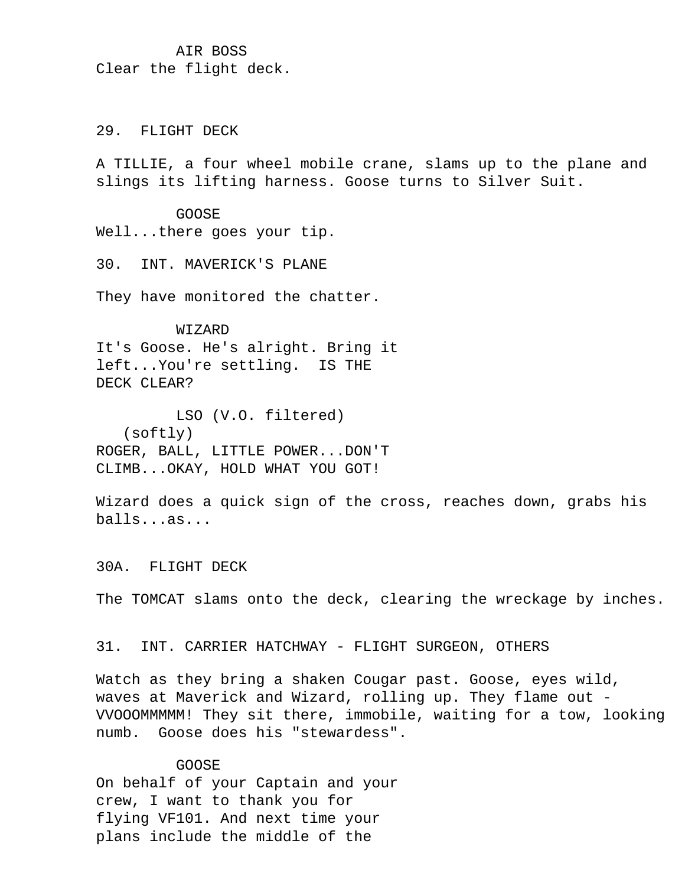AIR BOSS
Clear the flight deck.

29. FLIGHT DECK

A TILLIE, a four wheel mobile crane, slams up to the plane and slings its lifting harness. Goose turns to Silver Suit.

GOOSE
Well...there goes your tip.

30. INT. MAVERICK'S PLANE

They have monitored the chatter.

WIZARD
It's Goose. He's alright. Bring it left...You're settling. IS THE DECK CLEAR?

LSO (V.O. filtered)
(softly)
ROGER, BALL, LITTLE POWER...DON'T CLIMB...OKAY, HOLD WHAT YOU GOT!

Wizard does a quick sign of the cross, reaches down, grabs his balls...as...

30A. FLIGHT DECK

The TOMCAT slams onto the deck, clearing the wreckage by inches.

31. INT. CARRIER HATCHWAY - FLIGHT SURGEON, OTHERS

Watch as they bring a shaken Cougar past. Goose, eyes wild, waves at Maverick and Wizard, rolling up. They flame out - VVOOOMMMMM! They sit there, immobile, waiting for a tow, looking numb. Goose does his "stewardess".

GOOSE
On behalf of your Captain and your crew, I want to thank you for flying VF101. And next time your plans include the middle of the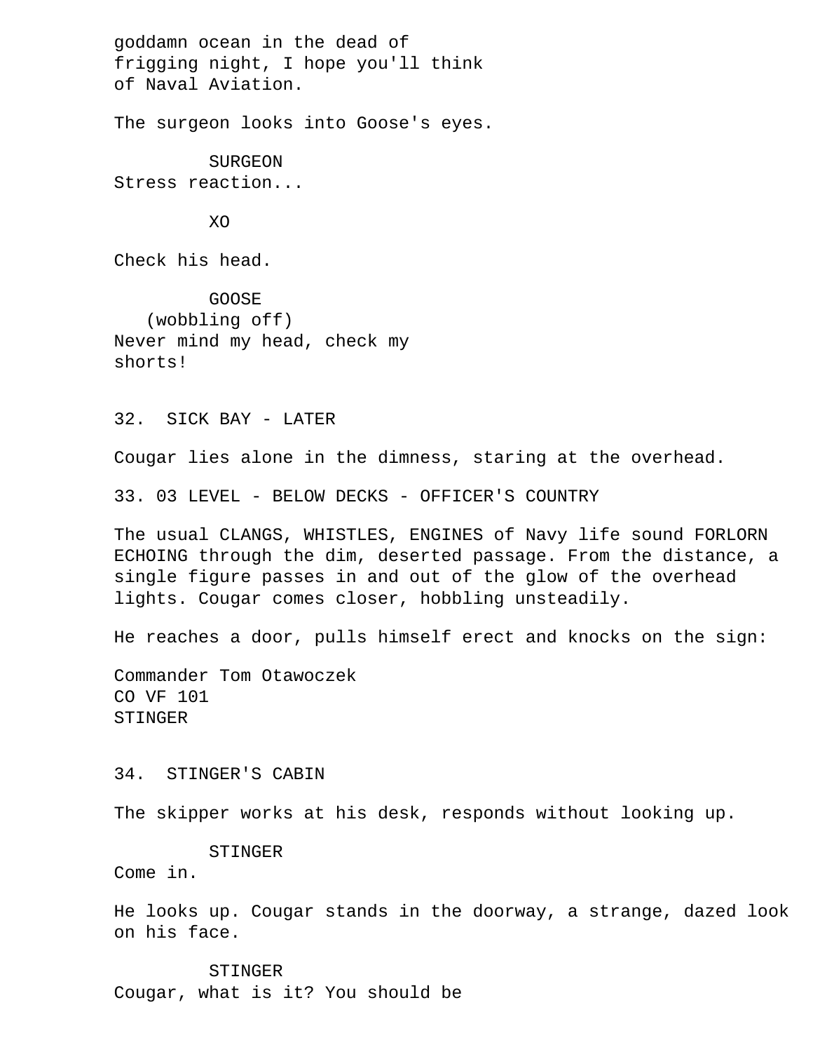goddamn ocean in the dead of
frigging night, I hope you'll think
of Naval Aviation.

The surgeon looks into Goose's eyes.

SURGEON
Stress reaction...

XO

Check his head.

GOOSE
(wobbling off)
Never mind my head, check my
shorts!

32. SICK BAY - LATER

Cougar lies alone in the dimness, staring at the overhead.

33. 03 LEVEL - BELOW DECKS - OFFICER'S COUNTRY

The usual CLANGS, WHISTLES, ENGINES of Navy life sound FORLORN ECHOING through the dim, deserted passage. From the distance, a single figure passes in and out of the glow of the overhead lights. Cougar comes closer, hobbling unsteadily.

He reaches a door, pulls himself erect and knocks on the sign:

Commander Tom Otawoczek
CO VF 101
STINGER

34. STINGER'S CABIN

The skipper works at his desk, responds without looking up.

STINGER
Come in.

He looks up. Cougar stands in the doorway, a strange, dazed look on his face.

STINGER
Cougar, what is it? You should be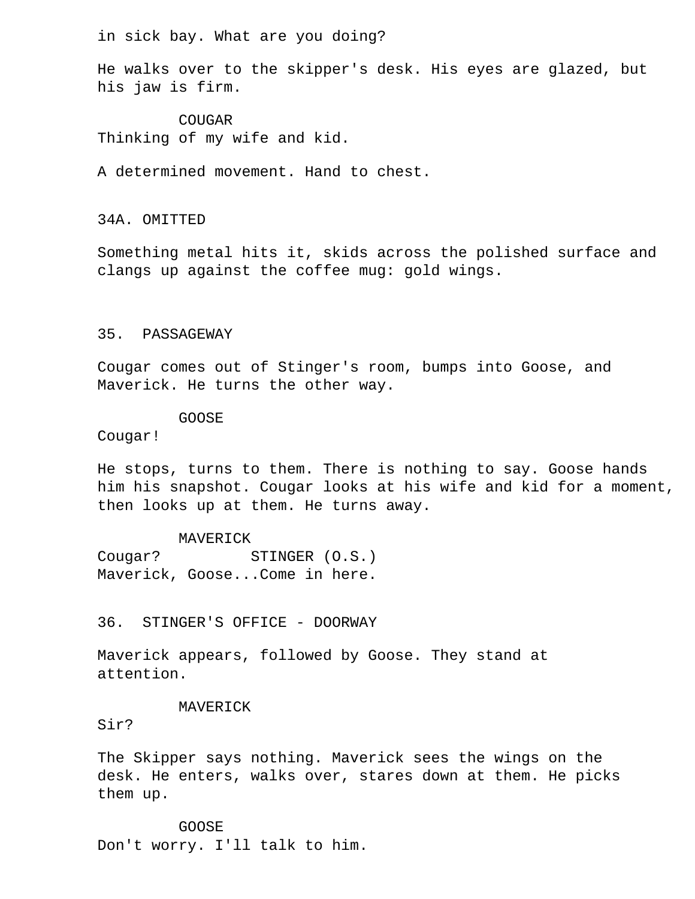in sick bay. What are you doing?

He walks over to the skipper's desk. His eyes are glazed, but his jaw is firm.

COUGAR
Thinking of my wife and kid.

A determined movement. Hand to chest.

34A. OMITTED

Something metal hits it, skids across the polished surface and clangs up against the coffee mug: gold wings.

35. PASSAGEWAY

Cougar comes out of Stinger's room, bumps into Goose, and Maverick. He turns the other way.

GOOSE
Cougar!

He stops, turns to them. There is nothing to say. Goose hands him his snapshot. Cougar looks at his wife and kid for a moment, then looks up at them. He turns away.

MAVERICK
Cougar?

STINGER (O.S.)
Maverick, Goose...Come in here.

36. STINGER'S OFFICE - DOORWAY

Maverick appears, followed by Goose. They stand at attention.

MAVERICK
Sir?

The Skipper says nothing. Maverick sees the wings on the desk. He enters, walks over, stares down at them. He picks them up.

GOOSE
Don't worry. I'll talk to him.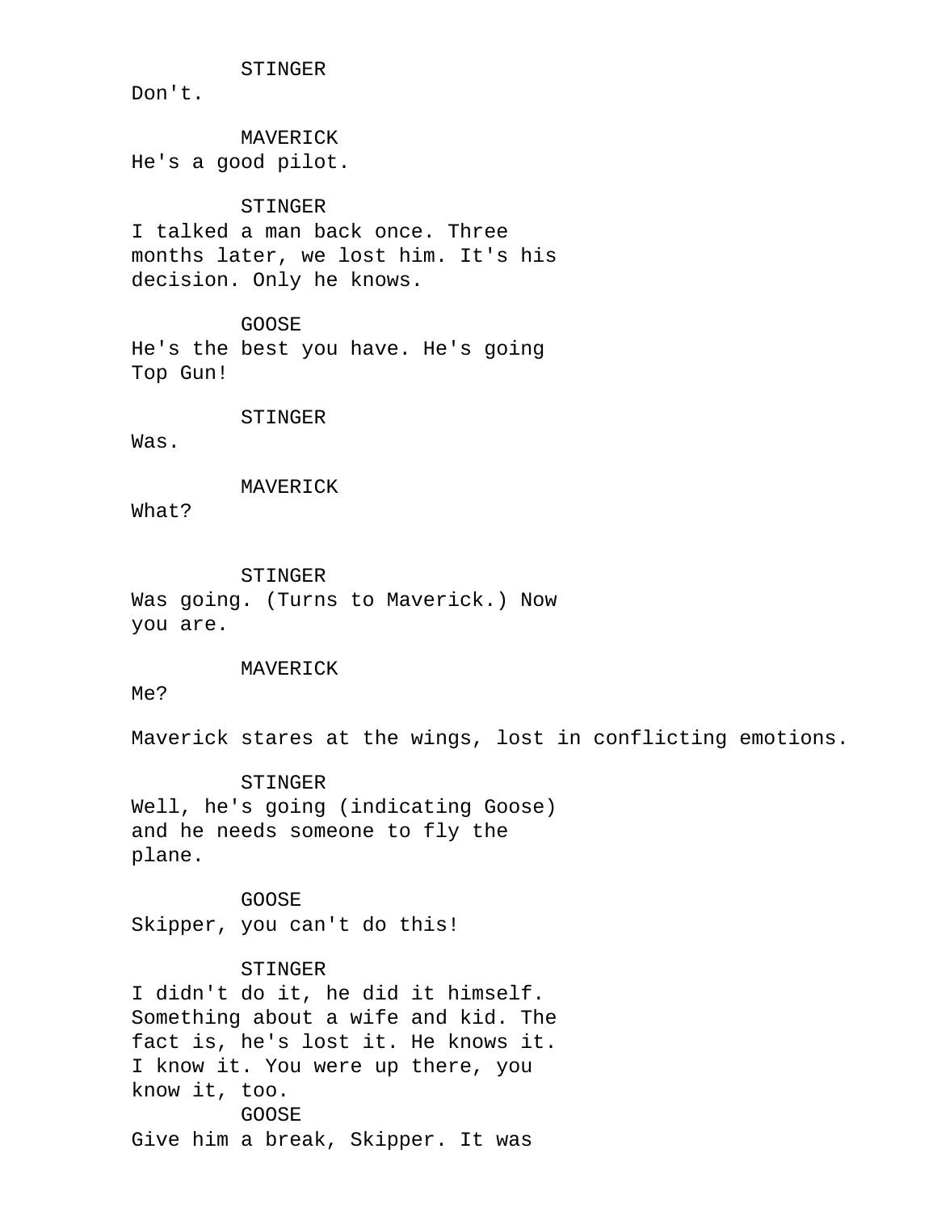STINGER
Don't.

MAVERICK
He's a good pilot.

STINGER
I talked a man back once. Three months later, we lost him. It's his decision. Only he knows.

GOOSE
He's the best you have. He's going Top Gun!

STINGER
Was.

MAVERICK
What?

STINGER
Was going. (Turns to Maverick.) Now you are.

MAVERICK
Me?

Maverick stares at the wings, lost in conflicting emotions.

STINGER
Well, he's going (indicating Goose) and he needs someone to fly the plane.

GOOSE
Skipper, you can't do this!

STINGER
I didn't do it, he did it himself. Something about a wife and kid. The fact is, he's lost it. He knows it. I know it. You were up there, you know it, too.

GOOSE
Give him a break, Skipper. It was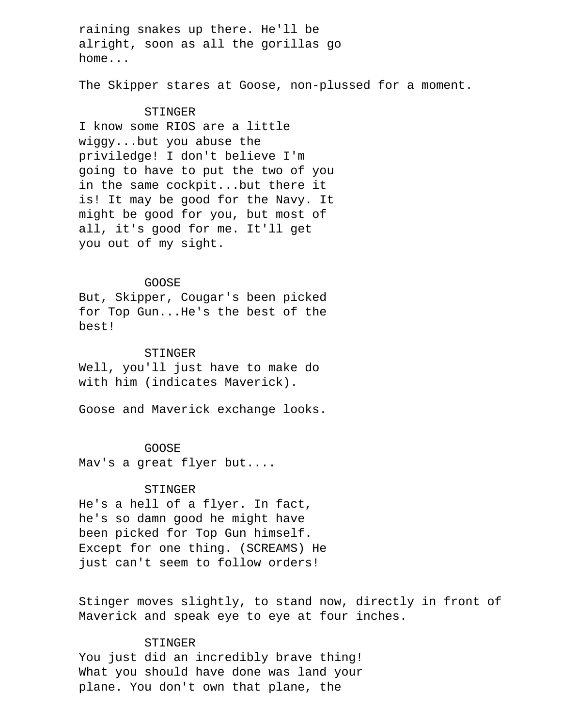raining snakes up there. He'll be alright, soon as all the gorillas go home...

The Skipper stares at Goose, non-plussed for a moment.

STINGER

I know some RIOS are a little wiggy...but you abuse the priviledge! I don't believe I'm going to have to put the two of you in the same cockpit...but there it is! It may be good for the Navy. It might be good for you, but most of all, it's good for me. It'll get you out of my sight.

GOOSE

But, Skipper, Cougar's been picked for Top Gun...He's the best of the best!

STINGER

Well, you'll just have to make do with him (indicates Maverick).

Goose and Maverick exchange looks.

GOOSE

Mav's a great flyer but....

STINGER

He's a hell of a flyer. In fact, he's so damn good he might have been picked for Top Gun himself. Except for one thing. (SCREAMS) He just can't seem to follow orders!

Stinger moves slightly, to stand now, directly in front of Maverick and speak eye to eye at four inches.

STINGER

You just did an incredibly brave thing! What you should have done was land your plane. You don't own that plane, the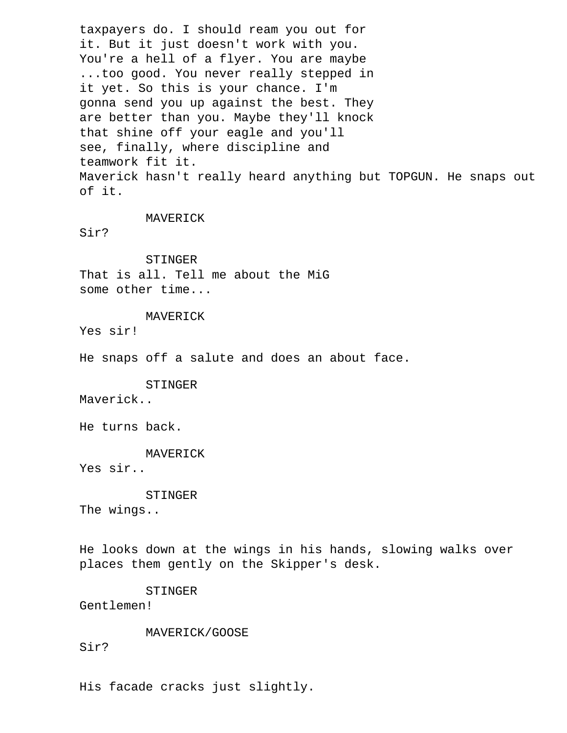taxpayers do. I should ream you out for
it. But it just doesn't work with you.
You're a hell of a flyer. You are maybe
...too good. You never really stepped in
it yet. So this is your chance. I'm
gonna send you up against the best. They
are better than you. Maybe they'll knock
that shine off your eagle and you'll
see, finally, where discipline and
teamwork fit it.

Maverick hasn't really heard anything but TOPGUN. He snaps out of it.

MAVERICK

Sir?

STINGER

That is all. Tell me about the MiG
some other time...

MAVERICK

Yes sir!

He snaps off a salute and does an about face.

STINGER

Maverick..

He turns back.

MAVERICK

Yes sir..

STINGER

The wings..

He looks down at the wings in his hands, slowing walks over places them gently on the Skipper's desk.

STINGER

Gentlemen!

MAVERICK/GOOSE

Sir?

His facade cracks just slightly.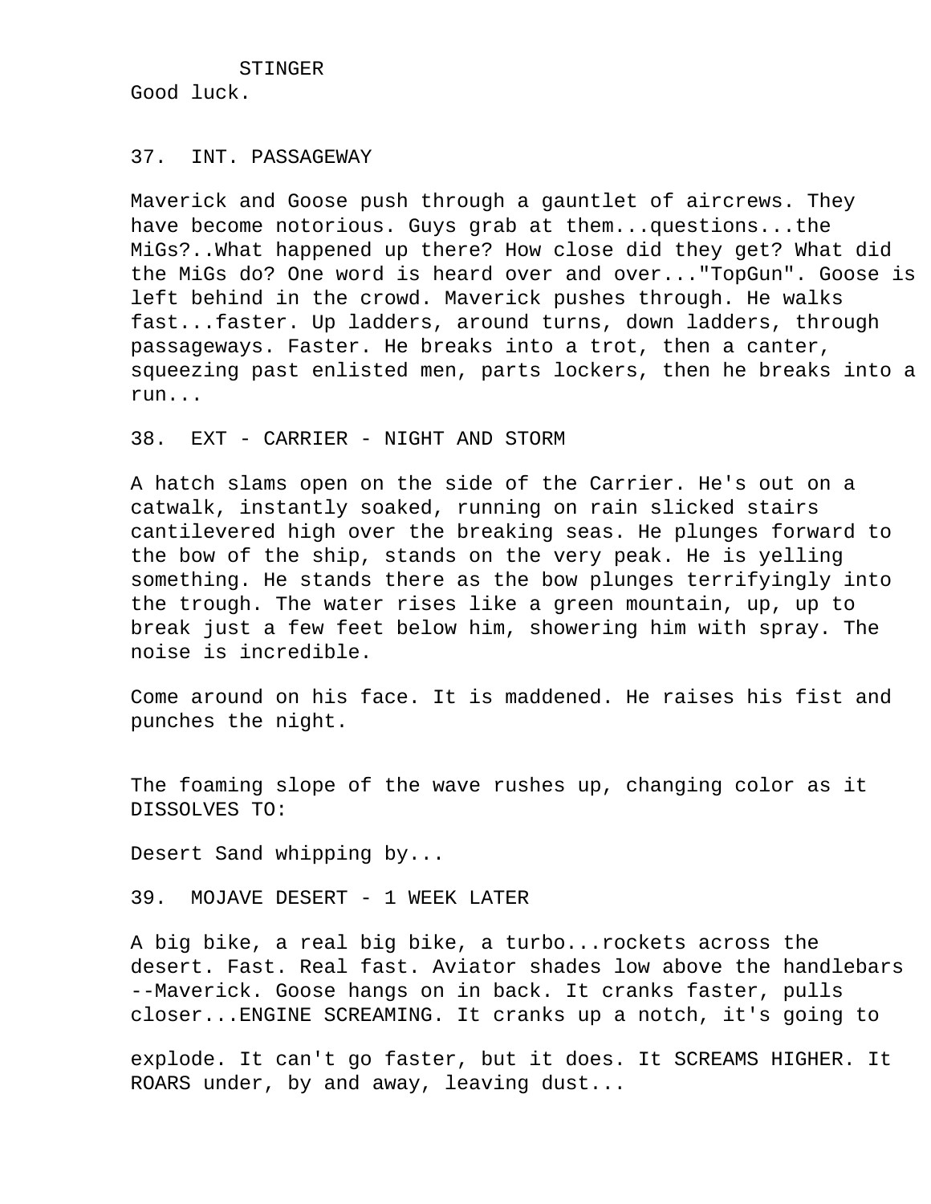STINGER
Good luck.

37. INT. PASSAGEWAY

Maverick and Goose push through a gauntlet of aircrews. They have become notorious. Guys grab at them...questions...the MiGs?..What happened up there? How close did they get? What did the MiGs do? One word is heard over and over..."TopGun". Goose is left behind in the crowd. Maverick pushes through. He walks fast...faster. Up ladders, around turns, down ladders, through passageways. Faster. He breaks into a trot, then a canter, squeezing past enlisted men, parts lockers, then he breaks into a run...

38. EXT - CARRIER - NIGHT AND STORM

A hatch slams open on the side of the Carrier. He's out on a catwalk, instantly soaked, running on rain slicked stairs cantilevered high over the breaking seas. He plunges forward to the bow of the ship, stands on the very peak. He is yelling something. He stands there as the bow plunges terrifyingly into the trough. The water rises like a green mountain, up, up to break just a few feet below him, showering him with spray. The noise is incredible.

Come around on his face. It is maddened. He raises his fist and punches the night.

The foaming slope of the wave rushes up, changing color as it DISSOLVES TO:

Desert Sand whipping by...

39. MOJAVE DESERT - 1 WEEK LATER

A big bike, a real big bike, a turbo...rockets across the desert. Fast. Real fast. Aviator shades low above the handlebars --Maverick. Goose hangs on in back. It cranks faster, pulls closer...ENGINE SCREAMING. It cranks up a notch, it's going to explode. It can't go faster, but it does. It SCREAMS HIGHER. It ROARS under, by and away, leaving dust...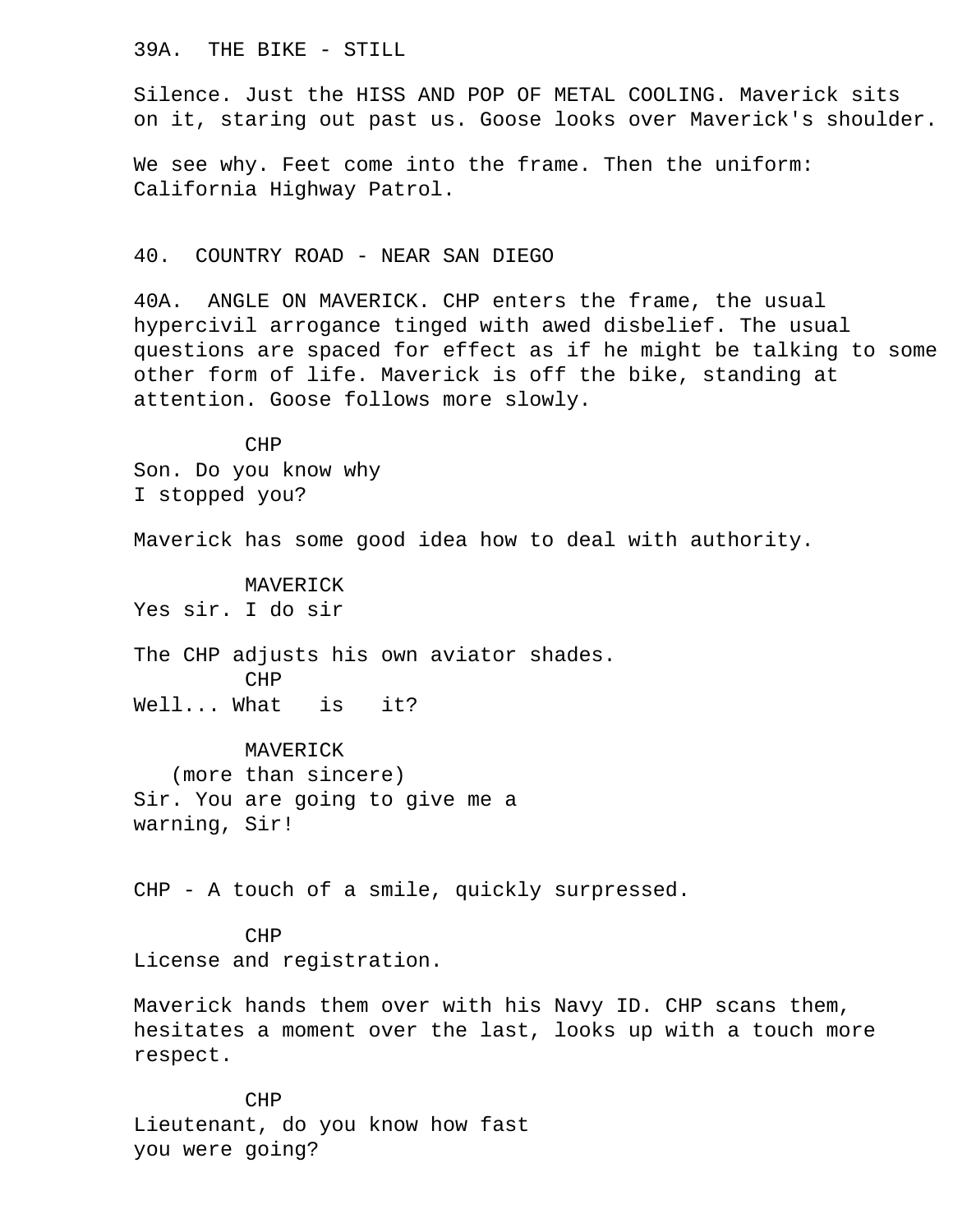39A. THE BIKE - STILL

Silence. Just the HISS AND POP OF METAL COOLING. Maverick sits on it, staring out past us. Goose looks over Maverick's shoulder.

We see why. Feet come into the frame. Then the uniform: California Highway Patrol.

40. COUNTRY ROAD - NEAR SAN DIEGO

40A. ANGLE ON MAVERICK. CHP enters the frame, the usual hypercivil arrogance tinged with awed disbelief. The usual questions are spaced for effect as if he might be talking to some other form of life. Maverick is off the bike, standing at attention. Goose follows more slowly.

CHP
Son. Do you know why
I stopped you?

Maverick has some good idea how to deal with authority.

MAVERICK
Yes sir. I do sir

The CHP adjusts his own aviator shades.

CHP
Well... What is it?

MAVERICK
(more than sincere)
Sir. You are going to give me a
warning, Sir!

CHP - A touch of a smile, quickly surpressed.

CHP
License and registration.

Maverick hands them over with his Navy ID. CHP scans them, hesitates a moment over the last, looks up with a touch more respect.

CHP
Lieutenant, do you know how fast
you were going?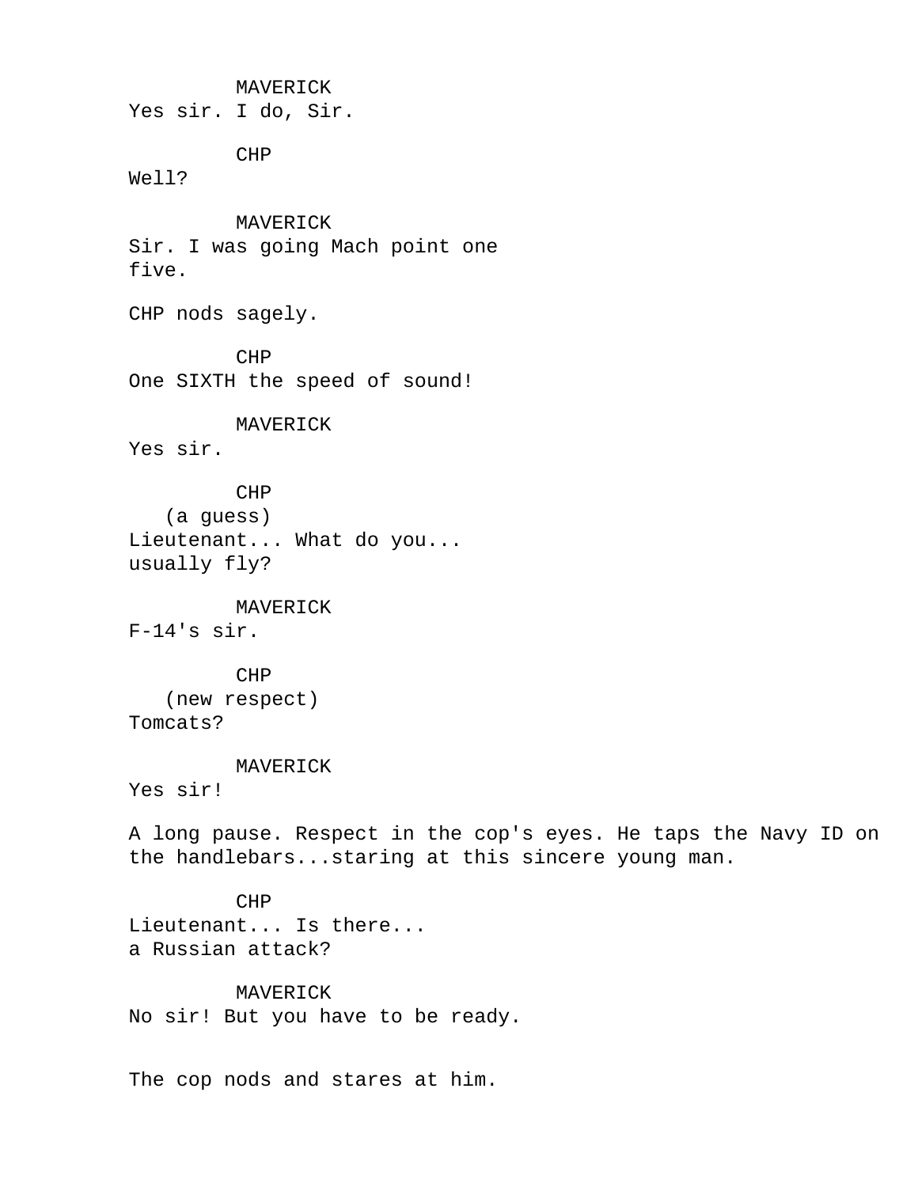MAVERICK
Yes sir. I do, Sir.

CHP
Well?

MAVERICK
Sir. I was going Mach point one
five.

CHP nods sagely.

CHP
One SIXTH the speed of sound!

MAVERICK
Yes sir.

CHP
(a guess)
Lieutenant... What do you...
usually fly?

MAVERICK
F-14's sir.

CHP
(new respect)
Tomcats?

MAVERICK
Yes sir!

A long pause. Respect in the cop's eyes. He taps the Navy ID on the handlebars...staring at this sincere young man.

CHP
Lieutenant... Is there...
a Russian attack?

MAVERICK
No sir! But you have to be ready.

The cop nods and stares at him.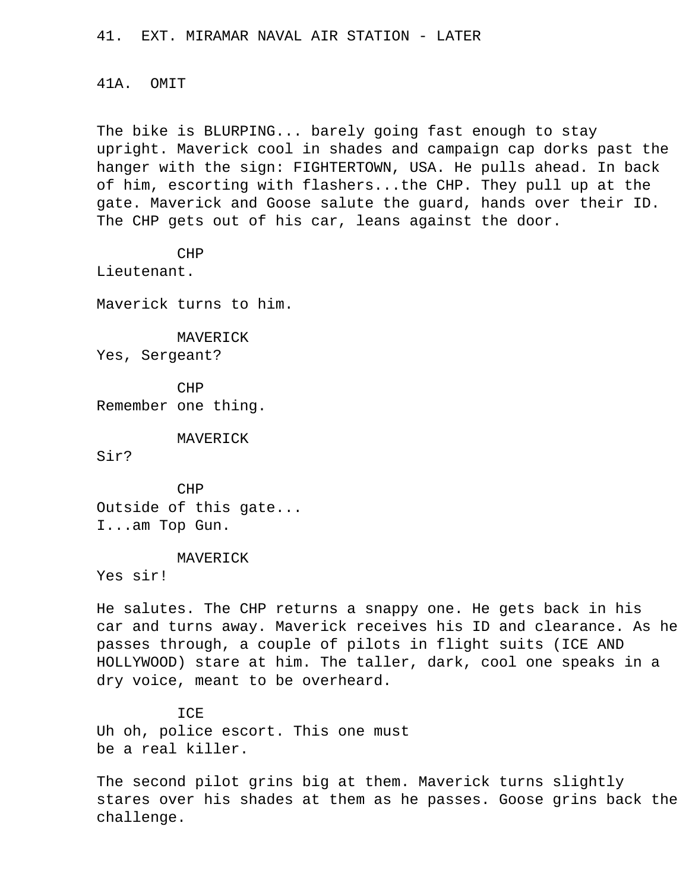41. EXT. MIRAMAR NAVAL AIR STATION - LATER

41A. OMIT

The bike is BLURPING... barely going fast enough to stay upright. Maverick cool in shades and campaign cap dorks past the hanger with the sign: FIGHTERTOWN, USA. He pulls ahead. In back of him, escorting with flashers...the CHP. They pull up at the gate. Maverick and Goose salute the guard, hands over their ID. The CHP gets out of his car, leans against the door.

CHP
Lieutenant.

Maverick turns to him.

MAVERICK
Yes, Sergeant?

CHP
Remember one thing.

MAVERICK
Sir?

CHP
Outside of this gate...
I...am Top Gun.

MAVERICK
Yes sir!

He salutes. The CHP returns a snappy one. He gets back in his car and turns away. Maverick receives his ID and clearance. As he passes through, a couple of pilots in flight suits (ICE AND HOLLYWOOD) stare at him. The taller, dark, cool one speaks in a dry voice, meant to be overheard.

ICE
Uh oh, police escort. This one must
be a real killer.

The second pilot grins big at them. Maverick turns slightly stares over his shades at them as he passes. Goose grins back the challenge.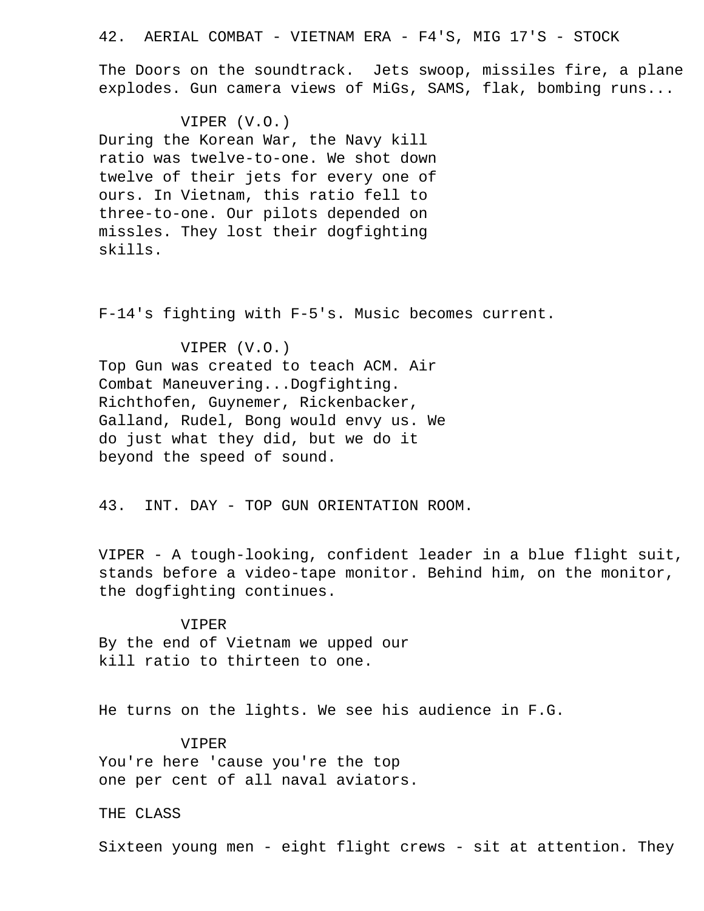42. AERIAL COMBAT - VIETNAM ERA - F4'S, MIG 17'S - STOCK

The Doors on the soundtrack. Jets swoop, missiles fire, a plane explodes. Gun camera views of MiGs, SAMS, flak, bombing runs...

VIPER (V.O.)
During the Korean War, the Navy kill ratio was twelve-to-one. We shot down twelve of their jets for every one of ours. In Vietnam, this ratio fell to three-to-one. Our pilots depended on missles. They lost their dogfighting skills.

F-14's fighting with F-5's. Music becomes current.

VIPER (V.O.)
Top Gun was created to teach ACM. Air Combat Maneuvering...Dogfighting. Richthofen, Guynemer, Rickenbacker, Galland, Rudel, Bong would envy us. We do just what they did, but we do it beyond the speed of sound.

43. INT. DAY - TOP GUN ORIENTATION ROOM.

VIPER - A tough-looking, confident leader in a blue flight suit, stands before a video-tape monitor. Behind him, on the monitor, the dogfighting continues.

VIPER
By the end of Vietnam we upped our kill ratio to thirteen to one.

He turns on the lights. We see his audience in F.G.

VIPER
You're here 'cause you're the top one per cent of all naval aviators.

THE CLASS

Sixteen young men - eight flight crews - sit at attention. They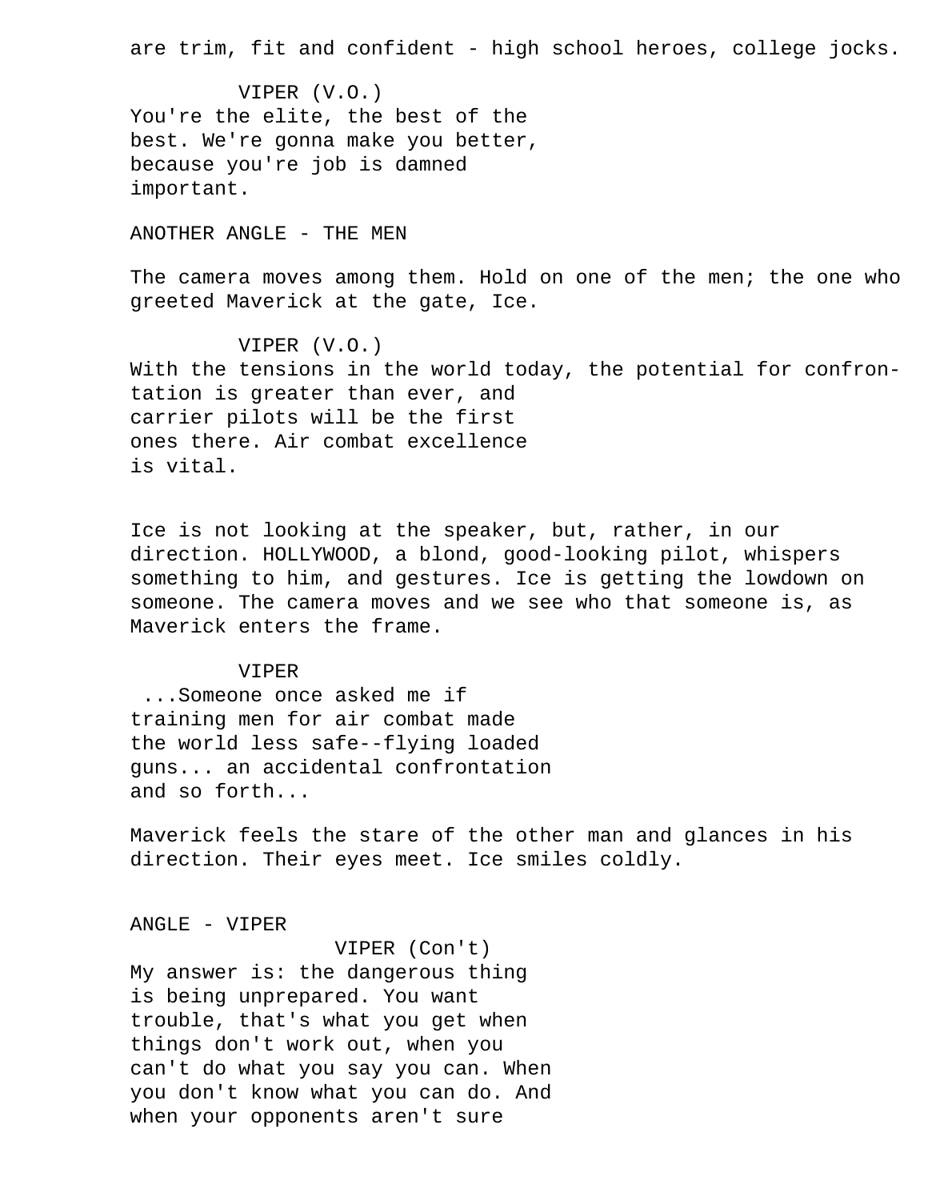are trim, fit and confident - high school heroes, college jocks.

VIPER (V.O.)
You're the elite, the best of the best. We're gonna make you better, because you're job is damned important.

ANOTHER ANGLE - THE MEN

The camera moves among them. Hold on one of the men; the one who greeted Maverick at the gate, Ice.

VIPER (V.O.)
With the tensions in the world today, the potential for confrontation is greater than ever, and carrier pilots will be the first ones there. Air combat excellence is vital.

Ice is not looking at the speaker, but, rather, in our direction. HOLLYWOOD, a blond, good-looking pilot, whispers something to him, and gestures. Ice is getting the lowdown on someone. The camera moves and we see who that someone is, as Maverick enters the frame.

VIPER
...Someone once asked me if training men for air combat made the world less safe--flying loaded guns... an accidental confrontation and so forth...

Maverick feels the stare of the other man and glances in his direction. Their eyes meet. Ice smiles coldly.

ANGLE - VIPER

VIPER (Con't)
My answer is: the dangerous thing is being unprepared. You want trouble, that's what you get when things don't work out, when you can't do what you say you can. When you don't know what you can do. And when your opponents aren't sure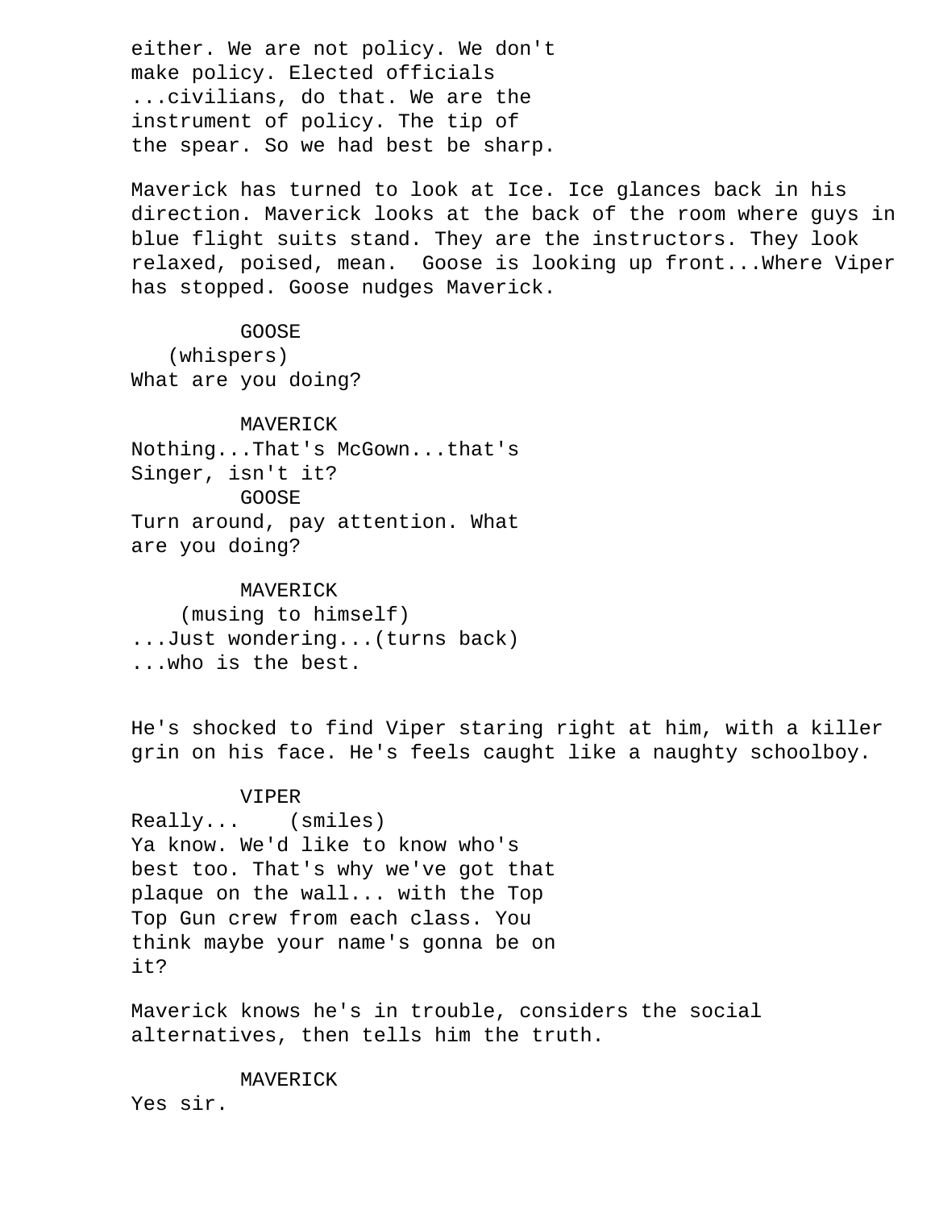either. We are not policy. We don't make policy. Elected officials ...civilians, do that. We are the instrument of policy. The tip of the spear. So we had best be sharp.

Maverick has turned to look at Ice. Ice glances back in his direction. Maverick looks at the back of the room where guys in blue flight suits stand. They are the instructors. They look relaxed, poised, mean. Goose is looking up front...Where Viper has stopped. Goose nudges Maverick.

GOOSE
(whispers)
What are you doing?

MAVERICK
Nothing...That's McGown...that's Singer, isn't it?

GOOSE
Turn around, pay attention. What are you doing?

MAVERICK
(musing to himself)
...Just wondering...(turns back) ...who is the best.

He's shocked to find Viper staring right at him, with a killer grin on his face. He's feels caught like a naughty schoolboy.

VIPER
Really... (smiles)
Ya know. We'd like to know who's best too. That's why we've got that plaque on the wall... with the Top Top Gun crew from each class. You think maybe your name's gonna be on it?

Maverick knows he's in trouble, considers the social alternatives, then tells him the truth.

MAVERICK
Yes sir.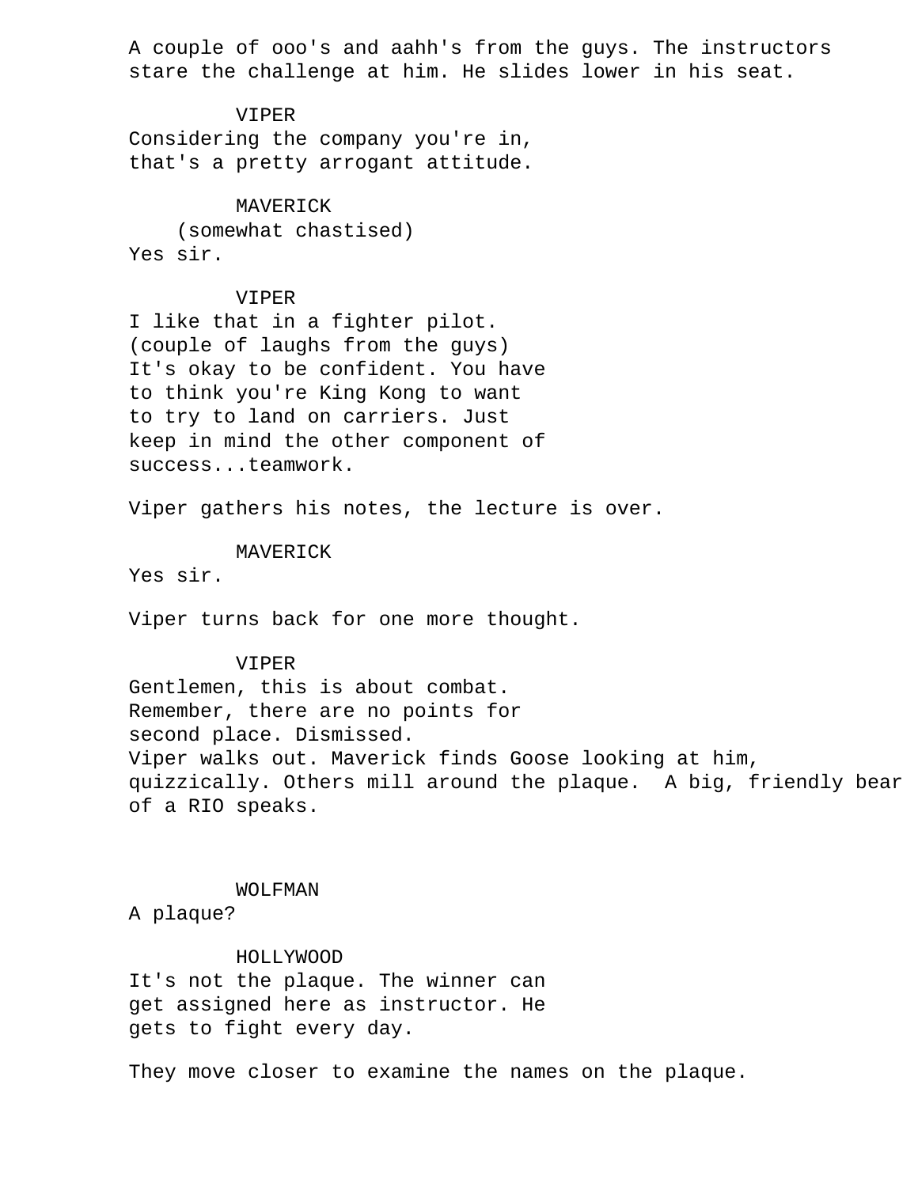A couple of ooo's and aahh's from the guys. The instructors stare the challenge at him. He slides lower in his seat.

VIPER
Considering the company you're in, that's a pretty arrogant attitude.

MAVERICK
(somewhat chastised)
Yes sir.

VIPER
I like that in a fighter pilot.
(couple of laughs from the guys)
It's okay to be confident. You have to think you're King Kong to want to try to land on carriers. Just keep in mind the other component of success...teamwork.

Viper gathers his notes, the lecture is over.

MAVERICK
Yes sir.

Viper turns back for one more thought.

VIPER
Gentlemen, this is about combat. Remember, there are no points for second place. Dismissed.
Viper walks out. Maverick finds Goose looking at him, quizzically. Others mill around the plaque.  A big, friendly bear of a RIO speaks.

WOLFMAN
A plaque?

HOLLYWOOD
It's not the plaque. The winner can get assigned here as instructor. He gets to fight every day.

They move closer to examine the names on the plaque.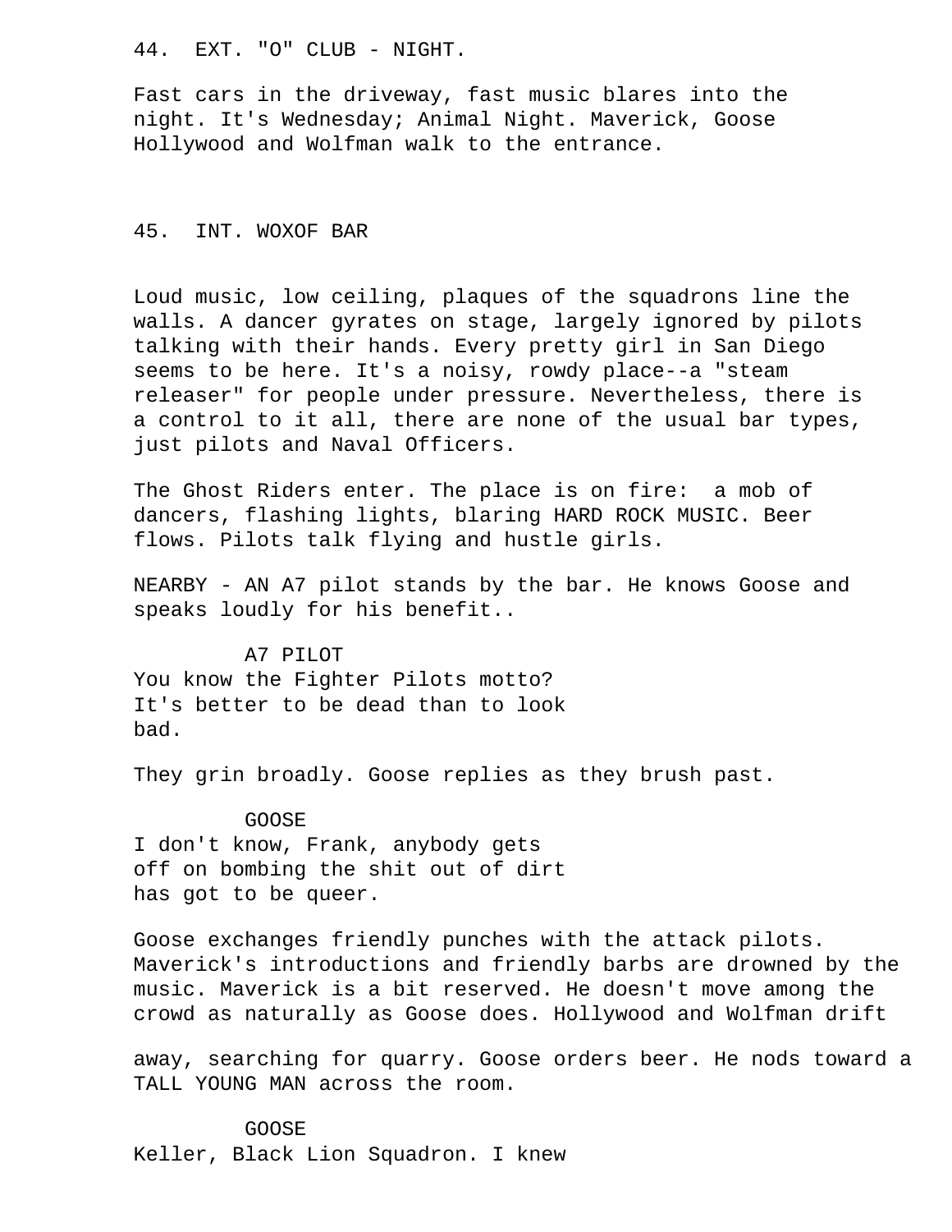44. EXT. "O" CLUB - NIGHT.

Fast cars in the driveway, fast music blares into the night. It's Wednesday; Animal Night. Maverick, Goose Hollywood and Wolfman walk to the entrance.

45. INT. WOXOF BAR

Loud music, low ceiling, plaques of the squadrons line the walls. A dancer gyrates on stage, largely ignored by pilots talking with their hands. Every pretty girl in San Diego seems to be here. It's a noisy, rowdy place--a "steam releaser" for people under pressure. Nevertheless, there is a control to it all, there are none of the usual bar types, just pilots and Naval Officers.

The Ghost Riders enter. The place is on fire: a mob of dancers, flashing lights, blaring HARD ROCK MUSIC. Beer flows. Pilots talk flying and hustle girls.

NEARBY - AN A7 pilot stands by the bar. He knows Goose and speaks loudly for his benefit..

A7 PILOT
You know the Fighter Pilots motto? It's better to be dead than to look bad.

They grin broadly. Goose replies as they brush past.

GOOSE
I don't know, Frank, anybody gets off on bombing the shit out of dirt has got to be queer.

Goose exchanges friendly punches with the attack pilots. Maverick's introductions and friendly barbs are drowned by the music. Maverick is a bit reserved. He doesn't move among the crowd as naturally as Goose does. Hollywood and Wolfman drift away, searching for quarry. Goose orders beer. He nods toward a TALL YOUNG MAN across the room.

GOOSE
Keller, Black Lion Squadron. I knew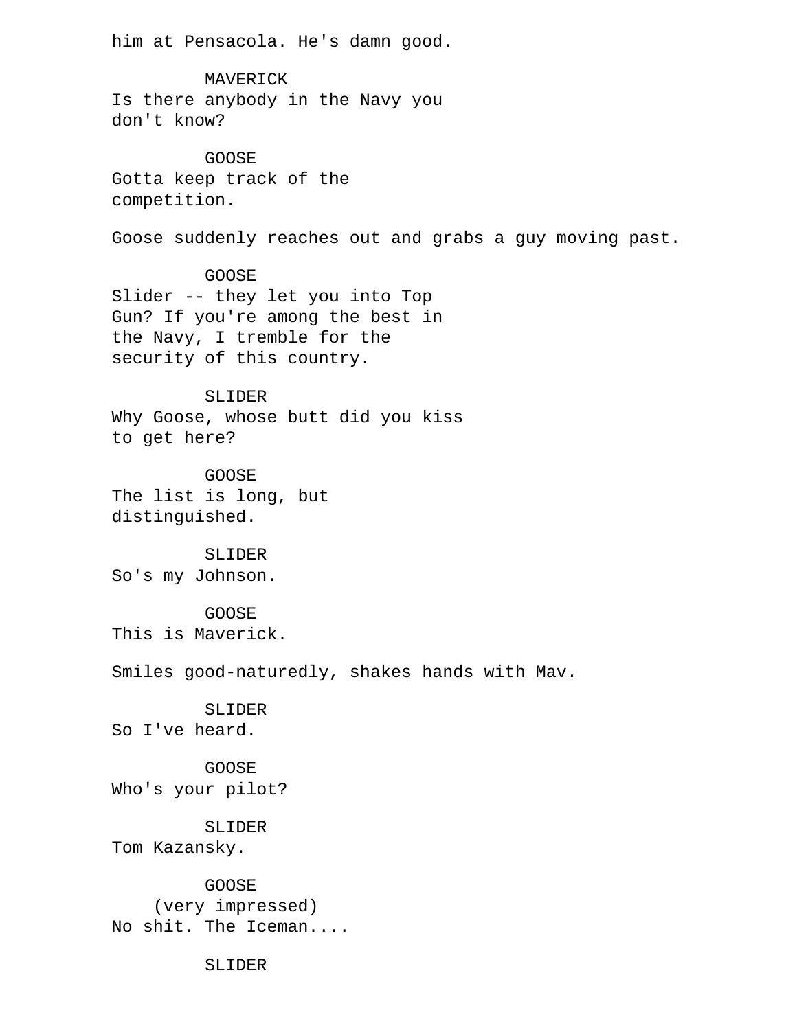him at Pensacola. He's damn good.

MAVERICK
Is there anybody in the Navy you
don't know?

GOOSE
Gotta keep track of the
competition.

Goose suddenly reaches out and grabs a guy moving past.

GOOSE
Slider -- they let you into Top
Gun? If you're among the best in
the Navy, I tremble for the
security of this country.

SLIDER
Why Goose, whose butt did you kiss
to get here?

GOOSE
The list is long, but
distinguished.

SLIDER
So's my Johnson.

GOOSE
This is Maverick.

Smiles good-naturedly, shakes hands with Mav.

SLIDER
So I've heard.

GOOSE
Who's your pilot?

SLIDER
Tom Kazansky.

GOOSE
(very impressed)
No shit. The Iceman....

SLIDER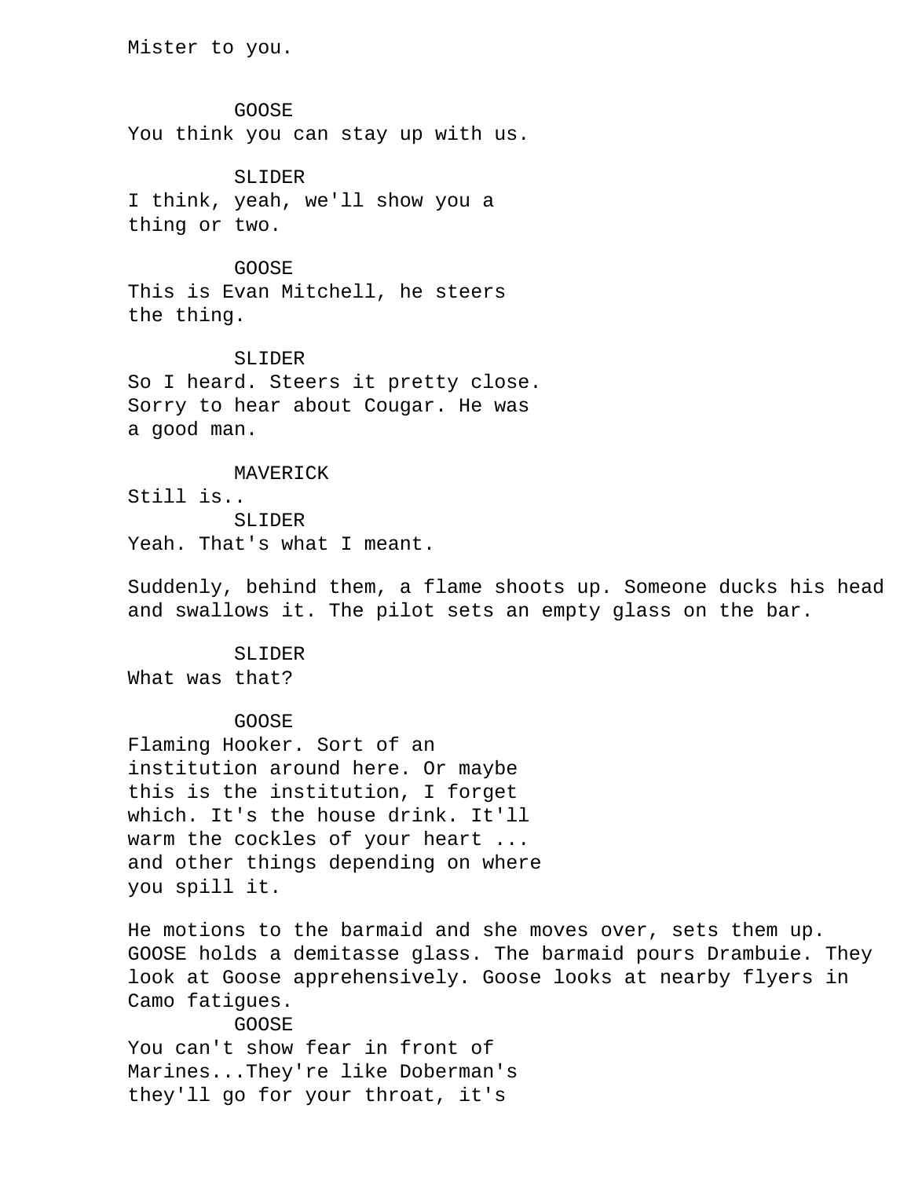Mister to you.

GOOSE
You think you can stay up with us.

SLIDER
I think, yeah, we'll show you a thing or two.

GOOSE
This is Evan Mitchell, he steers the thing.

SLIDER
So I heard. Steers it pretty close. Sorry to hear about Cougar. He was a good man.

MAVERICK
Still is..

SLIDER
Yeah. That's what I meant.

Suddenly, behind them, a flame shoots up. Someone ducks his head and swallows it. The pilot sets an empty glass on the bar.

SLIDER
What was that?

GOOSE
Flaming Hooker. Sort of an institution around here. Or maybe this is the institution, I forget which. It's the house drink. It'll warm the cockles of your heart ... and other things depending on where you spill it.

He motions to the barmaid and she moves over, sets them up. GOOSE holds a demitasse glass. The barmaid pours Drambuie. They look at Goose apprehensively. Goose looks at nearby flyers in Camo fatigues.

GOOSE
You can't show fear in front of Marines...They're like Doberman's they'll go for your throat, it's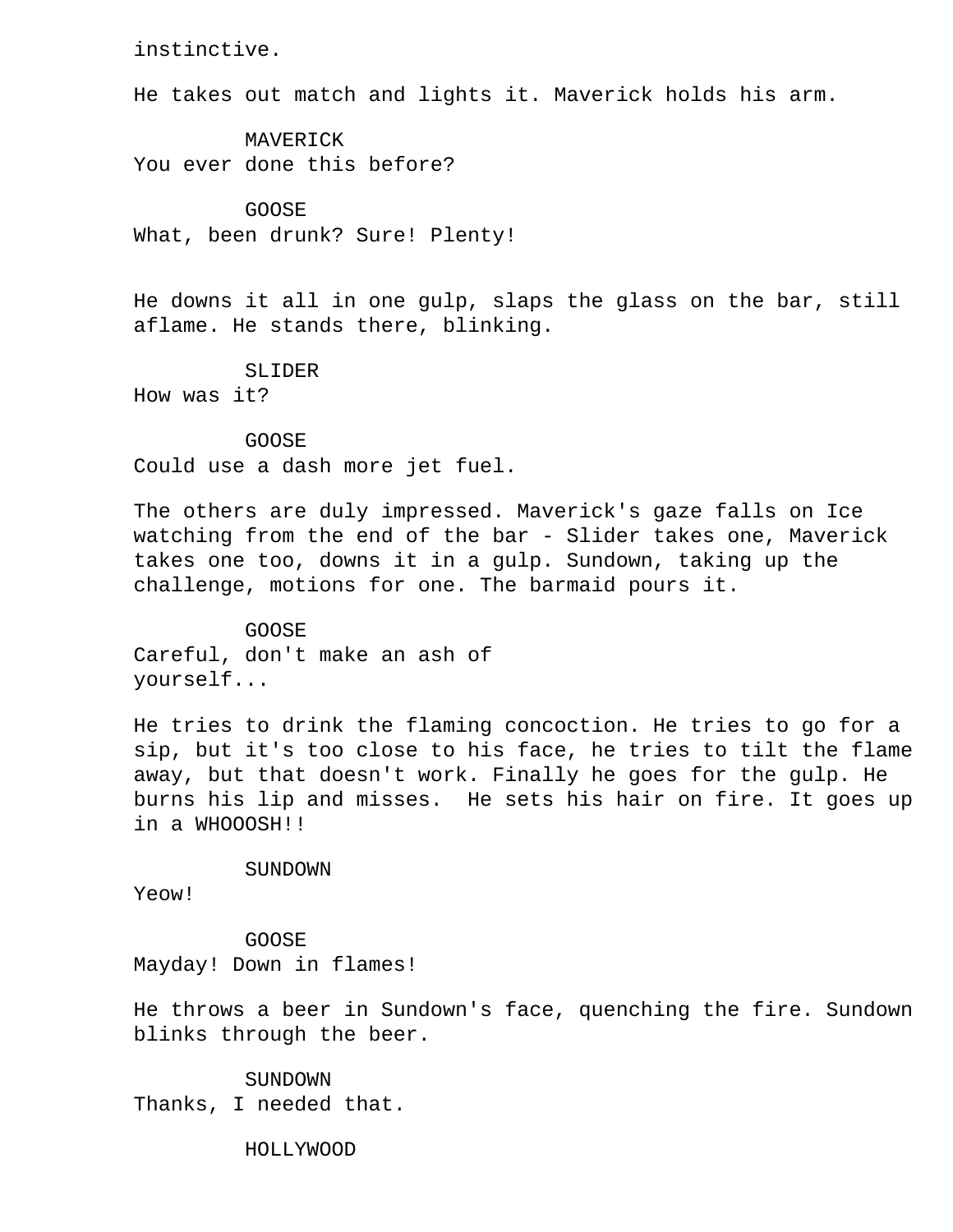instinctive.

He takes out match and lights it. Maverick holds his arm.

MAVERICK
You ever done this before?

GOOSE
What, been drunk? Sure! Plenty!

He downs it all in one gulp, slaps the glass on the bar, still aflame. He stands there, blinking.

SLIDER
How was it?

GOOSE
Could use a dash more jet fuel.

The others are duly impressed. Maverick's gaze falls on Ice watching from the end of the bar - Slider takes one, Maverick takes one too, downs it in a gulp. Sundown, taking up the challenge, motions for one. The barmaid pours it.

GOOSE
Careful, don't make an ash of yourself...

He tries to drink the flaming concoction. He tries to go for a sip, but it's too close to his face, he tries to tilt the flame away, but that doesn't work. Finally he goes for the gulp. He burns his lip and misses.  He sets his hair on fire. It goes up in a WHOOOSH!!

SUNDOWN
Yeow!

GOOSE
Mayday! Down in flames!

He throws a beer in Sundown's face, quenching the fire. Sundown blinks through the beer.

SUNDOWN
Thanks, I needed that.

HOLLYWOOD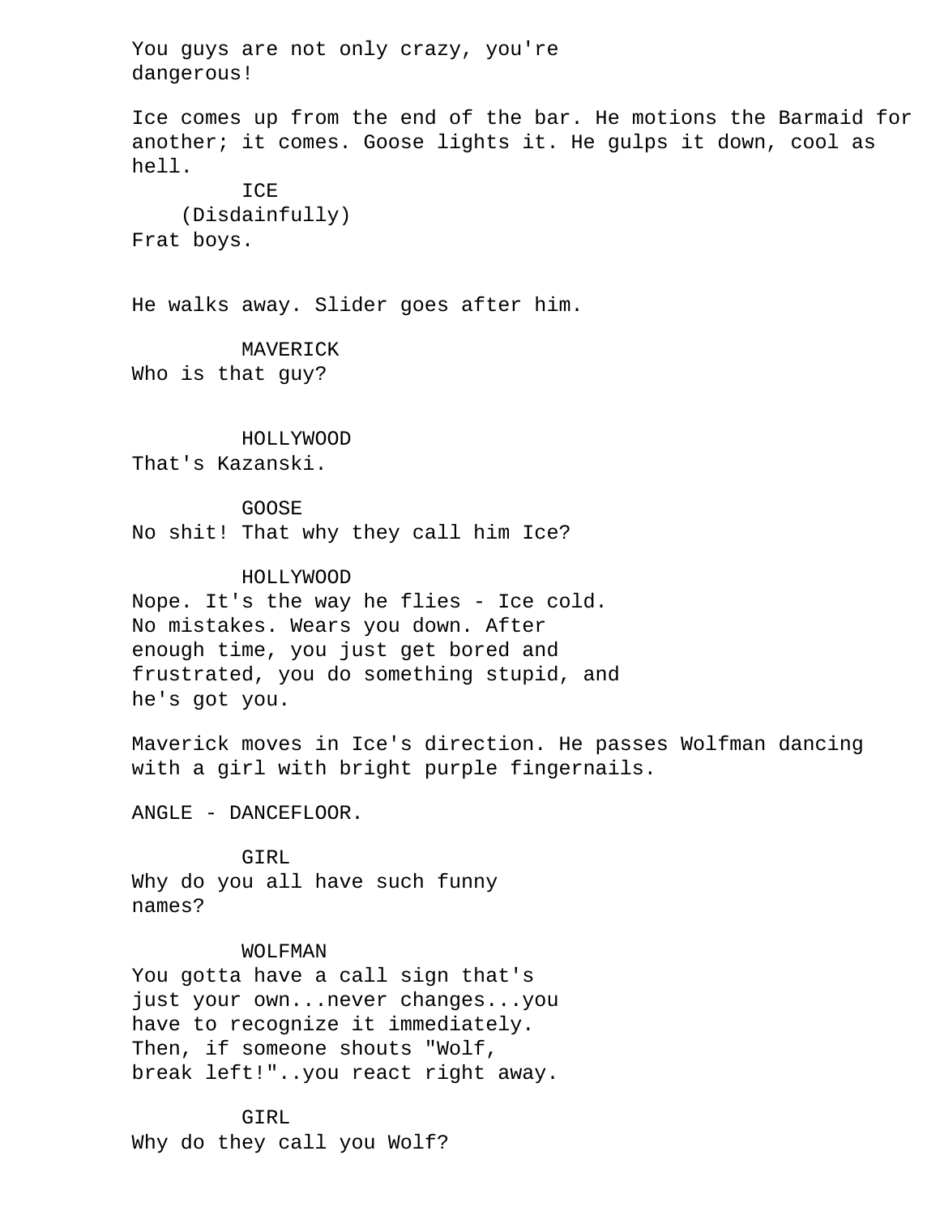You guys are not only crazy, you're
dangerous!

Ice comes up from the end of the bar. He motions the Barmaid for another; it comes. Goose lights it. He gulps it down, cool as hell.

ICE
(Disdainfully)
Frat boys.

He walks away. Slider goes after him.

MAVERICK
Who is that guy?

HOLLYWOOD
That's Kazanski.

GOOSE
No shit! That why they call him Ice?

HOLLYWOOD
Nope. It's the way he flies - Ice cold.
No mistakes. Wears you down. After
enough time, you just get bored and
frustrated, you do something stupid, and
he's got you.

Maverick moves in Ice's direction. He passes Wolfman dancing with a girl with bright purple fingernails.

ANGLE - DANCEFLOOR.

GIRL
Why do you all have such funny
names?

WOLFMAN
You gotta have a call sign that's
just your own...never changes...you
have to recognize it immediately.
Then, if someone shouts "Wolf,
break left!"..you react right away.

GIRL
Why do they call you Wolf?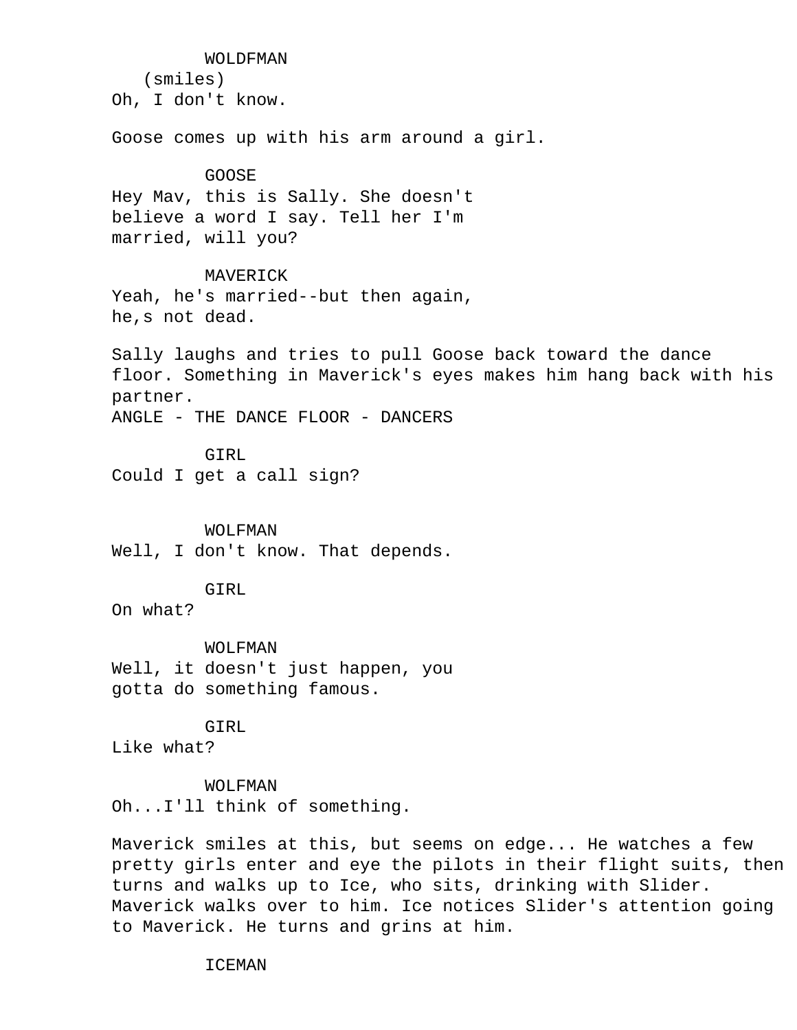WOLDFMAN
(smiles)
Oh, I don't know.

Goose comes up with his arm around a girl.

GOOSE
Hey Mav, this is Sally. She doesn't believe a word I say. Tell her I'm married, will you?

MAVERICK
Yeah, he's married--but then again, he,s not dead.

Sally laughs and tries to pull Goose back toward the dance floor. Something in Maverick's eyes makes him hang back with his partner.
ANGLE - THE DANCE FLOOR - DANCERS

GIRL
Could I get a call sign?

WOLFMAN
Well, I don't know. That depends.

GIRL
On what?

WOLFMAN
Well, it doesn't just happen, you gotta do something famous.

GIRL
Like what?

WOLFMAN
Oh...I'll think of something.

Maverick smiles at this, but seems on edge... He watches a few pretty girls enter and eye the pilots in their flight suits, then turns and walks up to Ice, who sits, drinking with Slider. Maverick walks over to him. Ice notices Slider's attention going to Maverick. He turns and grins at him.

ICEMAN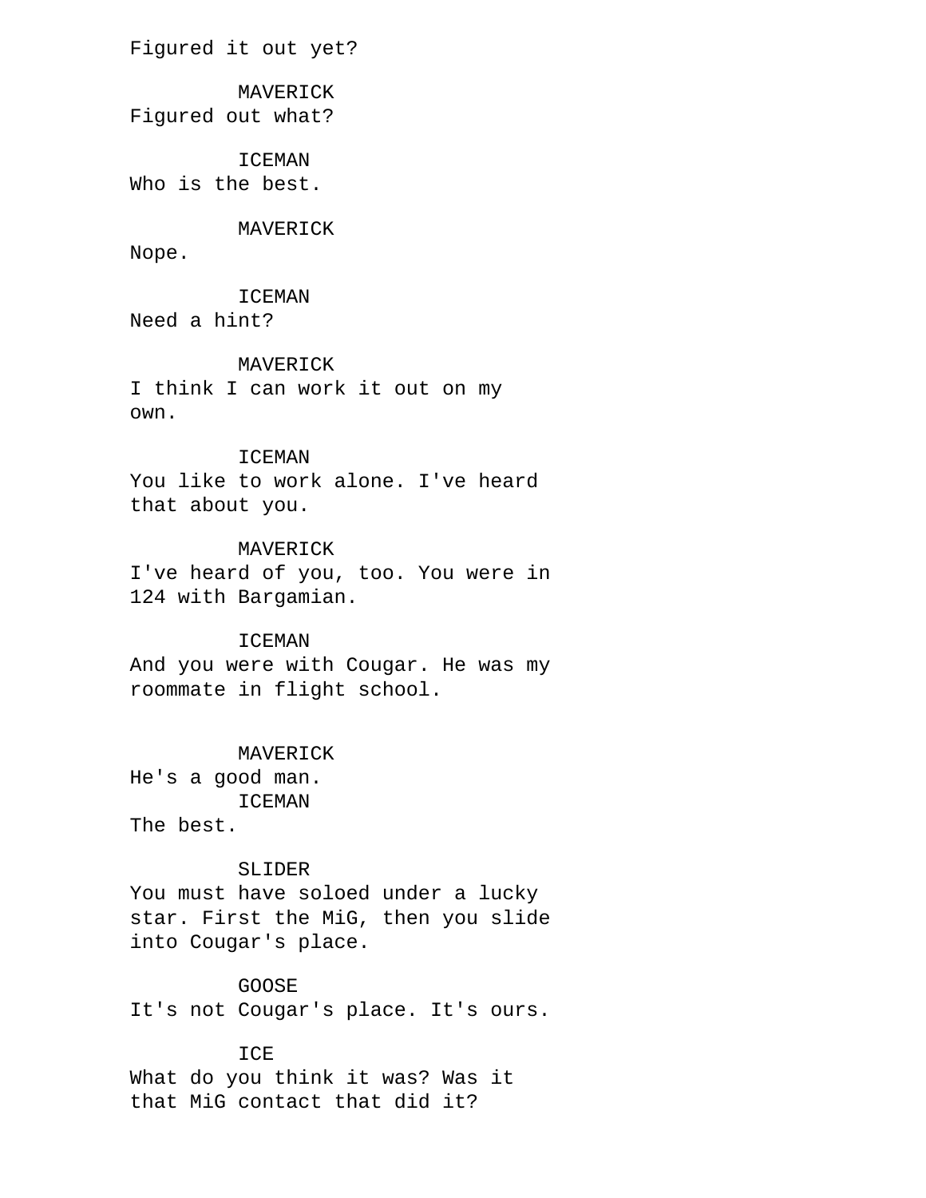Figured it out yet?

MAVERICK
Figured out what?

ICEMAN
Who is the best.

MAVERICK
Nope.

ICEMAN
Need a hint?

MAVERICK
I think I can work it out on my own.

ICEMAN
You like to work alone. I've heard that about you.

MAVERICK
I've heard of you, too. You were in 124 with Bargamian.

ICEMAN
And you were with Cougar. He was my roommate in flight school.

MAVERICK
He's a good man.

ICEMAN
The best.

SLIDER
You must have soloed under a lucky star. First the MiG, then you slide into Cougar's place.

GOOSE
It's not Cougar's place. It's ours.

ICE
What do you think it was? Was it that MiG contact that did it?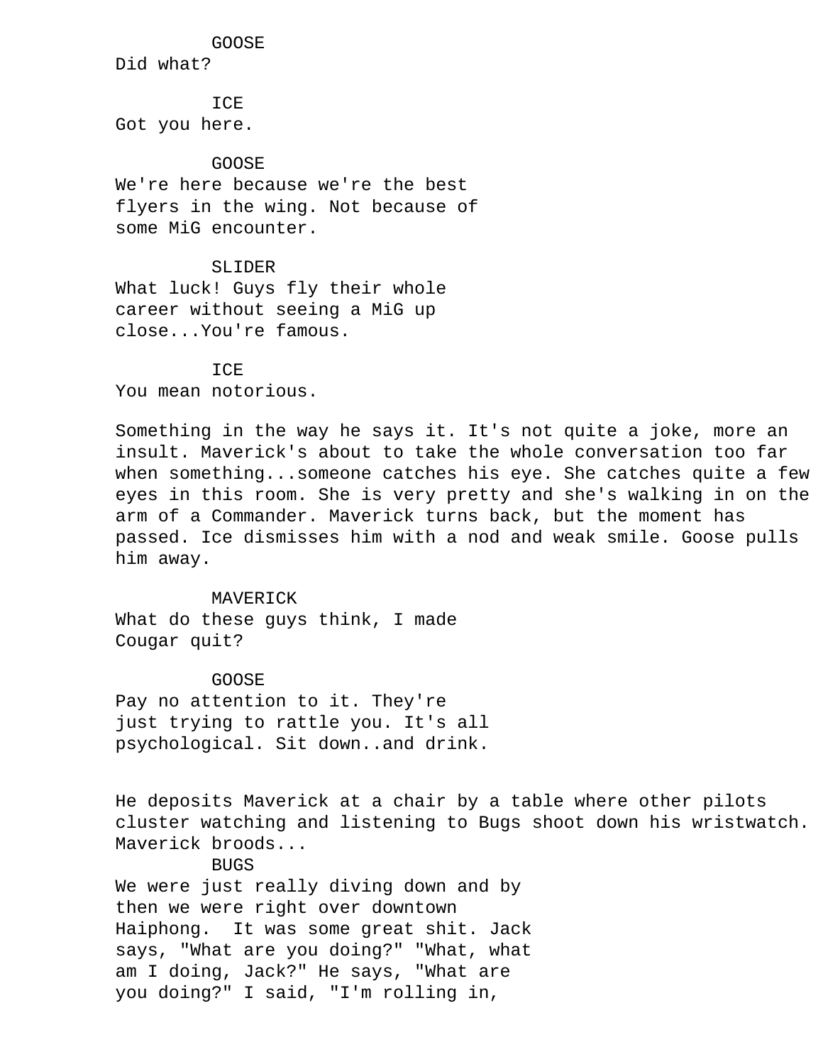GOOSE
Did what?

ICE
Got you here.

GOOSE
We're here because we're the best
flyers in the wing. Not because of
some MiG encounter.

SLIDER
What luck! Guys fly their whole
career without seeing a MiG up
close...You're famous.

ICE
You mean notorious.

Something in the way he says it. It's not quite a joke, more an insult. Maverick's about to take the whole conversation too far when something...someone catches his eye. She catches quite a few eyes in this room. She is very pretty and she's walking in on the arm of a Commander. Maverick turns back, but the moment has passed. Ice dismisses him with a nod and weak smile. Goose pulls him away.

MAVERICK
What do these guys think, I made
Cougar quit?

GOOSE
Pay no attention to it. They're
just trying to rattle you. It's all
psychological. Sit down..and drink.

He deposits Maverick at a chair by a table where other pilots cluster watching and listening to Bugs shoot down his wristwatch. Maverick broods...

BUGS
We were just really diving down and by
then we were right over downtown
Haiphong. It was some great shit. Jack
says, "What are you doing?" "What, what
am I doing, Jack?" He says, "What are
you doing?" I said, "I'm rolling in,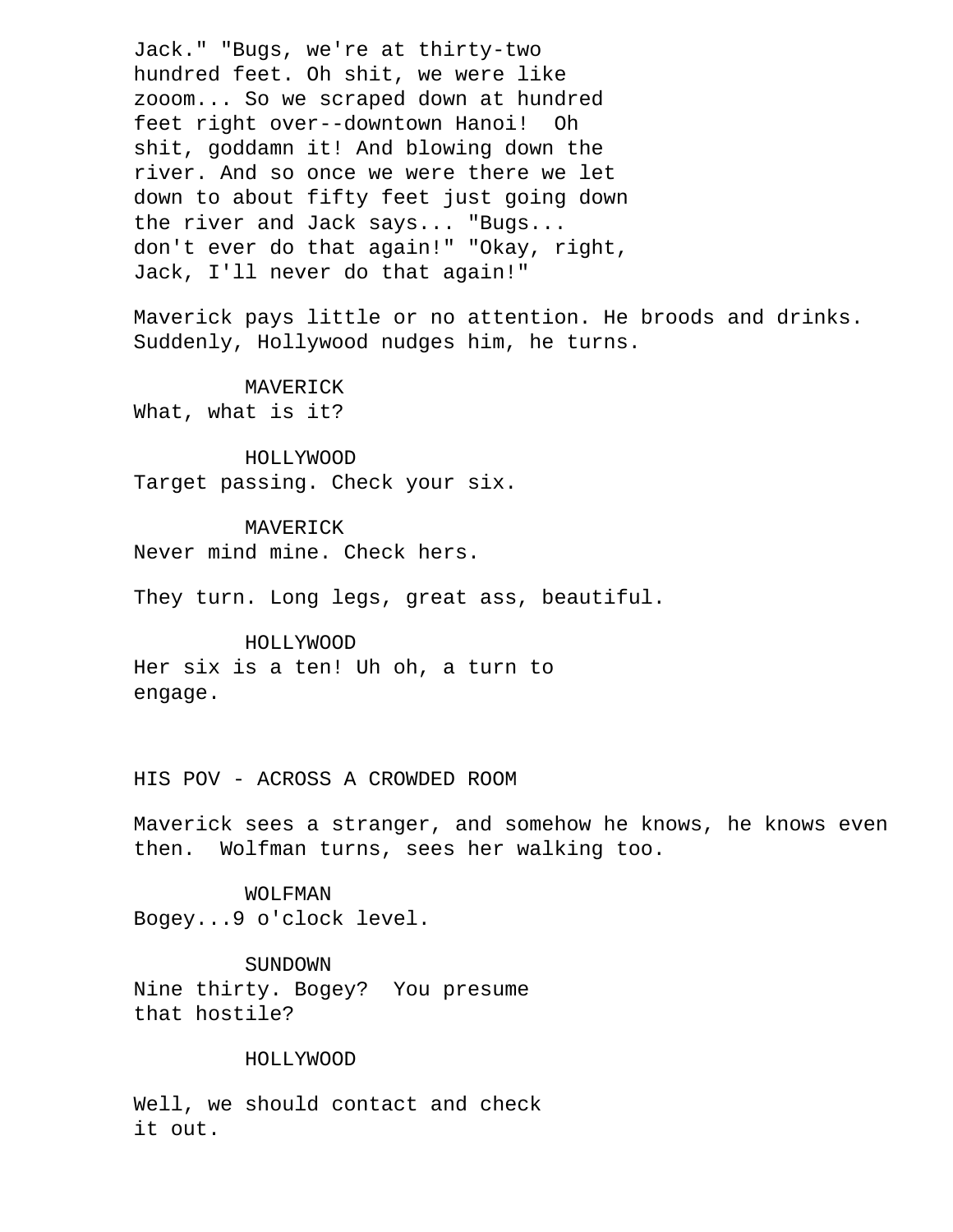Jack." "Bugs, we're at thirty-two
hundred feet. Oh shit, we were like
zooom... So we scraped down at hundred
feet right over--downtown Hanoi! Oh
shit, goddamn it! And blowing down the
river. And so once we were there we let
down to about fifty feet just going down
the river and Jack says... "Bugs...
don't ever do that again!" "Okay, right,
Jack, I'll never do that again!"

Maverick pays little or no attention. He broods and drinks.
Suddenly, Hollywood nudges him, he turns.

MAVERICK
What, what is it?

HOLLYWOOD
Target passing. Check your six.

MAVERICK
Never mind mine. Check hers.

They turn. Long legs, great ass, beautiful.

HOLLYWOOD
Her six is a ten! Uh oh, a turn to
engage.

HIS POV - ACROSS A CROWDED ROOM

Maverick sees a stranger, and somehow he knows, he knows even
then. Wolfman turns, sees her walking too.

WOLFMAN
Bogey...9 o'clock level.

SUNDOWN
Nine thirty. Bogey? You presume
that hostile?

HOLLYWOOD

Well, we should contact and check
it out.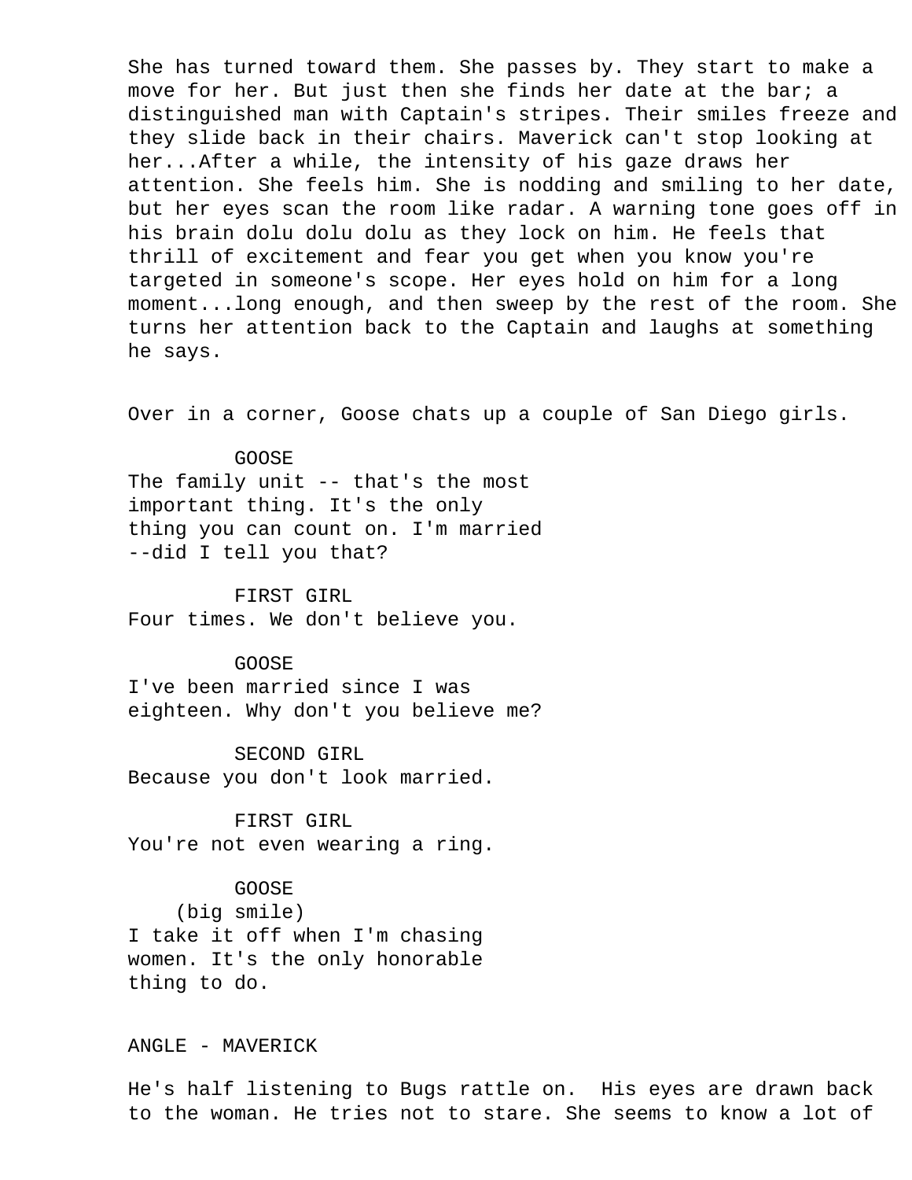She has turned toward them. She passes by. They start to make a move for her. But just then she finds her date at the bar; a distinguished man with Captain's stripes. Their smiles freeze and they slide back in their chairs. Maverick can't stop looking at her...After a while, the intensity of his gaze draws her attention. She feels him. She is nodding and smiling to her date, but her eyes scan the room like radar. A warning tone goes off in his brain dolu dolu dolu as they lock on him. He feels that thrill of excitement and fear you get when you know you're targeted in someone's scope. Her eyes hold on him for a long moment...long enough, and then sweep by the rest of the room. She turns her attention back to the Captain and laughs at something he says.

Over in a corner, Goose chats up a couple of San Diego girls.

GOOSE
The family unit -- that's the most important thing. It's the only thing you can count on. I'm married --did I tell you that?

FIRST GIRL
Four times. We don't believe you.

GOOSE
I've been married since I was eighteen. Why don't you believe me?

SECOND GIRL
Because you don't look married.

FIRST GIRL
You're not even wearing a ring.

GOOSE
(big smile)
I take it off when I'm chasing women. It's the only honorable thing to do.

ANGLE - MAVERICK

He's half listening to Bugs rattle on. His eyes are drawn back to the woman. He tries not to stare. She seems to know a lot of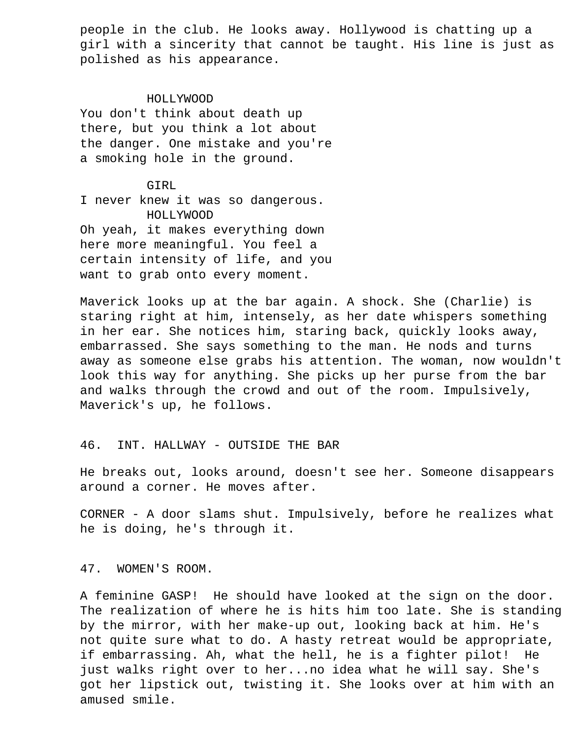people in the club. He looks away. Hollywood is chatting up a girl with a sincerity that cannot be taught. His line is just as polished as his appearance.

HOLLYWOOD
You don't think about death up there, but you think a lot about the danger. One mistake and you're a smoking hole in the ground.

GIRL
I never knew it was so dangerous.

HOLLYWOOD
Oh yeah, it makes everything down here more meaningful. You feel a certain intensity of life, and you want to grab onto every moment.

Maverick looks up at the bar again. A shock. She (Charlie) is staring right at him, intensely, as her date whispers something in her ear. She notices him, staring back, quickly looks away, embarrassed. She says something to the man. He nods and turns away as someone else grabs his attention. The woman, now wouldn't look this way for anything. She picks up her purse from the bar and walks through the crowd and out of the room. Impulsively, Maverick's up, he follows.

46. INT. HALLWAY - OUTSIDE THE BAR

He breaks out, looks around, doesn't see her. Someone disappears around a corner. He moves after.

CORNER - A door slams shut. Impulsively, before he realizes what he is doing, he's through it.

47. WOMEN'S ROOM.

A feminine GASP! He should have looked at the sign on the door. The realization of where he is hits him too late. She is standing by the mirror, with her make-up out, looking back at him. He's not quite sure what to do. A hasty retreat would be appropriate, if embarrassing. Ah, what the hell, he is a fighter pilot! He just walks right over to her...no idea what he will say. She's got her lipstick out, twisting it. She looks over at him with an amused smile.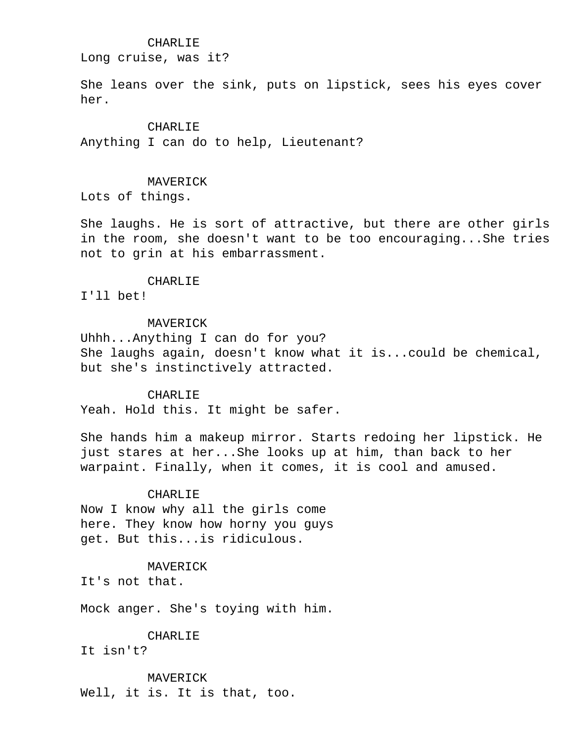CHARLIE
Long cruise, was it?

She leans over the sink, puts on lipstick, sees his eyes cover her.

CHARLIE
Anything I can do to help, Lieutenant?

MAVERICK
Lots of things.

She laughs. He is sort of attractive, but there are other girls in the room, she doesn't want to be too encouraging...She tries not to grin at his embarrassment.

CHARLIE
I'll bet!

MAVERICK
Uhhh...Anything I can do for you?
She laughs again, doesn't know what it is...could be chemical, but she's instinctively attracted.

CHARLIE
Yeah. Hold this. It might be safer.

She hands him a makeup mirror. Starts redoing her lipstick. He just stares at her...She looks up at him, than back to her warpaint. Finally, when it comes, it is cool and amused.

CHARLIE
Now I know why all the girls come
here. They know how horny you guys
get. But this...is ridiculous.

MAVERICK
It's not that.

Mock anger. She's toying with him.

CHARLIE
It isn't?

MAVERICK
Well, it is. It is that, too.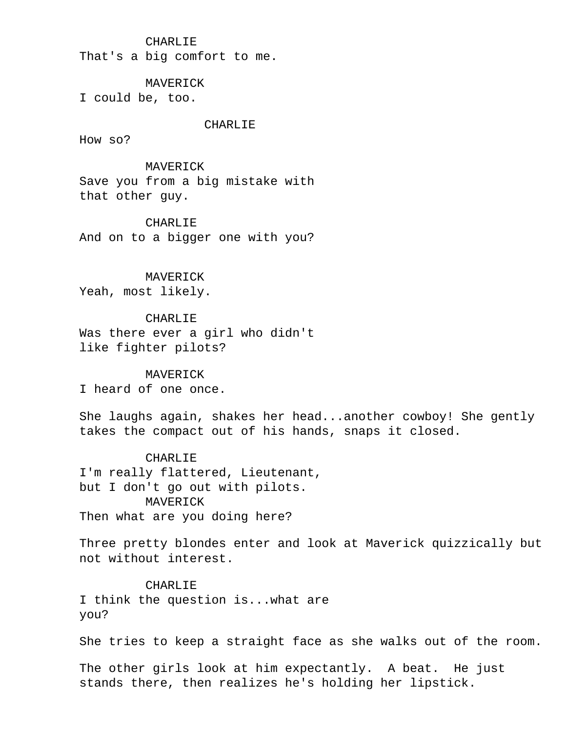CHARLIE
That's a big comfort to me.

MAVERICK
I could be, too.

CHARLIE
How so?

MAVERICK
Save you from a big mistake with
that other guy.

CHARLIE
And on to a bigger one with you?

MAVERICK
Yeah, most likely.

CHARLIE
Was there ever a girl who didn't
like fighter pilots?

MAVERICK
I heard of one once.

She laughs again, shakes her head...another cowboy! She gently takes the compact out of his hands, snaps it closed.

CHARLIE
I'm really flattered, Lieutenant,
but I don't go out with pilots.

MAVERICK
Then what are you doing here?

Three pretty blondes enter and look at Maverick quizzically but not without interest.

CHARLIE
I think the question is...what are
you?

She tries to keep a straight face as she walks out of the room.

The other girls look at him expectantly.  A beat.  He just stands there, then realizes he's holding her lipstick.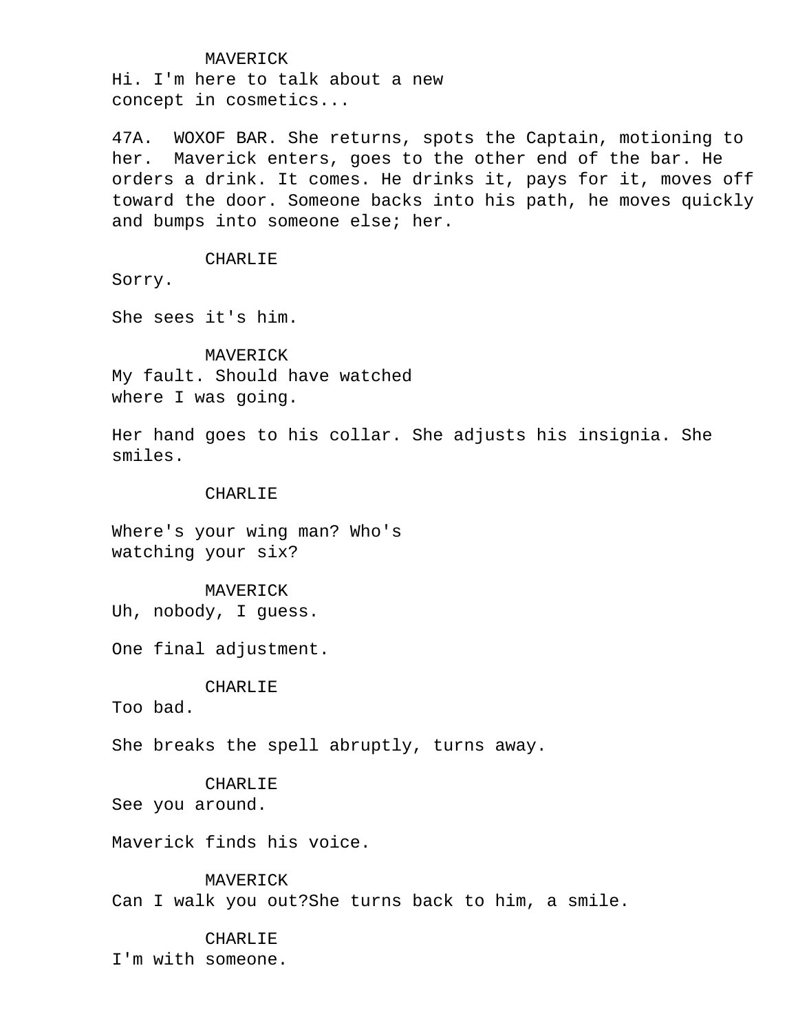MAVERICK
Hi. I'm here to talk about a new
concept in cosmetics...

47A. WOXOF BAR. She returns, spots the Captain, motioning to her. Maverick enters, goes to the other end of the bar. He orders a drink. It comes. He drinks it, pays for it, moves off toward the door. Someone backs into his path, he moves quickly and bumps into someone else; her.

CHARLIE
Sorry.

She sees it's him.

MAVERICK
My fault. Should have watched
where I was going.

Her hand goes to his collar. She adjusts his insignia. She smiles.

CHARLIE

Where's your wing man? Who's
watching your six?

MAVERICK
Uh, nobody, I guess.

One final adjustment.

CHARLIE
Too bad.

She breaks the spell abruptly, turns away.

CHARLIE
See you around.

Maverick finds his voice.

MAVERICK
Can I walk you out?She turns back to him, a smile.

CHARLIE
I'm with someone.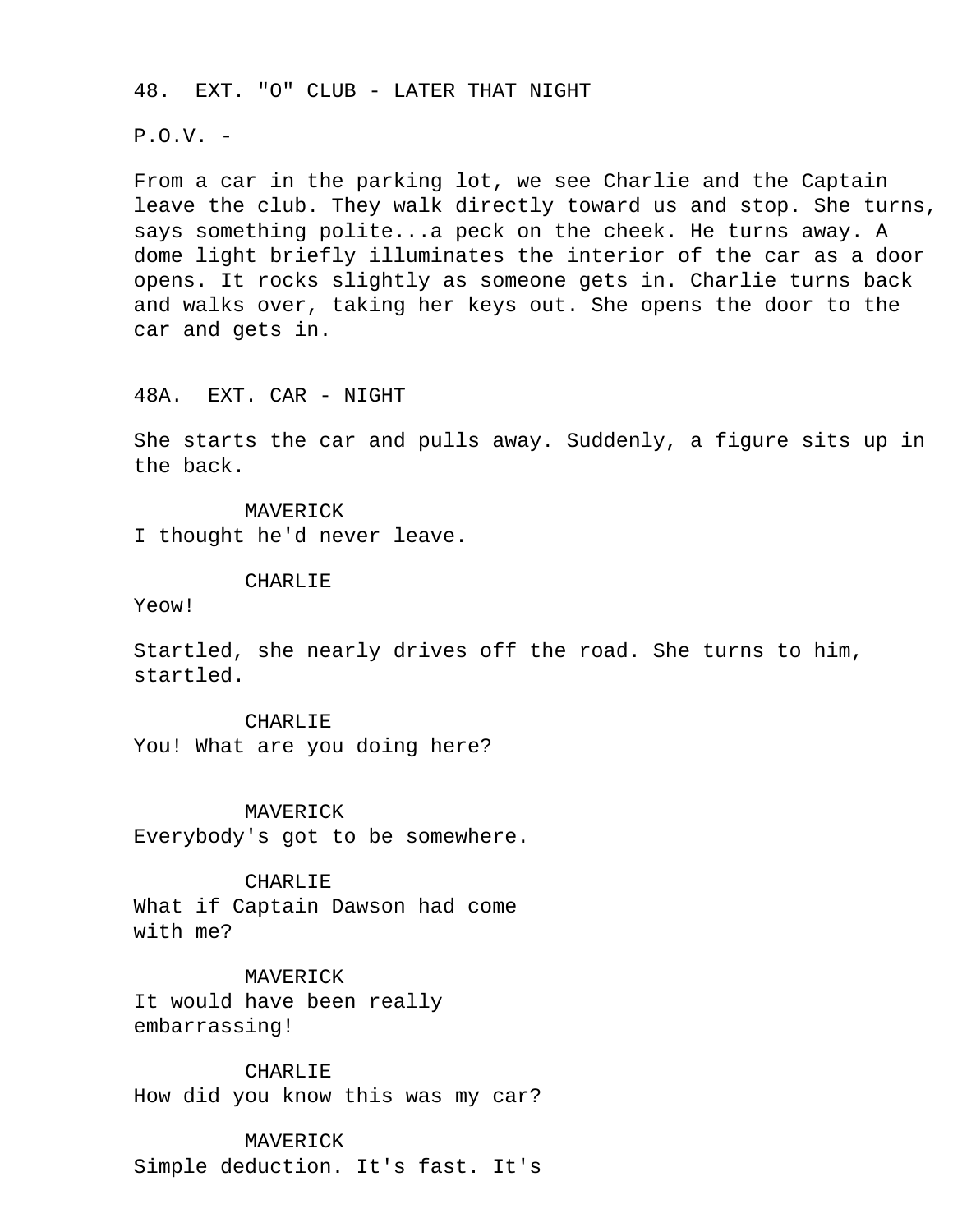48. EXT. "O" CLUB - LATER THAT NIGHT

P.O.V. -

From a car in the parking lot, we see Charlie and the Captain leave the club. They walk directly toward us and stop. She turns, says something polite...a peck on the cheek. He turns away. A dome light briefly illuminates the interior of the car as a door opens. It rocks slightly as someone gets in. Charlie turns back and walks over, taking her keys out. She opens the door to the car and gets in.

48A. EXT. CAR - NIGHT

She starts the car and pulls away. Suddenly, a figure sits up in the back.

MAVERICK
I thought he'd never leave.

CHARLIE
Yeow!

Startled, she nearly drives off the road. She turns to him, startled.

CHARLIE
You! What are you doing here?

MAVERICK
Everybody's got to be somewhere.

CHARLIE
What if Captain Dawson had come with me?

MAVERICK
It would have been really embarrassing!

CHARLIE
How did you know this was my car?

MAVERICK
Simple deduction. It's fast. It's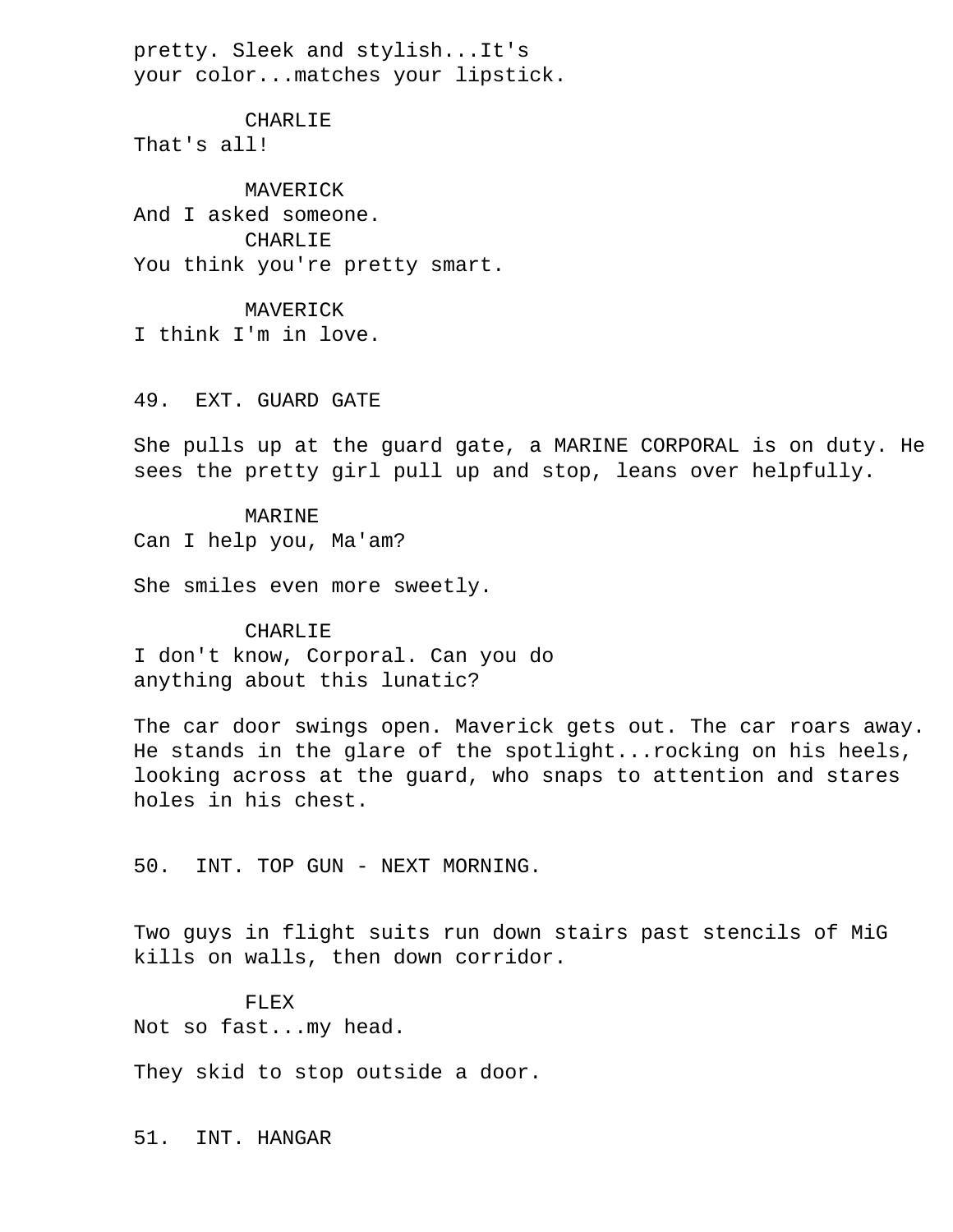pretty. Sleek and stylish...It's
your color...matches your lipstick.

CHARLIE
That's all!

MAVERICK
And I asked someone.

CHARLIE
You think you're pretty smart.

MAVERICK
I think I'm in love.

49. EXT. GUARD GATE

She pulls up at the guard gate, a MARINE CORPORAL is on duty. He sees the pretty girl pull up and stop, leans over helpfully.

MARINE
Can I help you, Ma'am?

She smiles even more sweetly.

CHARLIE
I don't know, Corporal. Can you do
anything about this lunatic?

The car door swings open. Maverick gets out. The car roars away. He stands in the glare of the spotlight...rocking on his heels, looking across at the guard, who snaps to attention and stares holes in his chest.

50. INT. TOP GUN - NEXT MORNING.

Two guys in flight suits run down stairs past stencils of MiG kills on walls, then down corridor.

FLEX
Not so fast...my head.

They skid to stop outside a door.

51. INT. HANGAR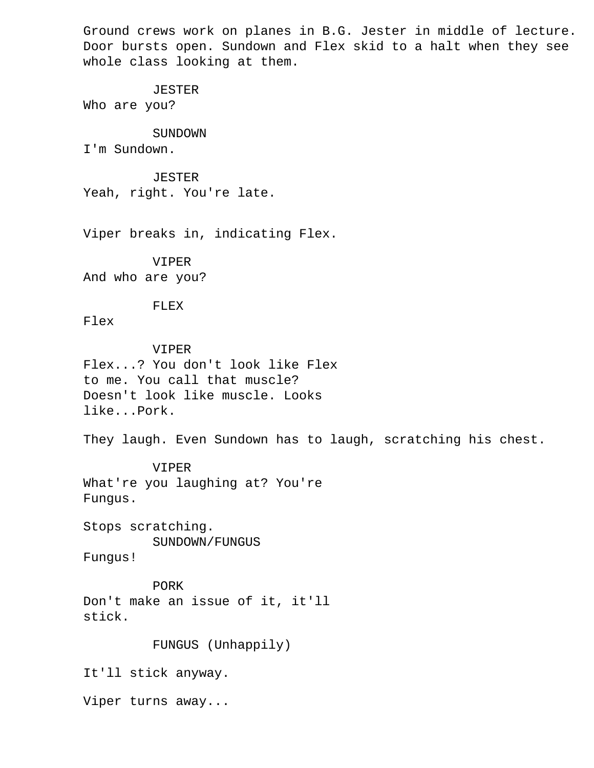Ground crews work on planes in B.G. Jester in middle of lecture. Door bursts open. Sundown and Flex skid to a halt when they see whole class looking at them.

JESTER
Who are you?

SUNDOWN
I'm Sundown.

JESTER
Yeah, right. You're late.

Viper breaks in, indicating Flex.

VIPER
And who are you?

FLEX
Flex

VIPER
Flex...? You don't look like Flex to me. You call that muscle? Doesn't look like muscle. Looks like...Pork.

They laugh. Even Sundown has to laugh, scratching his chest.

VIPER
What're you laughing at? You're Fungus.

Stops scratching.

SUNDOWN/FUNGUS
Fungus!

PORK
Don't make an issue of it, it'll stick.

FUNGUS (Unhappily)

It'll stick anyway.

Viper turns away...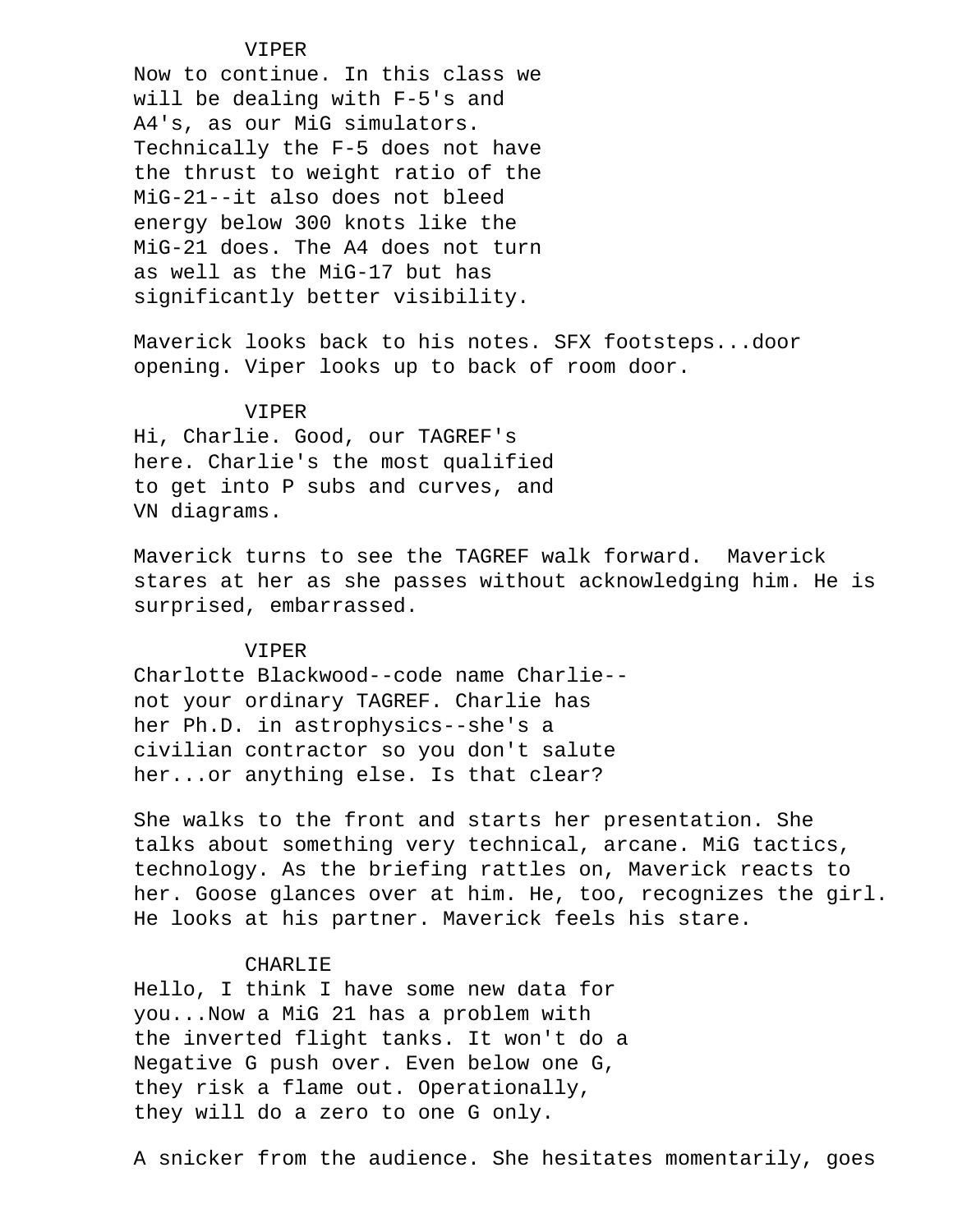VIPER
Now to continue. In this class we
will be dealing with F-5's and
A4's, as our MiG simulators.
Technically the F-5 does not have
the thrust to weight ratio of the
MiG-21--it also does not bleed
energy below 300 knots like the
MiG-21 does. The A4 does not turn
as well as the MiG-17 but has
significantly better visibility.

Maverick looks back to his notes. SFX footsteps...door opening. Viper looks up to back of room door.

VIPER
Hi, Charlie. Good, our TAGREF's
here. Charlie's the most qualified
to get into P subs and curves, and
VN diagrams.

Maverick turns to see the TAGREF walk forward. Maverick stares at her as she passes without acknowledging him. He is surprised, embarrassed.

VIPER
Charlotte Blackwood--code name Charlie--
not your ordinary TAGREF. Charlie has
her Ph.D. in astrophysics--she's a
civilian contractor so you don't salute
her...or anything else. Is that clear?

She walks to the front and starts her presentation. She talks about something very technical, arcane. MiG tactics, technology. As the briefing rattles on, Maverick reacts to her. Goose glances over at him. He, too, recognizes the girl. He looks at his partner. Maverick feels his stare.

CHARLIE
Hello, I think I have some new data for
you...Now a MiG 21 has a problem with
the inverted flight tanks. It won't do a
Negative G push over. Even below one G,
they risk a flame out. Operationally,
they will do a zero to one G only.

A snicker from the audience. She hesitates momentarily, goes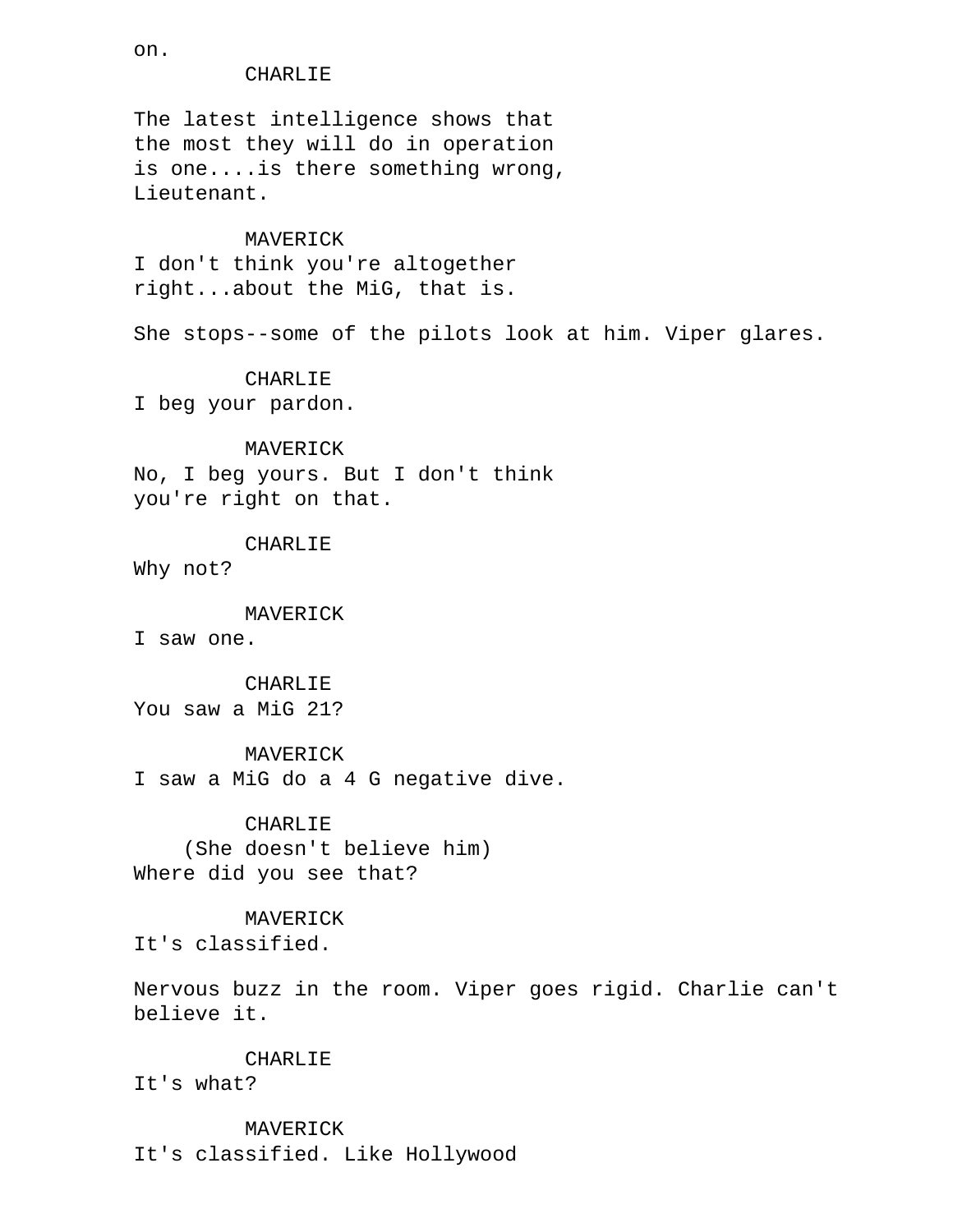on.

CHARLIE

The latest intelligence shows that
the most they will do in operation
is one....is there something wrong,
Lieutenant.

MAVERICK
I don't think you're altogether
right...about the MiG, that is.

She stops--some of the pilots look at him. Viper glares.

CHARLIE
I beg your pardon.

MAVERICK
No, I beg yours. But I don't think
you're right on that.

CHARLIE
Why not?

MAVERICK
I saw one.

CHARLIE
You saw a MiG 21?

MAVERICK
I saw a MiG do a 4 G negative dive.

CHARLIE
(She doesn't believe him)
Where did you see that?

MAVERICK
It's classified.

Nervous buzz in the room. Viper goes rigid. Charlie can't
believe it.

CHARLIE
It's what?

MAVERICK
It's classified. Like Hollywood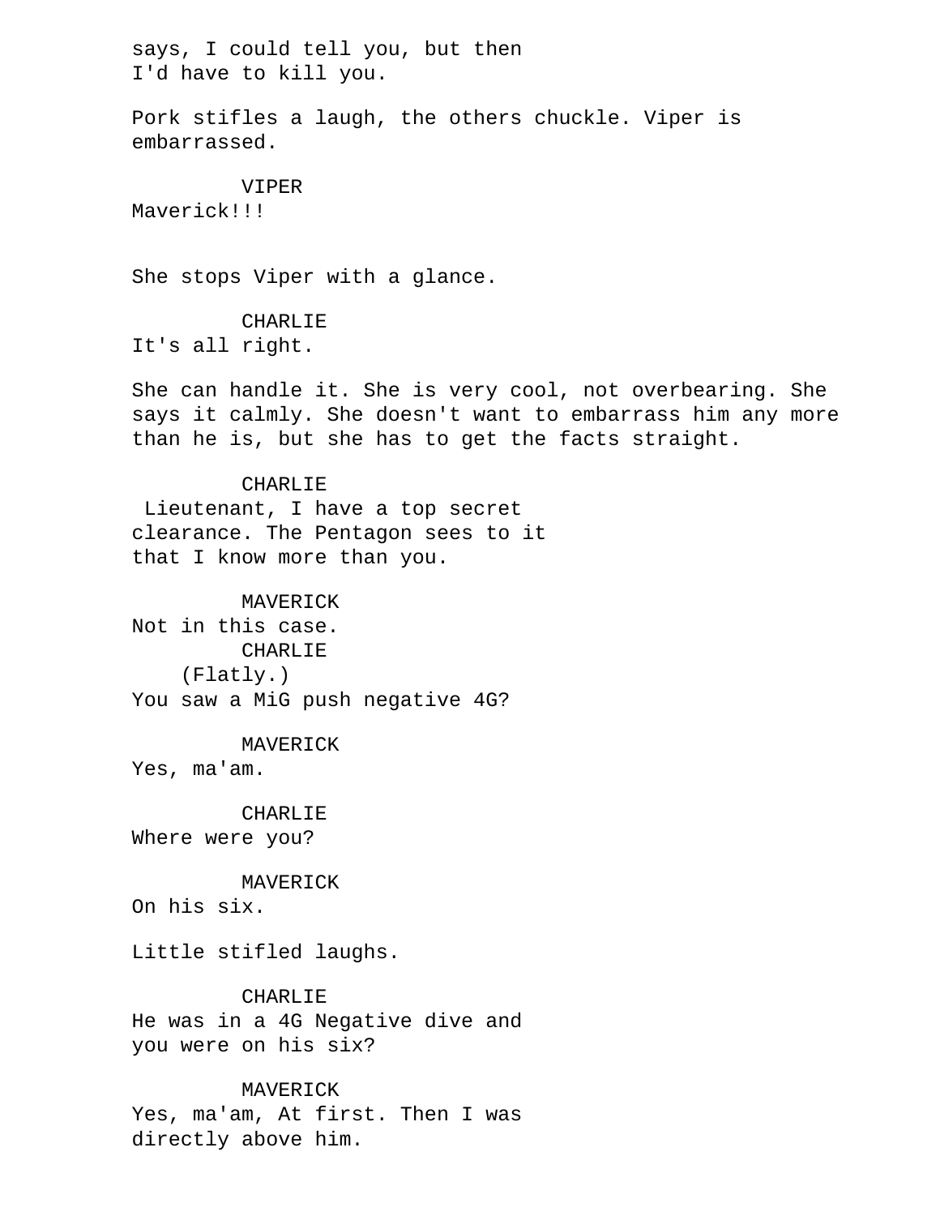says, I could tell you, but then
I'd have to kill you.

Pork stifles a laugh, the others chuckle. Viper is embarrassed.

VIPER
Maverick!!!

She stops Viper with a glance.

CHARLIE
It's all right.

She can handle it. She is very cool, not overbearing. She says it calmly. She doesn't want to embarrass him any more than he is, but she has to get the facts straight.

CHARLIE
Lieutenant, I have a top secret clearance. The Pentagon sees to it that I know more than you.

MAVERICK
Not in this case.

CHARLIE
(Flatly.)
You saw a MiG push negative 4G?

MAVERICK
Yes, ma'am.

CHARLIE
Where were you?

MAVERICK
On his six.

Little stifled laughs.

CHARLIE
He was in a 4G Negative dive and you were on his six?

MAVERICK
Yes, ma'am, At first. Then I was directly above him.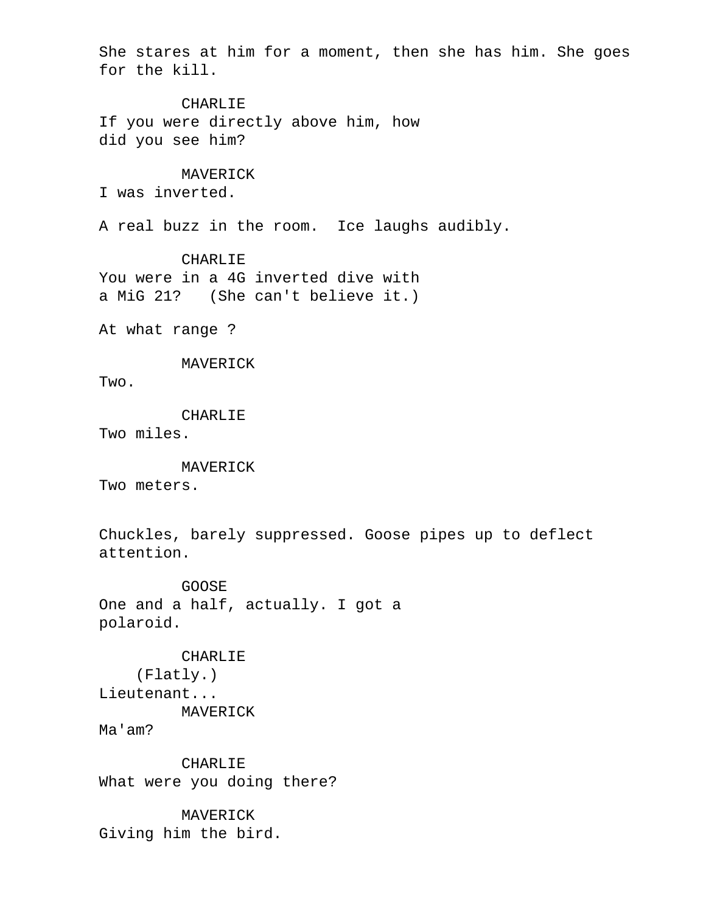She stares at him for a moment, then she has him. She goes for the kill.

CHARLIE
If you were directly above him, how did you see him?

MAVERICK
I was inverted.

A real buzz in the room.  Ice laughs audibly.

CHARLIE
You were in a 4G inverted dive with a MiG 21?   (She can't believe it.)

At what range ?

MAVERICK
Two.

CHARLIE
Two miles.

MAVERICK
Two meters.

Chuckles, barely suppressed. Goose pipes up to deflect attention.

GOOSE
One and a half, actually. I got a polaroid.

CHARLIE
(Flatly.)
Lieutenant...

MAVERICK
Ma'am?

CHARLIE
What were you doing there?

MAVERICK
Giving him the bird.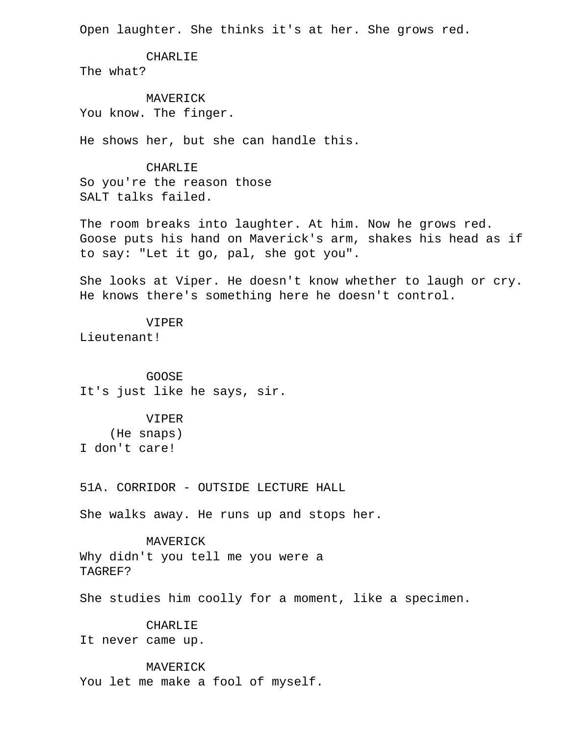Open laughter. She thinks it's at her. She grows red.

CHARLIE
The what?

MAVERICK
You know. The finger.

He shows her, but she can handle this.

CHARLIE
So you're the reason those
SALT talks failed.

The room breaks into laughter. At him. Now he grows red. Goose puts his hand on Maverick's arm, shakes his head as if to say: "Let it go, pal, she got you".

She looks at Viper. He doesn't know whether to laugh or cry. He knows there's something here he doesn't control.

VIPER
Lieutenant!

GOOSE
It's just like he says, sir.

VIPER
(He snaps)
I don't care!

51A. CORRIDOR - OUTSIDE LECTURE HALL

She walks away. He runs up and stops her.

MAVERICK
Why didn't you tell me you were a
TAGREF?

She studies him coolly for a moment, like a specimen.

CHARLIE
It never came up.

MAVERICK
You let me make a fool of myself.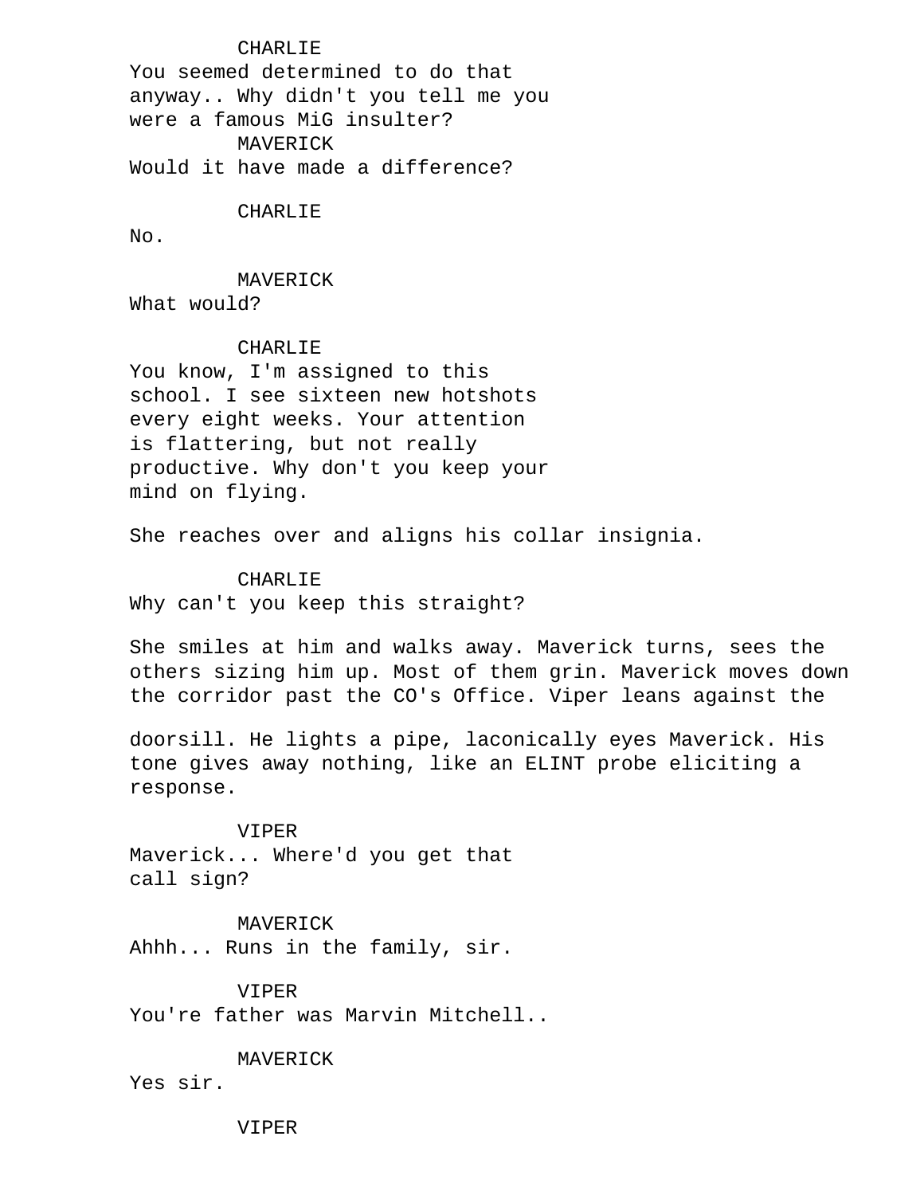CHARLIE
You seemed determined to do that anyway.. Why didn't you tell me you were a famous MiG insulter?

MAVERICK
Would it have made a difference?

CHARLIE
No.

MAVERICK
What would?

CHARLIE
You know, I'm assigned to this school. I see sixteen new hotshots every eight weeks. Your attention is flattering, but not really productive. Why don't you keep your mind on flying.

She reaches over and aligns his collar insignia.

CHARLIE
Why can't you keep this straight?

She smiles at him and walks away. Maverick turns, sees the others sizing him up. Most of them grin. Maverick moves down the corridor past the CO's Office. Viper leans against the doorsill. He lights a pipe, laconically eyes Maverick. His tone gives away nothing, like an ELINT probe eliciting a response.

VIPER
Maverick... Where'd you get that call sign?

MAVERICK
Ahhh... Runs in the family, sir.

VIPER
You're father was Marvin Mitchell..

MAVERICK
Yes sir.

VIPER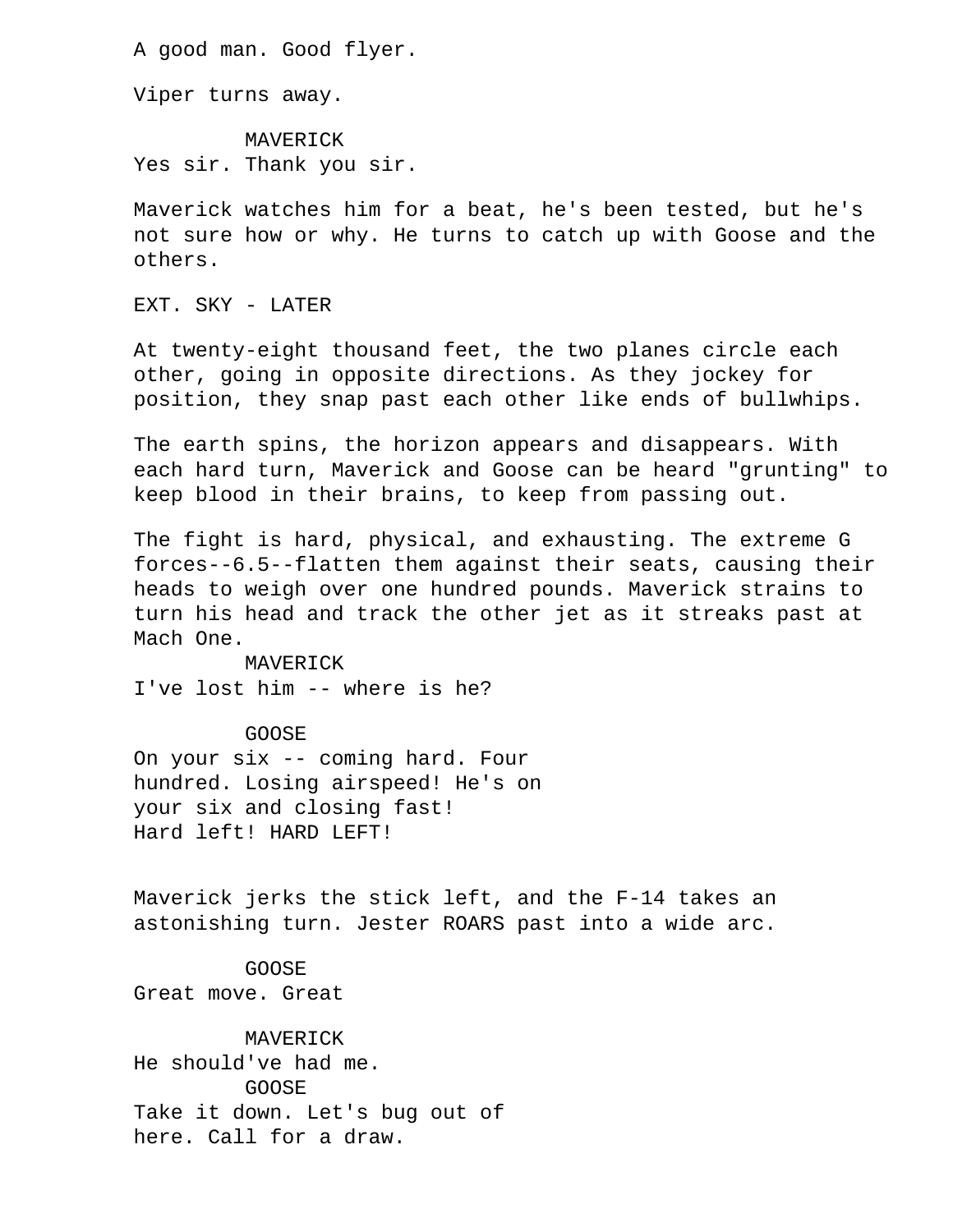A good man. Good flyer.

Viper turns away.

MAVERICK
Yes sir. Thank you sir.

Maverick watches him for a beat, he's been tested, but he's not sure how or why. He turns to catch up with Goose and the others.

EXT. SKY - LATER

At twenty-eight thousand feet, the two planes circle each other, going in opposite directions. As they jockey for position, they snap past each other like ends of bullwhips.

The earth spins, the horizon appears and disappears. With each hard turn, Maverick and Goose can be heard "grunting" to keep blood in their brains, to keep from passing out.

The fight is hard, physical, and exhausting. The extreme G forces--6.5--flatten them against their seats, causing their heads to weigh over one hundred pounds. Maverick strains to turn his head and track the other jet as it streaks past at Mach One.

MAVERICK
I've lost him -- where is he?

GOOSE
On your six -- coming hard. Four hundred. Losing airspeed! He's on your six and closing fast! Hard left! HARD LEFT!

Maverick jerks the stick left, and the F-14 takes an astonishing turn. Jester ROARS past into a wide arc.

GOOSE
Great move. Great

MAVERICK
He should've had me.

GOOSE
Take it down. Let's bug out of here. Call for a draw.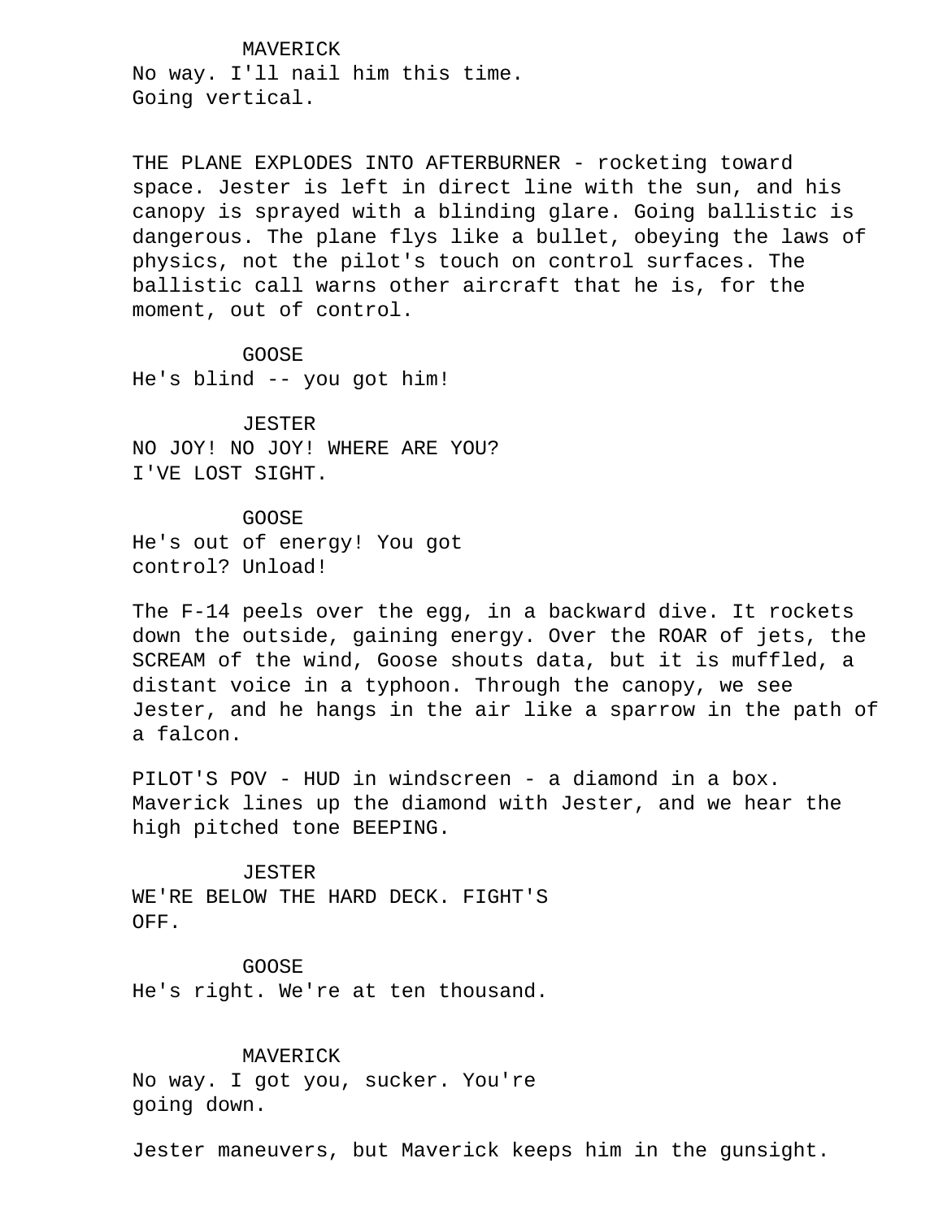MAVERICK

No way. I'll nail him this time. Going vertical.

THE PLANE EXPLODES INTO AFTERBURNER - rocketing toward space. Jester is left in direct line with the sun, and his canopy is sprayed with a blinding glare. Going ballistic is dangerous. The plane flys like a bullet, obeying the laws of physics, not the pilot's touch on control surfaces. The ballistic call warns other aircraft that he is, for the moment, out of control.

GOOSE

He's blind -- you got him!

JESTER

NO JOY! NO JOY! WHERE ARE YOU? I'VE LOST SIGHT.

GOOSE

He's out of energy! You got control? Unload!

The F-14 peels over the egg, in a backward dive. It rockets down the outside, gaining energy. Over the ROAR of jets, the SCREAM of the wind, Goose shouts data, but it is muffled, a distant voice in a typhoon. Through the canopy, we see Jester, and he hangs in the air like a sparrow in the path of a falcon.

PILOT'S POV - HUD in windscreen - a diamond in a box. Maverick lines up the diamond with Jester, and we hear the high pitched tone BEEPING.

JESTER

WE'RE BELOW THE HARD DECK. FIGHT'S OFF.

GOOSE

He's right. We're at ten thousand.

MAVERICK

No way. I got you, sucker. You're going down.

Jester maneuvers, but Maverick keeps him in the gunsight.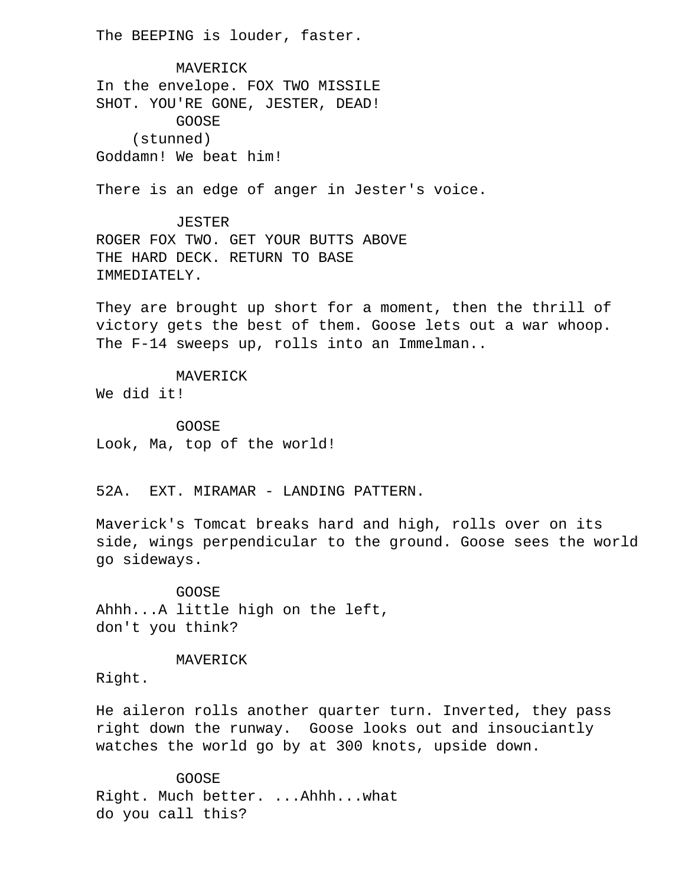The BEEPING is louder, faster.

MAVERICK
In the envelope. FOX TWO MISSILE SHOT. YOU'RE GONE, JESTER, DEAD!

GOOSE
(stunned)
Goddamn! We beat him!

There is an edge of anger in Jester's voice.

JESTER
ROGER FOX TWO. GET YOUR BUTTS ABOVE THE HARD DECK. RETURN TO BASE IMMEDIATELY.

They are brought up short for a moment, then the thrill of victory gets the best of them. Goose lets out a war whoop. The F-14 sweeps up, rolls into an Immelman..

MAVERICK
We did it!

GOOSE
Look, Ma, top of the world!

52A. EXT. MIRAMAR - LANDING PATTERN.

Maverick's Tomcat breaks hard and high, rolls over on its side, wings perpendicular to the ground. Goose sees the world go sideways.

GOOSE
Ahhh...A little high on the left, don't you think?

MAVERICK
Right.

He aileron rolls another quarter turn. Inverted, they pass right down the runway. Goose looks out and insouciantly watches the world go by at 300 knots, upside down.

GOOSE
Right. Much better. ...Ahhh...what do you call this?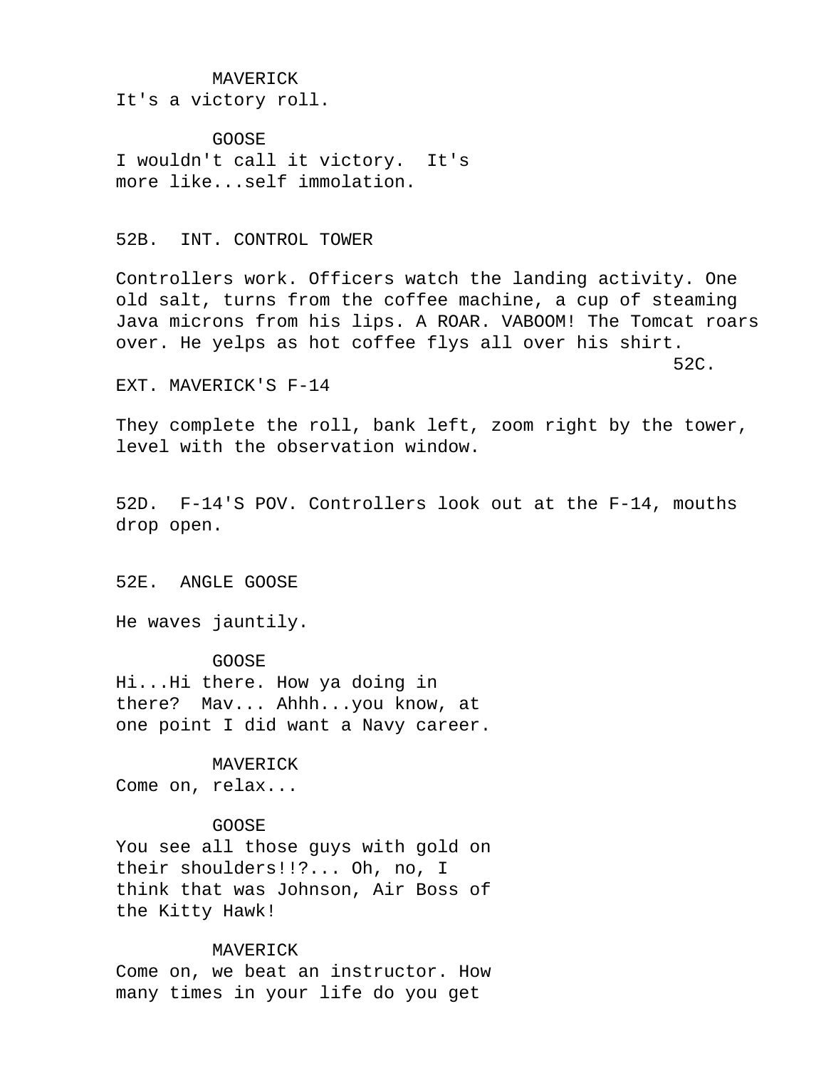MAVERICK
It's a victory roll.

GOOSE
I wouldn't call it victory. It's more like...self immolation.

52B. INT. CONTROL TOWER

Controllers work. Officers watch the landing activity. One old salt, turns from the coffee machine, a cup of steaming Java microns from his lips. A ROAR. VABOOM! The Tomcat roars over. He yelps as hot coffee flys all over his shirt.

52C.

EXT. MAVERICK'S F-14

They complete the roll, bank left, zoom right by the tower, level with the observation window.

52D. F-14'S POV. Controllers look out at the F-14, mouths drop open.

52E. ANGLE GOOSE

He waves jauntily.

GOOSE
Hi...Hi there. How ya doing in there? Mav... Ahhh...you know, at one point I did want a Navy career.

MAVERICK
Come on, relax...

GOOSE
You see all those guys with gold on their shoulders!!?... Oh, no, I think that was Johnson, Air Boss of the Kitty Hawk!

MAVERICK
Come on, we beat an instructor. How many times in your life do you get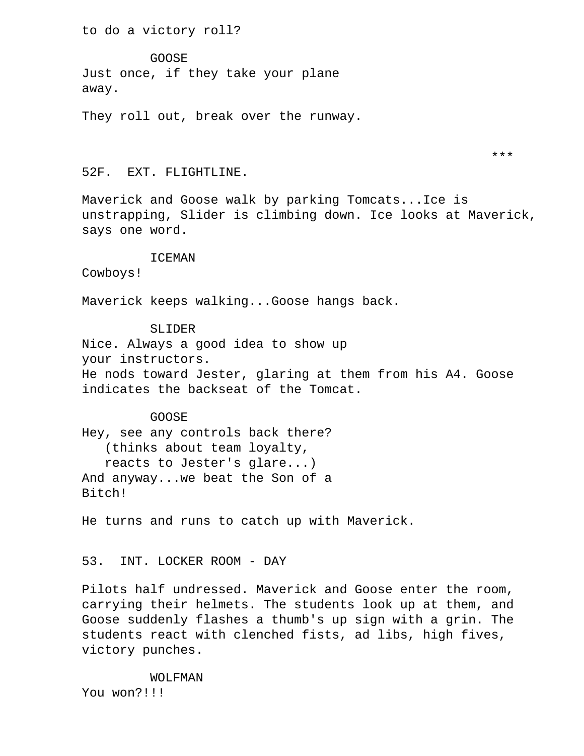to do a victory roll?

GOOSE
Just once, if they take your plane away.

They roll out, break over the runway.

***

52F. EXT. FLIGHTLINE.

Maverick and Goose walk by parking Tomcats...Ice is unstrapping, Slider is climbing down. Ice looks at Maverick, says one word.

ICEMAN
Cowboys!

Maverick keeps walking...Goose hangs back.

SLIDER
Nice. Always a good idea to show up your instructors.
He nods toward Jester, glaring at them from his A4. Goose indicates the backseat of the Tomcat.

GOOSE
Hey, see any controls back there?
(thinks about team loyalty, reacts to Jester's glare...)
And anyway...we beat the Son of a Bitch!

He turns and runs to catch up with Maverick.

53. INT. LOCKER ROOM - DAY

Pilots half undressed. Maverick and Goose enter the room, carrying their helmets. The students look up at them, and Goose suddenly flashes a thumb's up sign with a grin. The students react with clenched fists, ad libs, high fives, victory punches.

WOLFMAN
You won?!!!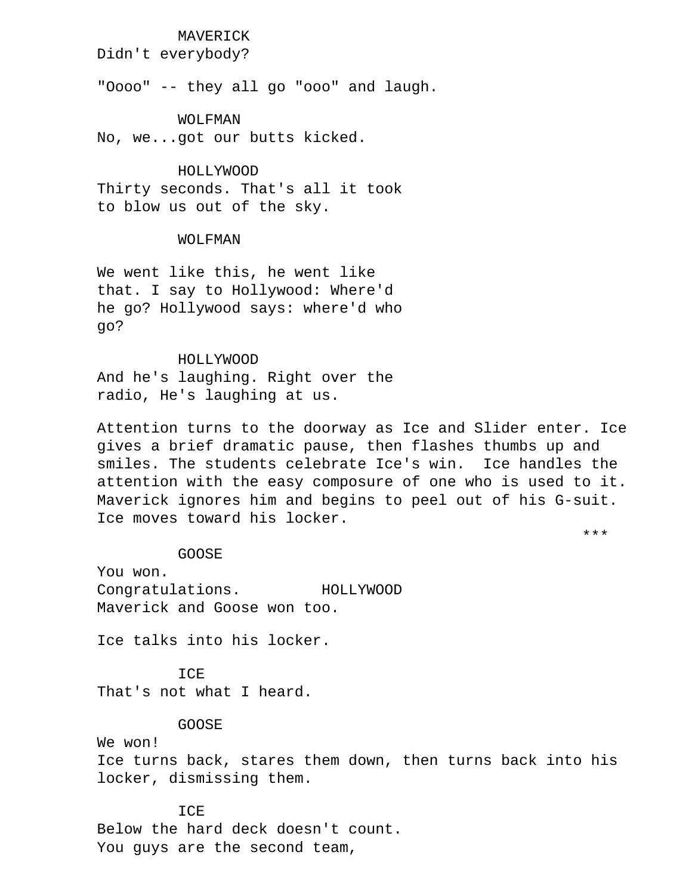MAVERICK
Didn't everybody?

"Oooo" -- they all go "ooo" and laugh.

WOLFMAN
No, we...got our butts kicked.

HOLLYWOOD
Thirty seconds. That's all it took
to blow us out of the sky.

WOLFMAN

We went like this, he went like
that. I say to Hollywood: Where'd
he go? Hollywood says: where'd who
go?

HOLLYWOOD
And he's laughing. Right over the
radio, He's laughing at us.

Attention turns to the doorway as Ice and Slider enter. Ice gives a brief dramatic pause, then flashes thumbs up and smiles. The students celebrate Ice's win. Ice handles the attention with the easy composure of one who is used to it. Maverick ignores him and begins to peel out of his G-suit. Ice moves toward his locker.

***

GOOSE
You won.
Congratulations.

HOLLYWOOD
Maverick and Goose won too.

Ice talks into his locker.

ICE
That's not what I heard.

GOOSE
We won!

Ice turns back, stares them down, then turns back into his locker, dismissing them.

ICE
Below the hard deck doesn't count.
You guys are the second team,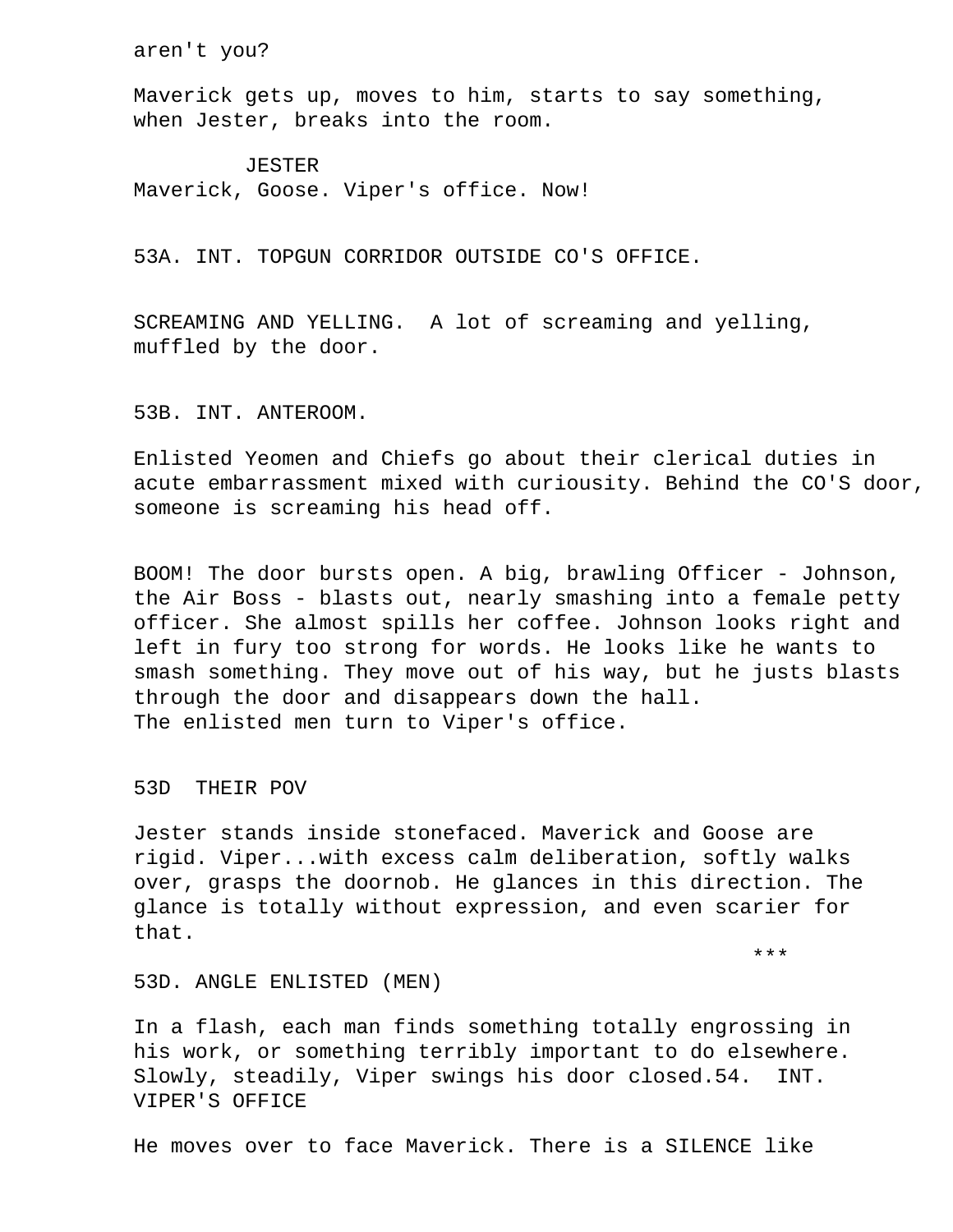aren't you?

Maverick gets up, moves to him, starts to say something, when Jester, breaks into the room.

JESTER
Maverick, Goose. Viper's office. Now!

53A. INT. TOPGUN CORRIDOR OUTSIDE CO'S OFFICE.

SCREAMING AND YELLING. A lot of screaming and yelling, muffled by the door.

53B. INT. ANTEROOM.

Enlisted Yeomen and Chiefs go about their clerical duties in acute embarrassment mixed with curiousity. Behind the CO'S door, someone is screaming his head off.

BOOM! The door bursts open. A big, brawling Officer - Johnson, the Air Boss - blasts out, nearly smashing into a female petty officer. She almost spills her coffee. Johnson looks right and left in fury too strong for words. He looks like he wants to smash something. They move out of his way, but he justs blasts through the door and disappears down the hall.
The enlisted men turn to Viper's office.

53D THEIR POV

Jester stands inside stonefaced. Maverick and Goose are rigid. Viper...with excess calm deliberation, softly walks over, grasps the doornob. He glances in this direction. The glance is totally without expression, and even scarier for that.

***

53D. ANGLE ENLISTED (MEN)

In a flash, each man finds something totally engrossing in his work, or something terribly important to do elsewhere. Slowly, steadily, Viper swings his door closed.54. INT. VIPER'S OFFICE

He moves over to face Maverick. There is a SILENCE like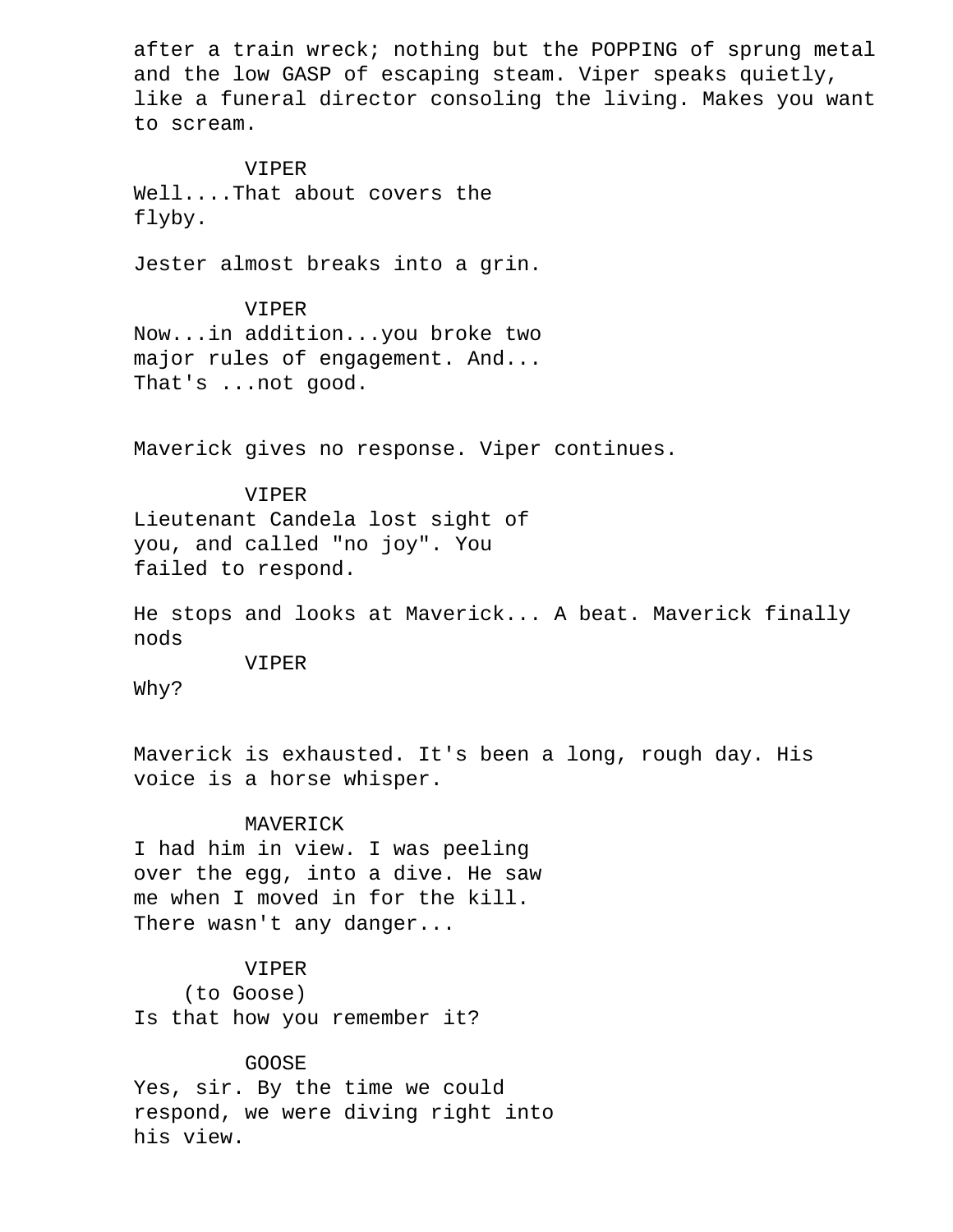after a train wreck; nothing but the POPPING of sprung metal and the low GASP of escaping steam. Viper speaks quietly, like a funeral director consoling the living. Makes you want to scream.

VIPER
Well....That about covers the flyby.

Jester almost breaks into a grin.

VIPER
Now...in addition...you broke two major rules of engagement. And... That's ...not good.

Maverick gives no response. Viper continues.

VIPER
Lieutenant Candela lost sight of you, and called "no joy". You failed to respond.

He stops and looks at Maverick... A beat. Maverick finally nods

VIPER
Why?

Maverick is exhausted. It's been a long, rough day. His voice is a horse whisper.

MAVERICK
I had him in view. I was peeling over the egg, into a dive. He saw me when I moved in for the kill. There wasn't any danger...

VIPER
(to Goose)
Is that how you remember it?

GOOSE
Yes, sir. By the time we could respond, we were diving right into his view.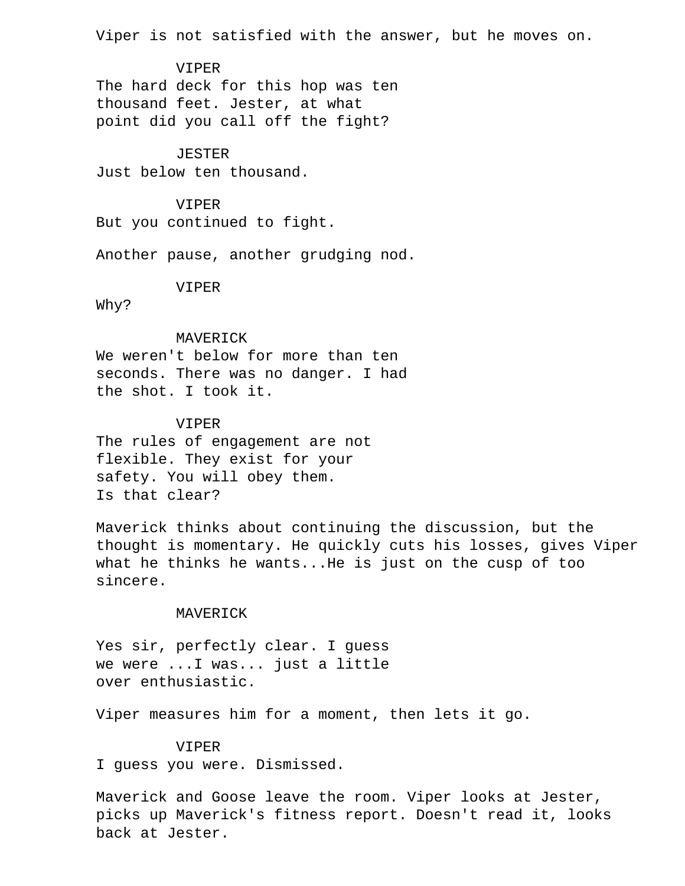Viper is not satisfied with the answer, but he moves on.

VIPER
The hard deck for this hop was ten
thousand feet. Jester, at what
point did you call off the fight?

JESTER
Just below ten thousand.

VIPER
But you continued to fight.

Another pause, another grudging nod.

VIPER
Why?

MAVERICK
We weren't below for more than ten
seconds. There was no danger. I had
the shot. I took it.

VIPER
The rules of engagement are not
flexible. They exist for your
safety. You will obey them.
Is that clear?

Maverick thinks about continuing the discussion, but the
thought is momentary. He quickly cuts his losses, gives Viper
what he thinks he wants...He is just on the cusp of too
sincere.

MAVERICK

Yes sir, perfectly clear. I guess
we were ...I was... just a little
over enthusiastic.

Viper measures him for a moment, then lets it go.

VIPER
I guess you were. Dismissed.

Maverick and Goose leave the room. Viper looks at Jester,
picks up Maverick's fitness report. Doesn't read it, looks
back at Jester.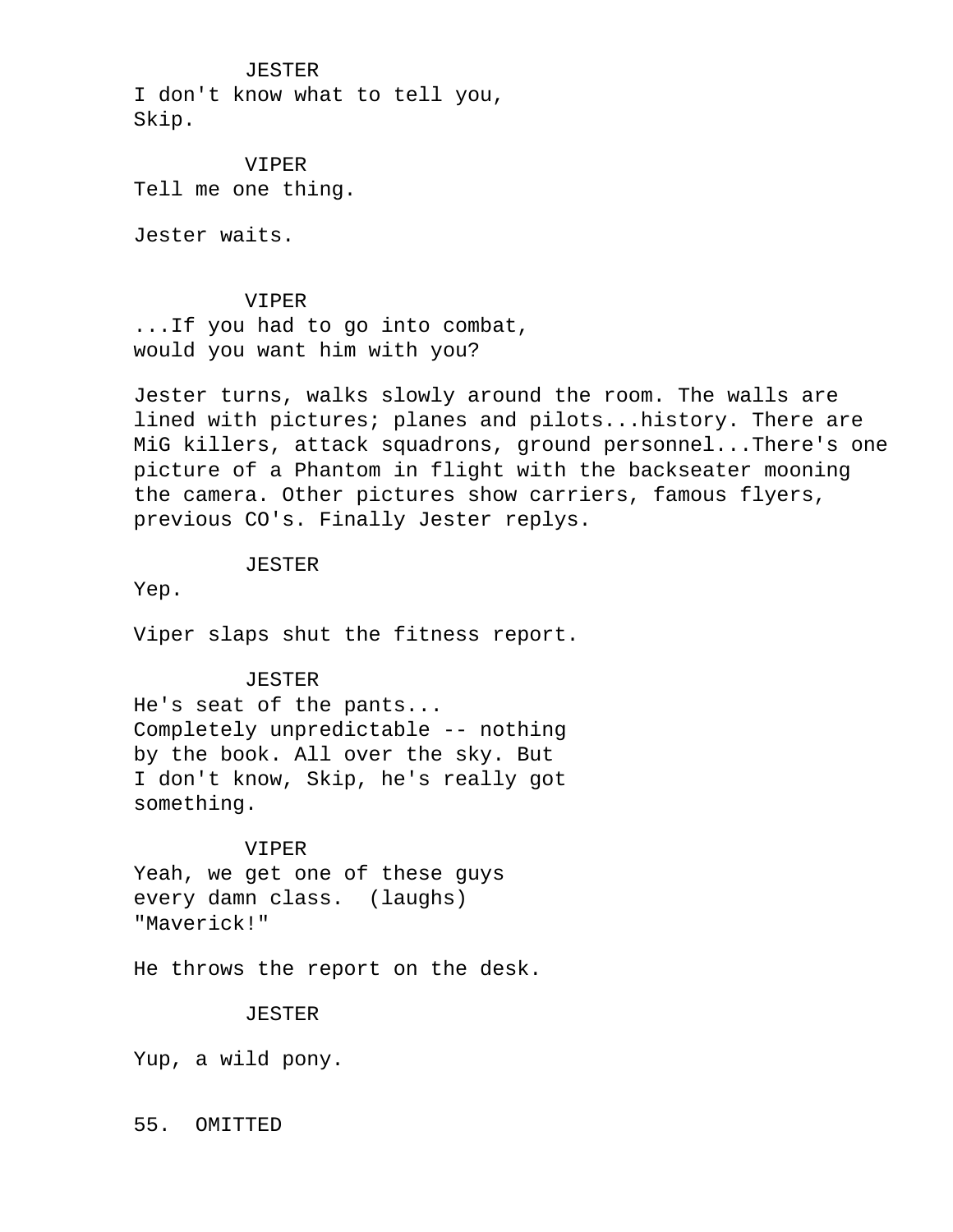JESTER
I don't know what to tell you,
Skip.

VIPER
Tell me one thing.

Jester waits.

VIPER
...If you had to go into combat,
would you want him with you?

Jester turns, walks slowly around the room. The walls are lined with pictures; planes and pilots...history. There are MiG killers, attack squadrons, ground personnel...There's one picture of a Phantom in flight with the backseater mooning the camera. Other pictures show carriers, famous flyers, previous CO's. Finally Jester replys.

JESTER
Yep.

Viper slaps shut the fitness report.

JESTER
He's seat of the pants...
Completely unpredictable -- nothing
by the book. All over the sky. But
I don't know, Skip, he's really got
something.

VIPER
Yeah, we get one of these guys
every damn class. (laughs)
"Maverick!"

He throws the report on the desk.

JESTER

Yup, a wild pony.

55. OMITTED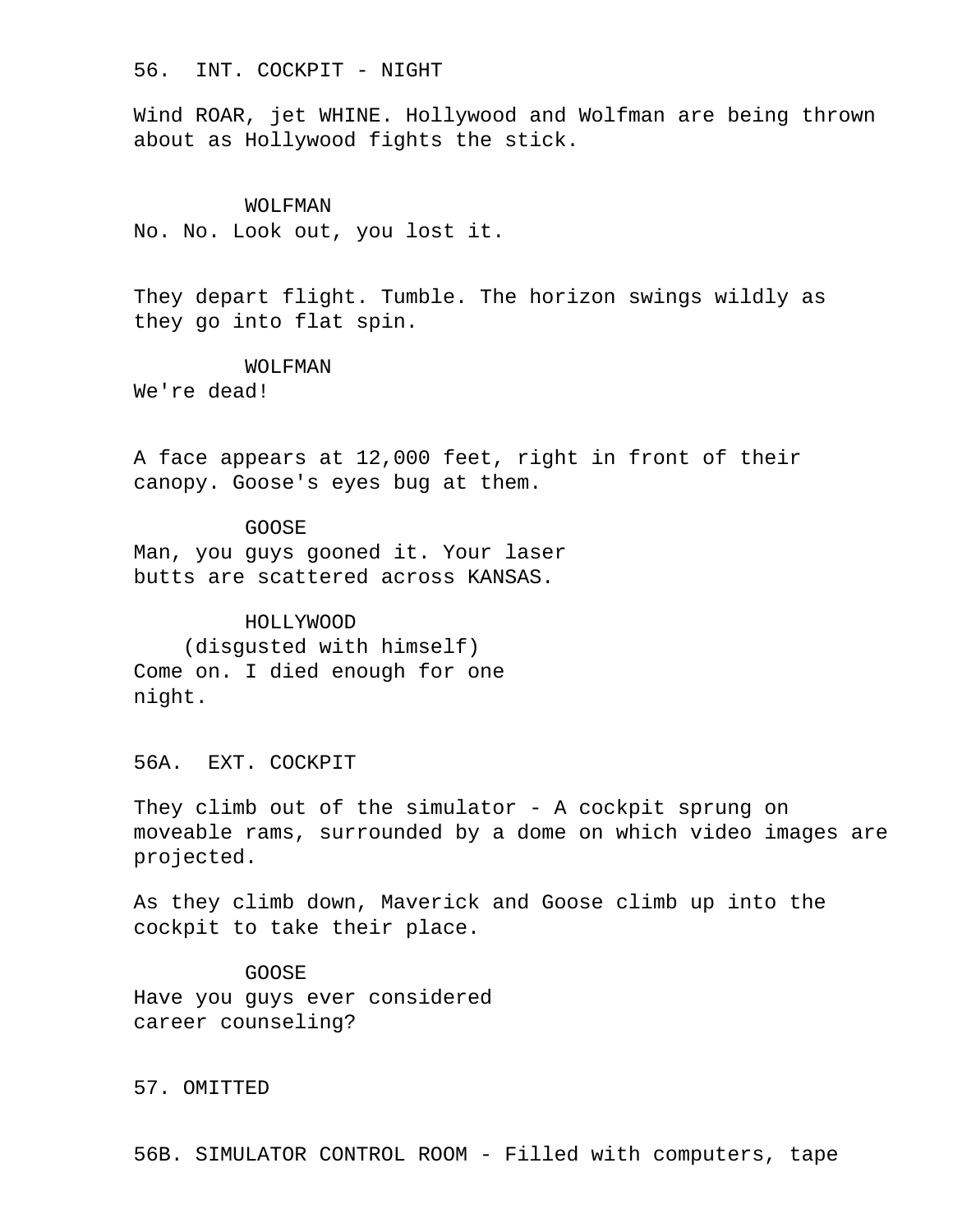56. INT. COCKPIT - NIGHT

Wind ROAR, jet WHINE. Hollywood and Wolfman are being thrown about as Hollywood fights the stick.

WOLFMAN
No. No. Look out, you lost it.

They depart flight. Tumble. The horizon swings wildly as they go into flat spin.

WOLFMAN
We're dead!

A face appears at 12,000 feet, right in front of their canopy. Goose's eyes bug at them.

GOOSE
Man, you guys gooned it. Your laser butts are scattered across KANSAS.

HOLLYWOOD
(disgusted with himself)
Come on. I died enough for one night.

56A. EXT. COCKPIT

They climb out of the simulator - A cockpit sprung on moveable rams, surrounded by a dome on which video images are projected.

As they climb down, Maverick and Goose climb up into the cockpit to take their place.

GOOSE
Have you guys ever considered career counseling?

57. OMITTED

56B. SIMULATOR CONTROL ROOM - Filled with computers, tape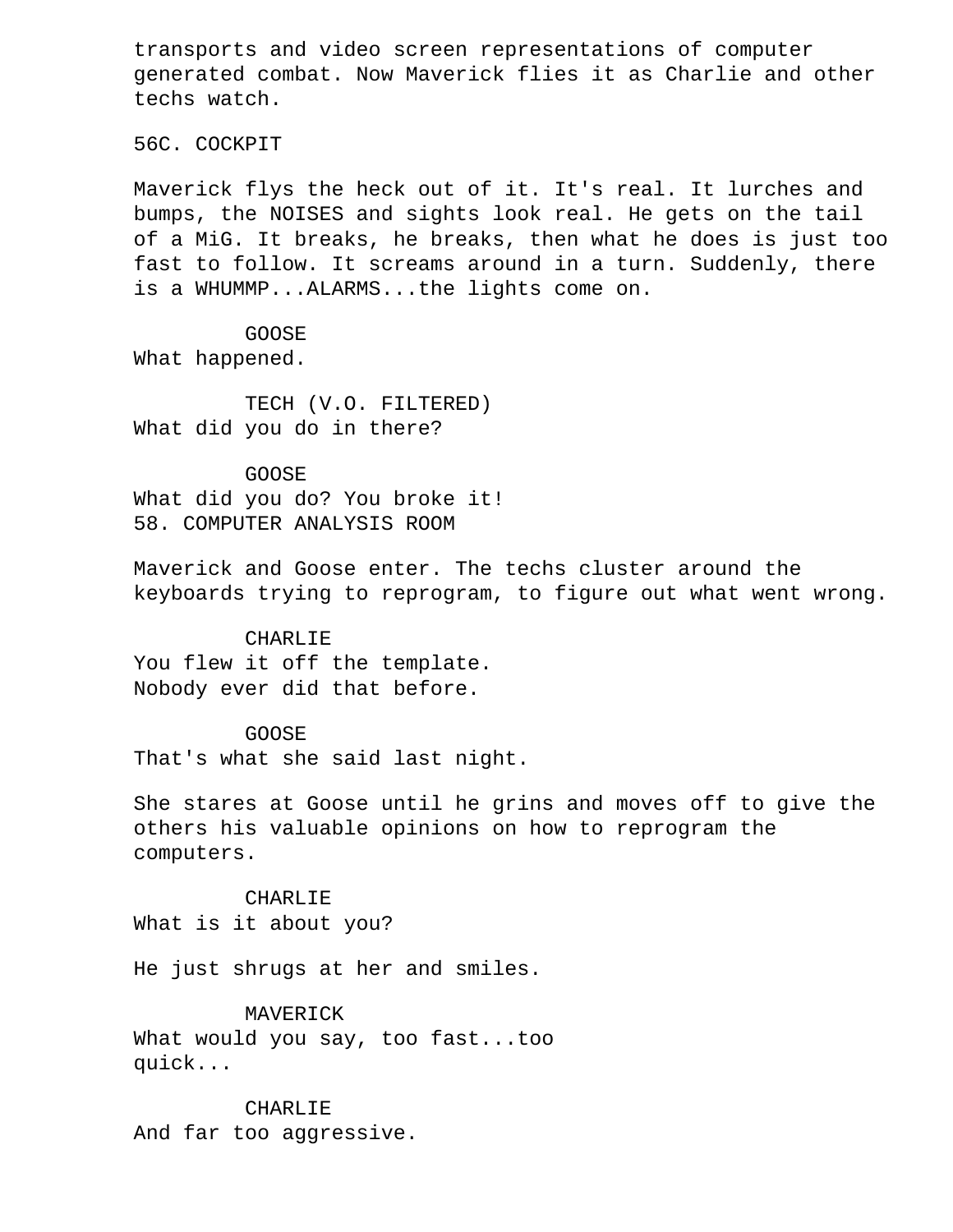transports and video screen representations of computer generated combat. Now Maverick flies it as Charlie and other techs watch.

56C. COCKPIT

Maverick flys the heck out of it. It's real. It lurches and bumps, the NOISES and sights look real. He gets on the tail of a MiG. It breaks, he breaks, then what he does is just too fast to follow. It screams around in a turn. Suddenly, there is a WHUMMP...ALARMS...the lights come on.

GOOSE
What happened.

TECH (V.O. FILTERED)
What did you do in there?

GOOSE
What did you do? You broke it!

58. COMPUTER ANALYSIS ROOM

Maverick and Goose enter. The techs cluster around the keyboards trying to reprogram, to figure out what went wrong.

CHARLIE
You flew it off the template.
Nobody ever did that before.

GOOSE
That's what she said last night.

She stares at Goose until he grins and moves off to give the others his valuable opinions on how to reprogram the computers.

CHARLIE
What is it about you?

He just shrugs at her and smiles.

MAVERICK
What would you say, too fast...too
quick...

CHARLIE
And far too aggressive.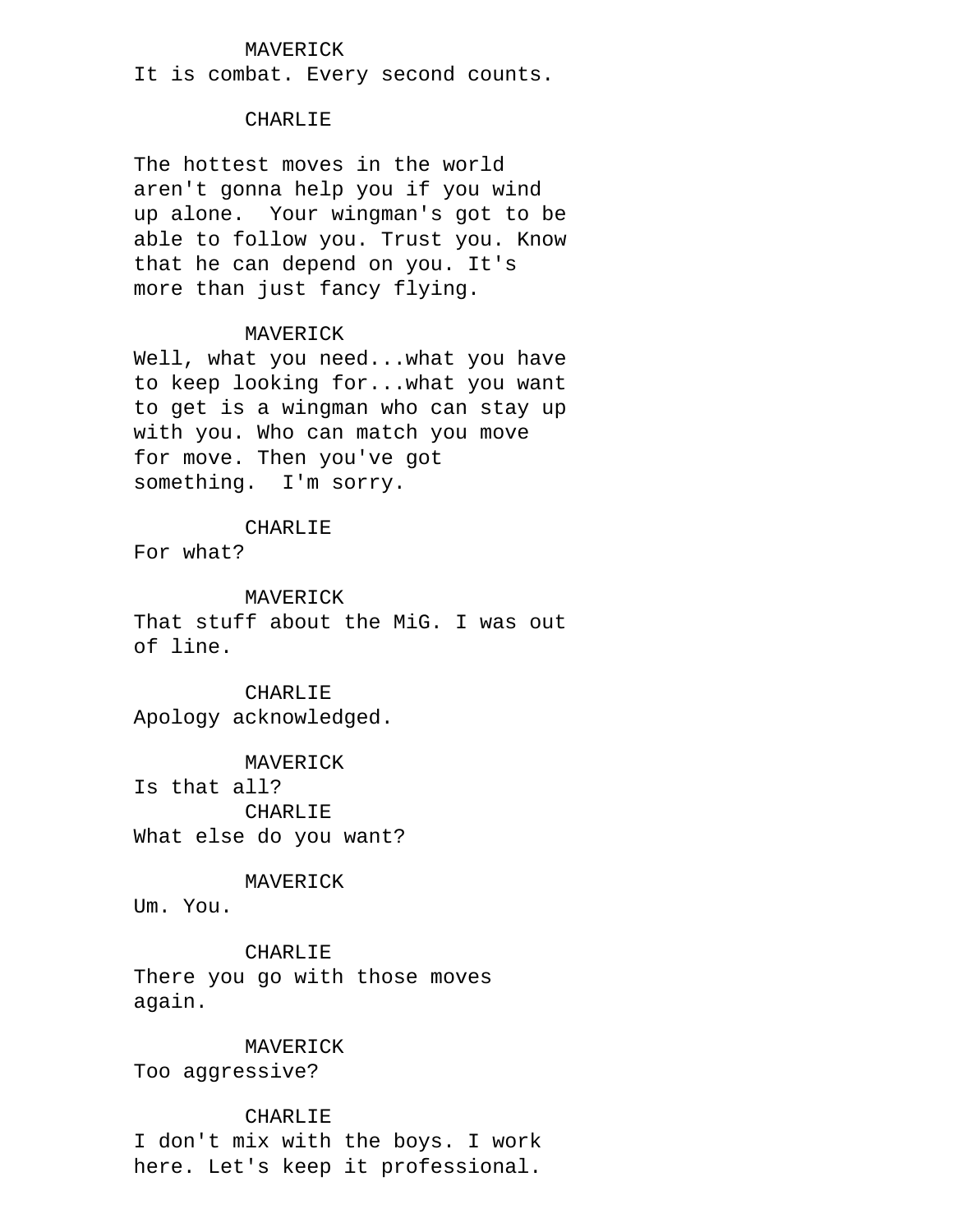MAVERICK
It is combat. Every second counts.

CHARLIE

The hottest moves in the world aren't gonna help you if you wind up alone.  Your wingman's got to be able to follow you. Trust you. Know that he can depend on you. It's more than just fancy flying.

MAVERICK
Well, what you need...what you have to keep looking for...what you want to get is a wingman who can stay up with you. Who can match you move for move. Then you've got something.  I'm sorry.

CHARLIE
For what?

MAVERICK
That stuff about the MiG. I was out of line.

CHARLIE
Apology acknowledged.

MAVERICK
Is that all?

CHARLIE
What else do you want?

MAVERICK
Um. You.

CHARLIE
There you go with those moves again.

MAVERICK
Too aggressive?

CHARLIE
I don't mix with the boys. I work here. Let's keep it professional.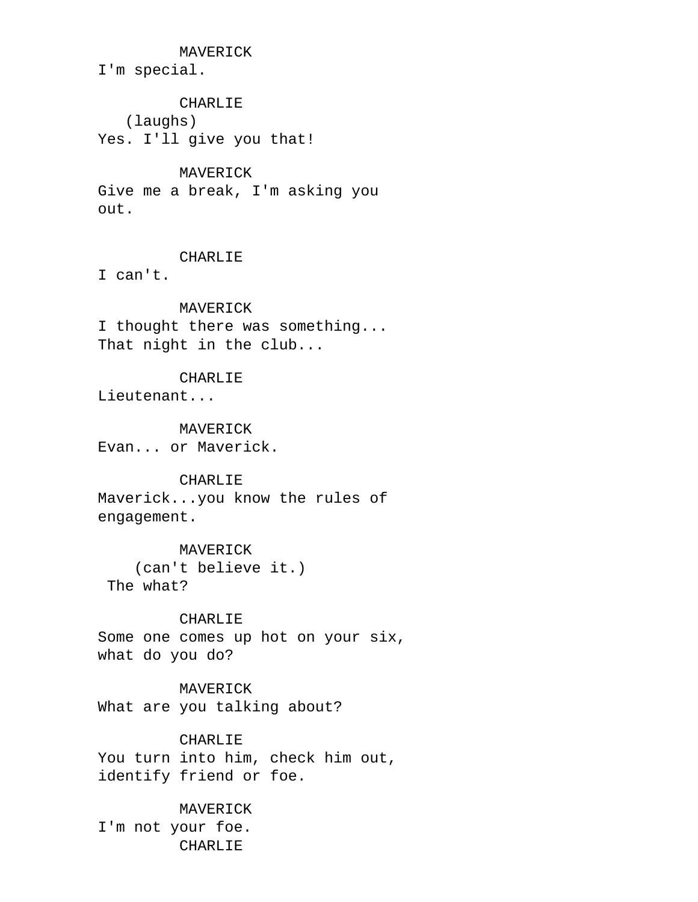MAVERICK
I'm special.

CHARLIE
(laughs)
Yes. I'll give you that!

MAVERICK
Give me a break, I'm asking you out.

CHARLIE
I can't.

MAVERICK
I thought there was something...
That night in the club...

CHARLIE
Lieutenant...

MAVERICK
Evan... or Maverick.

CHARLIE
Maverick...you know the rules of engagement.

MAVERICK
(can't believe it.)
The what?

CHARLIE
Some one comes up hot on your six, what do you do?

MAVERICK
What are you talking about?

CHARLIE
You turn into him, check him out, identify friend or foe.

MAVERICK
I'm not your foe.

CHARLIE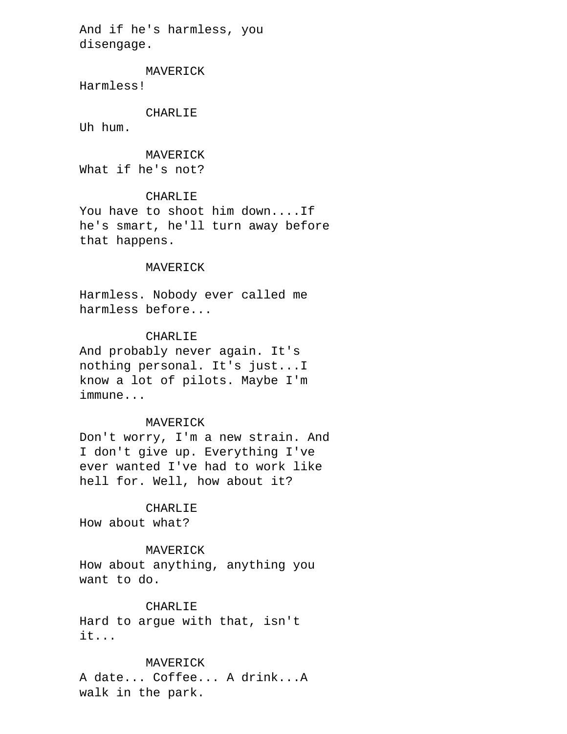And if he's harmless, you disengage.

MAVERICK

Harmless!

CHARLIE

Uh hum.

MAVERICK

What if he's not?

CHARLIE

You have to shoot him down....If he's smart, he'll turn away before that happens.

MAVERICK

Harmless. Nobody ever called me harmless before...

CHARLIE

And probably never again. It's nothing personal. It's just...I know a lot of pilots. Maybe I'm immune...

MAVERICK

Don't worry, I'm a new strain. And I don't give up. Everything I've ever wanted I've had to work like hell for. Well, how about it?

CHARLIE

How about what?

MAVERICK

How about anything, anything you want to do.

CHARLIE

Hard to argue with that, isn't it...

MAVERICK

A date... Coffee... A drink...A walk in the park.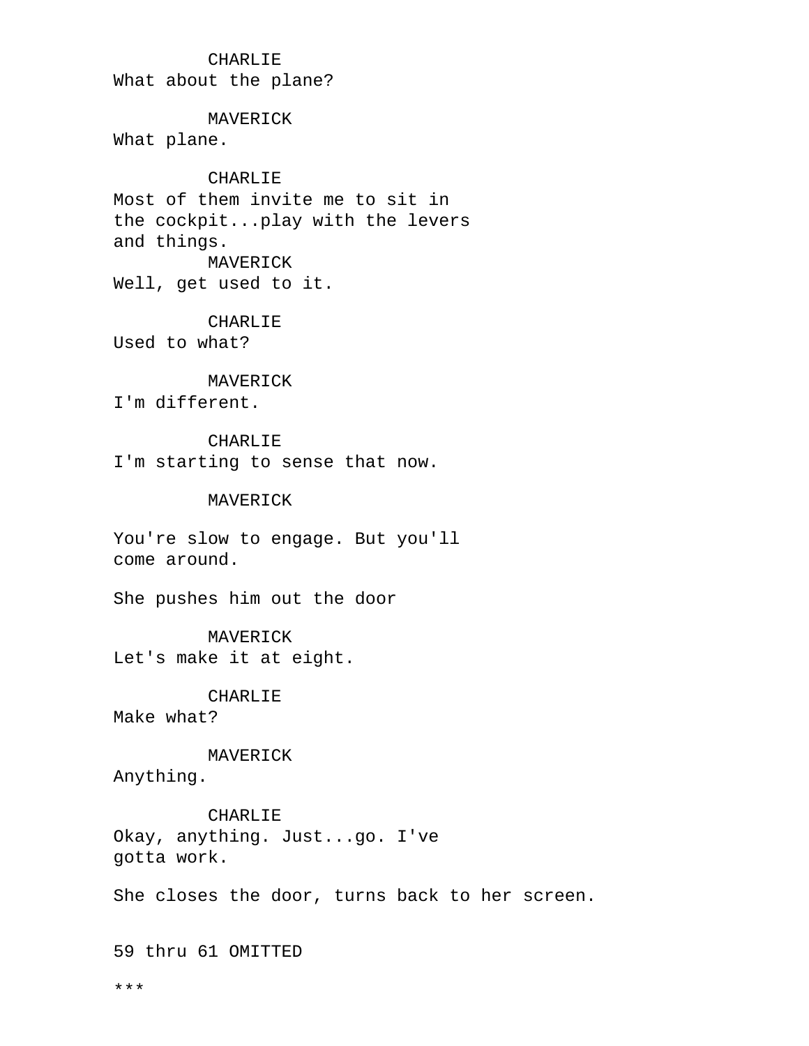CHARLIE
What about the plane?

MAVERICK
What plane.

CHARLIE
Most of them invite me to sit in the cockpit...play with the levers and things.

MAVERICK
Well, get used to it.

CHARLIE
Used to what?

MAVERICK
I'm different.

CHARLIE
I'm starting to sense that now.

MAVERICK
You're slow to engage. But you'll come around.

She pushes him out the door

MAVERICK
Let's make it at eight.

CHARLIE
Make what?

MAVERICK
Anything.

CHARLIE
Okay, anything. Just...go. I've gotta work.

She closes the door, turns back to her screen.

59 thru 61 OMITTED

***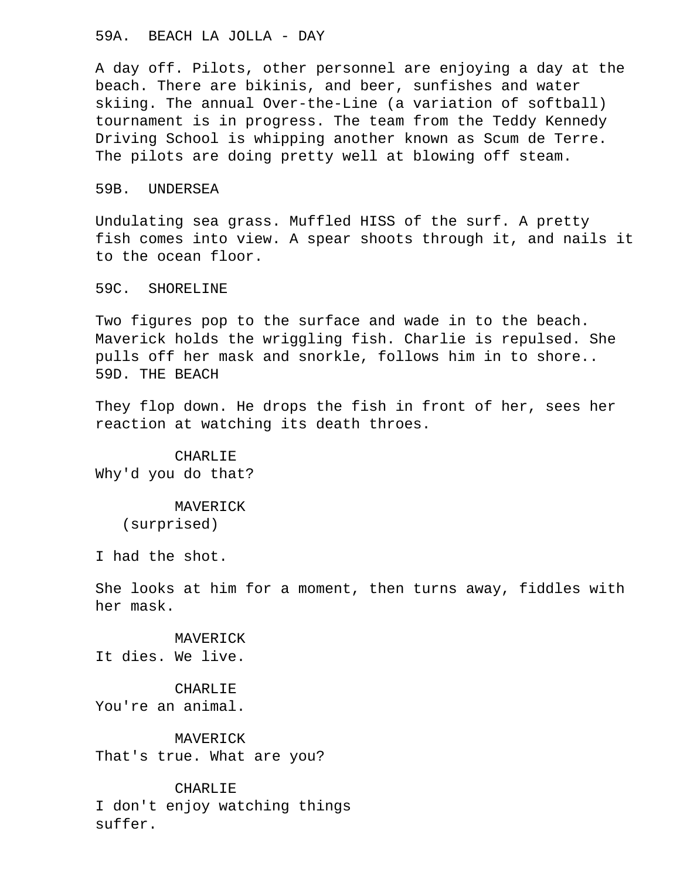59A. BEACH LA JOLLA - DAY

A day off. Pilots, other personnel are enjoying a day at the beach. There are bikinis, and beer, sunfishes and water skiing. The annual Over-the-Line (a variation of softball) tournament is in progress. The team from the Teddy Kennedy Driving School is whipping another known as Scum de Terre. The pilots are doing pretty well at blowing off steam.

59B. UNDERSEA

Undulating sea grass. Muffled HISS of the surf. A pretty fish comes into view. A spear shoots through it, and nails it to the ocean floor.

59C. SHORELINE

Two figures pop to the surface and wade in to the beach. Maverick holds the wriggling fish. Charlie is repulsed. She pulls off her mask and snorkle, follows him in to shore..
59D. THE BEACH

They flop down. He drops the fish in front of her, sees her reaction at watching its death throes.

CHARLIE
Why'd you do that?

MAVERICK
(surprised)

I had the shot.

She looks at him for a moment, then turns away, fiddles with her mask.

MAVERICK
It dies. We live.

CHARLIE
You're an animal.

MAVERICK
That's true. What are you?

CHARLIE
I don't enjoy watching things suffer.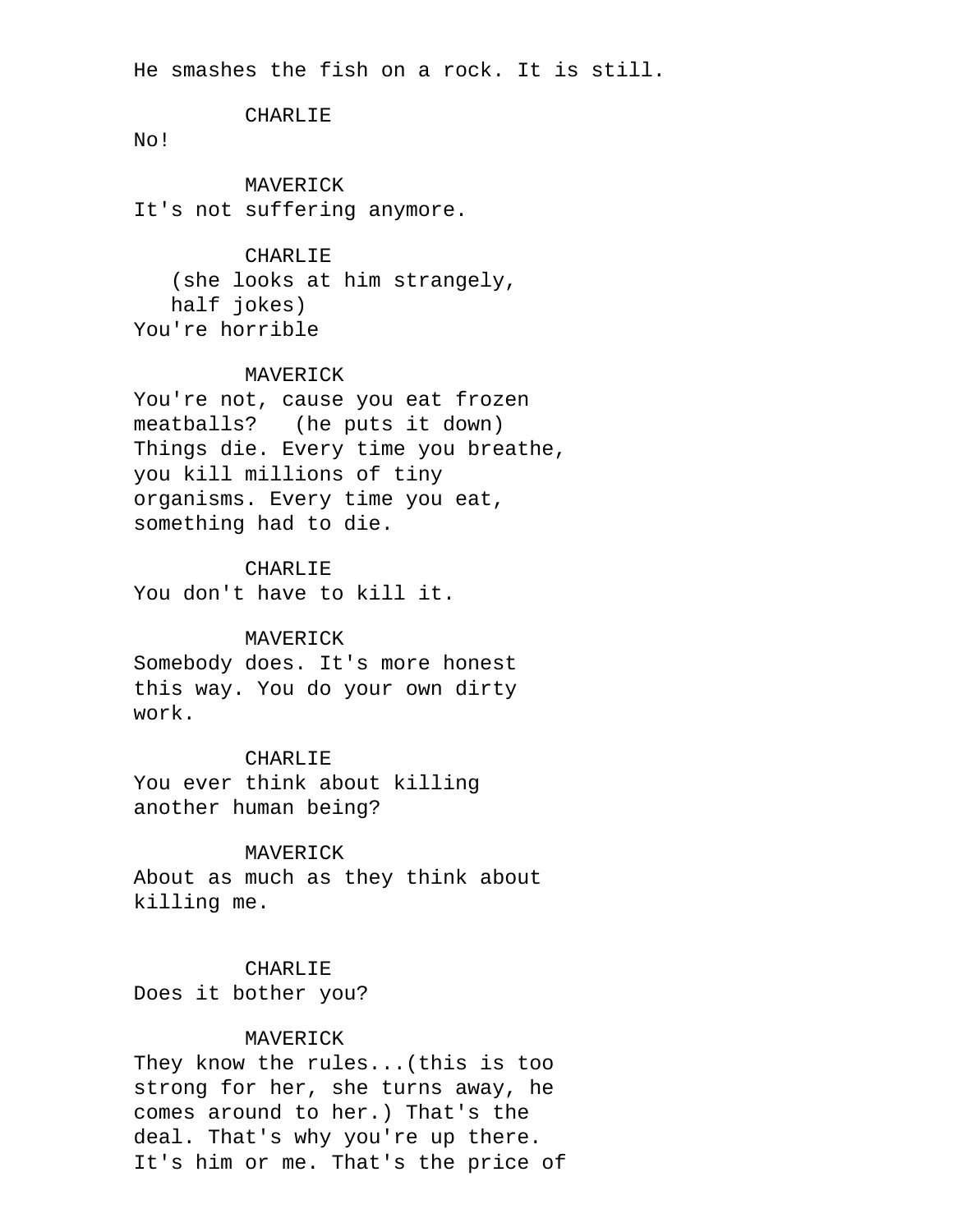He smashes the fish on a rock. It is still.

CHARLIE
No!

MAVERICK
It's not suffering anymore.

CHARLIE
(she looks at him strangely, half jokes)
You're horrible

MAVERICK
You're not, cause you eat frozen meatballs? (he puts it down) Things die. Every time you breathe, you kill millions of tiny organisms. Every time you eat, something had to die.

CHARLIE
You don't have to kill it.

MAVERICK
Somebody does. It's more honest this way. You do your own dirty work.

CHARLIE
You ever think about killing another human being?

MAVERICK
About as much as they think about killing me.

CHARLIE
Does it bother you?

MAVERICK
They know the rules...(this is too strong for her, she turns away, he comes around to her.) That's the deal. That's why you're up there. It's him or me. That's the price of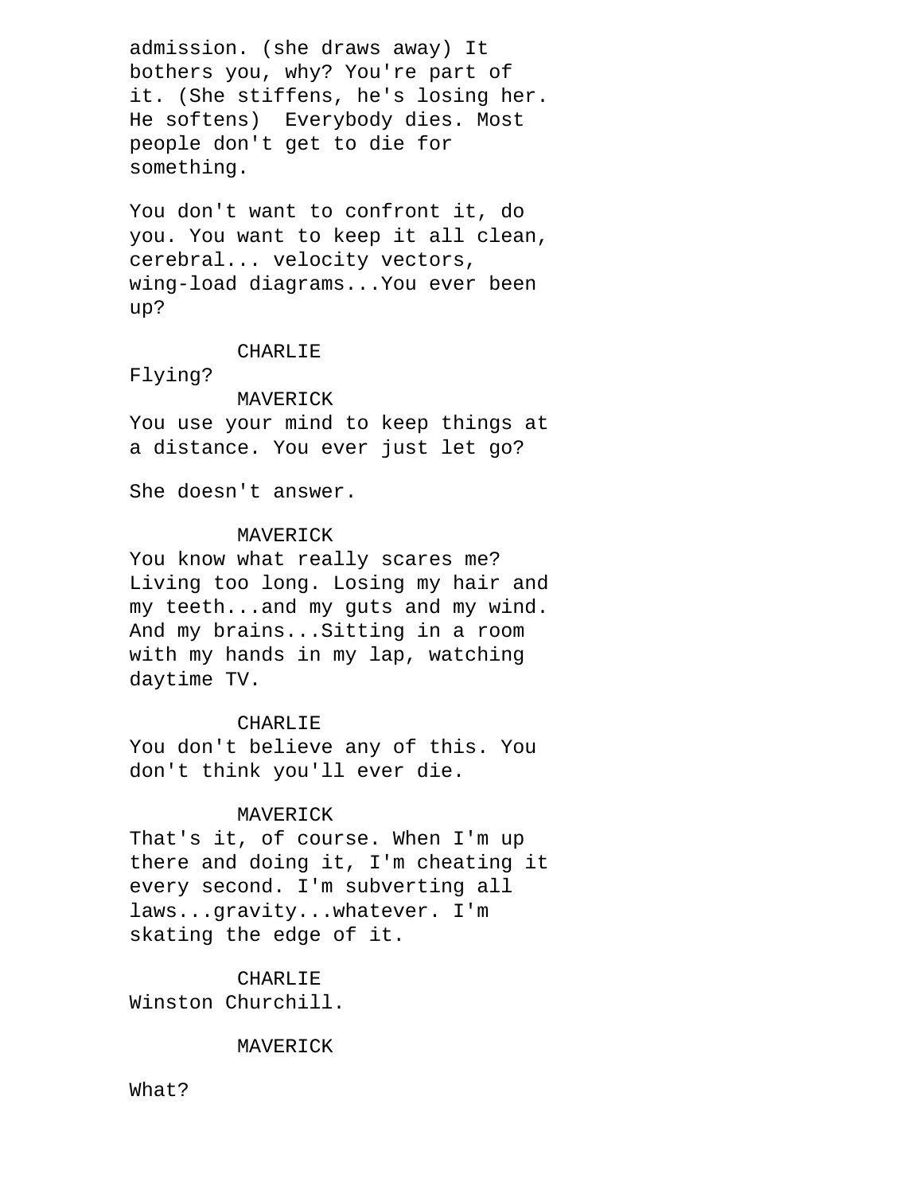admission. (she draws away) It bothers you, why? You're part of it. (She stiffens, he's losing her. He softens)  Everybody dies. Most people don't get to die for something.

You don't want to confront it, do you. You want to keep it all clean, cerebral... velocity vectors, wing-load diagrams...You ever been up?

CHARLIE

Flying?

MAVERICK

You use your mind to keep things at a distance. You ever just let go?

She doesn't answer.

MAVERICK

You know what really scares me? Living too long. Losing my hair and my teeth...and my guts and my wind. And my brains...Sitting in a room with my hands in my lap, watching daytime TV.

CHARLIE

You don't believe any of this. You don't think you'll ever die.

MAVERICK

That's it, of course. When I'm up there and doing it, I'm cheating it every second. I'm subverting all laws...gravity...whatever. I'm skating the edge of it.

CHARLIE

Winston Churchill.

MAVERICK

What?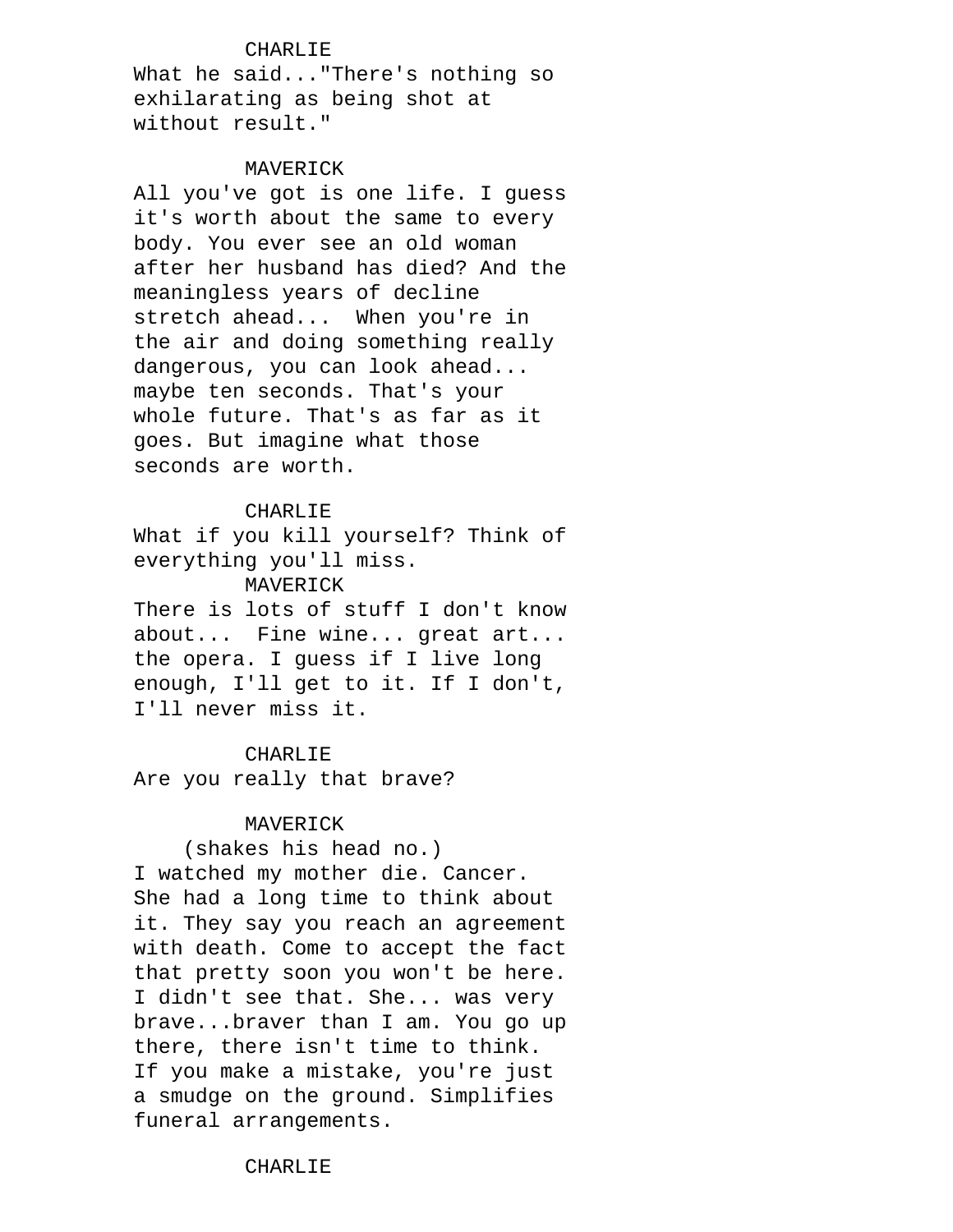CHARLIE

What he said..."There's nothing so exhilarating as being shot at without result."

MAVERICK

All you've got is one life. I guess it's worth about the same to every body. You ever see an old woman after her husband has died? And the meaningless years of decline stretch ahead... When you're in the air and doing something really dangerous, you can look ahead... maybe ten seconds. That's your whole future. That's as far as it goes. But imagine what those seconds are worth.

CHARLIE

What if you kill yourself? Think of everything you'll miss.

MAVERICK

There is lots of stuff I don't know about... Fine wine... great art... the opera. I guess if I live long enough, I'll get to it. If I don't, I'll never miss it.

CHARLIE

Are you really that brave?

MAVERICK

(shakes his head no.)

I watched my mother die. Cancer. She had a long time to think about it. They say you reach an agreement with death. Come to accept the fact that pretty soon you won't be here. I didn't see that. She... was very brave...braver than I am. You go up there, there isn't time to think. If you make a mistake, you're just a smudge on the ground. Simplifies funeral arrangements.

CHARLIE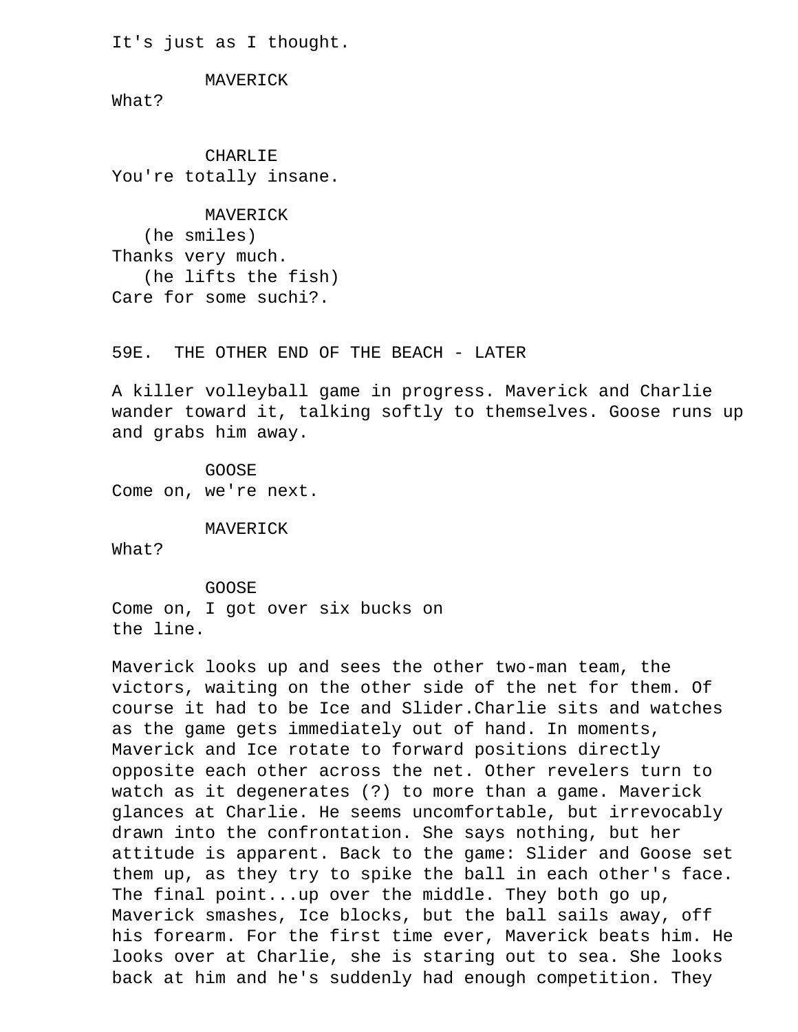It's just as I thought.

MAVERICK
What?

CHARLIE
You're totally insane.

MAVERICK
(he smiles)
Thanks very much.
(he lifts the fish)
Care for some suchi?.

59E. THE OTHER END OF THE BEACH - LATER

A killer volleyball game in progress. Maverick and Charlie wander toward it, talking softly to themselves. Goose runs up and grabs him away.

GOOSE
Come on, we're next.

MAVERICK
What?

GOOSE
Come on, I got over six bucks on
the line.

Maverick looks up and sees the other two-man team, the victors, waiting on the other side of the net for them. Of course it had to be Ice and Slider.Charlie sits and watches as the game gets immediately out of hand. In moments, Maverick and Ice rotate to forward positions directly opposite each other across the net. Other revelers turn to watch as it degenerates (?) to more than a game. Maverick glances at Charlie. He seems uncomfortable, but irrevocably drawn into the confrontation. She says nothing, but her attitude is apparent. Back to the game: Slider and Goose set them up, as they try to spike the ball in each other's face. The final point...up over the middle. They both go up, Maverick smashes, Ice blocks, but the ball sails away, off his forearm. For the first time ever, Maverick beats him. He looks over at Charlie, she is staring out to sea. She looks back at him and he's suddenly had enough competition. They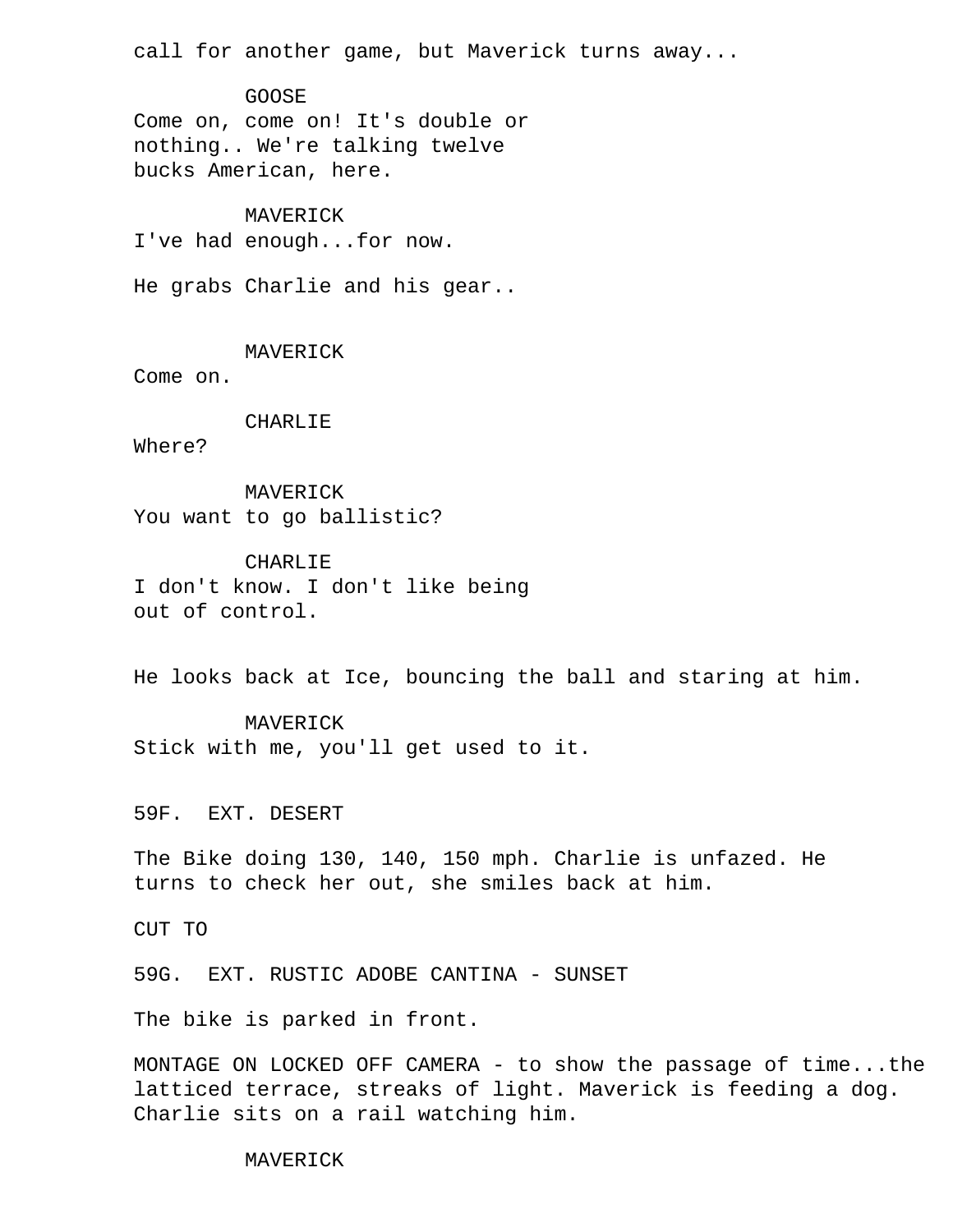call for another game, but Maverick turns away...

GOOSE
Come on, come on! It's double or nothing.. We're talking twelve bucks American, here.

MAVERICK
I've had enough...for now.

He grabs Charlie and his gear..

MAVERICK
Come on.

CHARLIE
Where?

MAVERICK
You want to go ballistic?

CHARLIE
I don't know. I don't like being out of control.

He looks back at Ice, bouncing the ball and staring at him.

MAVERICK
Stick with me, you'll get used to it.

59F. EXT. DESERT

The Bike doing 130, 140, 150 mph. Charlie is unfazed. He turns to check her out, she smiles back at him.

CUT TO

59G. EXT. RUSTIC ADOBE CANTINA - SUNSET

The bike is parked in front.

MONTAGE ON LOCKED OFF CAMERA - to show the passage of time...the latticed terrace, streaks of light. Maverick is feeding a dog. Charlie sits on a rail watching him.

MAVERICK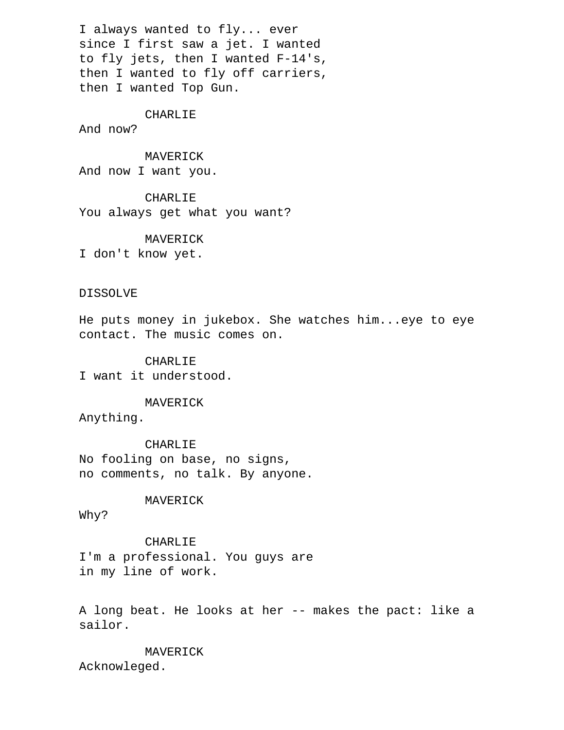I always wanted to fly... ever
since I first saw a jet. I wanted
to fly jets, then I wanted F-14's,
then I wanted to fly off carriers,
then I wanted Top Gun.

CHARLIE
And now?

MAVERICK
And now I want you.

CHARLIE
You always get what you want?

MAVERICK
I don't know yet.

DISSOLVE

He puts money in jukebox. She watches him...eye to eye contact. The music comes on.

CHARLIE
I want it understood.

MAVERICK
Anything.

CHARLIE
No fooling on base, no signs,
no comments, no talk. By anyone.

MAVERICK
Why?

CHARLIE
I'm a professional. You guys are
in my line of work.

A long beat. He looks at her -- makes the pact: like a sailor.

MAVERICK
Acknowleged.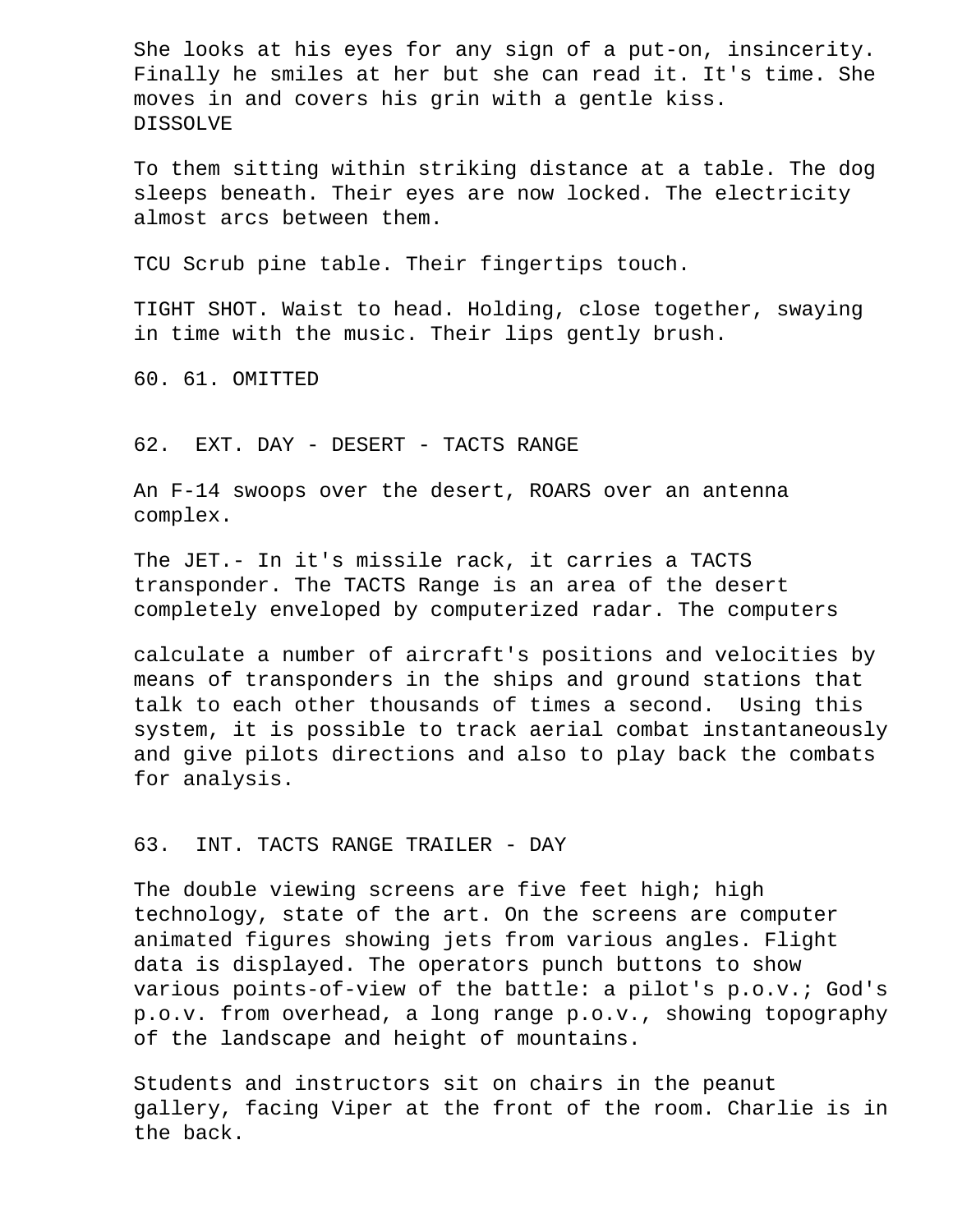She looks at his eyes for any sign of a put-on, insincerity. Finally he smiles at her but she can read it. It's time. She moves in and covers his grin with a gentle kiss.
DISSOLVE

To them sitting within striking distance at a table. The dog sleeps beneath. Their eyes are now locked. The electricity almost arcs between them.

TCU Scrub pine table. Their fingertips touch.

TIGHT SHOT. Waist to head. Holding, close together, swaying in time with the music. Their lips gently brush.

60. 61. OMITTED

62. EXT. DAY - DESERT - TACTS RANGE

An F-14 swoops over the desert, ROARS over an antenna complex.

The JET.- In it's missile rack, it carries a TACTS transponder. The TACTS Range is an area of the desert completely enveloped by computerized radar. The computers

calculate a number of aircraft's positions and velocities by means of transponders in the ships and ground stations that talk to each other thousands of times a second. Using this system, it is possible to track aerial combat instantaneously and give pilots directions and also to play back the combats for analysis.

63. INT. TACTS RANGE TRAILER - DAY

The double viewing screens are five feet high; high technology, state of the art. On the screens are computer animated figures showing jets from various angles. Flight data is displayed. The operators punch buttons to show various points-of-view of the battle: a pilot's p.o.v.; God's p.o.v. from overhead, a long range p.o.v., showing topography of the landscape and height of mountains.

Students and instructors sit on chairs in the peanut gallery, facing Viper at the front of the room. Charlie is in the back.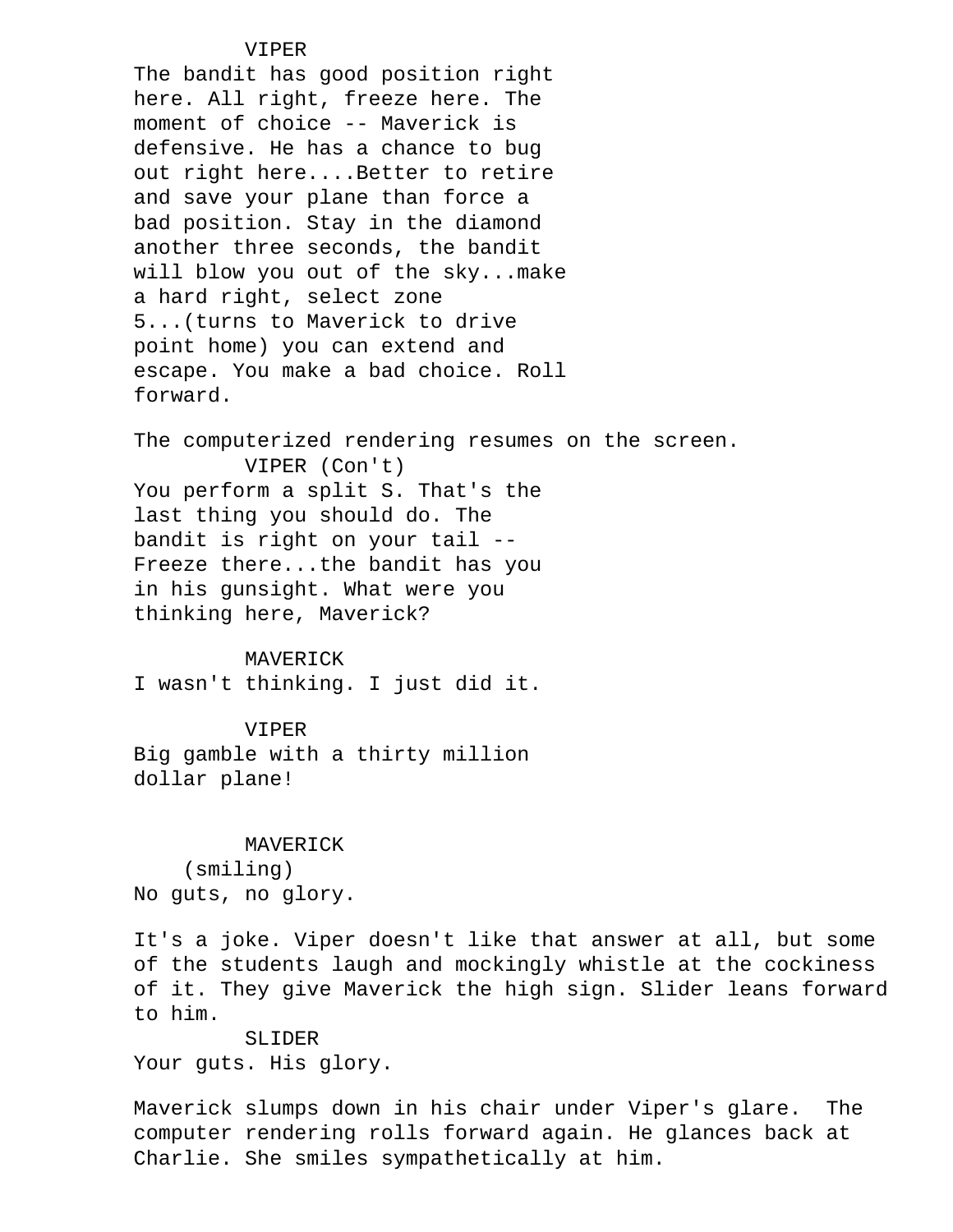VIPER

The bandit has good position right here. All right, freeze here. The moment of choice -- Maverick is defensive. He has a chance to bug out right here....Better to retire and save your plane than force a bad position. Stay in the diamond another three seconds, the bandit will blow you out of the sky...make a hard right, select zone 5...(turns to Maverick to drive point home) you can extend and escape. You make a bad choice. Roll forward.

The computerized rendering resumes on the screen.

VIPER (Con't)

You perform a split S. That's the last thing you should do. The bandit is right on your tail -- Freeze there...the bandit has you in his gunsight. What were you thinking here, Maverick?

MAVERICK

I wasn't thinking. I just did it.

VIPER

Big gamble with a thirty million dollar plane!

MAVERICK

(smiling)

No guts, no glory.

It's a joke. Viper doesn't like that answer at all, but some of the students laugh and mockingly whistle at the cockiness of it. They give Maverick the high sign. Slider leans forward to him.

SLIDER

Your guts. His glory.

Maverick slumps down in his chair under Viper's glare. The computer rendering rolls forward again. He glances back at Charlie. She smiles sympathetically at him.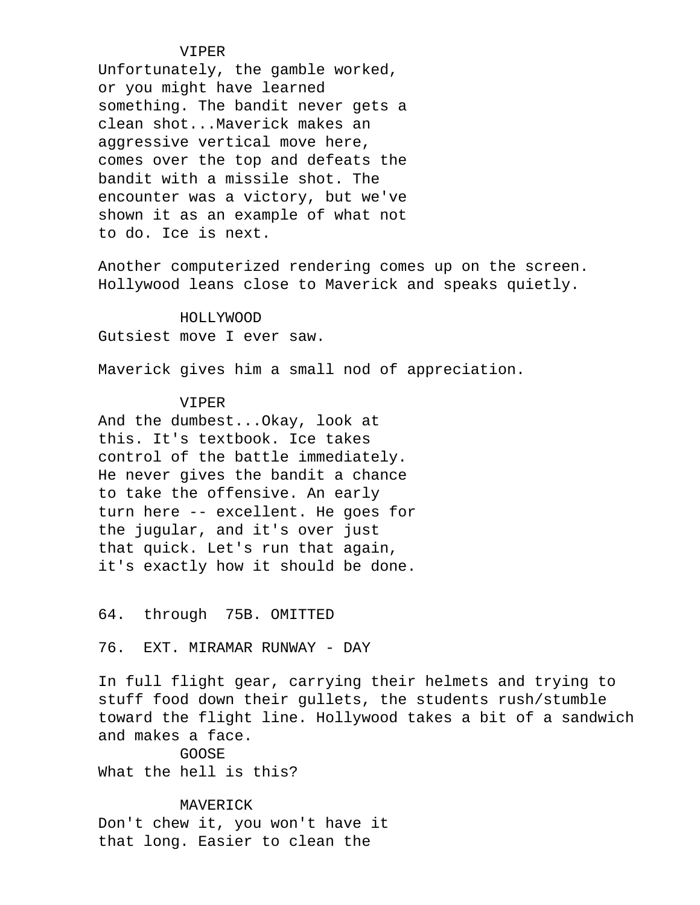VIPER

Unfortunately, the gamble worked, or you might have learned something. The bandit never gets a clean shot...Maverick makes an aggressive vertical move here, comes over the top and defeats the bandit with a missile shot. The encounter was a victory, but we've shown it as an example of what not to do. Ice is next.

Another computerized rendering comes up on the screen. Hollywood leans close to Maverick and speaks quietly.

HOLLYWOOD

Gutsiest move I ever saw.

Maverick gives him a small nod of appreciation.

VIPER

And the dumbest...Okay, look at this. It's textbook. Ice takes control of the battle immediately. He never gives the bandit a chance to take the offensive. An early turn here -- excellent. He goes for the jugular, and it's over just that quick. Let's run that again, it's exactly how it should be done.

64. through 75B. OMITTED

76. EXT. MIRAMAR RUNWAY - DAY

In full flight gear, carrying their helmets and trying to stuff food down their gullets, the students rush/stumble toward the flight line. Hollywood takes a bit of a sandwich and makes a face.

GOOSE

What the hell is this?

MAVERICK

Don't chew it, you won't have it that long. Easier to clean the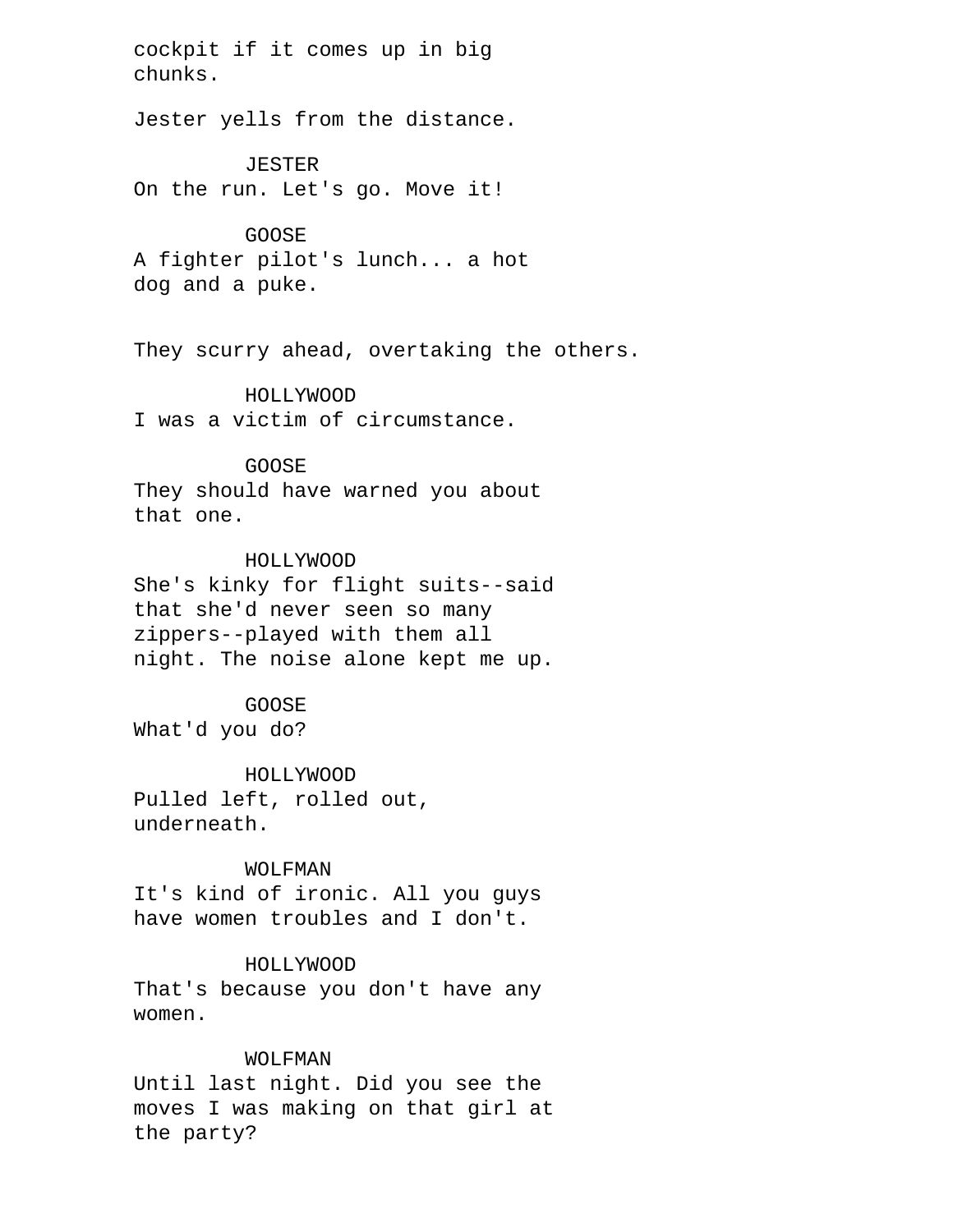cockpit if it comes up in big
chunks.

Jester yells from the distance.

JESTER
On the run. Let's go. Move it!

GOOSE
A fighter pilot's lunch... a hot
dog and a puke.

They scurry ahead, overtaking the others.

HOLLYWOOD
I was a victim of circumstance.

GOOSE
They should have warned you about
that one.

HOLLYWOOD
She's kinky for flight suits--said
that she'd never seen so many
zippers--played with them all
night. The noise alone kept me up.

GOOSE
What'd you do?

HOLLYWOOD
Pulled left, rolled out,
underneath.

WOLFMAN
It's kind of ironic. All you guys
have women troubles and I don't.

HOLLYWOOD
That's because you don't have any
women.

WOLFMAN
Until last night. Did you see the
moves I was making on that girl at
the party?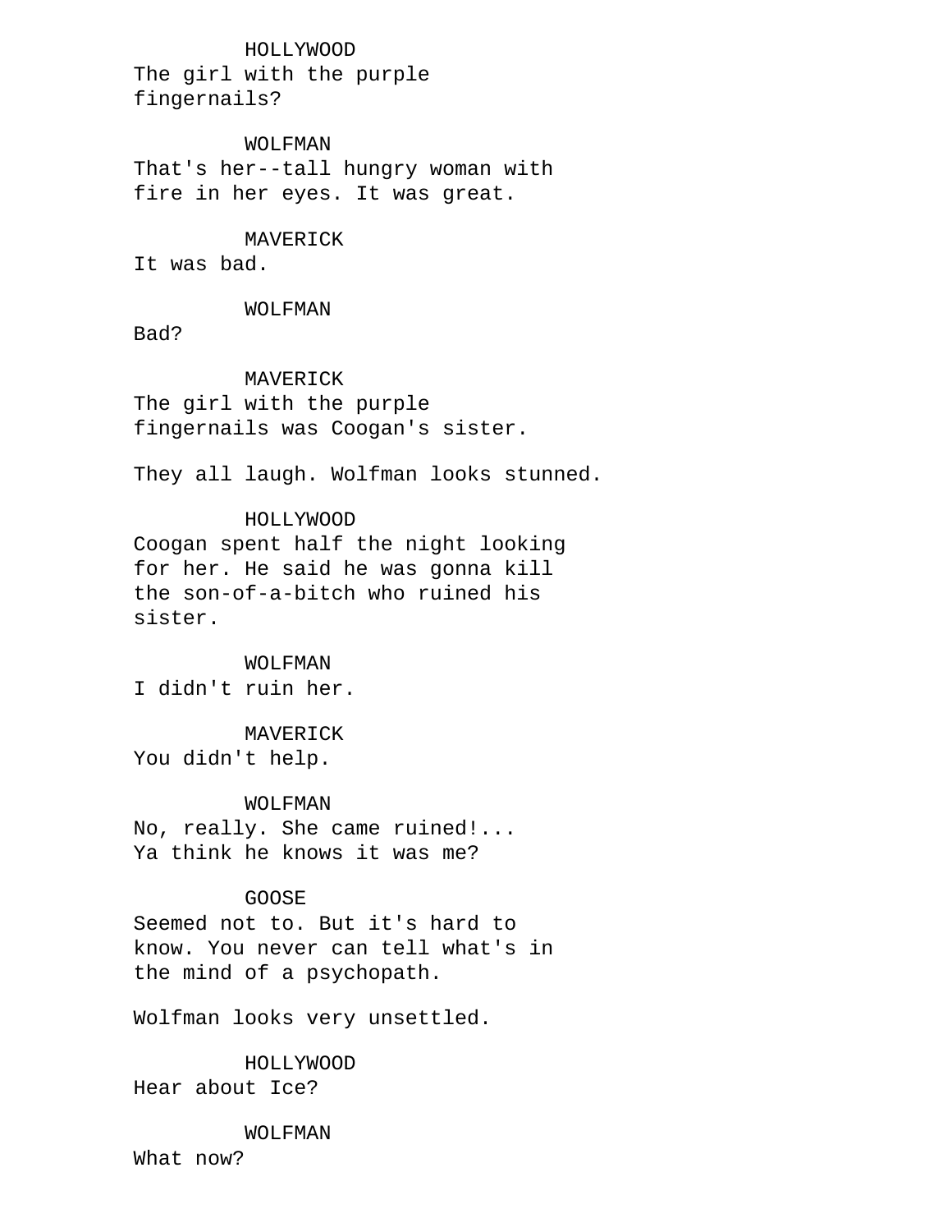HOLLYWOOD
The girl with the purple
fingernails?

WOLFMAN
That's her--tall hungry woman with
fire in her eyes. It was great.

MAVERICK
It was bad.

WOLFMAN
Bad?

MAVERICK
The girl with the purple
fingernails was Coogan's sister.

They all laugh. Wolfman looks stunned.

HOLLYWOOD
Coogan spent half the night looking
for her. He said he was gonna kill
the son-of-a-bitch who ruined his
sister.

WOLFMAN
I didn't ruin her.

MAVERICK
You didn't help.

WOLFMAN
No, really. She came ruined!...
Ya think he knows it was me?

GOOSE
Seemed not to. But it's hard to
know. You never can tell what's in
the mind of a psychopath.

Wolfman looks very unsettled.

HOLLYWOOD
Hear about Ice?

WOLFMAN
What now?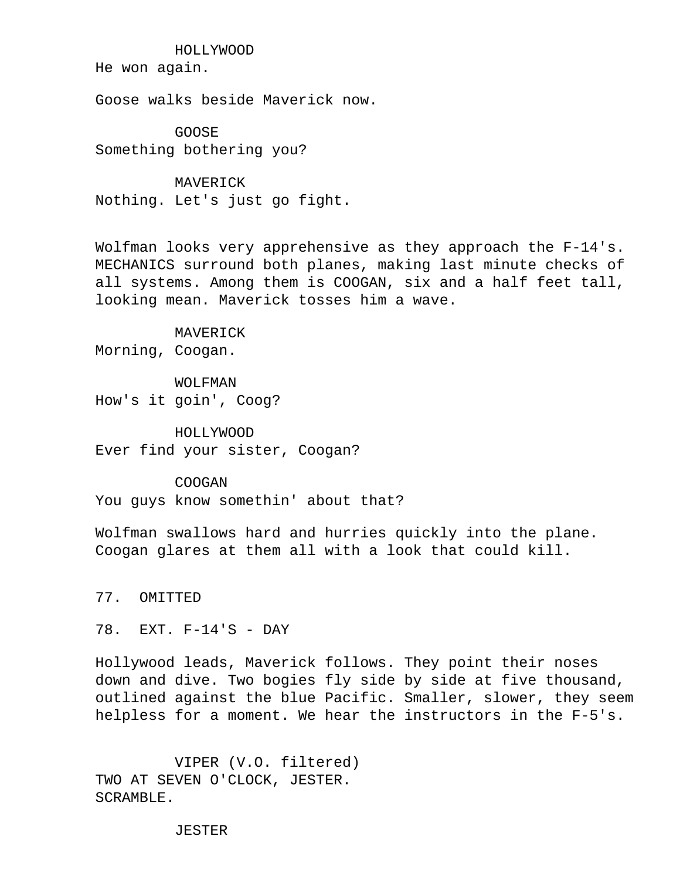HOLLYWOOD
He won again.

Goose walks beside Maverick now.

GOOSE
Something bothering you?

MAVERICK
Nothing. Let's just go fight.

Wolfman looks very apprehensive as they approach the F-14's. MECHANICS surround both planes, making last minute checks of all systems. Among them is COOGAN, six and a half feet tall, looking mean. Maverick tosses him a wave.

MAVERICK
Morning, Coogan.

WOLFMAN
How's it goin', Coog?

HOLLYWOOD
Ever find your sister, Coogan?

COOGAN
You guys know somethin' about that?

Wolfman swallows hard and hurries quickly into the plane. Coogan glares at them all with a look that could kill.

77. OMITTED

78. EXT. F-14'S - DAY

Hollywood leads, Maverick follows. They point their noses down and dive. Two bogies fly side by side at five thousand, outlined against the blue Pacific. Smaller, slower, they seem helpless for a moment. We hear the instructors in the F-5's.

VIPER (V.O. filtered)
TWO AT SEVEN O'CLOCK, JESTER.
SCRAMBLE.

JESTER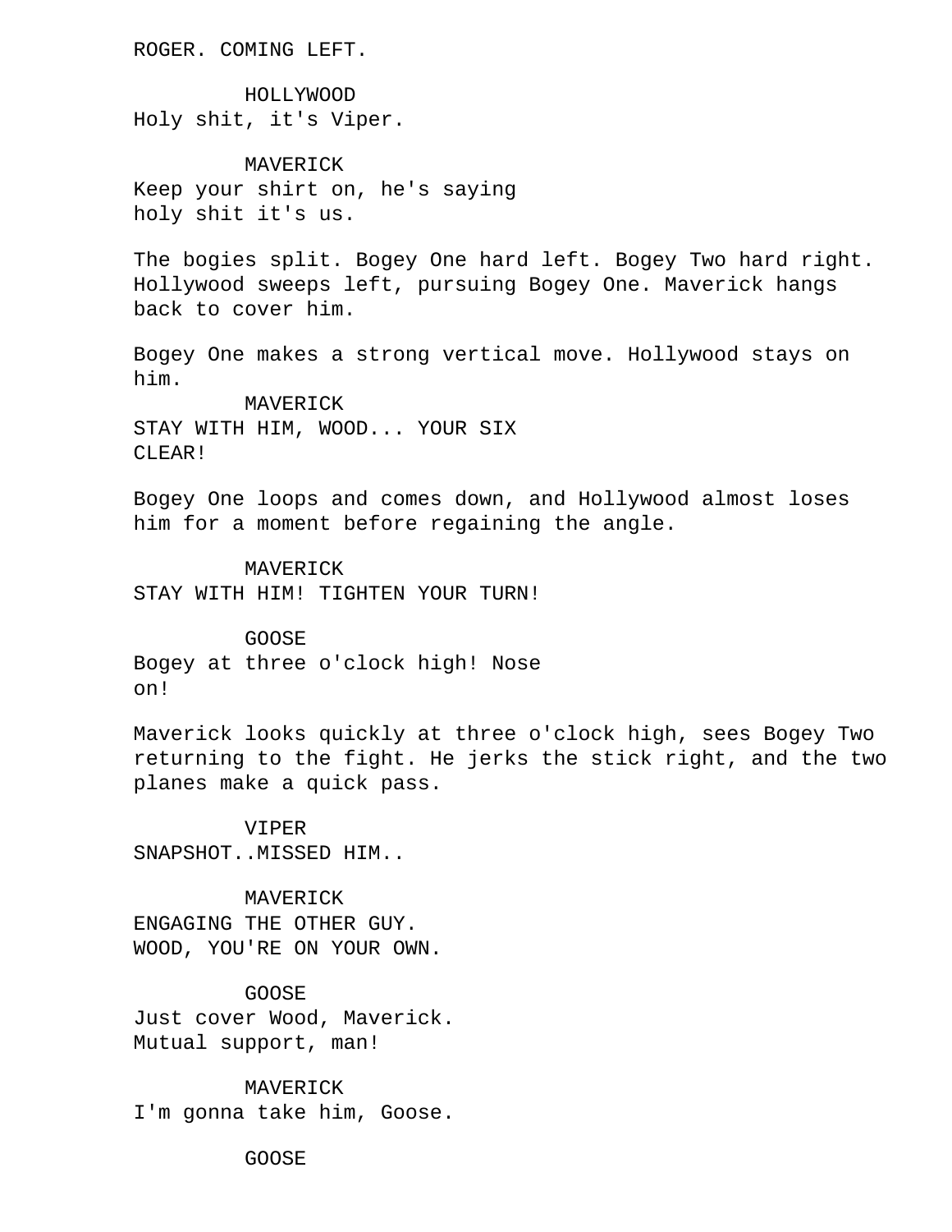ROGER. COMING LEFT.

HOLLYWOOD
Holy shit, it's Viper.

MAVERICK
Keep your shirt on, he's saying
holy shit it's us.

The bogies split. Bogey One hard left. Bogey Two hard right. Hollywood sweeps left, pursuing Bogey One. Maverick hangs back to cover him.

Bogey One makes a strong vertical move. Hollywood stays on him.

MAVERICK
STAY WITH HIM, WOOD... YOUR SIX
CLEAR!

Bogey One loops and comes down, and Hollywood almost loses him for a moment before regaining the angle.

MAVERICK
STAY WITH HIM! TIGHTEN YOUR TURN!

GOOSE
Bogey at three o'clock high! Nose
on!

Maverick looks quickly at three o'clock high, sees Bogey Two returning to the fight. He jerks the stick right, and the two planes make a quick pass.

VIPER
SNAPSHOT..MISSED HIM..

MAVERICK
ENGAGING THE OTHER GUY.
WOOD, YOU'RE ON YOUR OWN.

GOOSE
Just cover Wood, Maverick.
Mutual support, man!

MAVERICK
I'm gonna take him, Goose.

GOOSE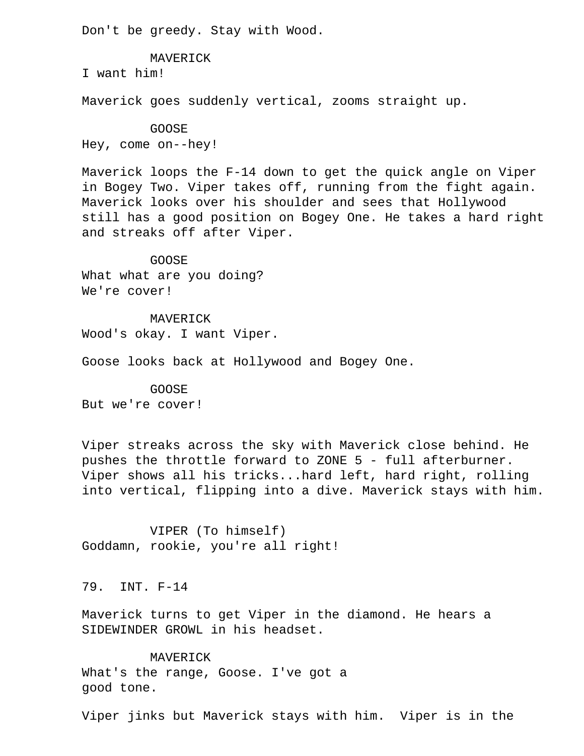Don't be greedy. Stay with Wood.

MAVERICK
I want him!

Maverick goes suddenly vertical, zooms straight up.

GOOSE
Hey, come on--hey!

Maverick loops the F-14 down to get the quick angle on Viper in Bogey Two. Viper takes off, running from the fight again. Maverick looks over his shoulder and sees that Hollywood still has a good position on Bogey One. He takes a hard right and streaks off after Viper.

GOOSE
What what are you doing?
We're cover!

MAVERICK
Wood's okay. I want Viper.

Goose looks back at Hollywood and Bogey One.

GOOSE
But we're cover!

Viper streaks across the sky with Maverick close behind. He pushes the throttle forward to ZONE 5 - full afterburner. Viper shows all his tricks...hard left, hard right, rolling into vertical, flipping into a dive. Maverick stays with him.

VIPER (To himself)
Goddamn, rookie, you're all right!

79. INT. F-14

Maverick turns to get Viper in the diamond. He hears a SIDEWINDER GROWL in his headset.

MAVERICK
What's the range, Goose. I've got a
good tone.

Viper jinks but Maverick stays with him. Viper is in the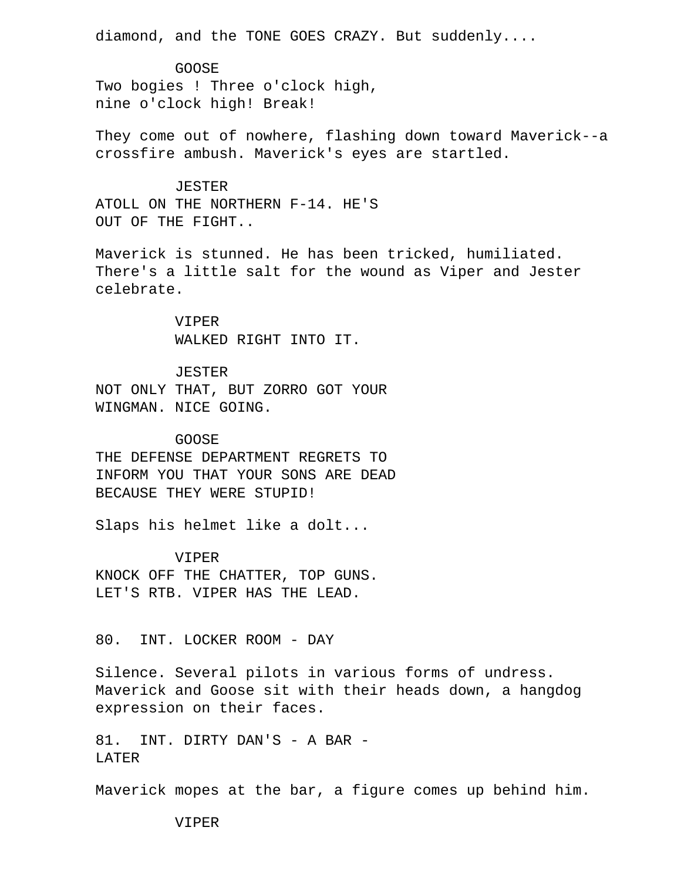diamond, and the TONE GOES CRAZY. But suddenly....

GOOSE
Two bogies ! Three o'clock high,
nine o'clock high! Break!

They come out of nowhere, flashing down toward Maverick--a crossfire ambush. Maverick's eyes are startled.

JESTER
ATOLL ON THE NORTHERN F-14. HE'S
OUT OF THE FIGHT..

Maverick is stunned. He has been tricked, humiliated. There's a little salt for the wound as Viper and Jester celebrate.

VIPER
WALKED RIGHT INTO IT.

JESTER
NOT ONLY THAT, BUT ZORRO GOT YOUR
WINGMAN. NICE GOING.

GOOSE
THE DEFENSE DEPARTMENT REGRETS TO
INFORM YOU THAT YOUR SONS ARE DEAD
BECAUSE THEY WERE STUPID!

Slaps his helmet like a dolt...

VIPER
KNOCK OFF THE CHATTER, TOP GUNS.
LET'S RTB. VIPER HAS THE LEAD.

80. INT. LOCKER ROOM - DAY

Silence. Several pilots in various forms of undress. Maverick and Goose sit with their heads down, a hangdog expression on their faces.

81. INT. DIRTY DAN'S - A BAR - LATER

Maverick mopes at the bar, a figure comes up behind him.

VIPER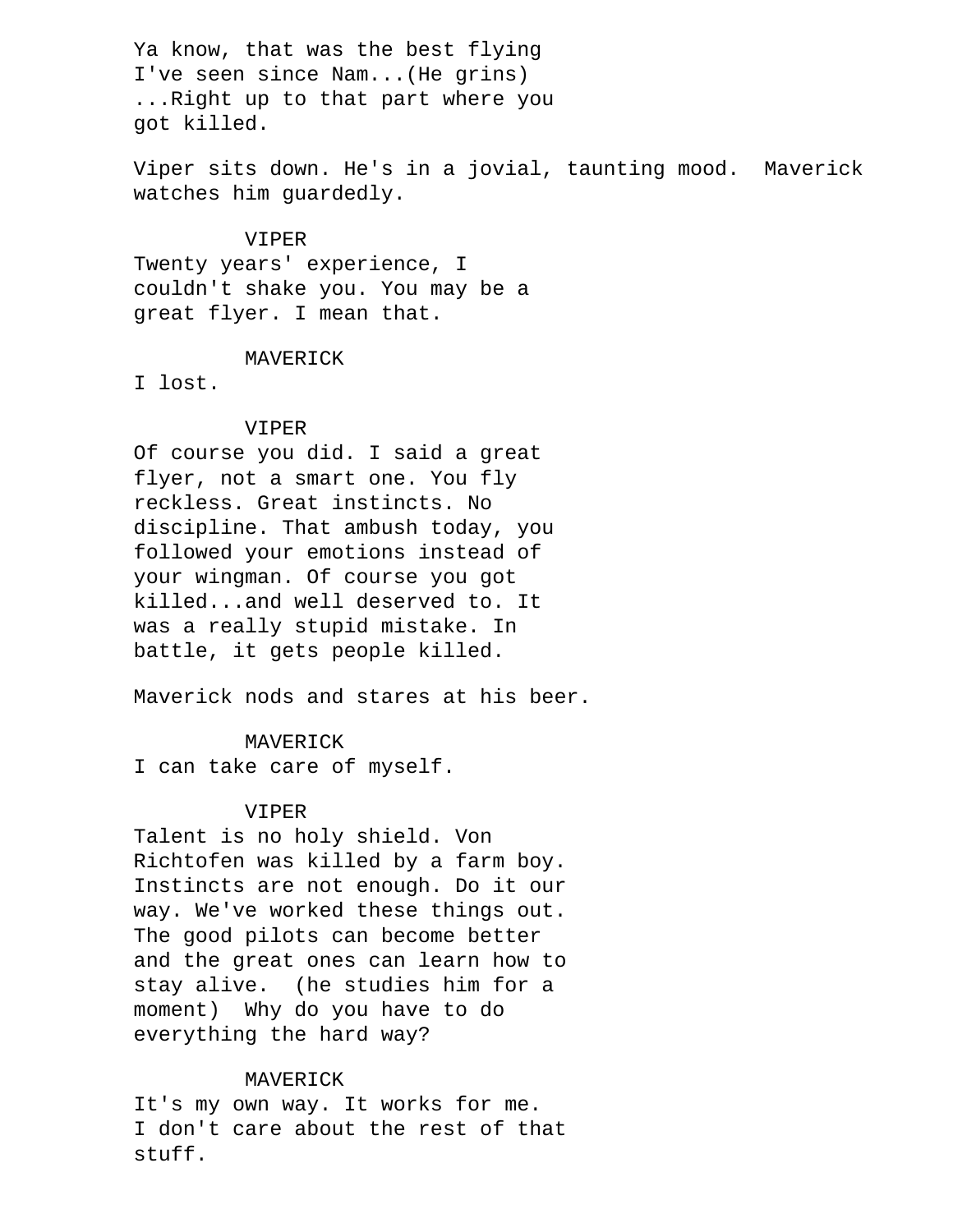Ya know, that was the best flying
I've seen since Nam...(He grins)
...Right up to that part where you
got killed.

Viper sits down. He's in a jovial, taunting mood. Maverick watches him guardedly.

VIPER
Twenty years' experience, I
couldn't shake you. You may be a
great flyer. I mean that.

MAVERICK
I lost.

VIPER
Of course you did. I said a great
flyer, not a smart one. You fly
reckless. Great instincts. No
discipline. That ambush today, you
followed your emotions instead of
your wingman. Of course you got
killed...and well deserved to. It
was a really stupid mistake. In
battle, it gets people killed.

Maverick nods and stares at his beer.

MAVERICK
I can take care of myself.

VIPER
Talent is no holy shield. Von
Richtofen was killed by a farm boy.
Instincts are not enough. Do it our
way. We've worked these things out.
The good pilots can become better
and the great ones can learn how to
stay alive. (he studies him for a
moment) Why do you have to do
everything the hard way?

MAVERICK
It's my own way. It works for me.
I don't care about the rest of that
stuff.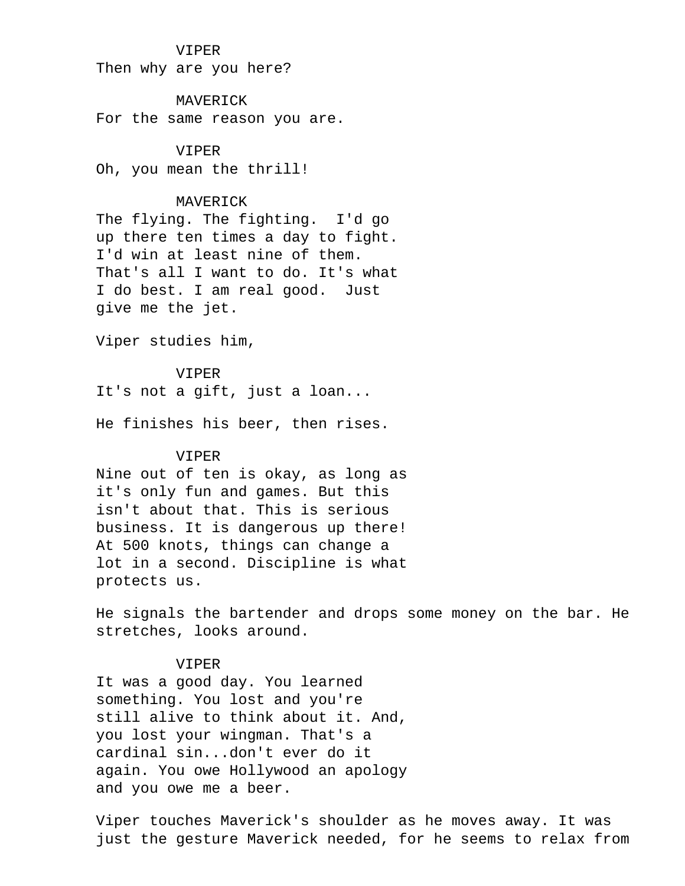VIPER
Then why are you here?

MAVERICK
For the same reason you are.

VIPER
Oh, you mean the thrill!

MAVERICK
The flying. The fighting. I'd go up there ten times a day to fight. I'd win at least nine of them. That's all I want to do. It's what I do best. I am real good. Just give me the jet.

Viper studies him,

VIPER
It's not a gift, just a loan...

He finishes his beer, then rises.

VIPER
Nine out of ten is okay, as long as it's only fun and games. But this isn't about that. This is serious business. It is dangerous up there! At 500 knots, things can change a lot in a second. Discipline is what protects us.

He signals the bartender and drops some money on the bar. He stretches, looks around.

VIPER
It was a good day. You learned something. You lost and you're still alive to think about it. And, you lost your wingman. That's a cardinal sin...don't ever do it again. You owe Hollywood an apology and you owe me a beer.

Viper touches Maverick's shoulder as he moves away. It was just the gesture Maverick needed, for he seems to relax from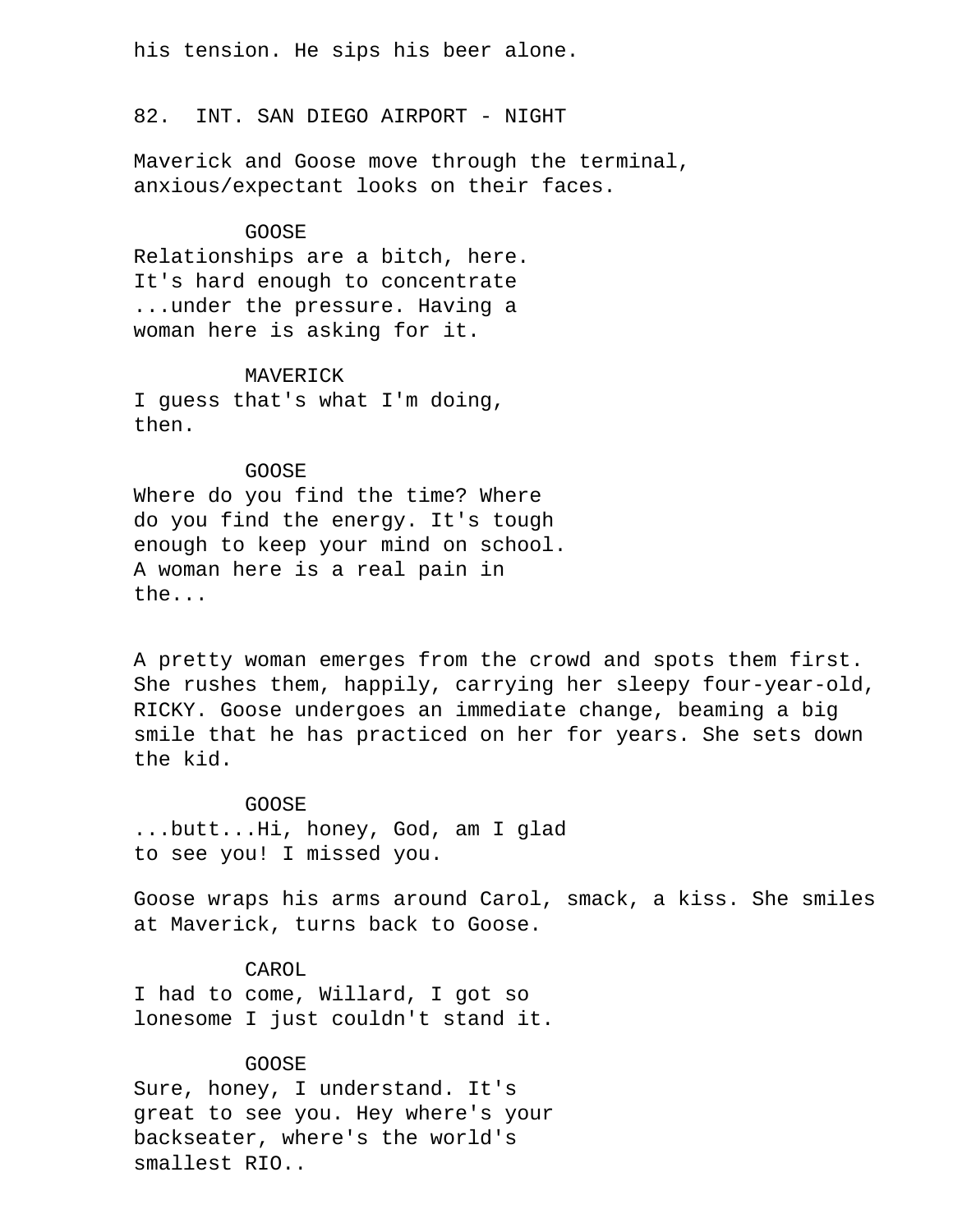his tension. He sips his beer alone.

82. INT. SAN DIEGO AIRPORT - NIGHT

Maverick and Goose move through the terminal, anxious/expectant looks on their faces.

GOOSE
Relationships are a bitch, here. It's hard enough to concentrate ...under the pressure. Having a woman here is asking for it.

MAVERICK
I guess that's what I'm doing, then.

GOOSE
Where do you find the time? Where do you find the energy. It's tough enough to keep your mind on school. A woman here is a real pain in the...

A pretty woman emerges from the crowd and spots them first. She rushes them, happily, carrying her sleepy four-year-old, RICKY. Goose undergoes an immediate change, beaming a big smile that he has practiced on her for years. She sets down the kid.

GOOSE
...butt...Hi, honey, God, am I glad to see you! I missed you.

Goose wraps his arms around Carol, smack, a kiss. She smiles at Maverick, turns back to Goose.

CAROL
I had to come, Willard, I got so lonesome I just couldn't stand it.

GOOSE
Sure, honey, I understand. It's great to see you. Hey where's your backseater, where's the world's smallest RIO..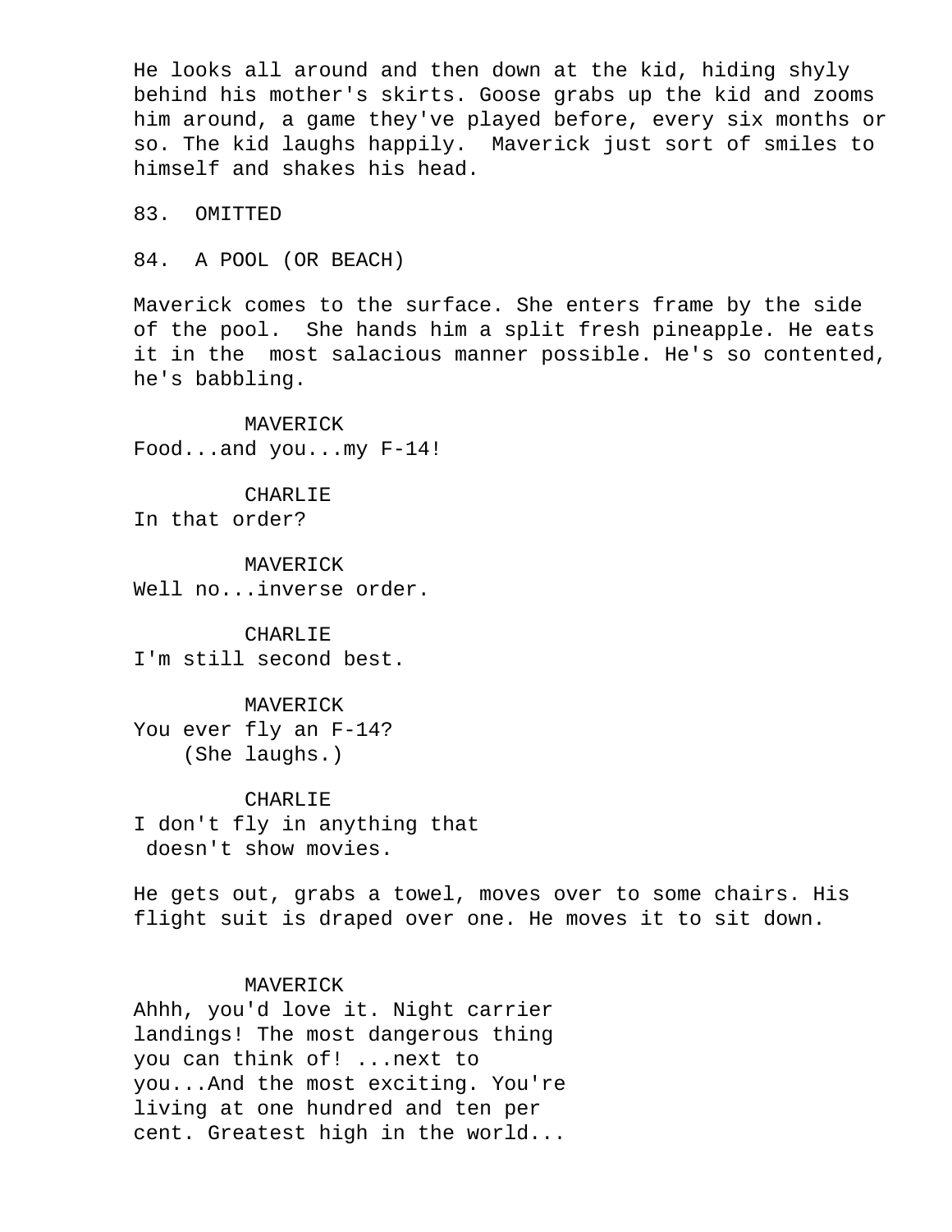He looks all around and then down at the kid, hiding shyly behind his mother's skirts. Goose grabs up the kid and zooms him around, a game they've played before, every six months or so. The kid laughs happily.  Maverick just sort of smiles to himself and shakes his head.

83.  OMITTED

84.  A POOL (OR BEACH)

Maverick comes to the surface. She enters frame by the side of the pool.  She hands him a split fresh pineapple. He eats it in the  most salacious manner possible. He's so contented, he's babbling.

MAVERICK
Food...and you...my F-14!

CHARLIE
In that order?

MAVERICK
Well no...inverse order.

CHARLIE
I'm still second best.

MAVERICK
You ever fly an F-14?
(She laughs.)

CHARLIE
I don't fly in anything that doesn't show movies.

He gets out, grabs a towel, moves over to some chairs. His flight suit is draped over one. He moves it to sit down.

MAVERICK
Ahhh, you'd love it. Night carrier landings! The most dangerous thing you can think of! ...next to you...And the most exciting. You're living at one hundred and ten per cent. Greatest high in the world...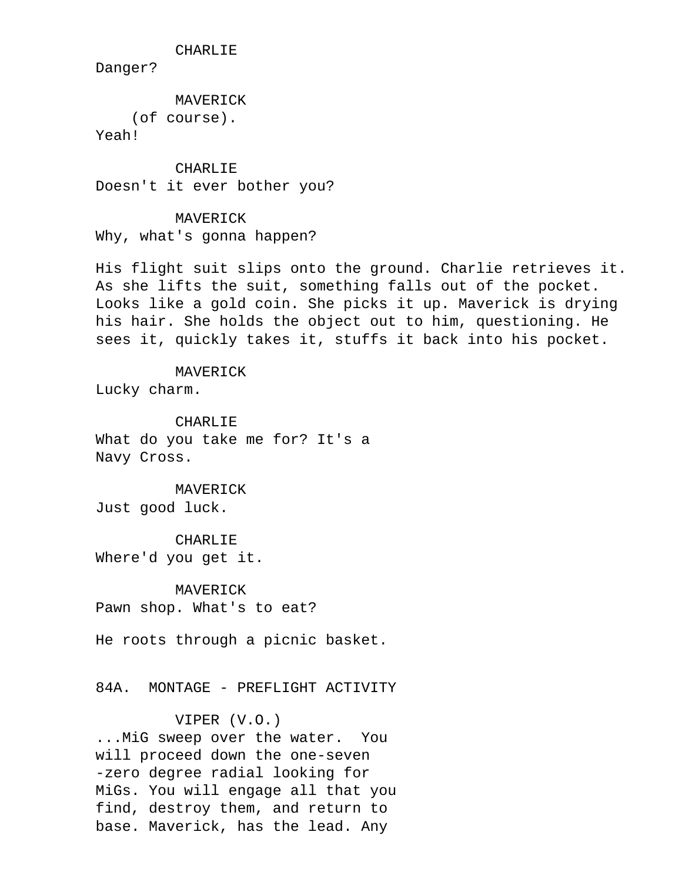CHARLIE
Danger?

MAVERICK
(of course).
Yeah!

CHARLIE
Doesn't it ever bother you?

MAVERICK
Why, what's gonna happen?

His flight suit slips onto the ground. Charlie retrieves it. As she lifts the suit, something falls out of the pocket. Looks like a gold coin. She picks it up. Maverick is drying his hair. She holds the object out to him, questioning. He sees it, quickly takes it, stuffs it back into his pocket.

MAVERICK
Lucky charm.

CHARLIE
What do you take me for? It's a Navy Cross.

MAVERICK
Just good luck.

CHARLIE
Where'd you get it.

MAVERICK
Pawn shop. What's to eat?

He roots through a picnic basket.

84A. MONTAGE - PREFLIGHT ACTIVITY

VIPER (V.O.)
...MiG sweep over the water. You will proceed down the one-seven -zero degree radial looking for MiGs. You will engage all that you find, destroy them, and return to base. Maverick, has the lead. Any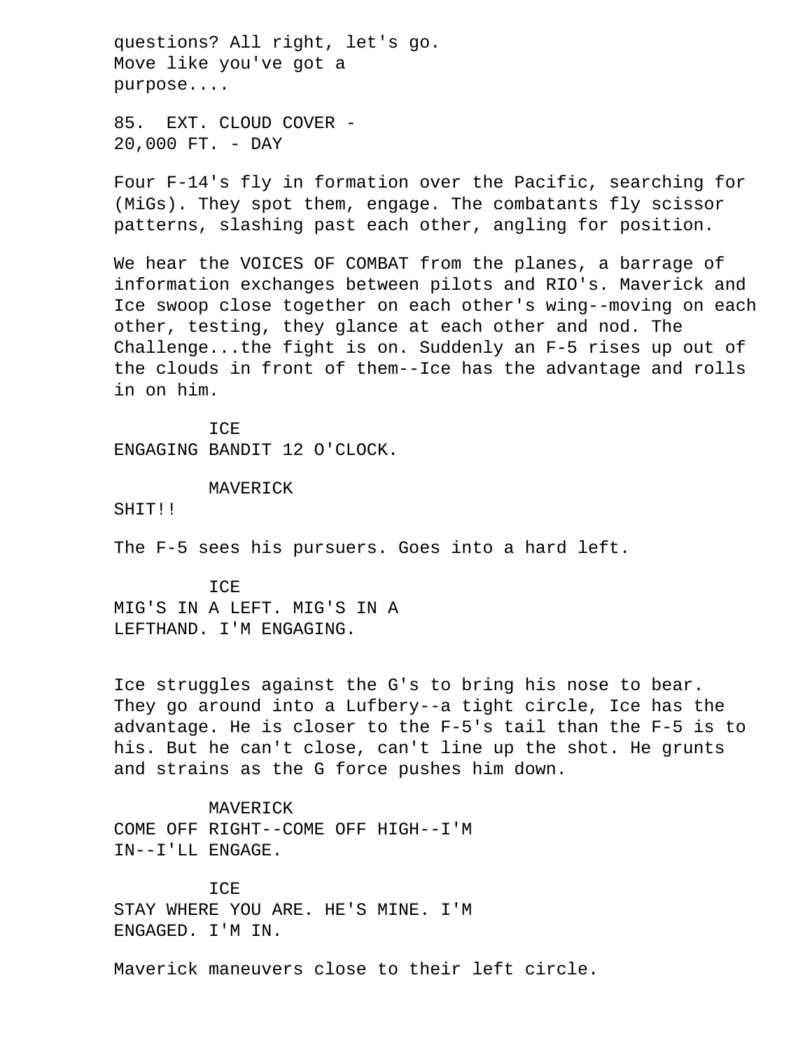questions? All right, let's go.
Move like you've got a
purpose....

85. EXT. CLOUD COVER -
20,000 FT. - DAY

Four F-14's fly in formation over the Pacific, searching for (MiGs). They spot them, engage. The combatants fly scissor patterns, slashing past each other, angling for position.

We hear the VOICES OF COMBAT from the planes, a barrage of information exchanges between pilots and RIO's. Maverick and Ice swoop close together on each other's wing--moving on each other, testing, they glance at each other and nod. The Challenge...the fight is on. Suddenly an F-5 rises up out of the clouds in front of them--Ice has the advantage and rolls in on him.

ICE

ENGAGING BANDIT 12 O'CLOCK.

MAVERICK

SHIT!!

The F-5 sees his pursuers. Goes into a hard left.

ICE

MIG'S IN A LEFT. MIG'S IN A
LEFTHAND. I'M ENGAGING.

Ice struggles against the G's to bring his nose to bear. They go around into a Lufbery--a tight circle, Ice has the advantage. He is closer to the F-5's tail than the F-5 is to his. But he can't close, can't line up the shot. He grunts and strains as the G force pushes him down.

MAVERICK

COME OFF RIGHT--COME OFF HIGH--I'M
IN--I'LL ENGAGE.

ICE

STAY WHERE YOU ARE. HE'S MINE. I'M
ENGAGED. I'M IN.

Maverick maneuvers close to their left circle.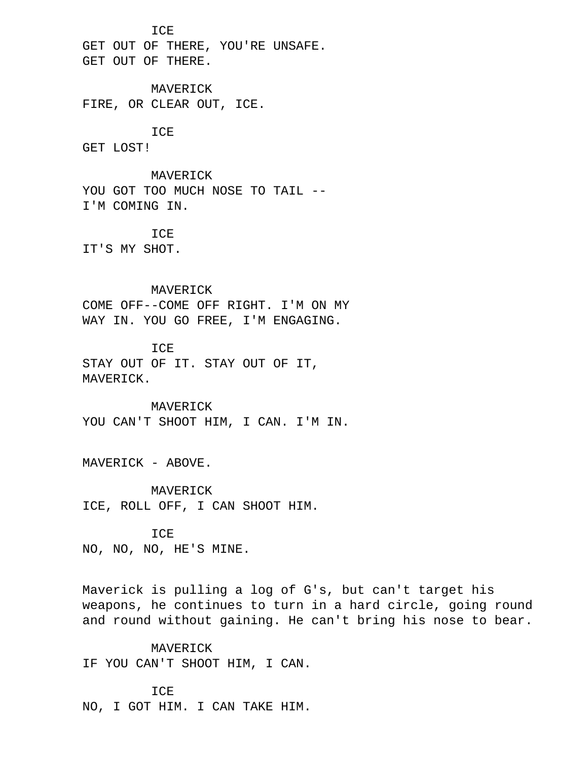ICE
GET OUT OF THERE, YOU'RE UNSAFE.
GET OUT OF THERE.

MAVERICK
FIRE, OR CLEAR OUT, ICE.

ICE
GET LOST!

MAVERICK
YOU GOT TOO MUCH NOSE TO TAIL --
I'M COMING IN.

ICE
IT'S MY SHOT.

MAVERICK
COME OFF--COME OFF RIGHT. I'M ON MY
WAY IN. YOU GO FREE, I'M ENGAGING.

ICE
STAY OUT OF IT. STAY OUT OF IT,
MAVERICK.

MAVERICK
YOU CAN'T SHOOT HIM, I CAN. I'M IN.

MAVERICK - ABOVE.

MAVERICK
ICE, ROLL OFF, I CAN SHOOT HIM.

ICE
NO, NO, NO, HE'S MINE.

Maverick is pulling a log of G's, but can't target his weapons, he continues to turn in a hard circle, going round and round without gaining. He can't bring his nose to bear.

MAVERICK
IF YOU CAN'T SHOOT HIM, I CAN.

ICE
NO, I GOT HIM. I CAN TAKE HIM.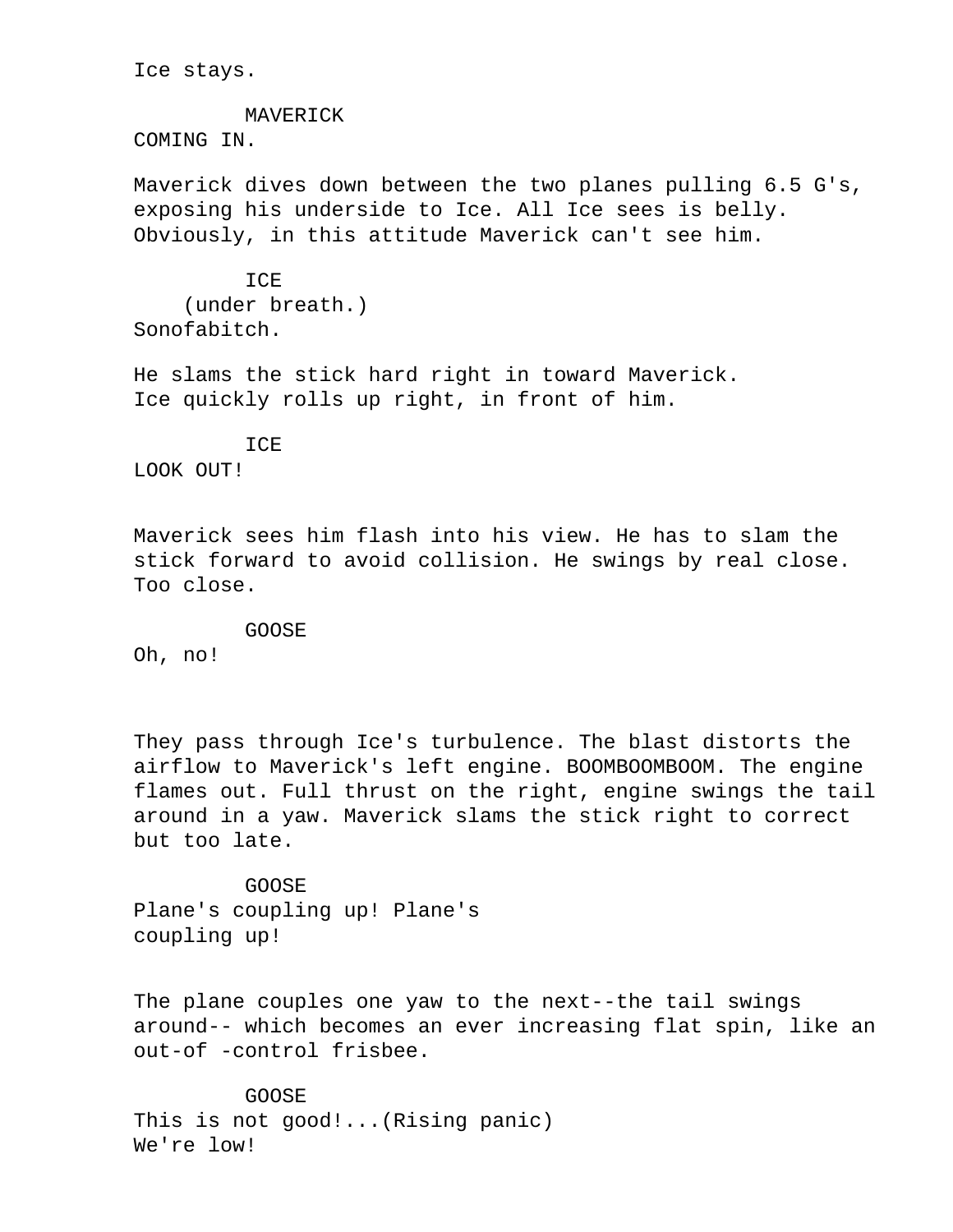Ice stays.

MAVERICK
COMING IN.

Maverick dives down between the two planes pulling 6.5 G's, exposing his underside to Ice. All Ice sees is belly. Obviously, in this attitude Maverick can't see him.

ICE
(under breath.)
Sonofabitch.

He slams the stick hard right in toward Maverick. Ice quickly rolls up right, in front of him.

ICE
LOOK OUT!

Maverick sees him flash into his view. He has to slam the stick forward to avoid collision. He swings by real close. Too close.

GOOSE
Oh, no!

They pass through Ice's turbulence. The blast distorts the airflow to Maverick's left engine. BOOMBOOMBOOM. The engine flames out. Full thrust on the right, engine swings the tail around in a yaw. Maverick slams the stick right to correct but too late.

GOOSE
Plane's coupling up! Plane's coupling up!

The plane couples one yaw to the next--the tail swings around-- which becomes an ever increasing flat spin, like an out-of -control frisbee.

GOOSE
This is not good!...(Rising panic)
We're low!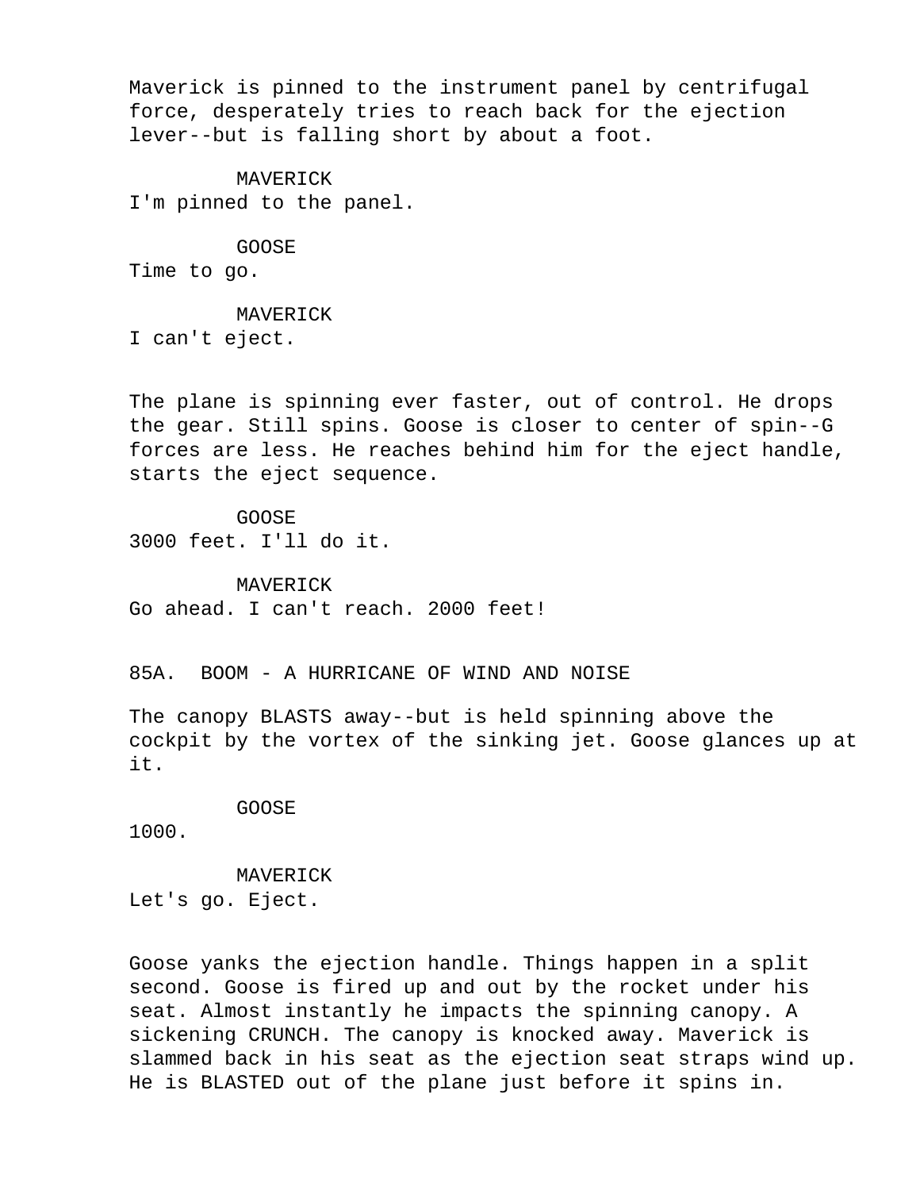Maverick is pinned to the instrument panel by centrifugal force, desperately tries to reach back for the ejection lever--but is falling short by about a foot.

MAVERICK
I'm pinned to the panel.

GOOSE
Time to go.

MAVERICK
I can't eject.

The plane is spinning ever faster, out of control. He drops the gear. Still spins. Goose is closer to center of spin--G forces are less. He reaches behind him for the eject handle, starts the eject sequence.

GOOSE
3000 feet. I'll do it.

MAVERICK
Go ahead. I can't reach. 2000 feet!

85A. BOOM - A HURRICANE OF WIND AND NOISE

The canopy BLASTS away--but is held spinning above the cockpit by the vortex of the sinking jet. Goose glances up at it.

GOOSE
1000.

MAVERICK
Let's go. Eject.

Goose yanks the ejection handle. Things happen in a split second. Goose is fired up and out by the rocket under his seat. Almost instantly he impacts the spinning canopy. A sickening CRUNCH. The canopy is knocked away. Maverick is slammed back in his seat as the ejection seat straps wind up. He is BLASTED out of the plane just before it spins in.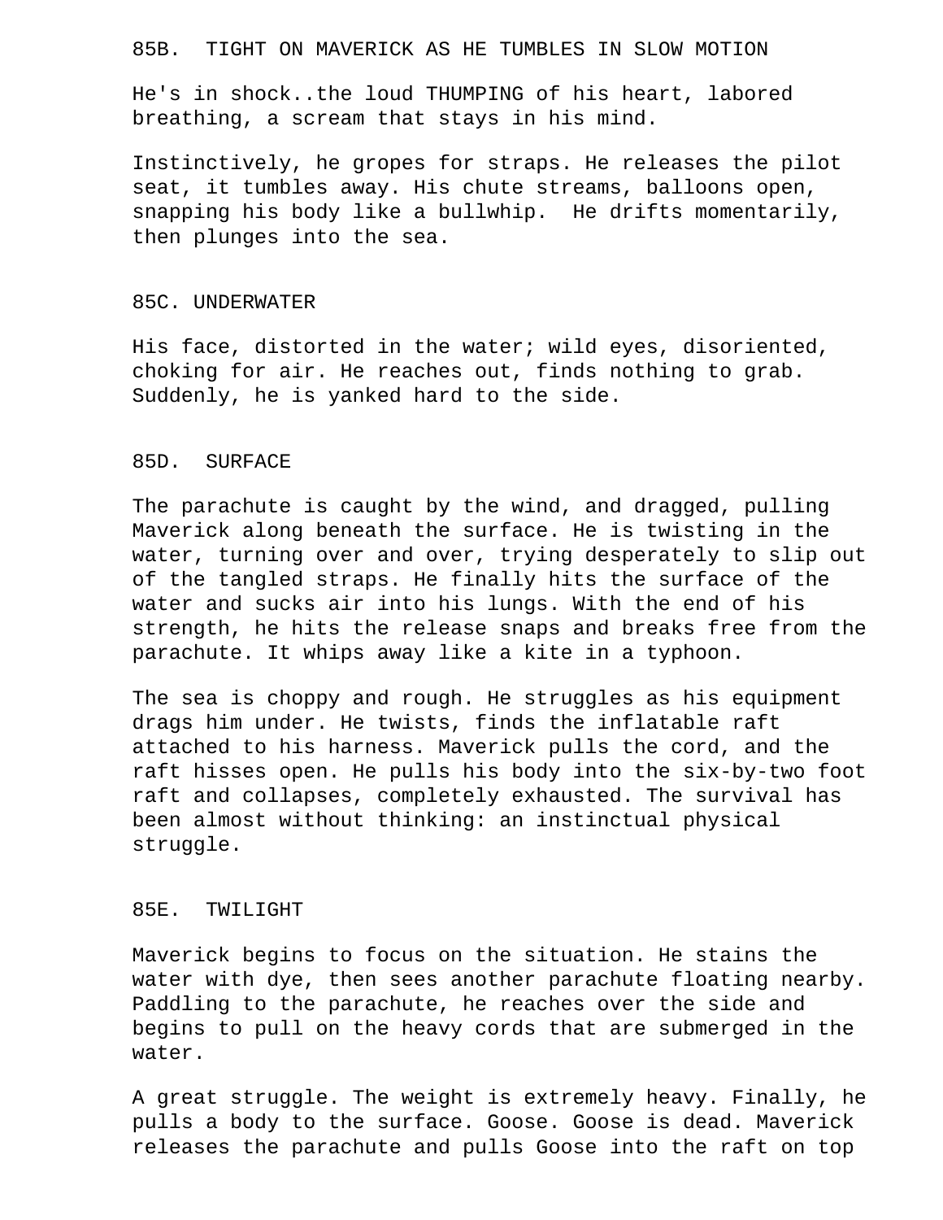85B. TIGHT ON MAVERICK AS HE TUMBLES IN SLOW MOTION

He's in shock..the loud THUMPING of his heart, labored breathing, a scream that stays in his mind.

Instinctively, he gropes for straps. He releases the pilot seat, it tumbles away. His chute streams, balloons open, snapping his body like a bullwhip. He drifts momentarily, then plunges into the sea.

85C. UNDERWATER

His face, distorted in the water; wild eyes, disoriented, choking for air. He reaches out, finds nothing to grab. Suddenly, he is yanked hard to the side.

85D. SURFACE

The parachute is caught by the wind, and dragged, pulling Maverick along beneath the surface. He is twisting in the water, turning over and over, trying desperately to slip out of the tangled straps. He finally hits the surface of the water and sucks air into his lungs. With the end of his strength, he hits the release snaps and breaks free from the parachute. It whips away like a kite in a typhoon.

The sea is choppy and rough. He struggles as his equipment drags him under. He twists, finds the inflatable raft attached to his harness. Maverick pulls the cord, and the raft hisses open. He pulls his body into the six-by-two foot raft and collapses, completely exhausted. The survival has been almost without thinking: an instinctual physical struggle.

85E. TWILIGHT

Maverick begins to focus on the situation. He stains the water with dye, then sees another parachute floating nearby. Paddling to the parachute, he reaches over the side and begins to pull on the heavy cords that are submerged in the water.

A great struggle. The weight is extremely heavy. Finally, he pulls a body to the surface. Goose. Goose is dead. Maverick releases the parachute and pulls Goose into the raft on top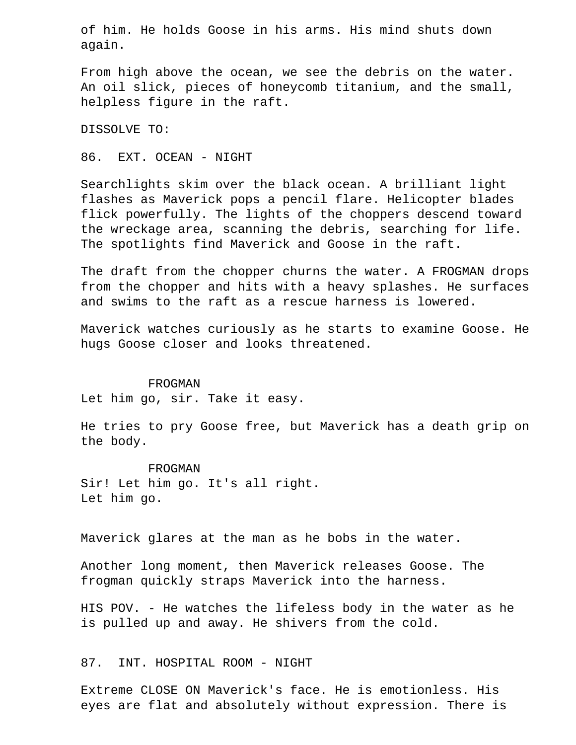of him. He holds Goose in his arms. His mind shuts down again.

From high above the ocean, we see the debris on the water. An oil slick, pieces of honeycomb titanium, and the small, helpless figure in the raft.

DISSOLVE TO:

86. EXT. OCEAN - NIGHT

Searchlights skim over the black ocean. A brilliant light flashes as Maverick pops a pencil flare. Helicopter blades flick powerfully. The lights of the choppers descend toward the wreckage area, scanning the debris, searching for life. The spotlights find Maverick and Goose in the raft.

The draft from the chopper churns the water. A FROGMAN drops from the chopper and hits with a heavy splashes. He surfaces and swims to the raft as a rescue harness is lowered.

Maverick watches curiously as he starts to examine Goose. He hugs Goose closer and looks threatened.

FROGMAN
Let him go, sir. Take it easy.

He tries to pry Goose free, but Maverick has a death grip on the body.

FROGMAN
Sir! Let him go. It's all right.
Let him go.

Maverick glares at the man as he bobs in the water.

Another long moment, then Maverick releases Goose. The frogman quickly straps Maverick into the harness.

HIS POV. - He watches the lifeless body in the water as he is pulled up and away. He shivers from the cold.

87. INT. HOSPITAL ROOM - NIGHT

Extreme CLOSE ON Maverick's face. He is emotionless. His eyes are flat and absolutely without expression. There is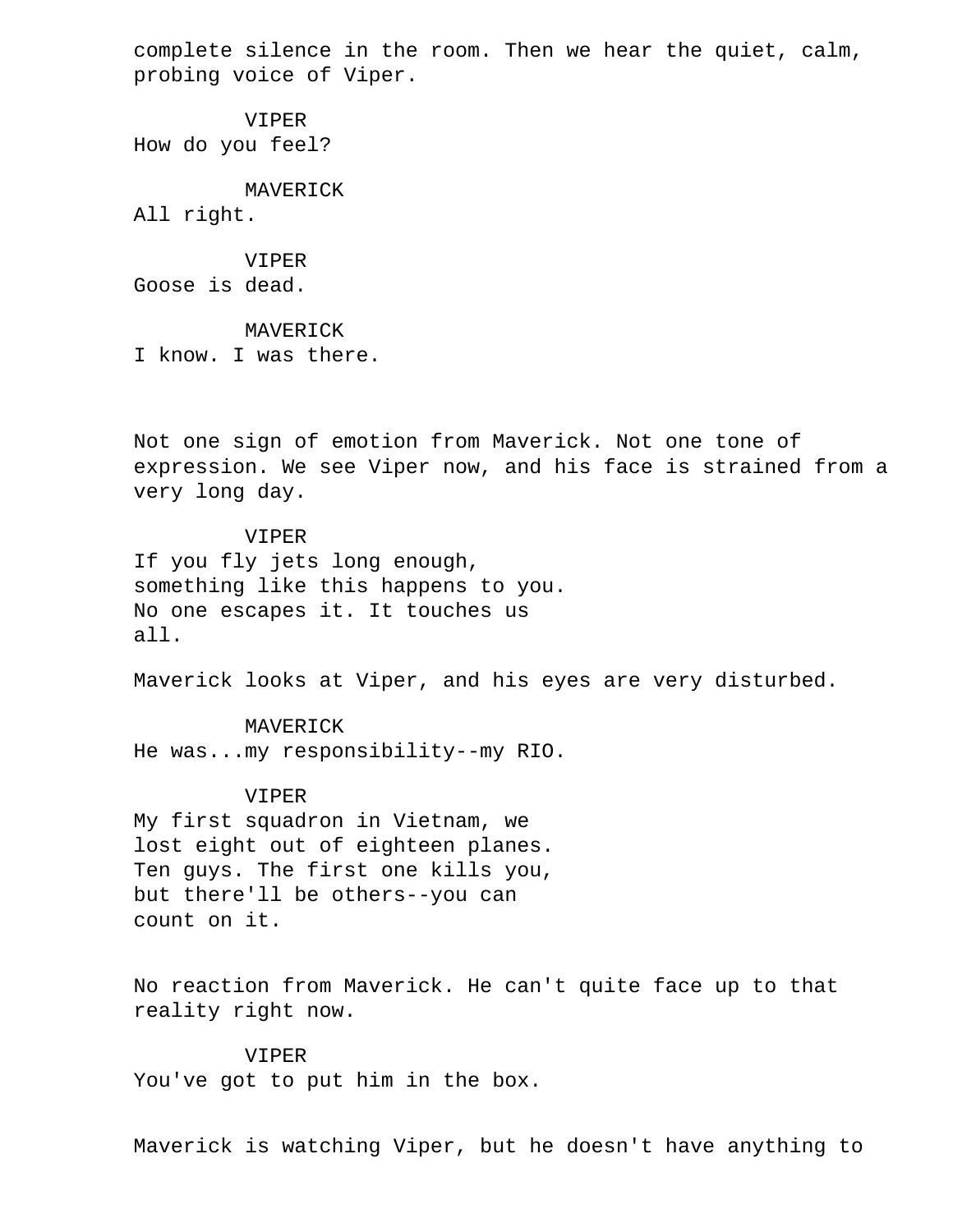complete silence in the room. Then we hear the quiet, calm, probing voice of Viper.

VIPER
How do you feel?

MAVERICK
All right.

VIPER
Goose is dead.

MAVERICK
I know. I was there.

Not one sign of emotion from Maverick. Not one tone of expression. We see Viper now, and his face is strained from a very long day.

VIPER
If you fly jets long enough,
something like this happens to you.
No one escapes it. It touches us
all.

Maverick looks at Viper, and his eyes are very disturbed.

MAVERICK
He was...my responsibility--my RIO.

VIPER
My first squadron in Vietnam, we
lost eight out of eighteen planes.
Ten guys. The first one kills you,
but there'll be others--you can
count on it.

No reaction from Maverick. He can't quite face up to that reality right now.

VIPER
You've got to put him in the box.

Maverick is watching Viper, but he doesn't have anything to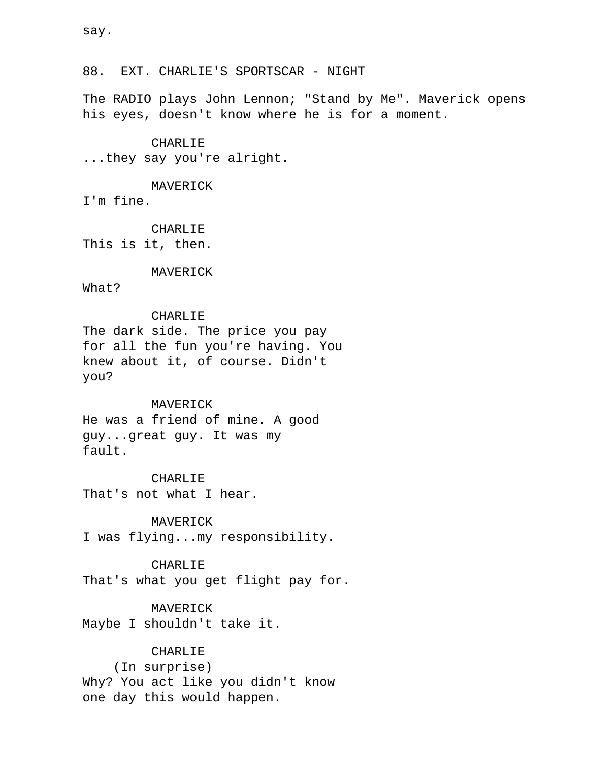say.

88. EXT. CHARLIE'S SPORTSCAR - NIGHT

The RADIO plays John Lennon; "Stand by Me". Maverick opens his eyes, doesn't know where he is for a moment.

CHARLIE
...they say you're alright.

MAVERICK
I'm fine.

CHARLIE
This is it, then.

MAVERICK
What?

CHARLIE
The dark side. The price you pay for all the fun you're having. You knew about it, of course. Didn't you?

MAVERICK
He was a friend of mine. A good guy...great guy. It was my fault.

CHARLIE
That's not what I hear.

MAVERICK
I was flying...my responsibility.

CHARLIE
That's what you get flight pay for.

MAVERICK
Maybe I shouldn't take it.

CHARLIE
(In surprise)
Why? You act like you didn't know one day this would happen.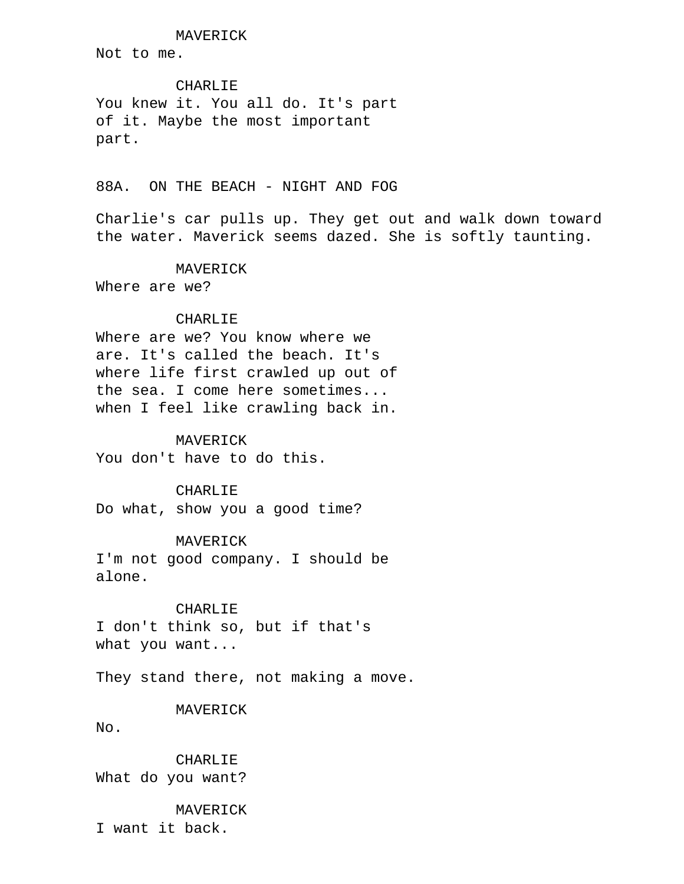MAVERICK
Not to me.

CHARLIE
You knew it. You all do. It's part of it. Maybe the most important part.

88A. ON THE BEACH - NIGHT AND FOG

Charlie's car pulls up. They get out and walk down toward the water. Maverick seems dazed. She is softly taunting.

MAVERICK
Where are we?

CHARLIE
Where are we? You know where we are. It's called the beach. It's where life first crawled up out of the sea. I come here sometimes... when I feel like crawling back in.

MAVERICK
You don't have to do this.

CHARLIE
Do what, show you a good time?

MAVERICK
I'm not good company. I should be alone.

CHARLIE
I don't think so, but if that's what you want...

They stand there, not making a move.

MAVERICK
No.

CHARLIE
What do you want?

MAVERICK
I want it back.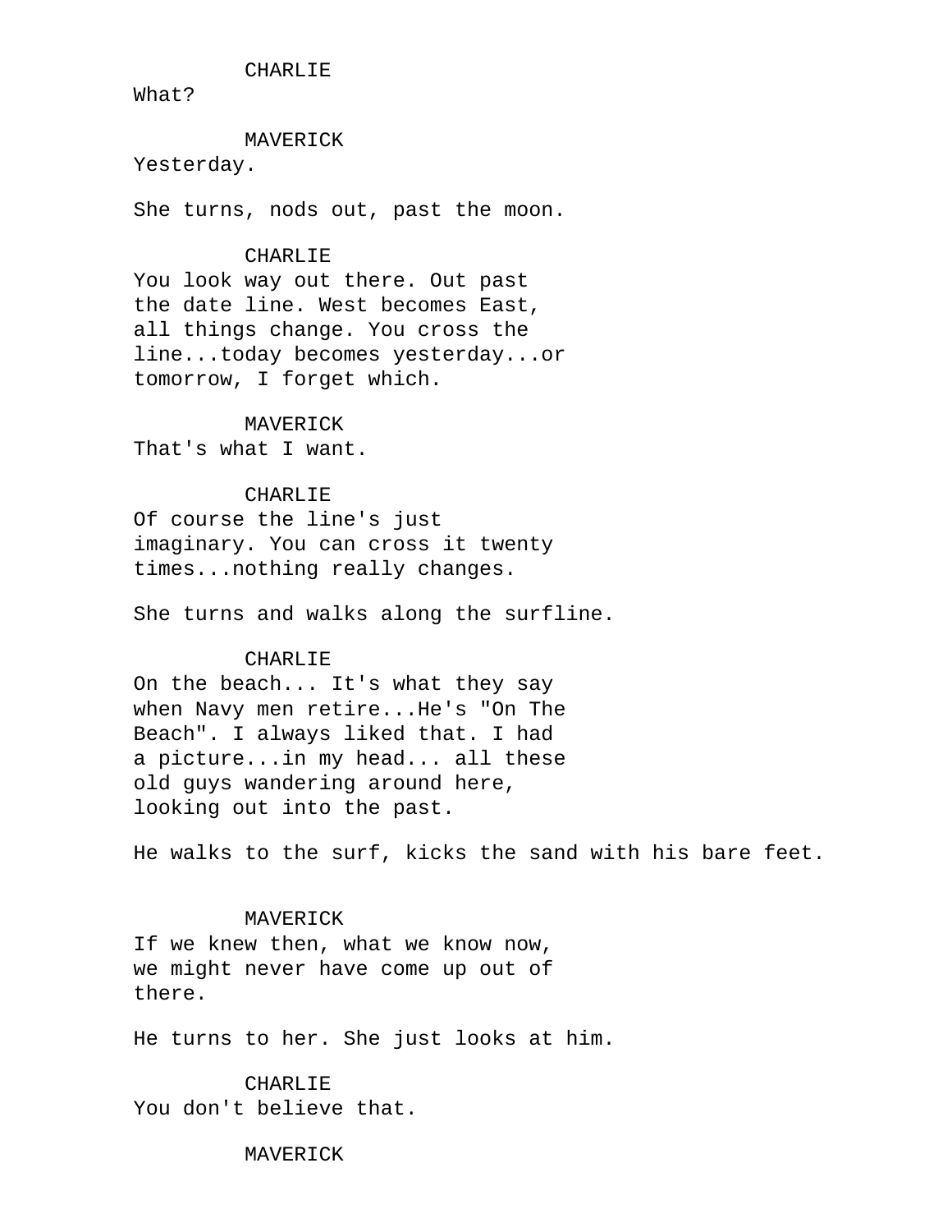CHARLIE
What?

MAVERICK
Yesterday.

She turns, nods out, past the moon.

CHARLIE
You look way out there. Out past
the date line. West becomes East,
all things change. You cross the
line...today becomes yesterday...or
tomorrow, I forget which.

MAVERICK
That's what I want.

CHARLIE
Of course the line's just
imaginary. You can cross it twenty
times...nothing really changes.

She turns and walks along the surfline.

CHARLIE
On the beach... It's what they say
when Navy men retire...He's "On The
Beach". I always liked that. I had
a picture...in my head... all these
old guys wandering around here,
looking out into the past.

He walks to the surf, kicks the sand with his bare feet.

MAVERICK
If we knew then, what we know now,
we might never have come up out of
there.

He turns to her. She just looks at him.

CHARLIE
You don't believe that.

MAVERICK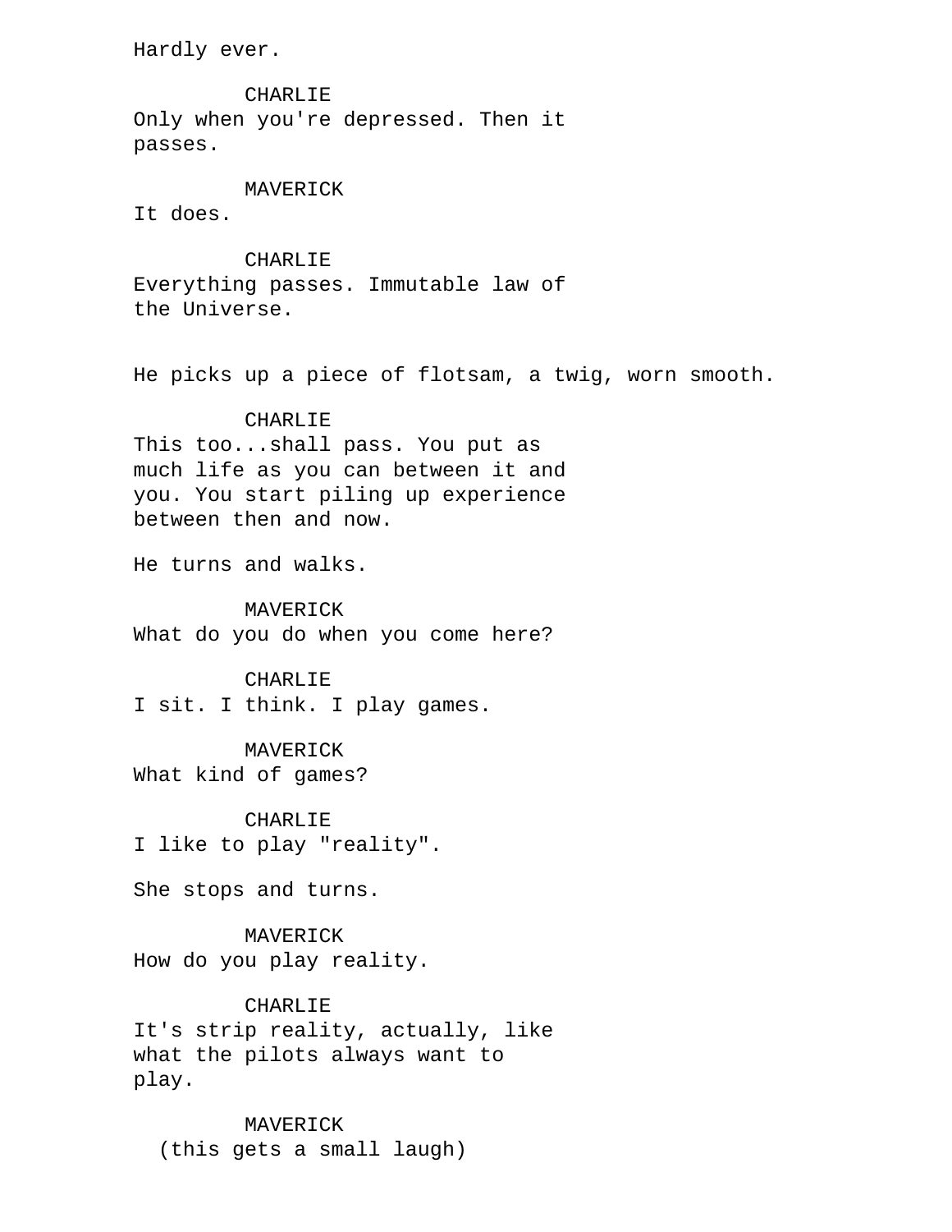Hardly ever.

CHARLIE
Only when you're depressed. Then it passes.

MAVERICK
It does.

CHARLIE
Everything passes. Immutable law of the Universe.

He picks up a piece of flotsam, a twig, worn smooth.

CHARLIE
This too...shall pass. You put as much life as you can between it and you. You start piling up experience between then and now.

He turns and walks.

MAVERICK
What do you do when you come here?

CHARLIE
I sit. I think. I play games.

MAVERICK
What kind of games?

CHARLIE
I like to play "reality".

She stops and turns.

MAVERICK
How do you play reality.

CHARLIE
It's strip reality, actually, like what the pilots always want to play.

MAVERICK
(this gets a small laugh)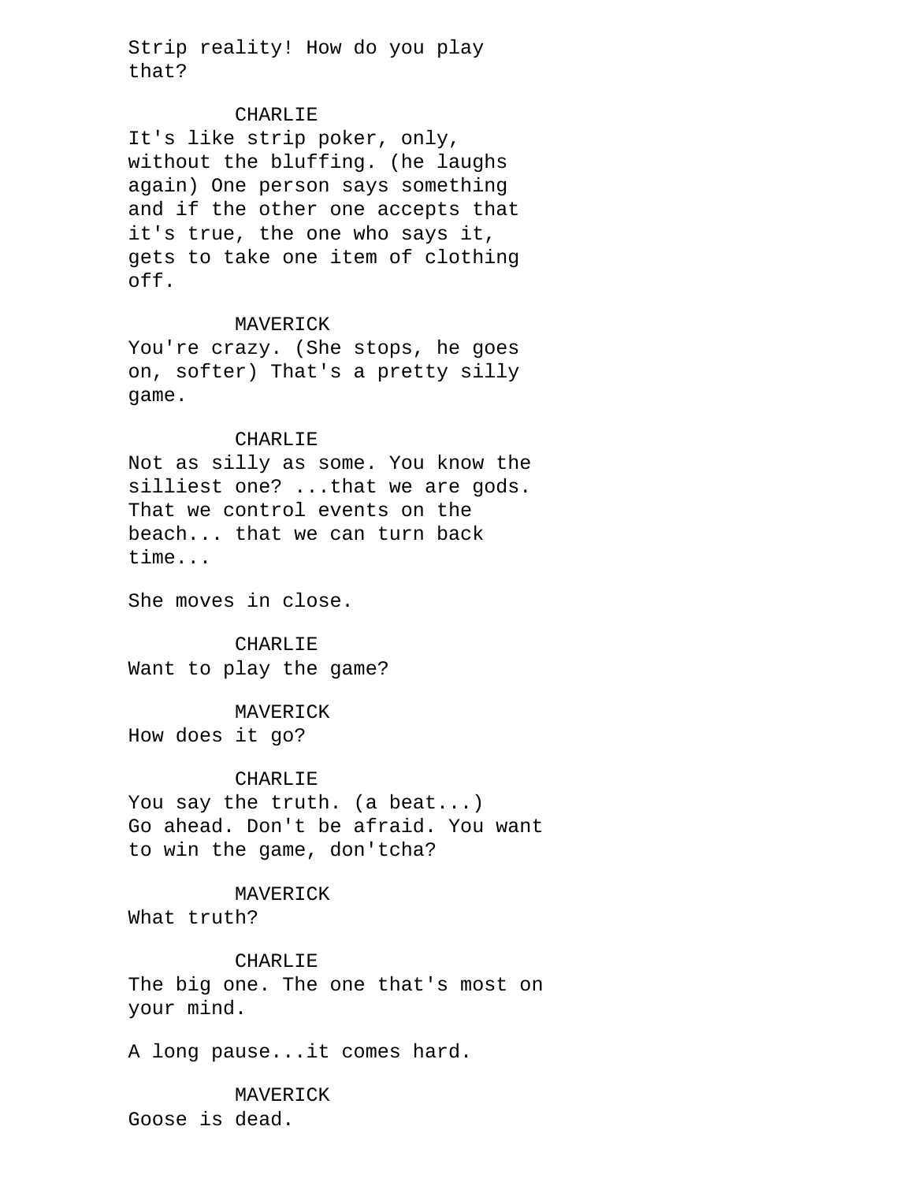Strip reality! How do you play that?

CHARLIE
It's like strip poker, only, without the bluffing. (he laughs again) One person says something and if the other one accepts that it's true, the one who says it, gets to take one item of clothing off.

MAVERICK
You're crazy. (She stops, he goes on, softer) That's a pretty silly game.

CHARLIE
Not as silly as some. You know the silliest one? ...that we are gods. That we control events on the beach... that we can turn back time...

She moves in close.

CHARLIE
Want to play the game?

MAVERICK
How does it go?

CHARLIE
You say the truth. (a beat...) Go ahead. Don't be afraid. You want to win the game, don'tcha?

MAVERICK
What truth?

CHARLIE
The big one. The one that's most on your mind.

A long pause...it comes hard.

MAVERICK
Goose is dead.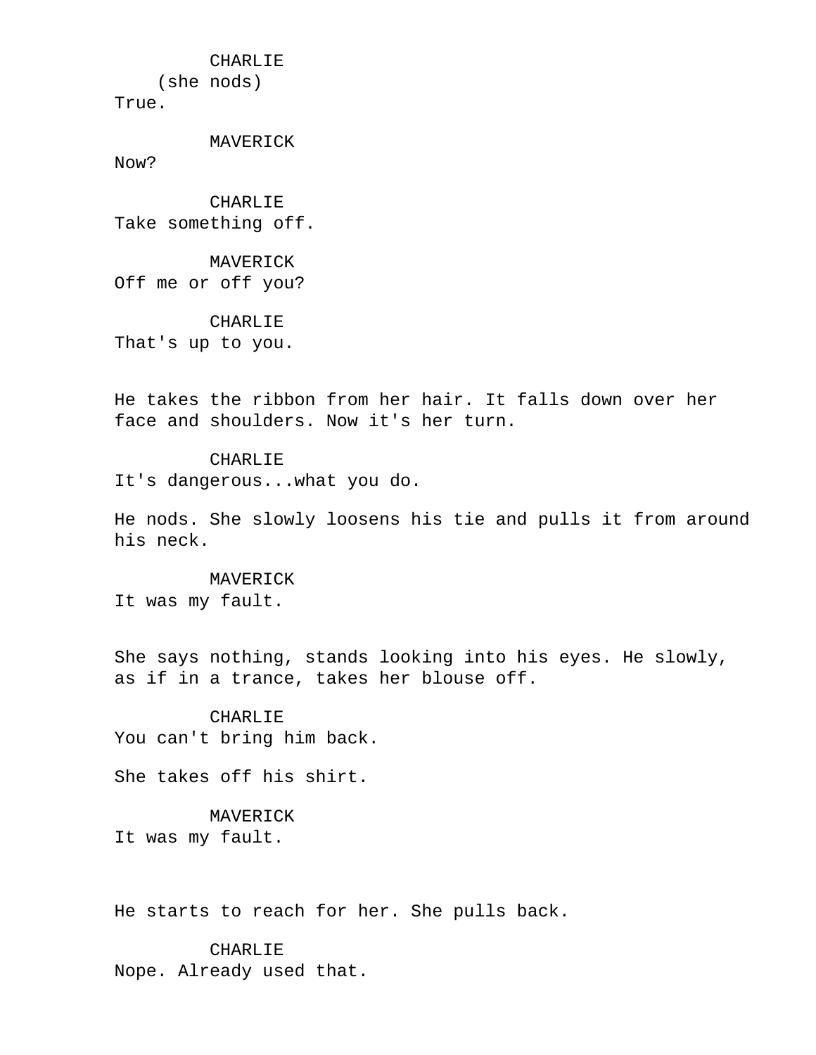CHARLIE
(she nods)
True.

MAVERICK
Now?

CHARLIE
Take something off.

MAVERICK
Off me or off you?

CHARLIE
That's up to you.

He takes the ribbon from her hair. It falls down over her face and shoulders. Now it's her turn.

CHARLIE
It's dangerous...what you do.

He nods. She slowly loosens his tie and pulls it from around his neck.

MAVERICK
It was my fault.

She says nothing, stands looking into his eyes. He slowly, as if in a trance, takes her blouse off.

CHARLIE
You can't bring him back.

She takes off his shirt.

MAVERICK
It was my fault.

He starts to reach for her. She pulls back.

CHARLIE
Nope. Already used that.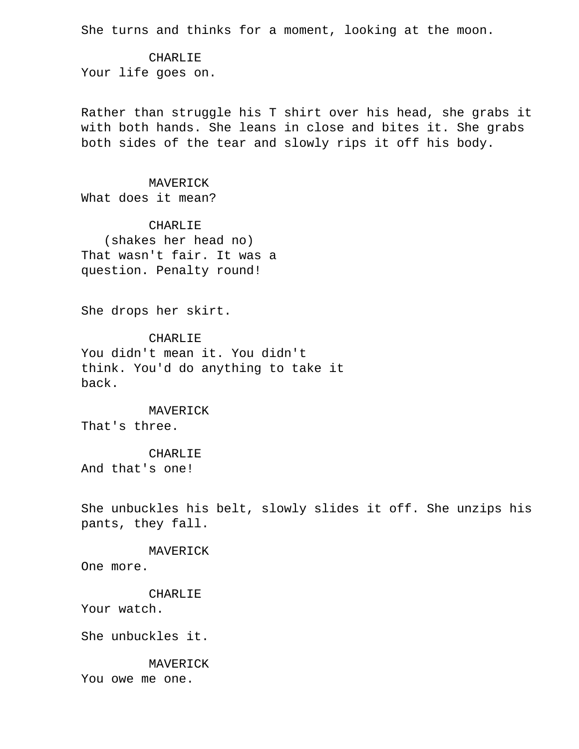She turns and thinks for a moment, looking at the moon.

CHARLIE
Your life goes on.

Rather than struggle his T shirt over his head, she grabs it with both hands. She leans in close and bites it. She grabs both sides of the tear and slowly rips it off his body.

MAVERICK
What does it mean?

CHARLIE
(shakes her head no)
That wasn't fair. It was a question. Penalty round!

She drops her skirt.

CHARLIE
You didn't mean it. You didn't think. You'd do anything to take it back.

MAVERICK
That's three.

CHARLIE
And that's one!

She unbuckles his belt, slowly slides it off. She unzips his pants, they fall.

MAVERICK
One more.

CHARLIE
Your watch.

She unbuckles it.

MAVERICK
You owe me one.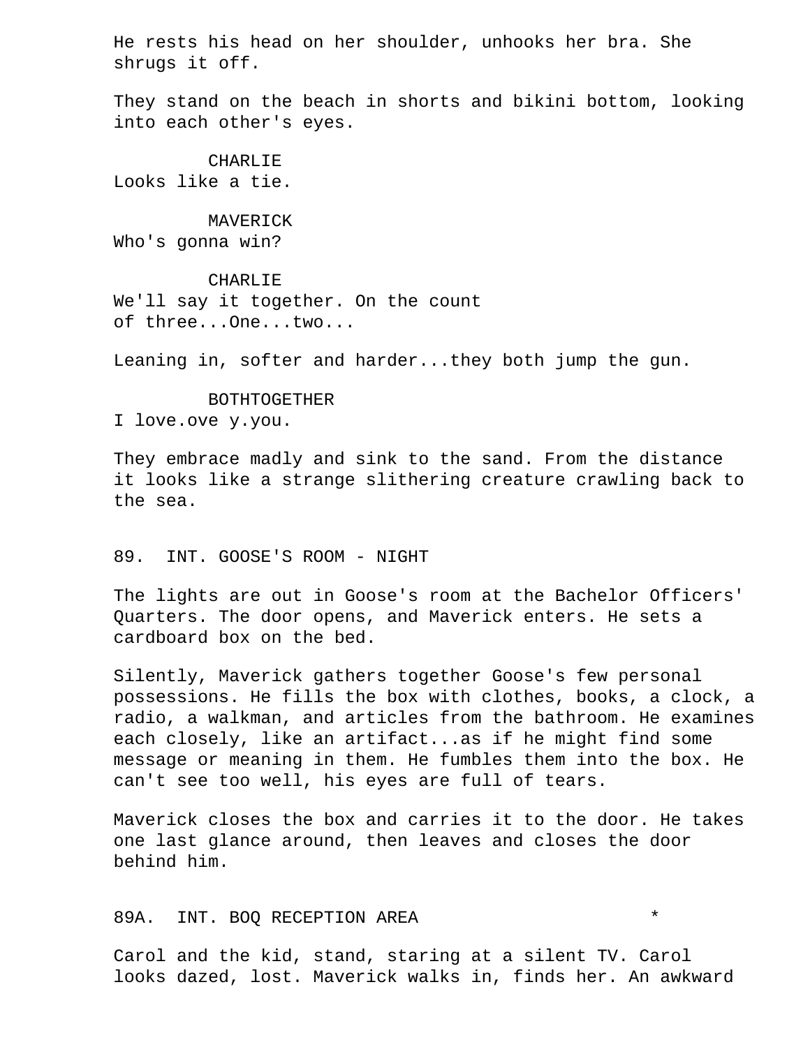He rests his head on her shoulder, unhooks her bra. She shrugs it off.

They stand on the beach in shorts and bikini bottom, looking into each other's eyes.

CHARLIE
Looks like a tie.

MAVERICK
Who's gonna win?

CHARLIE
We'll say it together. On the count of three...One...two...

Leaning in, softer and harder...they both jump the gun.

BOTHTOGETHER
I love.ove y.you.

They embrace madly and sink to the sand. From the distance it looks like a strange slithering creature crawling back to the sea.

89. INT. GOOSE'S ROOM - NIGHT

The lights are out in Goose's room at the Bachelor Officers' Quarters. The door opens, and Maverick enters. He sets a cardboard box on the bed.

Silently, Maverick gathers together Goose's few personal possessions. He fills the box with clothes, books, a clock, a radio, a walkman, and articles from the bathroom. He examines each closely, like an artifact...as if he might find some message or meaning in them. He fumbles them into the box. He can't see too well, his eyes are full of tears.

Maverick closes the box and carries it to the door. He takes one last glance around, then leaves and closes the door behind him.

89A. INT. BOQ RECEPTION AREA *

Carol and the kid, stand, staring at a silent TV. Carol looks dazed, lost. Maverick walks in, finds her. An awkward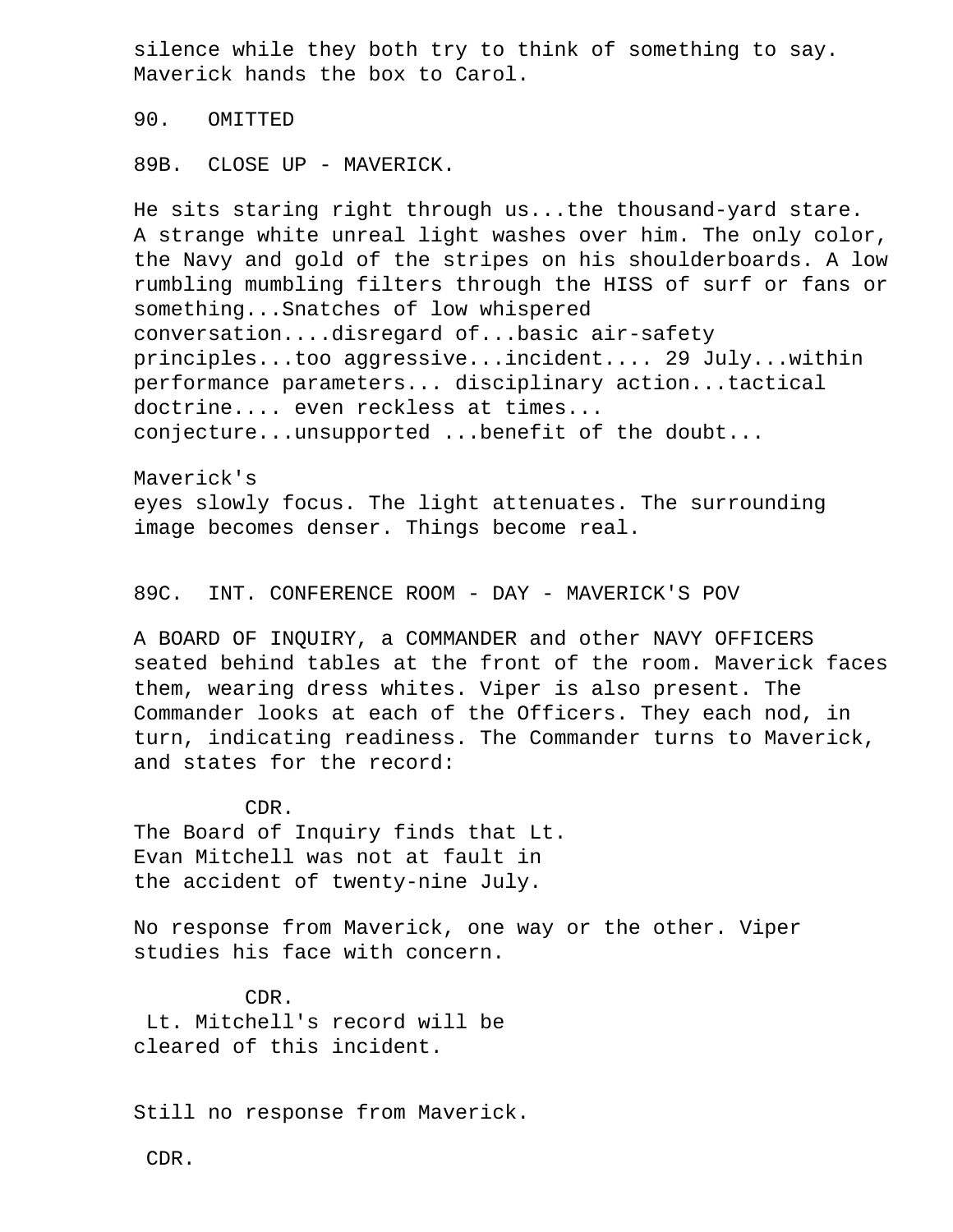silence while they both try to think of something to say. Maverick hands the box to Carol.

90. OMITTED

89B. CLOSE UP - MAVERICK.

He sits staring right through us...the thousand-yard stare. A strange white unreal light washes over him. The only color, the Navy and gold of the stripes on his shoulderboards. A low rumbling mumbling filters through the HISS of surf or fans or something...Snatches of low whispered conversation....disregard of...basic air-safety principles...too aggressive...incident.... 29 July...within performance parameters... disciplinary action...tactical doctrine.... even reckless at times... conjecture...unsupported ...benefit of the doubt...

Maverick's
eyes slowly focus. The light attenuates. The surrounding image becomes denser. Things become real.

89C. INT. CONFERENCE ROOM - DAY - MAVERICK'S POV

A BOARD OF INQUIRY, a COMMANDER and other NAVY OFFICERS seated behind tables at the front of the room. Maverick faces them, wearing dress whites. Viper is also present. The Commander looks at each of the Officers. They each nod, in turn, indicating readiness. The Commander turns to Maverick, and states for the record:

CDR.
The Board of Inquiry finds that Lt. Evan Mitchell was not at fault in the accident of twenty-nine July.

No response from Maverick, one way or the other. Viper studies his face with concern.

CDR.
Lt. Mitchell's record will be cleared of this incident.

Still no response from Maverick.

CDR.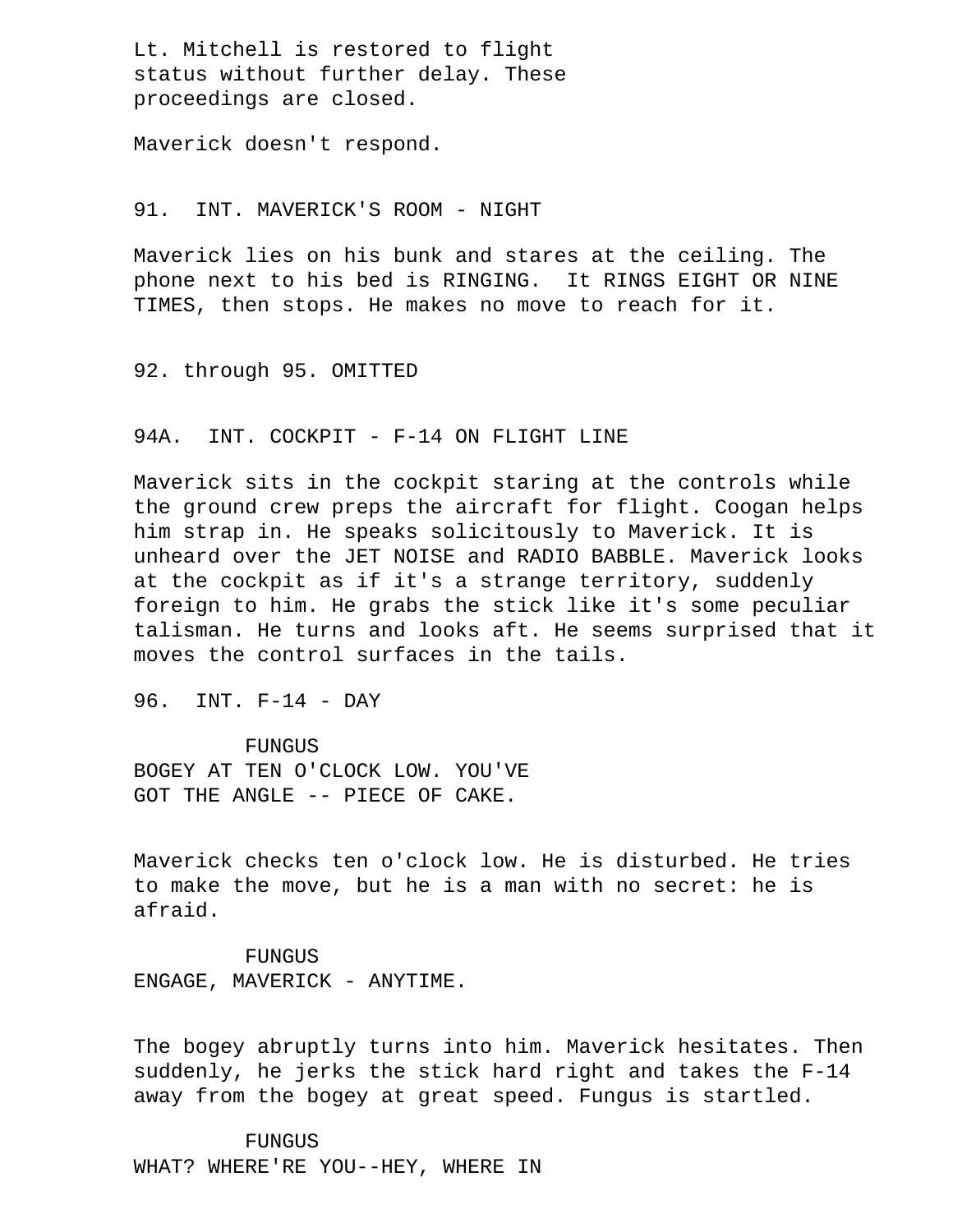Lt. Mitchell is restored to flight status without further delay. These proceedings are closed.

Maverick doesn't respond.

91. INT. MAVERICK'S ROOM - NIGHT

Maverick lies on his bunk and stares at the ceiling. The phone next to his bed is RINGING. It RINGS EIGHT OR NINE TIMES, then stops. He makes no move to reach for it.

92. through 95. OMITTED

94A. INT. COCKPIT - F-14 ON FLIGHT LINE

Maverick sits in the cockpit staring at the controls while the ground crew preps the aircraft for flight. Coogan helps him strap in. He speaks solicitously to Maverick. It is unheard over the JET NOISE and RADIO BABBLE. Maverick looks at the cockpit as if it's a strange territory, suddenly foreign to him. He grabs the stick like it's some peculiar talisman. He turns and looks aft. He seems surprised that it moves the control surfaces in the tails.

96. INT. F-14 - DAY

FUNGUS
BOGEY AT TEN O'CLOCK LOW. YOU'VE GOT THE ANGLE -- PIECE OF CAKE.

Maverick checks ten o'clock low. He is disturbed. He tries to make the move, but he is a man with no secret: he is afraid.

FUNGUS
ENGAGE, MAVERICK - ANYTIME.

The bogey abruptly turns into him. Maverick hesitates. Then suddenly, he jerks the stick hard right and takes the F-14 away from the bogey at great speed. Fungus is startled.

FUNGUS
WHAT? WHERE'RE YOU--HEY, WHERE IN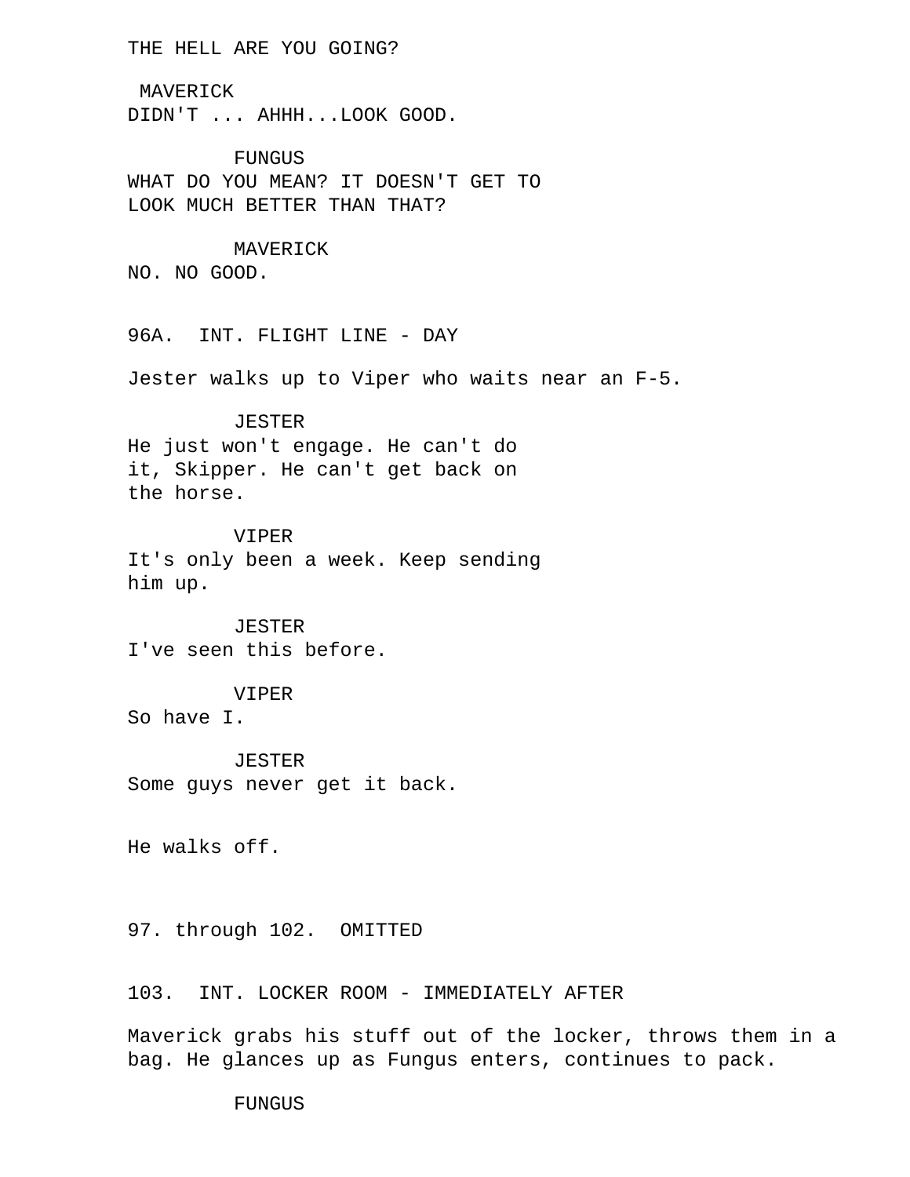THE HELL ARE YOU GOING?

MAVERICK
DIDN'T ... AHHH...LOOK GOOD.

FUNGUS
WHAT DO YOU MEAN? IT DOESN'T GET TO
LOOK MUCH BETTER THAN THAT?

MAVERICK
NO. NO GOOD.

96A. INT. FLIGHT LINE - DAY

Jester walks up to Viper who waits near an F-5.

JESTER
He just won't engage. He can't do
it, Skipper. He can't get back on
the horse.

VIPER
It's only been a week. Keep sending
him up.

JESTER
I've seen this before.

VIPER
So have I.

JESTER
Some guys never get it back.

He walks off.

97. through 102. OMITTED

103. INT. LOCKER ROOM - IMMEDIATELY AFTER

Maverick grabs his stuff out of the locker, throws them in a
bag. He glances up as Fungus enters, continues to pack.

FUNGUS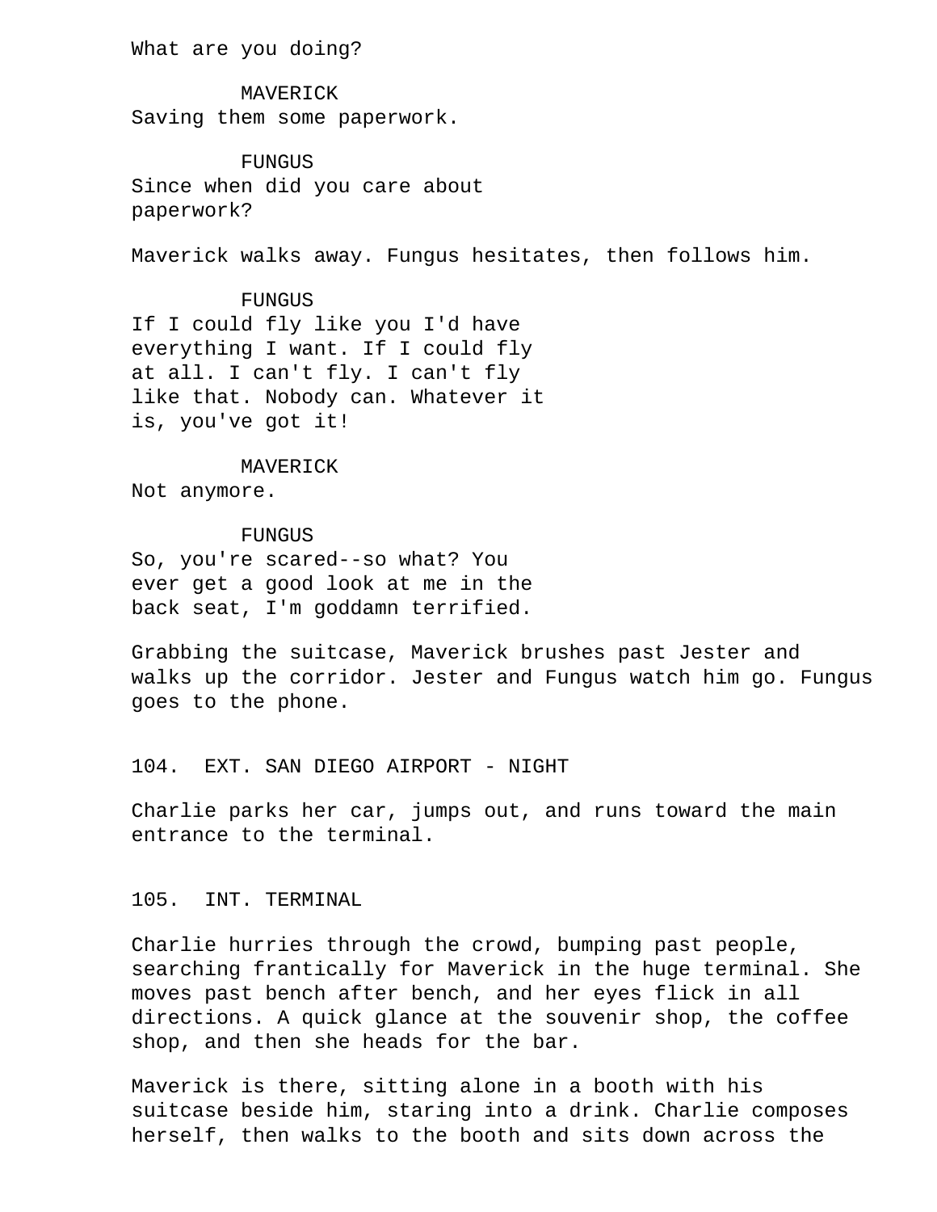What are you doing?

MAVERICK
Saving them some paperwork.

FUNGUS
Since when did you care about paperwork?

Maverick walks away. Fungus hesitates, then follows him.

FUNGUS
If I could fly like you I'd have everything I want. If I could fly at all. I can't fly. I can't fly like that. Nobody can. Whatever it is, you've got it!

MAVERICK
Not anymore.

FUNGUS
So, you're scared--so what? You ever get a good look at me in the back seat, I'm goddamn terrified.

Grabbing the suitcase, Maverick brushes past Jester and walks up the corridor. Jester and Fungus watch him go. Fungus goes to the phone.

104. EXT. SAN DIEGO AIRPORT - NIGHT

Charlie parks her car, jumps out, and runs toward the main entrance to the terminal.

105. INT. TERMINAL

Charlie hurries through the crowd, bumping past people, searching frantically for Maverick in the huge terminal. She moves past bench after bench, and her eyes flick in all directions. A quick glance at the souvenir shop, the coffee shop, and then she heads for the bar.

Maverick is there, sitting alone in a booth with his suitcase beside him, staring into a drink. Charlie composes herself, then walks to the booth and sits down across the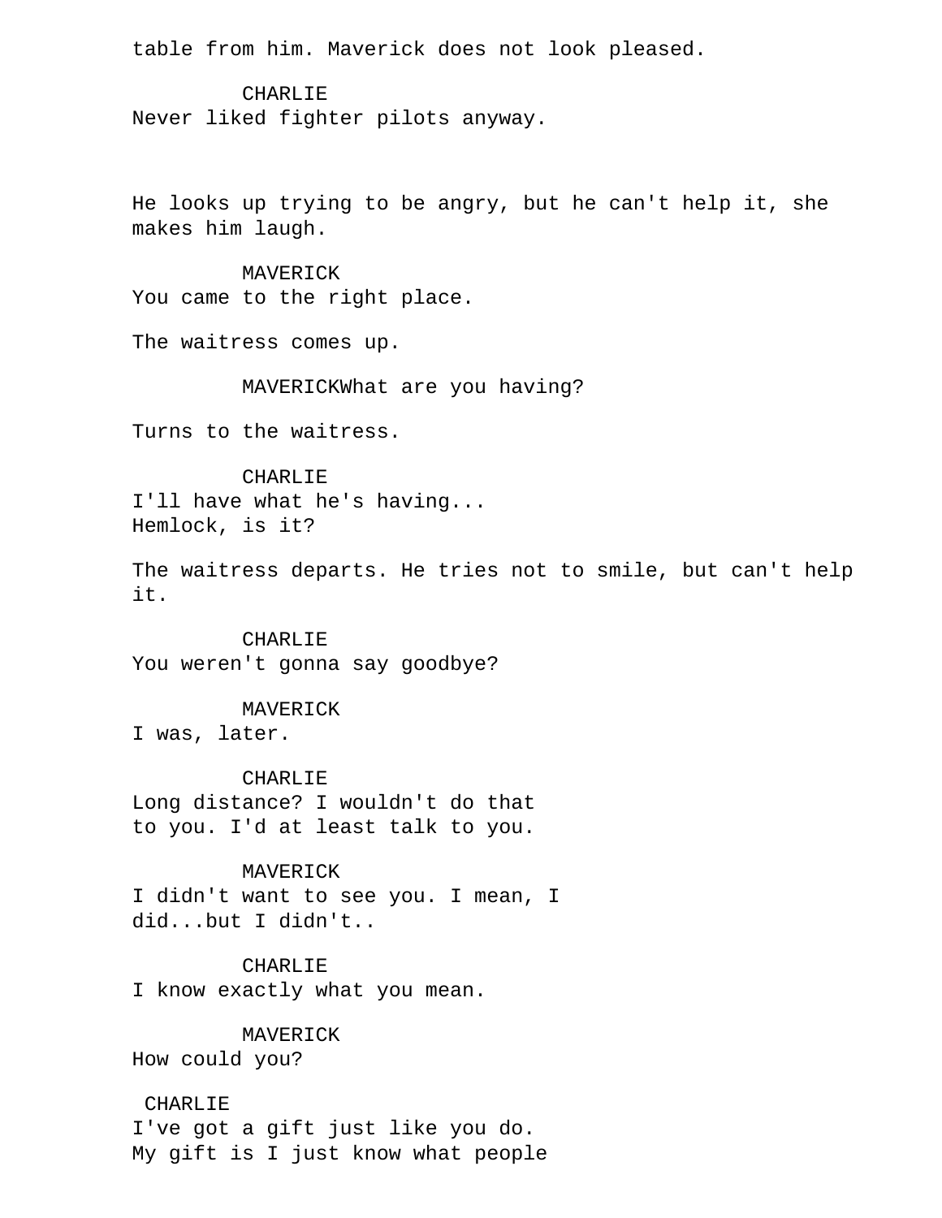table from him. Maverick does not look pleased.

CHARLIE
Never liked fighter pilots anyway.

He looks up trying to be angry, but he can't help it, she makes him laugh.

MAVERICK
You came to the right place.

The waitress comes up.

MAVERICKWhat are you having?

Turns to the waitress.

CHARLIE
I'll have what he's having...
Hemlock, is it?

The waitress departs. He tries not to smile, but can't help it.

CHARLIE
You weren't gonna say goodbye?

MAVERICK
I was, later.

CHARLIE
Long distance? I wouldn't do that
to you. I'd at least talk to you.

MAVERICK
I didn't want to see you. I mean, I
did...but I didn't..

CHARLIE
I know exactly what you mean.

MAVERICK
How could you?

CHARLIE
I've got a gift just like you do.
My gift is I just know what people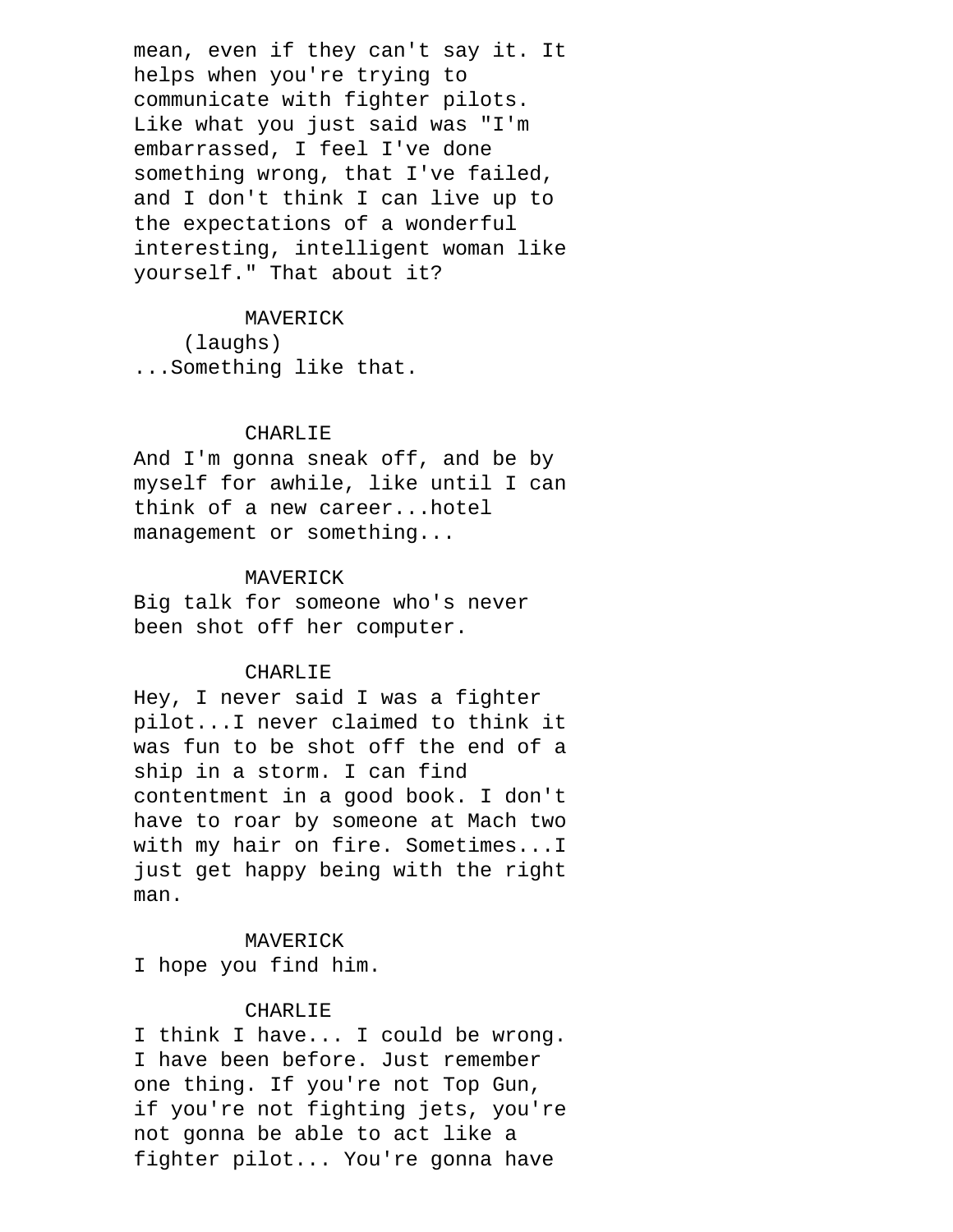mean, even if they can't say it. It helps when you're trying to communicate with fighter pilots. Like what you just said was "I'm embarrassed, I feel I've done something wrong, that I've failed, and I don't think I can live up to the expectations of a wonderful interesting, intelligent woman like yourself." That about it?

MAVERICK
(laughs)
...Something like that.

CHARLIE
And I'm gonna sneak off, and be by myself for awhile, like until I can think of a new career...hotel management or something...

MAVERICK
Big talk for someone who's never been shot off her computer.

CHARLIE
Hey, I never said I was a fighter pilot...I never claimed to think it was fun to be shot off the end of a ship in a storm. I can find contentment in a good book. I don't have to roar by someone at Mach two with my hair on fire. Sometimes...I just get happy being with the right man.

MAVERICK
I hope you find him.

CHARLIE
I think I have... I could be wrong. I have been before. Just remember one thing. If you're not Top Gun, if you're not fighting jets, you're not gonna be able to act like a fighter pilot... You're gonna have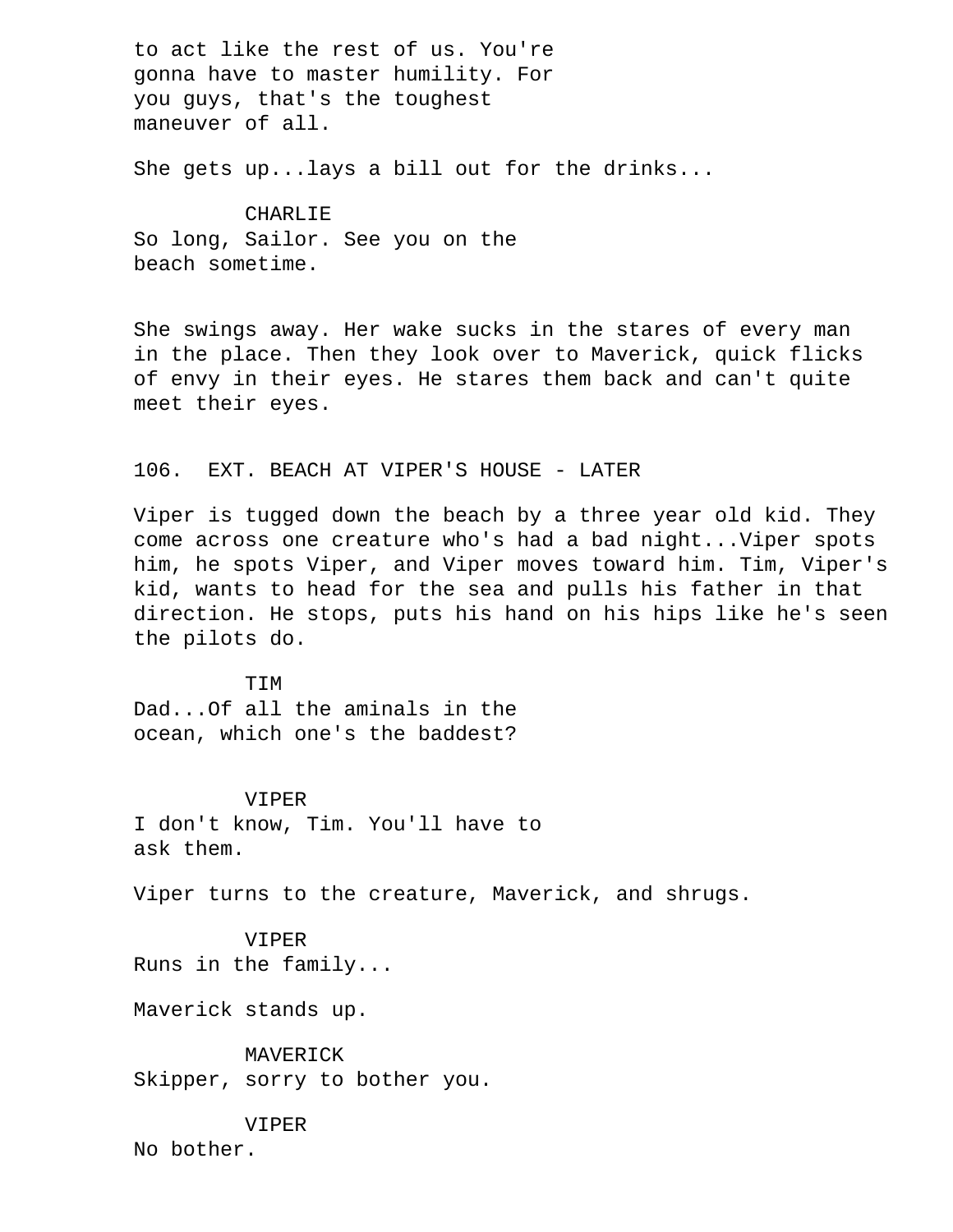to act like the rest of us. You're
gonna have to master humility. For
you guys, that's the toughest
maneuver of all.

She gets up...lays a bill out for the drinks...

CHARLIE
So long, Sailor. See you on the
beach sometime.

She swings away. Her wake sucks in the stares of every man in the place. Then they look over to Maverick, quick flicks of envy in their eyes. He stares them back and can't quite meet their eyes.

106. EXT. BEACH AT VIPER'S HOUSE - LATER

Viper is tugged down the beach by a three year old kid. They come across one creature who's had a bad night...Viper spots him, he spots Viper, and Viper moves toward him. Tim, Viper's kid, wants to head for the sea and pulls his father in that direction. He stops, puts his hand on his hips like he's seen the pilots do.

TIM
Dad...Of all the aminals in the
ocean, which one's the baddest?

VIPER
I don't know, Tim. You'll have to
ask them.

Viper turns to the creature, Maverick, and shrugs.

VIPER
Runs in the family...

Maverick stands up.

MAVERICK
Skipper, sorry to bother you.

VIPER
No bother.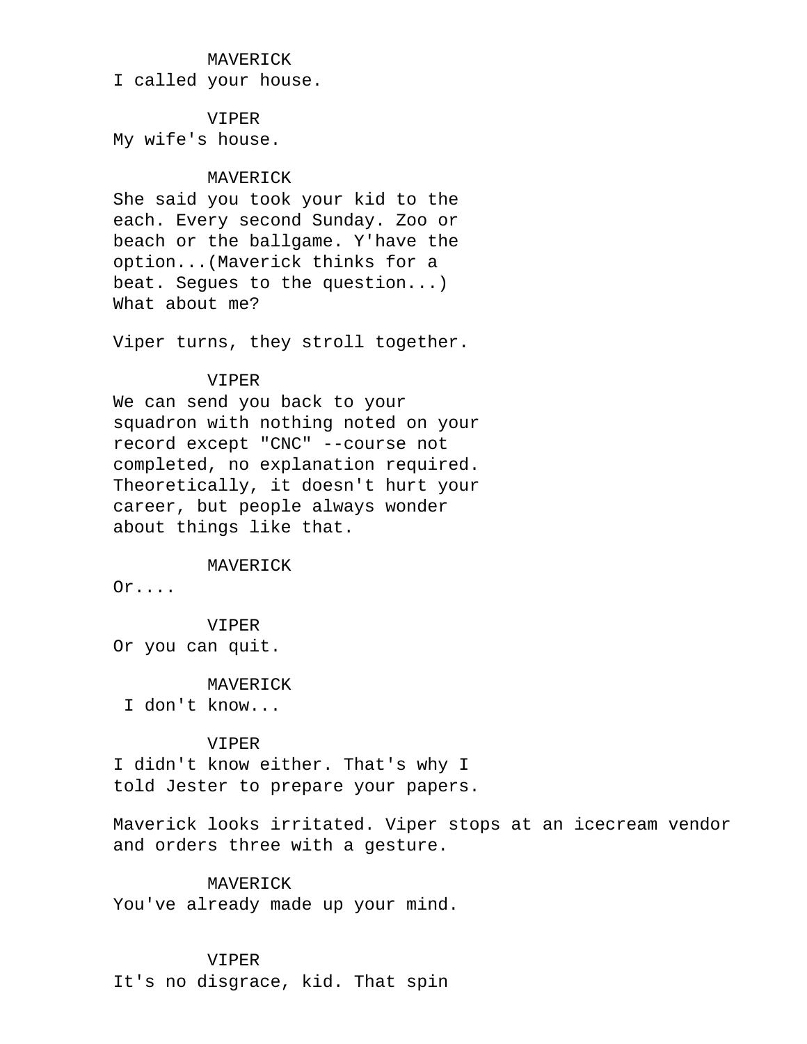MAVERICK
I called your house.

VIPER
My wife's house.

MAVERICK
She said you took your kid to the
each. Every second Sunday. Zoo or
beach or the ballgame. Y'have the
option...(Maverick thinks for a
beat. Segues to the question...)
What about me?

Viper turns, they stroll together.

VIPER
We can send you back to your
squadron with nothing noted on your
record except "CNC" --course not
completed, no explanation required.
Theoretically, it doesn't hurt your
career, but people always wonder
about things like that.

MAVERICK
Or....

VIPER
Or you can quit.

MAVERICK
I don't know...

VIPER
I didn't know either. That's why I
told Jester to prepare your papers.

Maverick looks irritated. Viper stops at an icecream vendor and orders three with a gesture.

MAVERICK
You've already made up your mind.

VIPER
It's no disgrace, kid. That spin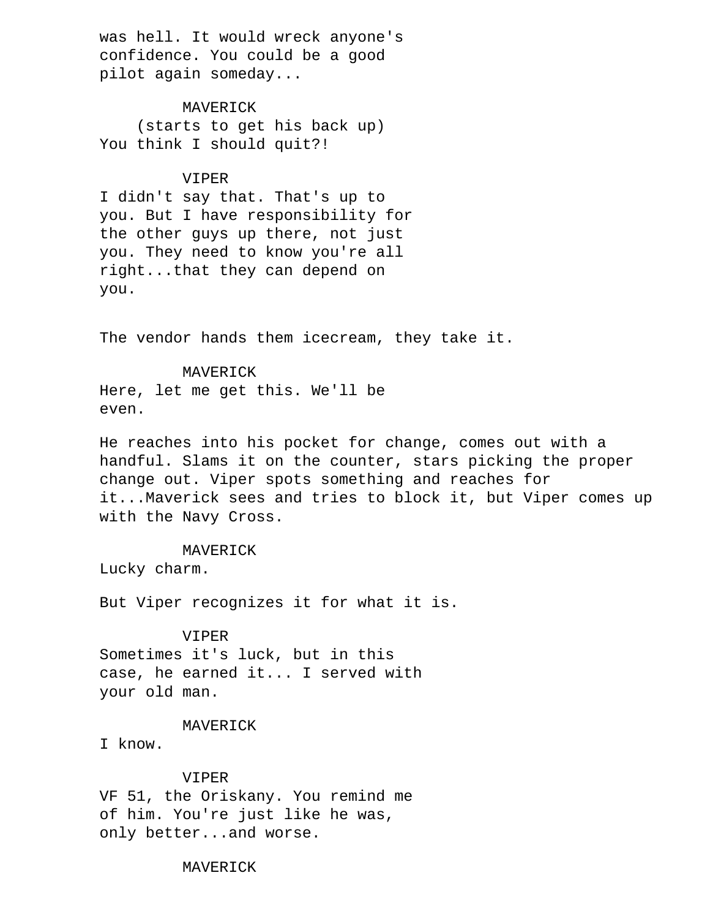was hell. It would wreck anyone's
confidence. You could be a good
pilot again someday...

MAVERICK
(starts to get his back up)
You think I should quit?!

VIPER
I didn't say that. That's up to
you. But I have responsibility for
the other guys up there, not just
you. They need to know you're all
right...that they can depend on
you.

The vendor hands them icecream, they take it.

MAVERICK
Here, let me get this. We'll be
even.

He reaches into his pocket for change, comes out with a
handful. Slams it on the counter, stars picking the proper
change out. Viper spots something and reaches for
it...Maverick sees and tries to block it, but Viper comes up
with the Navy Cross.

MAVERICK
Lucky charm.

But Viper recognizes it for what it is.

VIPER
Sometimes it's luck, but in this
case, he earned it... I served with
your old man.

MAVERICK
I know.

VIPER
VF 51, the Oriskany. You remind me
of him. You're just like he was,
only better...and worse.

MAVERICK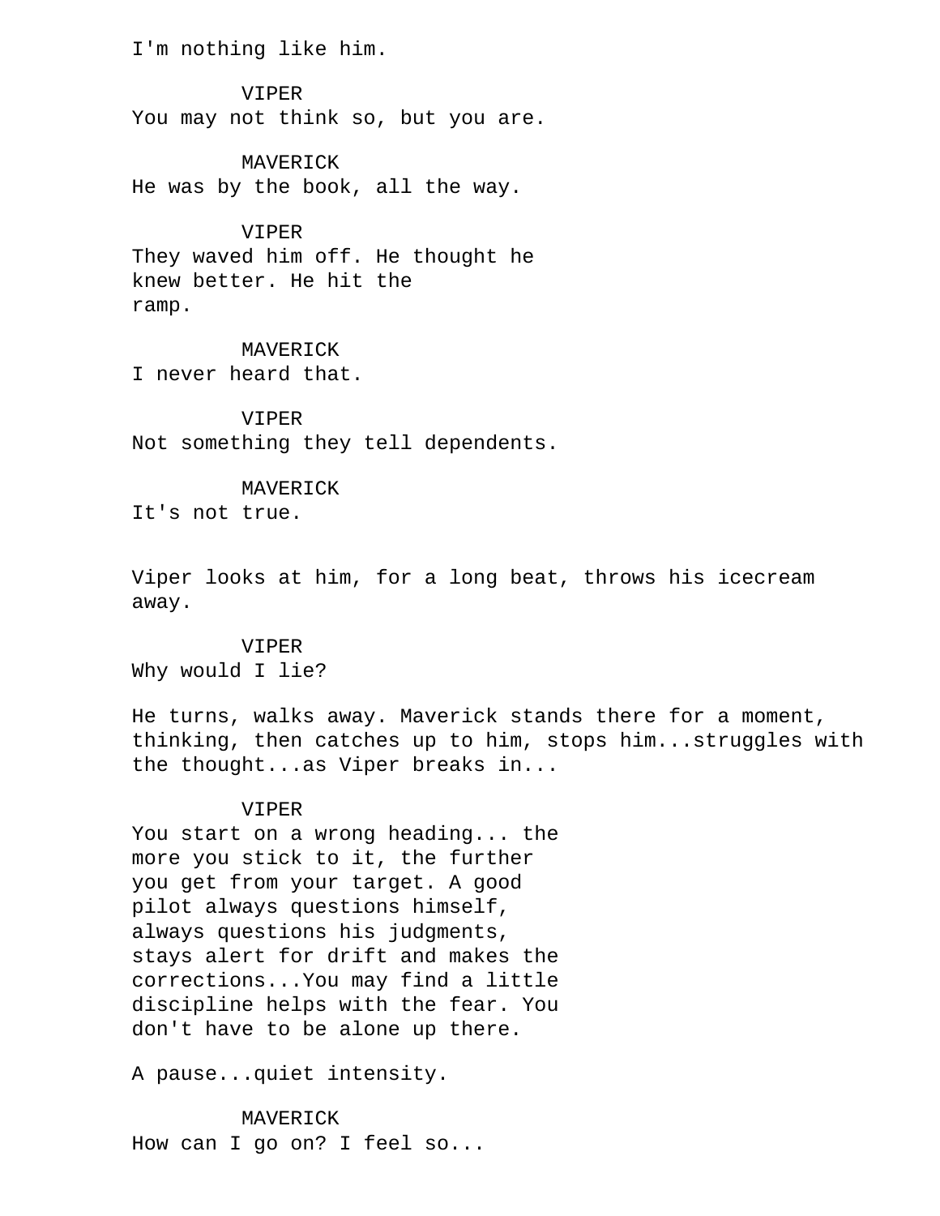I'm nothing like him.

VIPER
You may not think so, but you are.

MAVERICK
He was by the book, all the way.

VIPER
They waved him off. He thought he knew better. He hit the ramp.

MAVERICK
I never heard that.

VIPER
Not something they tell dependents.

MAVERICK
It's not true.

Viper looks at him, for a long beat, throws his icecream away.

VIPER
Why would I lie?

He turns, walks away. Maverick stands there for a moment, thinking, then catches up to him, stops him...struggles with the thought...as Viper breaks in...

VIPER
You start on a wrong heading... the more you stick to it, the further you get from your target. A good pilot always questions himself, always questions his judgments, stays alert for drift and makes the corrections...You may find a little discipline helps with the fear. You don't have to be alone up there.

A pause...quiet intensity.

MAVERICK
How can I go on? I feel so...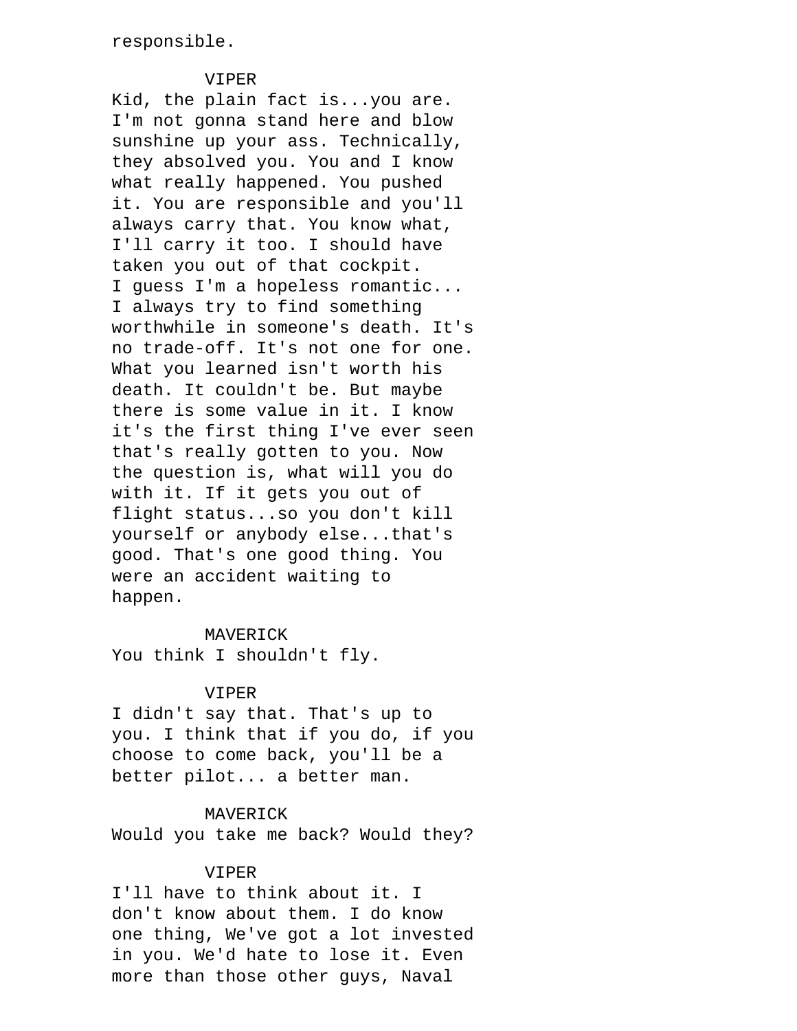responsible.

VIPER

Kid, the plain fact is...you are. I'm not gonna stand here and blow sunshine up your ass. Technically, they absolved you. You and I know what really happened. You pushed it. You are responsible and you'll always carry that. You know what, I'll carry it too. I should have taken you out of that cockpit. I guess I'm a hopeless romantic... I always try to find something worthwhile in someone's death. It's no trade-off. It's not one for one. What you learned isn't worth his death. It couldn't be. But maybe there is some value in it. I know it's the first thing I've ever seen that's really gotten to you. Now the question is, what will you do with it. If it gets you out of flight status...so you don't kill yourself or anybody else...that's good. That's one good thing. You were an accident waiting to happen.

MAVERICK

You think I shouldn't fly.

VIPER

I didn't say that. That's up to you. I think that if you do, if you choose to come back, you'll be a better pilot... a better man.

MAVERICK

Would you take me back? Would they?

VIPER

I'll have to think about it. I don't know about them. I do know one thing, We've got a lot invested in you. We'd hate to lose it. Even more than those other guys, Naval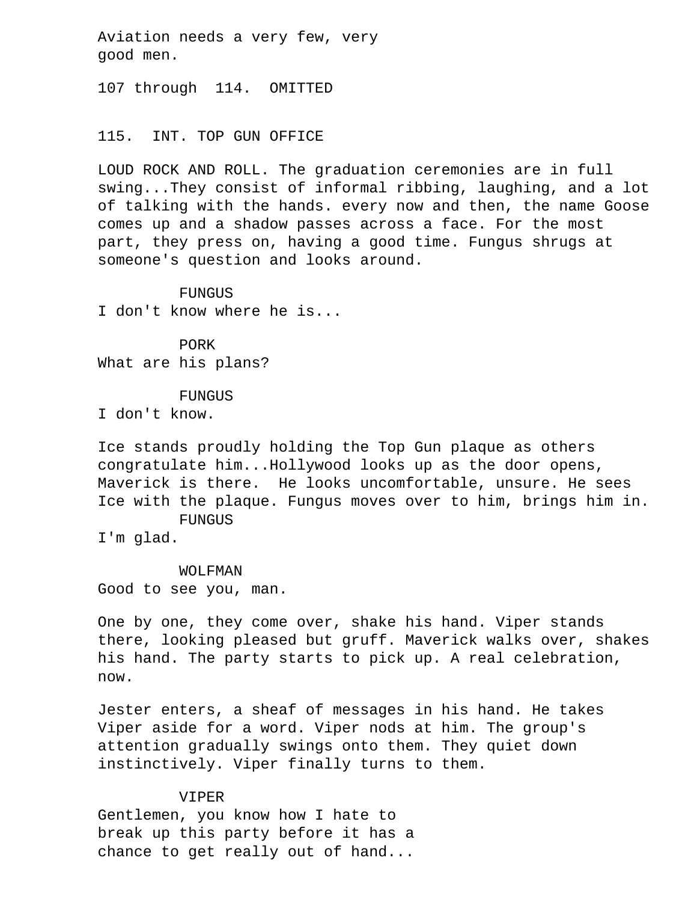Aviation needs a very few, very
good men.

107 through 114. OMITTED

115. INT. TOP GUN OFFICE

LOUD ROCK AND ROLL. The graduation ceremonies are in full swing...They consist of informal ribbing, laughing, and a lot of talking with the hands. every now and then, the name Goose comes up and a shadow passes across a face. For the most part, they press on, having a good time. Fungus shrugs at someone's question and looks around.

FUNGUS
I don't know where he is...

PORK
What are his plans?

FUNGUS
I don't know.

Ice stands proudly holding the Top Gun plaque as others congratulate him...Hollywood looks up as the door opens, Maverick is there. He looks uncomfortable, unsure. He sees Ice with the plaque. Fungus moves over to him, brings him in.

FUNGUS
I'm glad.

WOLFMAN
Good to see you, man.

One by one, they come over, shake his hand. Viper stands there, looking pleased but gruff. Maverick walks over, shakes his hand. The party starts to pick up. A real celebration, now.

Jester enters, a sheaf of messages in his hand. He takes Viper aside for a word. Viper nods at him. The group's attention gradually swings onto them. They quiet down instinctively. Viper finally turns to them.

VIPER
Gentlemen, you know how I hate to
break up this party before it has a
chance to get really out of hand...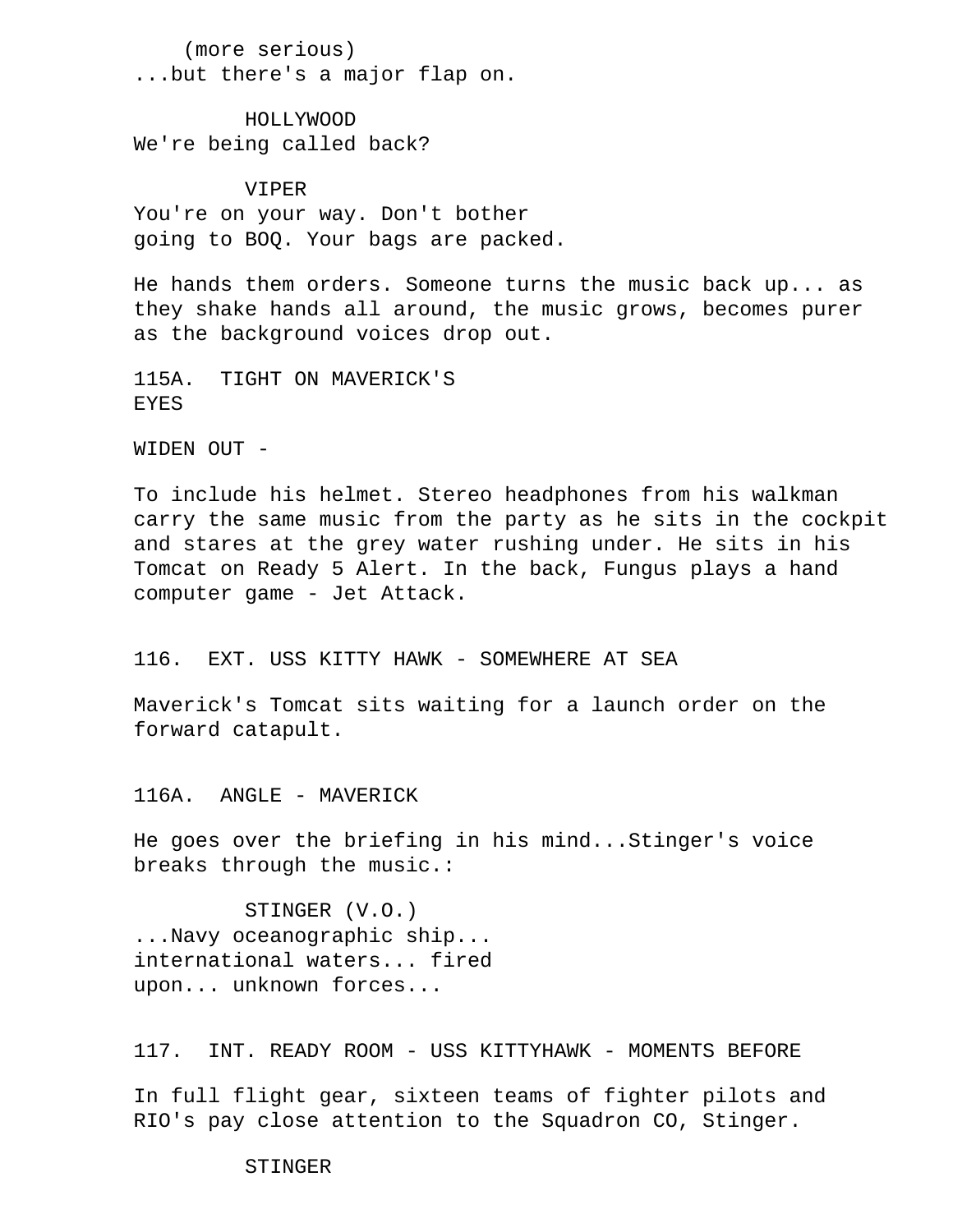(more serious)
...but there's a major flap on.

HOLLYWOOD
We're being called back?

VIPER
You're on your way. Don't bother
going to BOQ. Your bags are packed.

He hands them orders. Someone turns the music back up... as they shake hands all around, the music grows, becomes purer as the background voices drop out.

115A. TIGHT ON MAVERICK'S
EYES

WIDEN OUT -

To include his helmet. Stereo headphones from his walkman carry the same music from the party as he sits in the cockpit and stares at the grey water rushing under. He sits in his Tomcat on Ready 5 Alert. In the back, Fungus plays a hand computer game - Jet Attack.

116. EXT. USS KITTY HAWK - SOMEWHERE AT SEA

Maverick's Tomcat sits waiting for a launch order on the forward catapult.

116A. ANGLE - MAVERICK

He goes over the briefing in his mind...Stinger's voice breaks through the music.:

STINGER (V.O.)
...Navy oceanographic ship...
international waters... fired
upon... unknown forces...

117. INT. READY ROOM - USS KITTYHAWK - MOMENTS BEFORE

In full flight gear, sixteen teams of fighter pilots and RIO's pay close attention to the Squadron CO, Stinger.

STINGER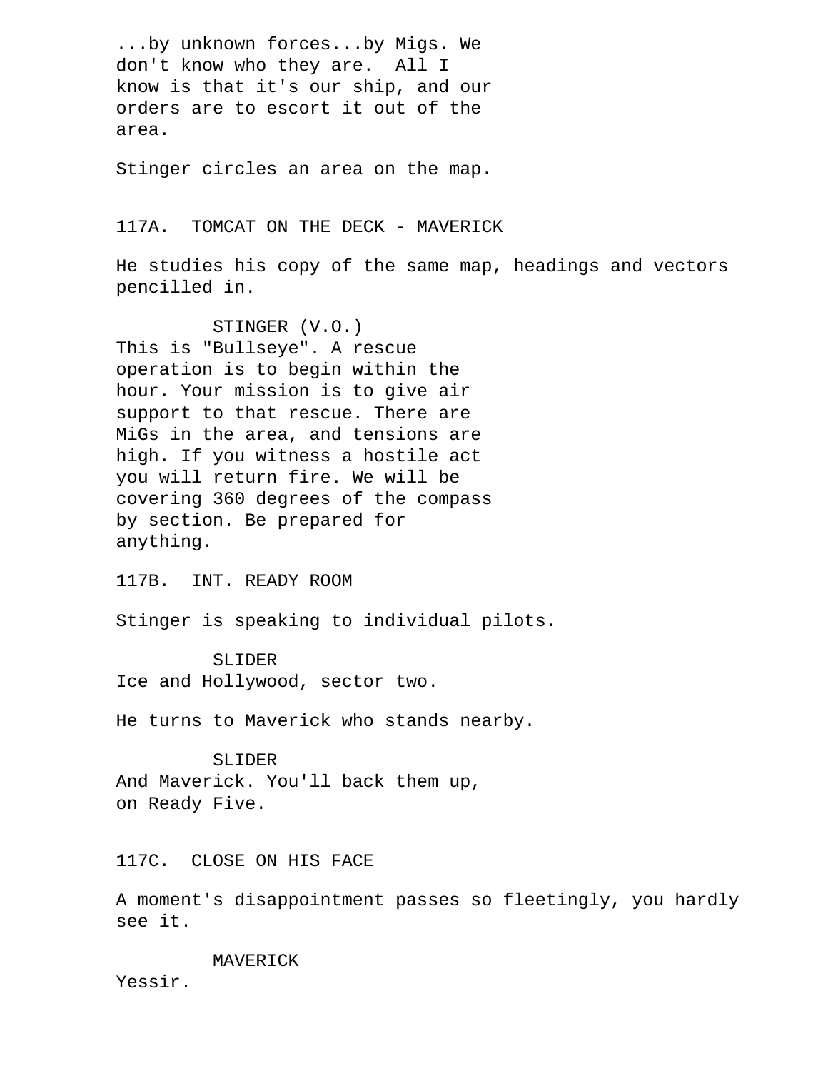...by unknown forces...by Migs. We don't know who they are. All I know is that it's our ship, and our orders are to escort it out of the area.

Stinger circles an area on the map.

117A. TOMCAT ON THE DECK - MAVERICK

He studies his copy of the same map, headings and vectors pencilled in.

STINGER (V.O.)
This is "Bullseye". A rescue operation is to begin within the hour. Your mission is to give air support to that rescue. There are MiGs in the area, and tensions are high. If you witness a hostile act you will return fire. We will be covering 360 degrees of the compass by section. Be prepared for anything.

117B. INT. READY ROOM

Stinger is speaking to individual pilots.

SLIDER
Ice and Hollywood, sector two.

He turns to Maverick who stands nearby.

SLIDER
And Maverick. You'll back them up, on Ready Five.

117C. CLOSE ON HIS FACE

A moment's disappointment passes so fleetingly, you hardly see it.

MAVERICK
Yessir.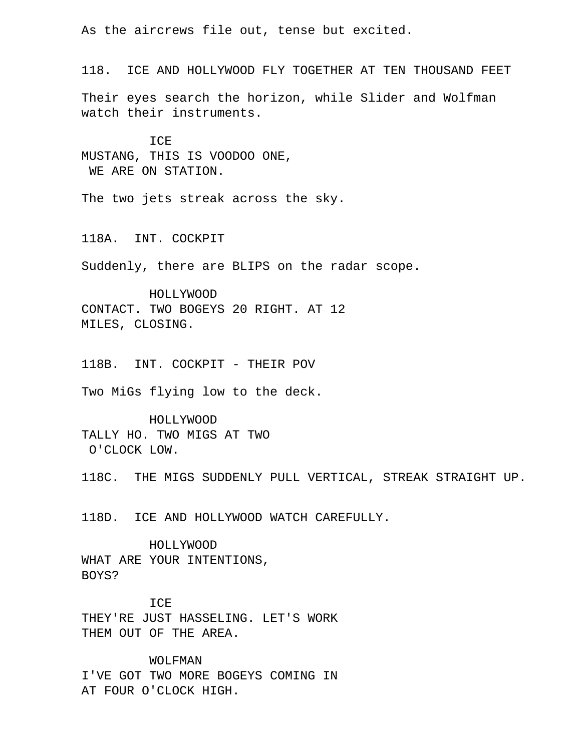As the aircrews file out, tense but excited.

118. ICE AND HOLLYWOOD FLY TOGETHER AT TEN THOUSAND FEET

Their eyes search the horizon, while Slider and Wolfman watch their instruments.

ICE
MUSTANG, THIS IS VOODOO ONE,
WE ARE ON STATION.

The two jets streak across the sky.

118A. INT. COCKPIT

Suddenly, there are BLIPS on the radar scope.

HOLLYWOOD
CONTACT. TWO BOGEYS 20 RIGHT. AT 12
MILES, CLOSING.

118B. INT. COCKPIT - THEIR POV

Two MiGs flying low to the deck.

HOLLYWOOD
TALLY HO. TWO MIGS AT TWO
O'CLOCK LOW.

118C. THE MIGS SUDDENLY PULL VERTICAL, STREAK STRAIGHT UP.

118D. ICE AND HOLLYWOOD WATCH CAREFULLY.

HOLLYWOOD
WHAT ARE YOUR INTENTIONS,
BOYS?

ICE
THEY'RE JUST HASSELING. LET'S WORK
THEM OUT OF THE AREA.

WOLFMAN
I'VE GOT TWO MORE BOGEYS COMING IN
AT FOUR O'CLOCK HIGH.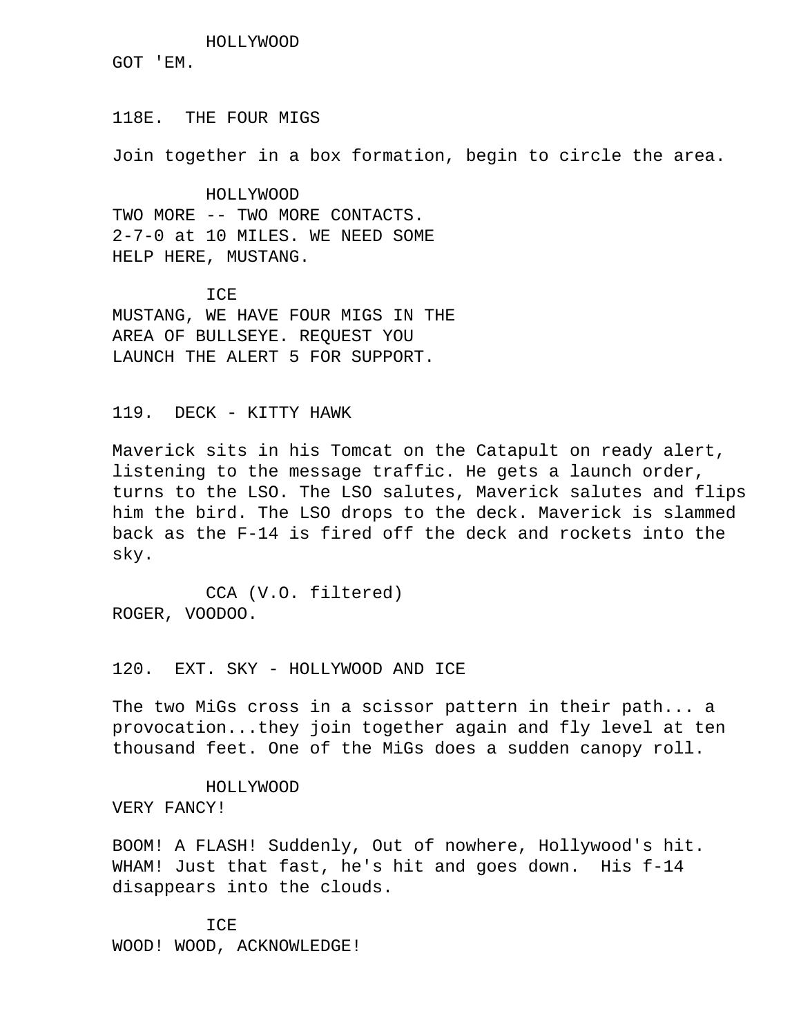HOLLYWOOD

GOT 'EM.

118E. THE FOUR MIGS

Join together in a box formation, begin to circle the area.

HOLLYWOOD

TWO MORE -- TWO MORE CONTACTS.
2-7-0 at 10 MILES. WE NEED SOME
HELP HERE, MUSTANG.

ICE

MUSTANG, WE HAVE FOUR MIGS IN THE
AREA OF BULLSEYE. REQUEST YOU
LAUNCH THE ALERT 5 FOR SUPPORT.

119. DECK - KITTY HAWK

Maverick sits in his Tomcat on the Catapult on ready alert, listening to the message traffic. He gets a launch order, turns to the LSO. The LSO salutes, Maverick salutes and flips him the bird. The LSO drops to the deck. Maverick is slammed back as the F-14 is fired off the deck and rockets into the sky.

CCA (V.O. filtered)

ROGER, VOODOO.

120. EXT. SKY - HOLLYWOOD AND ICE

The two MiGs cross in a scissor pattern in their path... a provocation...they join together again and fly level at ten thousand feet. One of the MiGs does a sudden canopy roll.

HOLLYWOOD

VERY FANCY!

BOOM! A FLASH! Suddenly, Out of nowhere, Hollywood's hit. WHAM! Just that fast, he's hit and goes down. His f-14 disappears into the clouds.

ICE

WOOD! WOOD, ACKNOWLEDGE!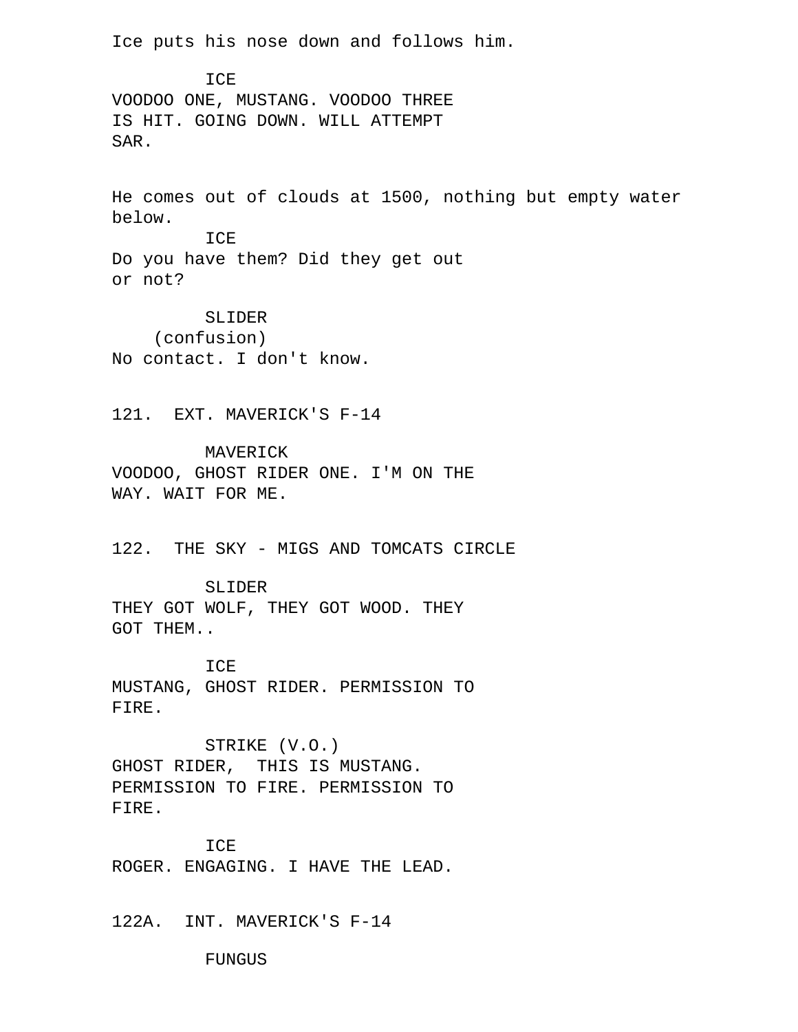Ice puts his nose down and follows him.

ICE
VOODOO ONE, MUSTANG. VOODOO THREE IS HIT. GOING DOWN. WILL ATTEMPT SAR.

He comes out of clouds at 1500, nothing but empty water below.

ICE
Do you have them? Did they get out or not?

SLIDER
(confusion)
No contact. I don't know.

121. EXT. MAVERICK'S F-14

MAVERICK
VOODOO, GHOST RIDER ONE. I'M ON THE WAY. WAIT FOR ME.

122. THE SKY - MIGS AND TOMCATS CIRCLE

SLIDER
THEY GOT WOLF, THEY GOT WOOD. THEY GOT THEM..

ICE
MUSTANG, GHOST RIDER. PERMISSION TO FIRE.

STRIKE (V.O.)
GHOST RIDER, THIS IS MUSTANG. PERMISSION TO FIRE. PERMISSION TO FIRE.

ICE
ROGER. ENGAGING. I HAVE THE LEAD.

122A. INT. MAVERICK'S F-14

FUNGUS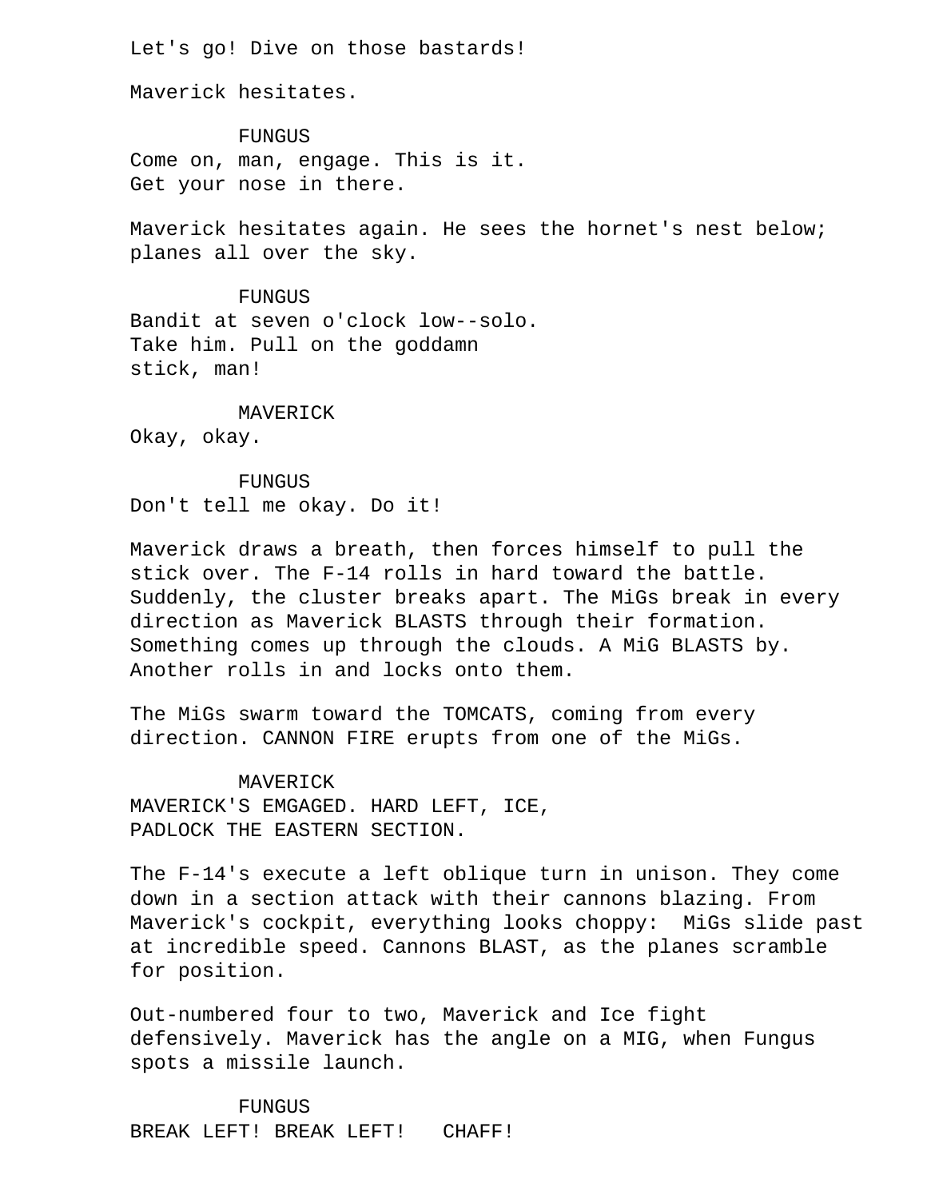Let's go! Dive on those bastards!

Maverick hesitates.

FUNGUS
Come on, man, engage. This is it.
Get your nose in there.

Maverick hesitates again. He sees the hornet's nest below; planes all over the sky.

FUNGUS
Bandit at seven o'clock low--solo.
Take him. Pull on the goddamn
stick, man!

MAVERICK
Okay, okay.

FUNGUS
Don't tell me okay. Do it!

Maverick draws a breath, then forces himself to pull the stick over. The F-14 rolls in hard toward the battle. Suddenly, the cluster breaks apart. The MiGs break in every direction as Maverick BLASTS through their formation. Something comes up through the clouds. A MiG BLASTS by. Another rolls in and locks onto them.

The MiGs swarm toward the TOMCATS, coming from every direction. CANNON FIRE erupts from one of the MiGs.

MAVERICK
MAVERICK'S EMGAGED. HARD LEFT, ICE,
PADLOCK THE EASTERN SECTION.

The F-14's execute a left oblique turn in unison. They come down in a section attack with their cannons blazing. From Maverick's cockpit, everything looks choppy: MiGs slide past at incredible speed. Cannons BLAST, as the planes scramble for position.

Out-numbered four to two, Maverick and Ice fight defensively. Maverick has the angle on a MIG, when Fungus spots a missile launch.

FUNGUS
BREAK LEFT! BREAK LEFT! CHAFF!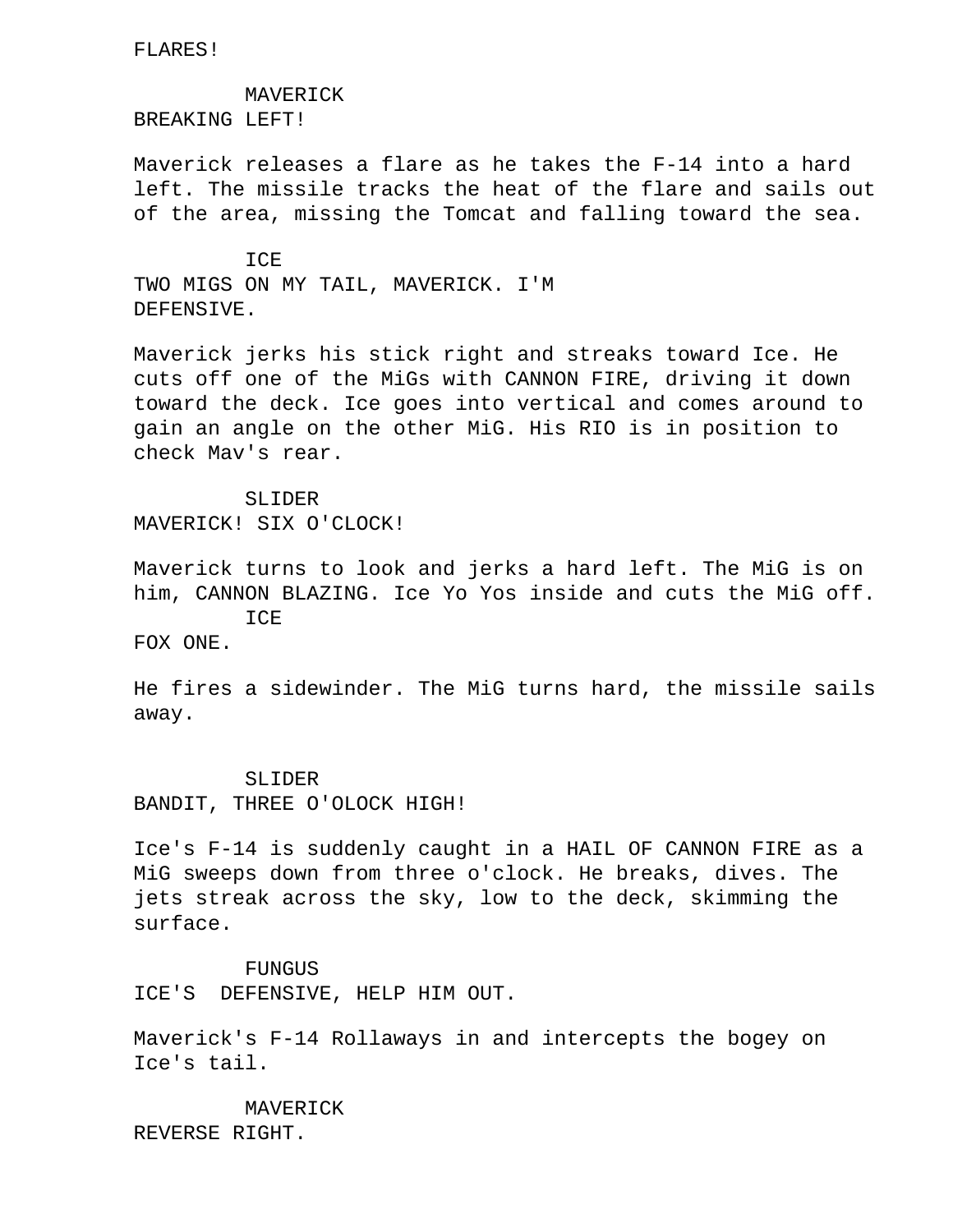FLARES!

MAVERICK
BREAKING LEFT!

Maverick releases a flare as he takes the F-14 into a hard left. The missile tracks the heat of the flare and sails out of the area, missing the Tomcat and falling toward the sea.

ICE
TWO MIGS ON MY TAIL, MAVERICK. I'M DEFENSIVE.

Maverick jerks his stick right and streaks toward Ice. He cuts off one of the MiGs with CANNON FIRE, driving it down toward the deck. Ice goes into vertical and comes around to gain an angle on the other MiG. His RIO is in position to check Mav's rear.

SLIDER
MAVERICK! SIX O'CLOCK!

Maverick turns to look and jerks a hard left. The MiG is on him, CANNON BLAZING. Ice Yo Yos inside and cuts the MiG off.

ICE
FOX ONE.

He fires a sidewinder. The MiG turns hard, the missile sails away.

SLIDER
BANDIT, THREE O'OLOCK HIGH!

Ice's F-14 is suddenly caught in a HAIL OF CANNON FIRE as a MiG sweeps down from three o'clock. He breaks, dives. The jets streak across the sky, low to the deck, skimming the surface.

FUNGUS
ICE'S  DEFENSIVE, HELP HIM OUT.

Maverick's F-14 Rollaways in and intercepts the bogey on Ice's tail.

MAVERICK
REVERSE RIGHT.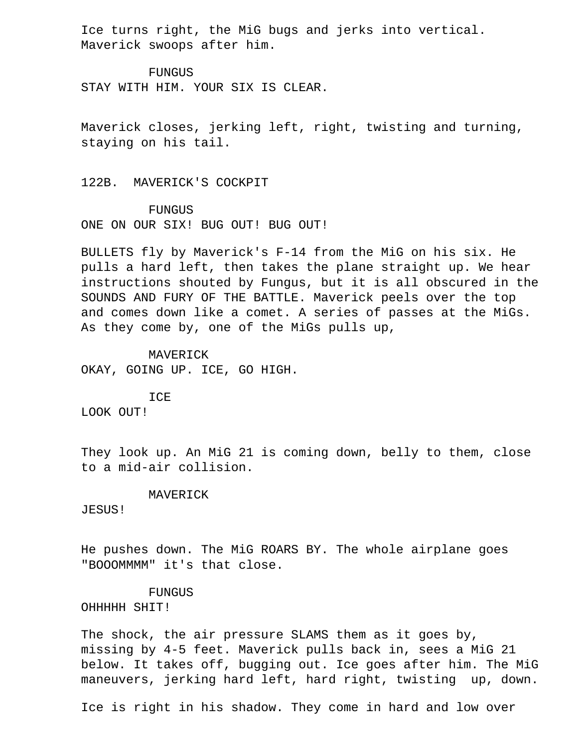Ice turns right, the MiG bugs and jerks into vertical. Maverick swoops after him.

FUNGUS
STAY WITH HIM. YOUR SIX IS CLEAR.

Maverick closes, jerking left, right, twisting and turning, staying on his tail.

122B. MAVERICK'S COCKPIT

FUNGUS
ONE ON OUR SIX! BUG OUT! BUG OUT!

BULLETS fly by Maverick's F-14 from the MiG on his six. He pulls a hard left, then takes the plane straight up. We hear instructions shouted by Fungus, but it is all obscured in the SOUNDS AND FURY OF THE BATTLE. Maverick peels over the top and comes down like a comet. A series of passes at the MiGs. As they come by, one of the MiGs pulls up,

MAVERICK
OKAY, GOING UP. ICE, GO HIGH.

ICE
LOOK OUT!

They look up. An MiG 21 is coming down, belly to them, close to a mid-air collision.

MAVERICK
JESUS!

He pushes down. The MiG ROARS BY. The whole airplane goes "BOOOMMMM" it's that close.

FUNGUS
OHHHHH SHIT!

The shock, the air pressure SLAMS them as it goes by, missing by 4-5 feet. Maverick pulls back in, sees a MiG 21 below. It takes off, bugging out. Ice goes after him. The MiG maneuvers, jerking hard left, hard right, twisting up, down.

Ice is right in his shadow. They come in hard and low over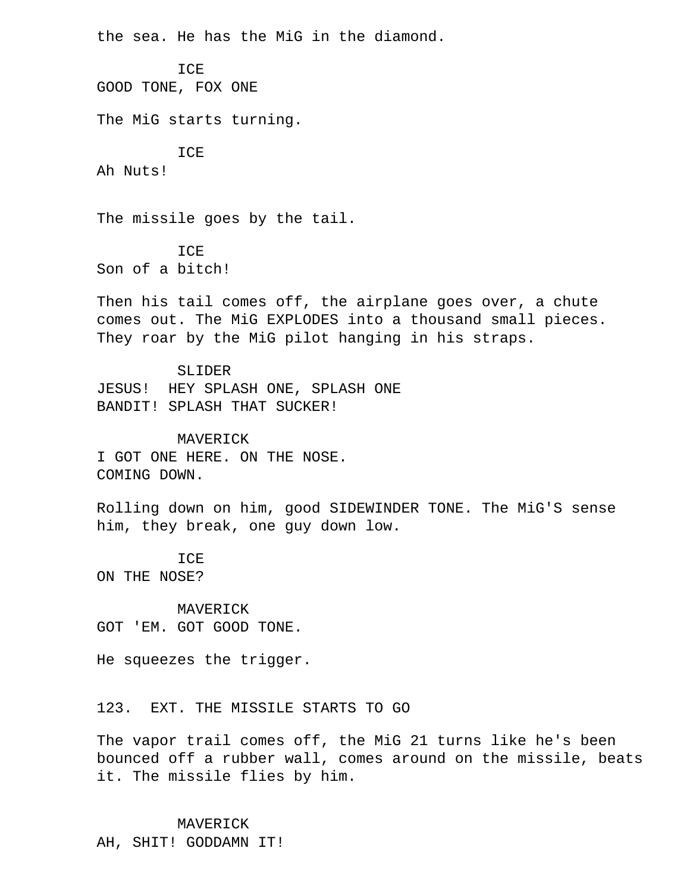the sea. He has the MiG in the diamond.

ICE
GOOD TONE, FOX ONE

The MiG starts turning.

ICE
Ah Nuts!

The missile goes by the tail.

ICE
Son of a bitch!

Then his tail comes off, the airplane goes over, a chute comes out. The MiG EXPLODES into a thousand small pieces. They roar by the MiG pilot hanging in his straps.

SLIDER
JESUS! HEY SPLASH ONE, SPLASH ONE BANDIT! SPLASH THAT SUCKER!

MAVERICK
I GOT ONE HERE. ON THE NOSE. COMING DOWN.

Rolling down on him, good SIDEWINDER TONE. The MiG'S sense him, they break, one guy down low.

ICE
ON THE NOSE?

MAVERICK
GOT 'EM. GOT GOOD TONE.

He squeezes the trigger.

123. EXT. THE MISSILE STARTS TO GO

The vapor trail comes off, the MiG 21 turns like he's been bounced off a rubber wall, comes around on the missile, beats it. The missile flies by him.

MAVERICK
AH, SHIT! GODDAMN IT!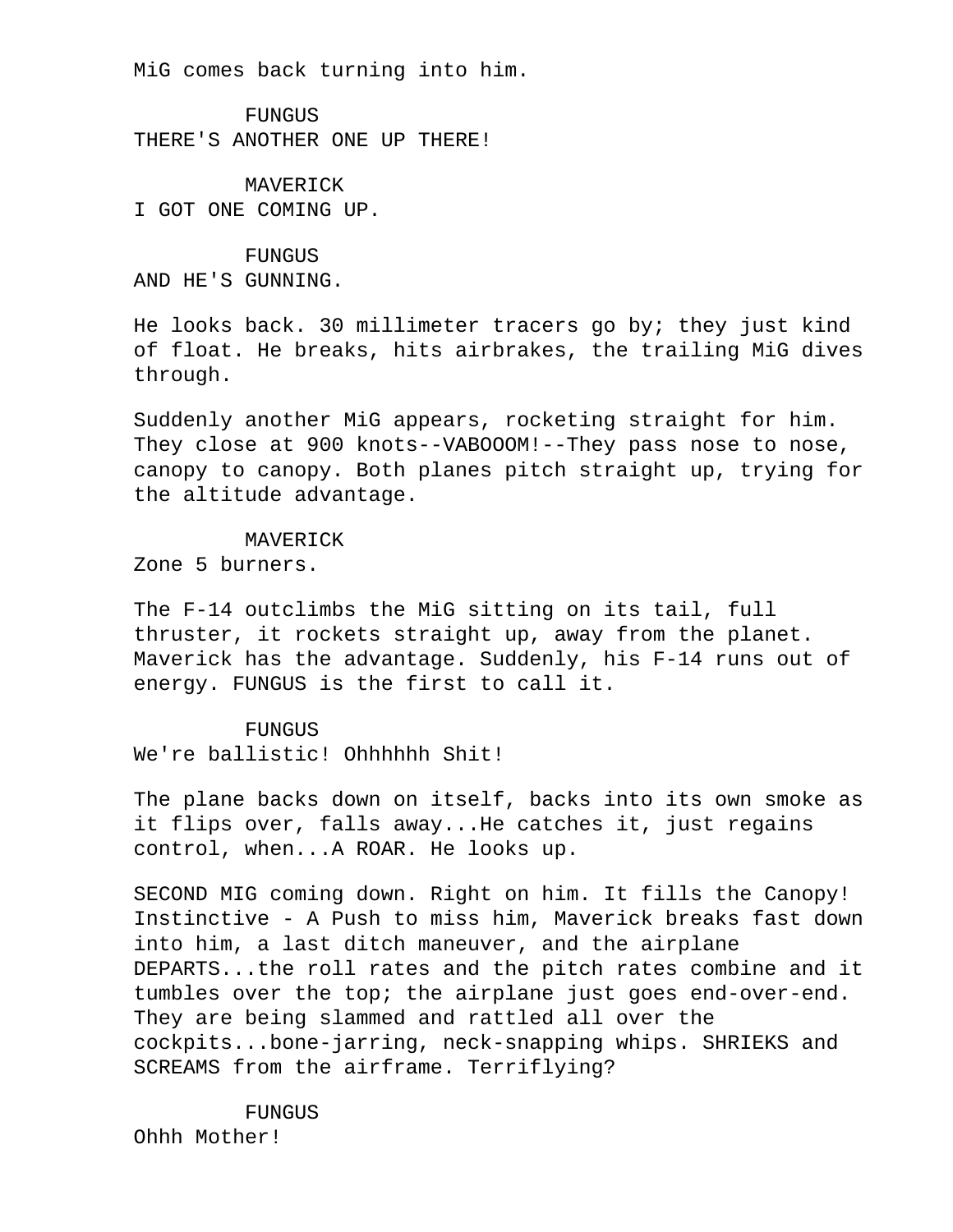MiG comes back turning into him.

FUNGUS
THERE'S ANOTHER ONE UP THERE!

MAVERICK
I GOT ONE COMING UP.

FUNGUS
AND HE'S GUNNING.

He looks back. 30 millimeter tracers go by; they just kind of float. He breaks, hits airbrakes, the trailing MiG dives through.

Suddenly another MiG appears, rocketing straight for him. They close at 900 knots--VABOOOM!--They pass nose to nose, canopy to canopy. Both planes pitch straight up, trying for the altitude advantage.

MAVERICK
Zone 5 burners.

The F-14 outclimbs the MiG sitting on its tail, full thruster, it rockets straight up, away from the planet. Maverick has the advantage. Suddenly, his F-14 runs out of energy. FUNGUS is the first to call it.

FUNGUS
We're ballistic! Ohhhhhh Shit!

The plane backs down on itself, backs into its own smoke as it flips over, falls away...He catches it, just regains control, when...A ROAR. He looks up.

SECOND MIG coming down. Right on him. It fills the Canopy! Instinctive - A Push to miss him, Maverick breaks fast down into him, a last ditch maneuver, and the airplane DEPARTS...the roll rates and the pitch rates combine and it tumbles over the top; the airplane just goes end-over-end. They are being slammed and rattled all over the cockpits...bone-jarring, neck-snapping whips. SHRIEKS and SCREAMS from the airframe. Terriflying?

FUNGUS
Ohhh Mother!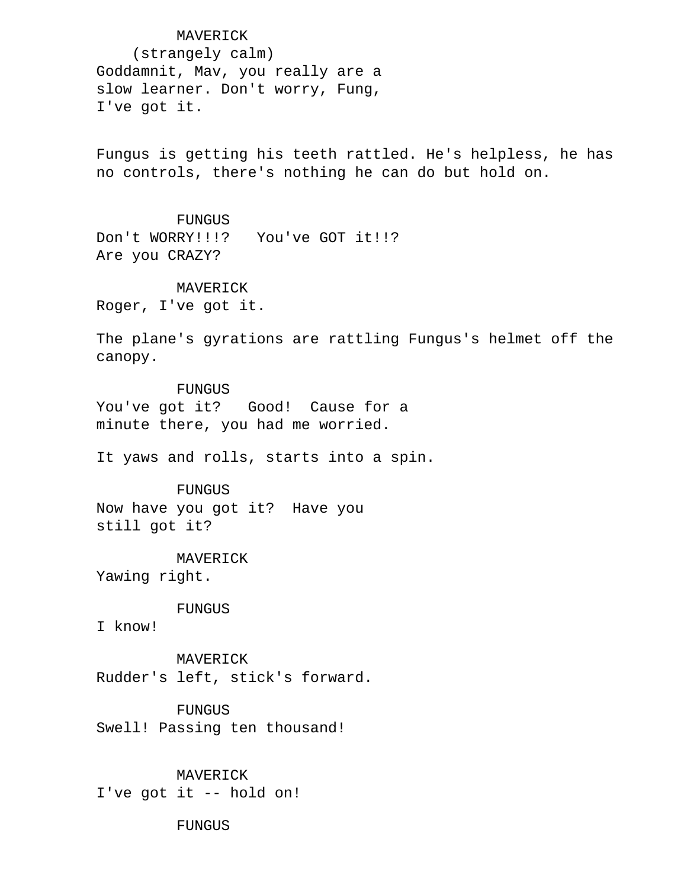MAVERICK
(strangely calm)
Goddamnit, Mav, you really are a slow learner. Don't worry, Fung, I've got it.

Fungus is getting his teeth rattled. He's helpless, he has no controls, there's nothing he can do but hold on.

FUNGUS
Don't WORRY!!!?   You've GOT it!!? Are you CRAZY?

MAVERICK
Roger, I've got it.

The plane's gyrations are rattling Fungus's helmet off the canopy.

FUNGUS
You've got it?   Good!  Cause for a minute there, you had me worried.

It yaws and rolls, starts into a spin.

FUNGUS
Now have you got it?  Have you still got it?

MAVERICK
Yawing right.

FUNGUS
I know!

MAVERICK
Rudder's left, stick's forward.

FUNGUS
Swell! Passing ten thousand!

MAVERICK
I've got it -- hold on!

FUNGUS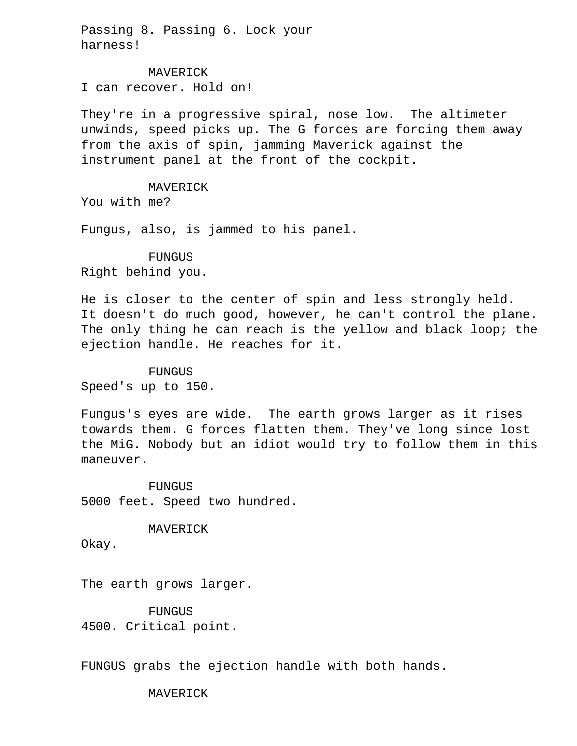Passing 8. Passing 6. Lock your harness!

MAVERICK
I can recover. Hold on!

They're in a progressive spiral, nose low. The altimeter unwinds, speed picks up. The G forces are forcing them away from the axis of spin, jamming Maverick against the instrument panel at the front of the cockpit.

MAVERICK
You with me?

Fungus, also, is jammed to his panel.

FUNGUS
Right behind you.

He is closer to the center of spin and less strongly held. It doesn't do much good, however, he can't control the plane. The only thing he can reach is the yellow and black loop; the ejection handle. He reaches for it.

FUNGUS
Speed's up to 150.

Fungus's eyes are wide. The earth grows larger as it rises towards them. G forces flatten them. They've long since lost the MiG. Nobody but an idiot would try to follow them in this maneuver.

FUNGUS
5000 feet. Speed two hundred.

MAVERICK
Okay.

The earth grows larger.

FUNGUS
4500. Critical point.

FUNGUS grabs the ejection handle with both hands.

MAVERICK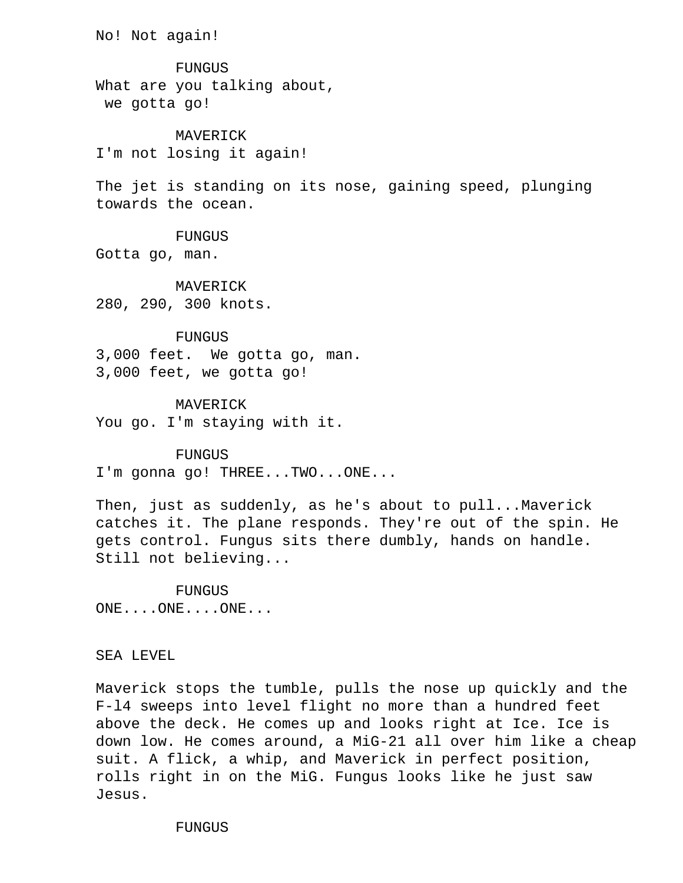No! Not again!

FUNGUS
What are you talking about,
 we gotta go!

MAVERICK
I'm not losing it again!

The jet is standing on its nose, gaining speed, plunging towards the ocean.

FUNGUS
Gotta go, man.

MAVERICK
280, 290, 300 knots.

FUNGUS
3,000 feet.  We gotta go, man.
3,000 feet, we gotta go!

MAVERICK
You go. I'm staying with it.

FUNGUS
I'm gonna go! THREE...TWO...ONE...

Then, just as suddenly, as he's about to pull...Maverick catches it. The plane responds. They're out of the spin. He gets control. Fungus sits there dumbly, hands on handle. Still not believing...

FUNGUS
ONE....ONE....ONE...

SEA LEVEL

Maverick stops the tumble, pulls the nose up quickly and the F-l4 sweeps into level flight no more than a hundred feet above the deck. He comes up and looks right at Ice. Ice is down low. He comes around, a MiG-21 all over him like a cheap suit. A flick, a whip, and Maverick in perfect position, rolls right in on the MiG. Fungus looks like he just saw Jesus.

FUNGUS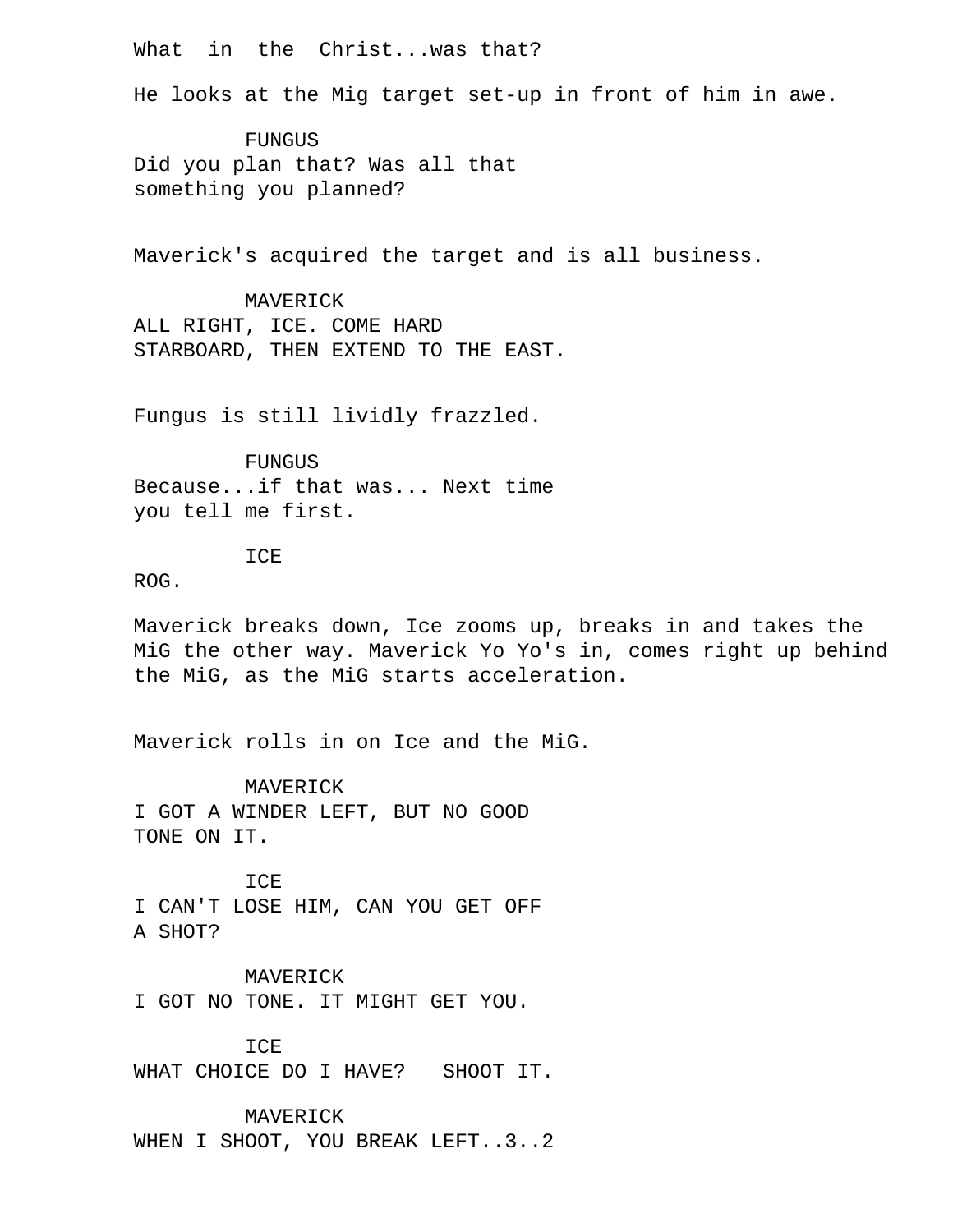What  in  the  Christ...was that?

He looks at the Mig target set-up in front of him in awe.

FUNGUS
Did you plan that? Was all that
something you planned?

Maverick's acquired the target and is all business.

MAVERICK
ALL RIGHT, ICE. COME HARD
STARBOARD, THEN EXTEND TO THE EAST.

Fungus is still lividly frazzled.

FUNGUS
Because...if that was... Next time
you tell me first.

ICE
ROG.

Maverick breaks down, Ice zooms up, breaks in and takes the MiG the other way. Maverick Yo Yo's in, comes right up behind the MiG, as the MiG starts acceleration.

Maverick rolls in on Ice and the MiG.

MAVERICK
I GOT A WINDER LEFT, BUT NO GOOD
TONE ON IT.

ICE
I CAN'T LOSE HIM, CAN YOU GET OFF
A SHOT?

MAVERICK
I GOT NO TONE. IT MIGHT GET YOU.

ICE
WHAT CHOICE DO I HAVE?   SHOOT IT.

MAVERICK
WHEN I SHOOT, YOU BREAK LEFT..3..2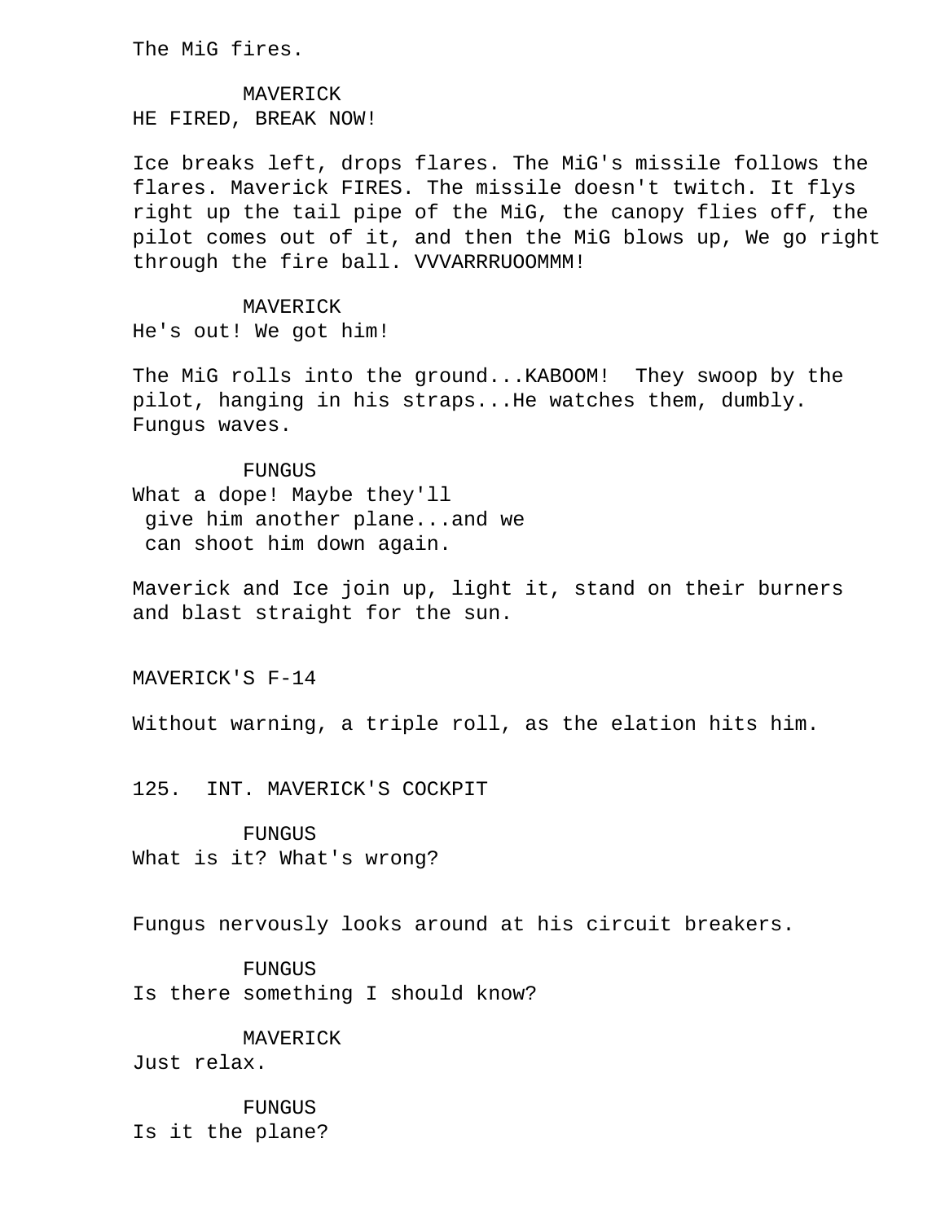The MiG fires.

MAVERICK
HE FIRED, BREAK NOW!

Ice breaks left, drops flares. The MiG's missile follows the flares. Maverick FIRES. The missile doesn't twitch. It flys right up the tail pipe of the MiG, the canopy flies off, the pilot comes out of it, and then the MiG blows up, We go right through the fire ball. VVVARRRUOOMMM!

MAVERICK
He's out! We got him!

The MiG rolls into the ground...KABOOM!  They swoop by the pilot, hanging in his straps...He watches them, dumbly. Fungus waves.

FUNGUS
What a dope! Maybe they'll give him another plane...and we can shoot him down again.

Maverick and Ice join up, light it, stand on their burners and blast straight for the sun.

MAVERICK'S F-14

Without warning, a triple roll, as the elation hits him.

125.  INT. MAVERICK'S COCKPIT

FUNGUS
What is it? What's wrong?

Fungus nervously looks around at his circuit breakers.

FUNGUS
Is there something I should know?

MAVERICK
Just relax.

FUNGUS
Is it the plane?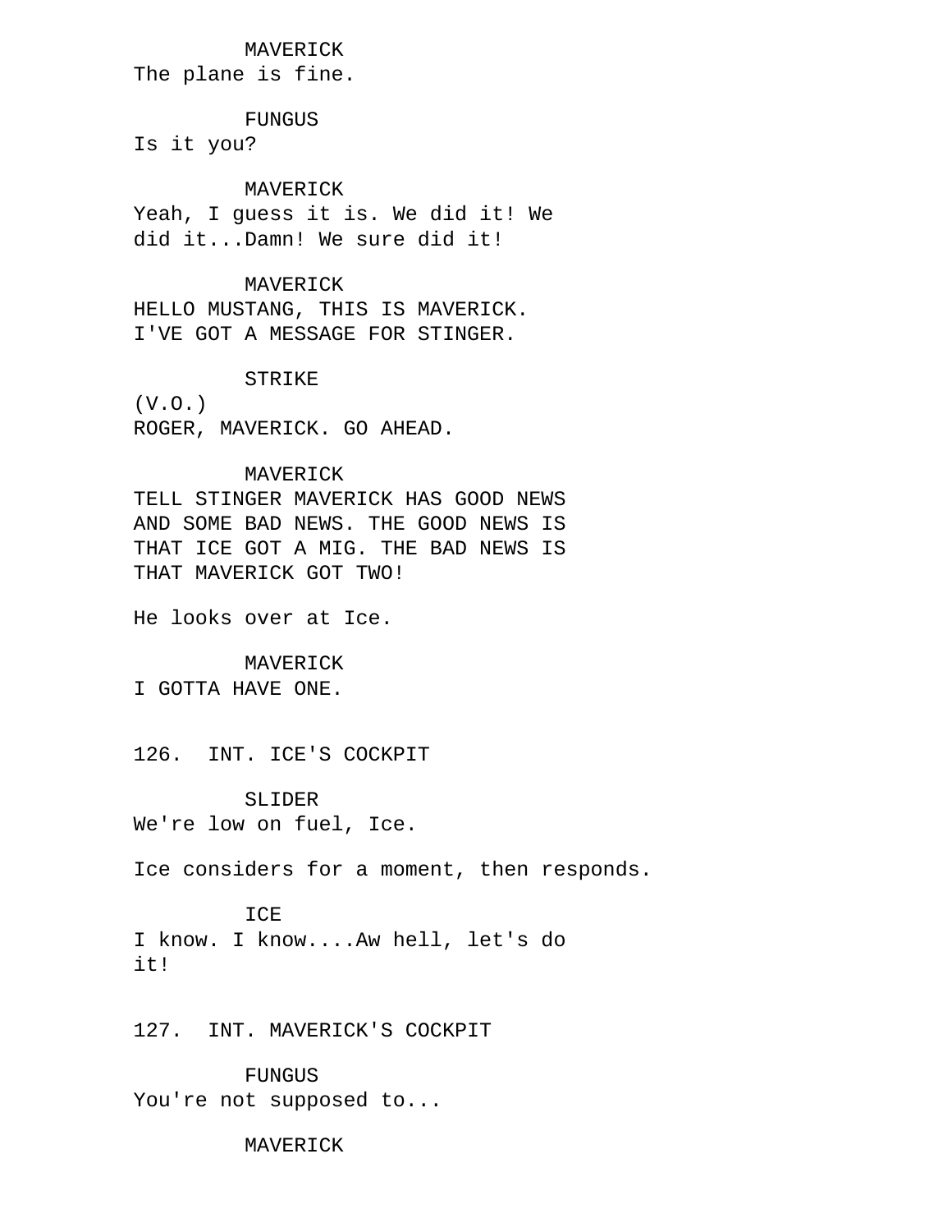MAVERICK
The plane is fine.

FUNGUS
Is it you?

MAVERICK
Yeah, I guess it is. We did it! We did it...Damn! We sure did it!

MAVERICK
HELLO MUSTANG, THIS IS MAVERICK. I'VE GOT A MESSAGE FOR STINGER.

STRIKE
(V.O.)
ROGER, MAVERICK. GO AHEAD.

MAVERICK
TELL STINGER MAVERICK HAS GOOD NEWS AND SOME BAD NEWS. THE GOOD NEWS IS THAT ICE GOT A MIG. THE BAD NEWS IS THAT MAVERICK GOT TWO!

He looks over at Ice.

MAVERICK
I GOTTA HAVE ONE.

126. INT. ICE'S COCKPIT

SLIDER
We're low on fuel, Ice.

Ice considers for a moment, then responds.

ICE
I know. I know....Aw hell, let's do it!

127. INT. MAVERICK'S COCKPIT

FUNGUS
You're not supposed to...

MAVERICK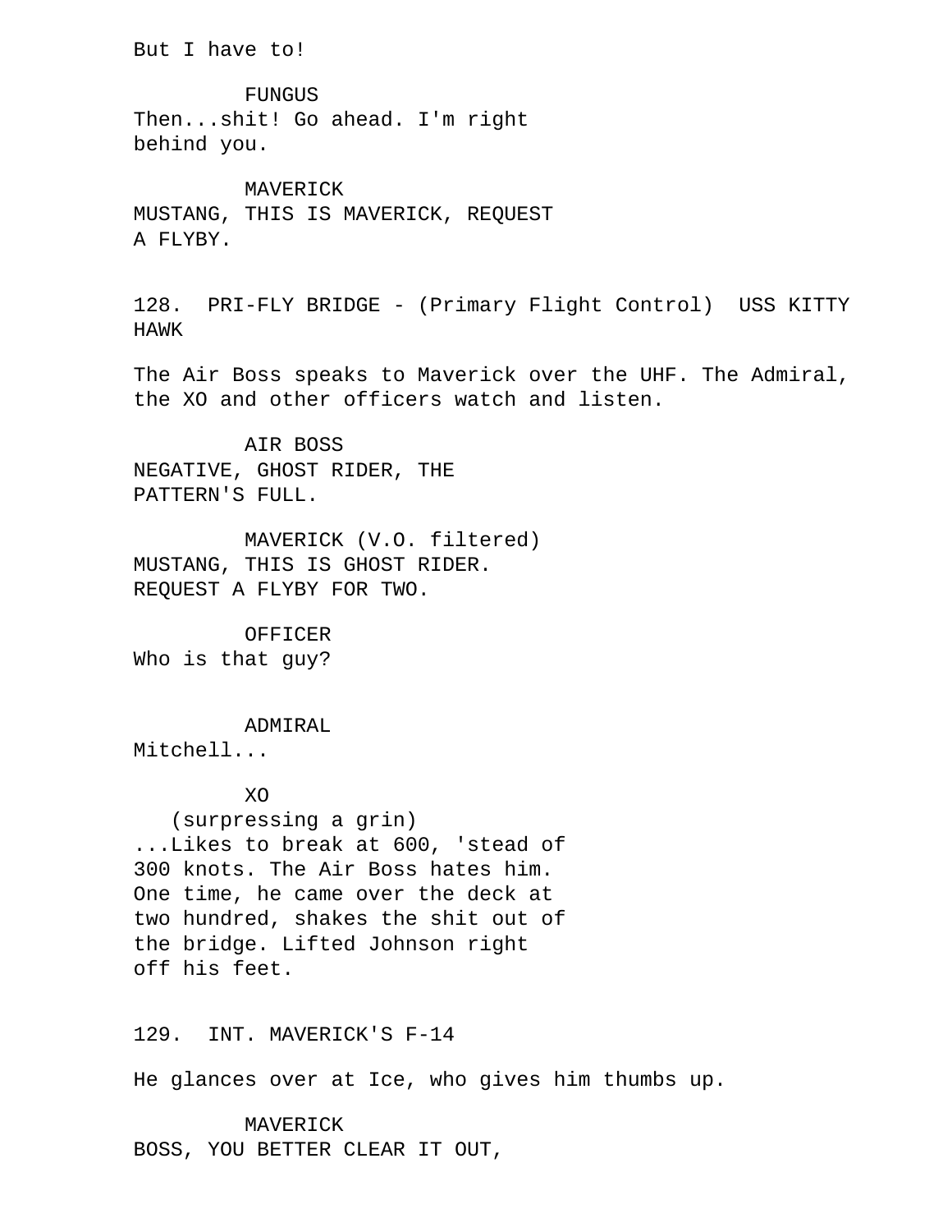But I have to!

FUNGUS
Then...shit! Go ahead. I'm right
behind you.

MAVERICK
MUSTANG, THIS IS MAVERICK, REQUEST
A FLYBY.

128. PRI-FLY BRIDGE - (Primary Flight Control) USS KITTY HAWK

The Air Boss speaks to Maverick over the UHF. The Admiral, the XO and other officers watch and listen.

AIR BOSS
NEGATIVE, GHOST RIDER, THE
PATTERN'S FULL.

MAVERICK (V.O. filtered)
MUSTANG, THIS IS GHOST RIDER.
REQUEST A FLYBY FOR TWO.

OFFICER
Who is that guy?

ADMIRAL
Mitchell...

XO
(surpressing a grin)
...Likes to break at 600, 'stead of
300 knots. The Air Boss hates him.
One time, he came over the deck at
two hundred, shakes the shit out of
the bridge. Lifted Johnson right
off his feet.

129. INT. MAVERICK'S F-14

He glances over at Ice, who gives him thumbs up.

MAVERICK
BOSS, YOU BETTER CLEAR IT OUT,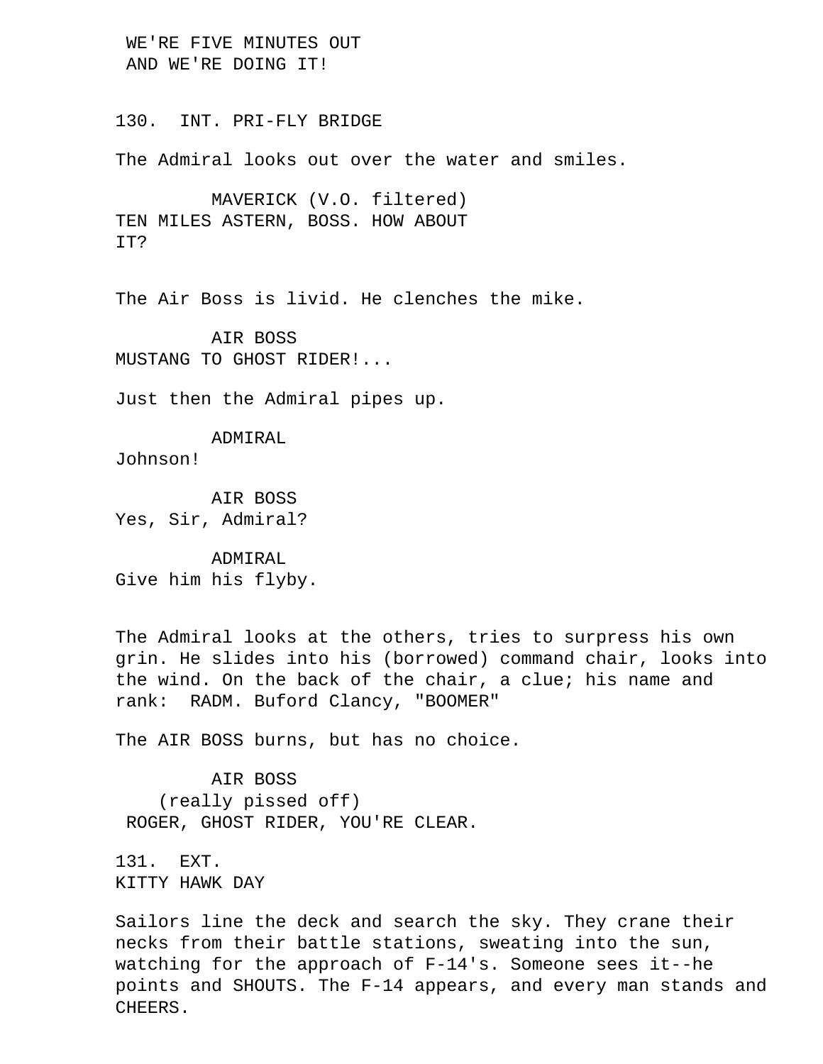WE'RE FIVE MINUTES OUT
AND WE'RE DOING IT!

130. INT. PRI-FLY BRIDGE

The Admiral looks out over the water and smiles.

MAVERICK (V.O. filtered)
TEN MILES ASTERN, BOSS. HOW ABOUT IT?

The Air Boss is livid. He clenches the mike.

AIR BOSS
MUSTANG TO GHOST RIDER!...

Just then the Admiral pipes up.

ADMIRAL
Johnson!

AIR BOSS
Yes, Sir, Admiral?

ADMIRAL
Give him his flyby.

The Admiral looks at the others, tries to surpress his own grin. He slides into his (borrowed) command chair, looks into the wind. On the back of the chair, a clue; his name and rank: RADM. Buford Clancy, "BOOMER"

The AIR BOSS burns, but has no choice.

AIR BOSS
(really pissed off)
ROGER, GHOST RIDER, YOU'RE CLEAR.

131. EXT.
KITTY HAWK DAY

Sailors line the deck and search the sky. They crane their necks from their battle stations, sweating into the sun, watching for the approach of F-14's. Someone sees it--he points and SHOUTS. The F-14 appears, and every man stands and CHEERS.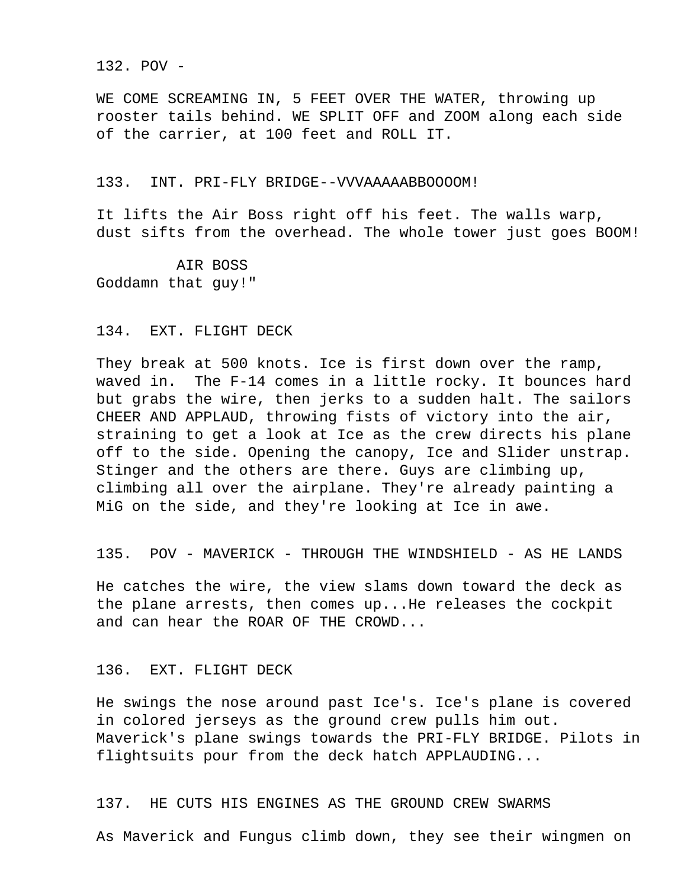132. POV -

WE COME SCREAMING IN, 5 FEET OVER THE WATER, throwing up rooster tails behind. WE SPLIT OFF and ZOOM along each side of the carrier, at 100 feet and ROLL IT.

133. INT. PRI-FLY BRIDGE--VVVAAAAABBOOOOM!

It lifts the Air Boss right off his feet. The walls warp, dust sifts from the overhead. The whole tower just goes BOOM!

AIR BOSS
Goddamn that guy!"

134. EXT. FLIGHT DECK

They break at 500 knots. Ice is first down over the ramp, waved in. The F-14 comes in a little rocky. It bounces hard but grabs the wire, then jerks to a sudden halt. The sailors CHEER AND APPLAUD, throwing fists of victory into the air, straining to get a look at Ice as the crew directs his plane off to the side. Opening the canopy, Ice and Slider unstrap. Stinger and the others are there. Guys are climbing up, climbing all over the airplane. They're already painting a MiG on the side, and they're looking at Ice in awe.

135. POV - MAVERICK - THROUGH THE WINDSHIELD - AS HE LANDS

He catches the wire, the view slams down toward the deck as the plane arrests, then comes up...He releases the cockpit and can hear the ROAR OF THE CROWD...

136. EXT. FLIGHT DECK

He swings the nose around past Ice's. Ice's plane is covered in colored jerseys as the ground crew pulls him out. Maverick's plane swings towards the PRI-FLY BRIDGE. Pilots in flightsuits pour from the deck hatch APPLAUDING...

137. HE CUTS HIS ENGINES AS THE GROUND CREW SWARMS

As Maverick and Fungus climb down, they see their wingmen on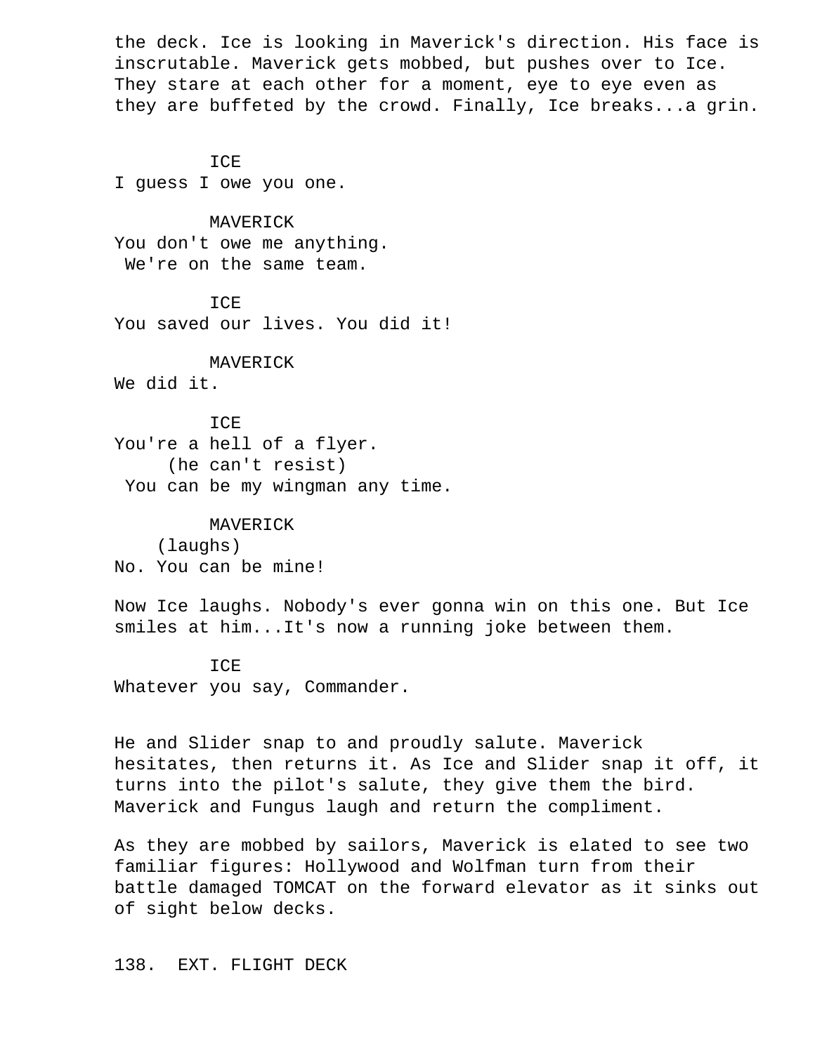the deck. Ice is looking in Maverick's direction. His face is inscrutable. Maverick gets mobbed, but pushes over to Ice. They stare at each other for a moment, eye to eye even as they are buffeted by the crowd. Finally, Ice breaks...a grin.

ICE
I guess I owe you one.

MAVERICK
You don't owe me anything.
We're on the same team.

ICE
You saved our lives. You did it!

MAVERICK
We did it.

ICE
You're a hell of a flyer.
(he can't resist)
You can be my wingman any time.

MAVERICK
(laughs)
No. You can be mine!

Now Ice laughs. Nobody's ever gonna win on this one. But Ice smiles at him...It's now a running joke between them.

ICE
Whatever you say, Commander.

He and Slider snap to and proudly salute. Maverick hesitates, then returns it. As Ice and Slider snap it off, it turns into the pilot's salute, they give them the bird. Maverick and Fungus laugh and return the compliment.

As they are mobbed by sailors, Maverick is elated to see two familiar figures: Hollywood and Wolfman turn from their battle damaged TOMCAT on the forward elevator as it sinks out of sight below decks.

138. EXT. FLIGHT DECK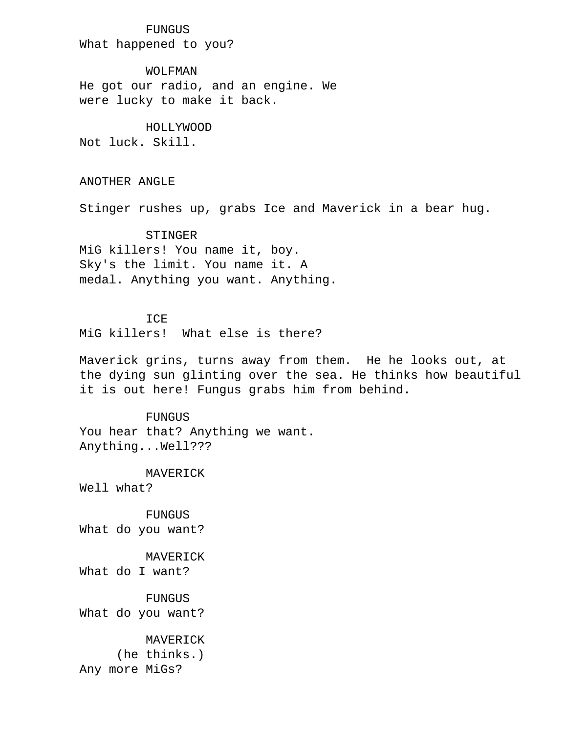FUNGUS
What happened to you?

WOLFMAN
He got our radio, and an engine. We
were lucky to make it back.

HOLLYWOOD
Not luck. Skill.

ANOTHER ANGLE

Stinger rushes up, grabs Ice and Maverick in a bear hug.

STINGER
MiG killers! You name it, boy.
Sky's the limit. You name it. A
medal. Anything you want. Anything.

ICE
MiG killers!  What else is there?

Maverick grins, turns away from them.  He he looks out, at
the dying sun glinting over the sea. He thinks how beautiful
it is out here! Fungus grabs him from behind.

FUNGUS
You hear that? Anything we want.
Anything...Well???

MAVERICK
Well what?

FUNGUS
What do you want?

MAVERICK
What do I want?

FUNGUS
What do you want?

MAVERICK
(he thinks.)
Any more MiGs?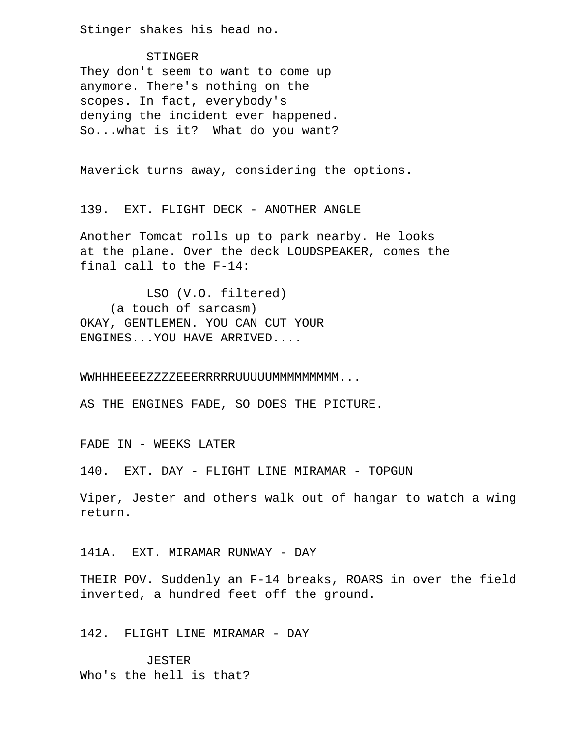Stinger shakes his head no.

STINGER
They don't seem to want to come up anymore. There's nothing on the scopes. In fact, everybody's denying the incident ever happened. So...what is it?  What do you want?

Maverick turns away, considering the options.

139.  EXT. FLIGHT DECK - ANOTHER ANGLE

Another Tomcat rolls up to park nearby. He looks at the plane. Over the deck LOUDSPEAKER, comes the final call to the F-14:

LSO (V.O. filtered)
(a touch of sarcasm)
OKAY, GENTLEMEN. YOU CAN CUT YOUR ENGINES...YOU HAVE ARRIVED....

WWHHHEEEEZZZZEEERRRRRUUUUUMMMMMMMMM...

AS THE ENGINES FADE, SO DOES THE PICTURE.

FADE IN - WEEKS LATER

140.  EXT. DAY - FLIGHT LINE MIRAMAR - TOPGUN

Viper, Jester and others walk out of hangar to watch a wing return.

141A.  EXT. MIRAMAR RUNWAY - DAY

THEIR POV. Suddenly an F-14 breaks, ROARS in over the field inverted, a hundred feet off the ground.

142.  FLIGHT LINE MIRAMAR - DAY

JESTER
Who's the hell is that?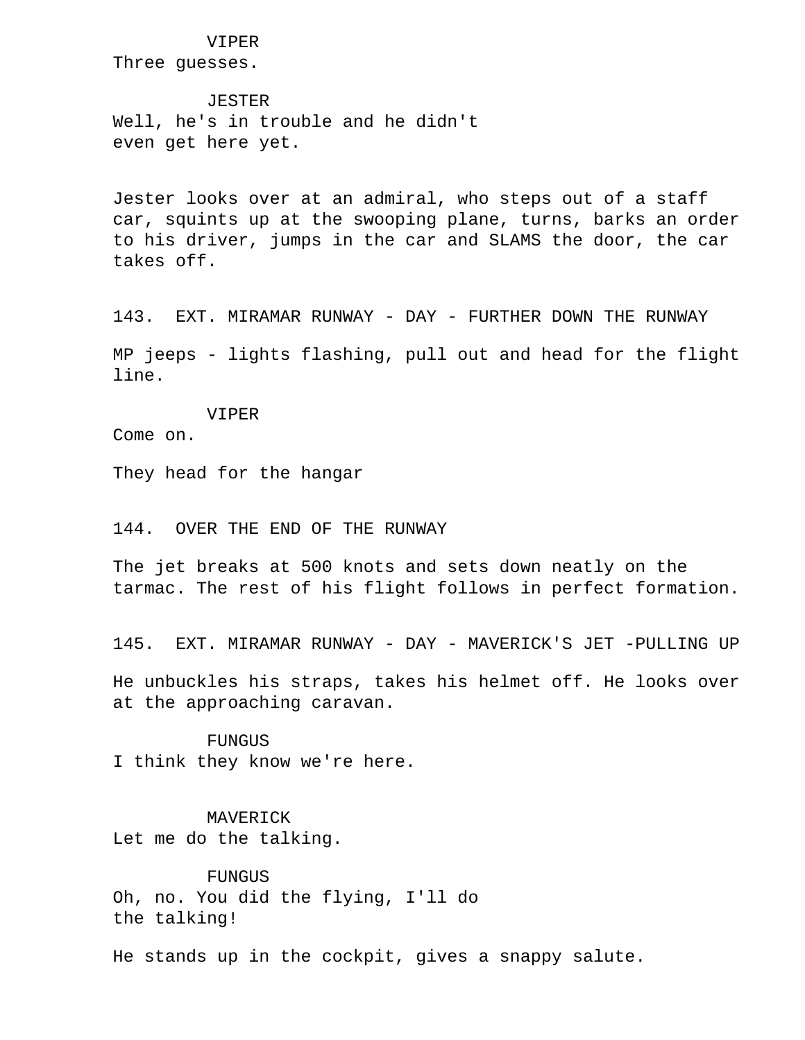VIPER
Three guesses.

JESTER
Well, he's in trouble and he didn't
even get here yet.

Jester looks over at an admiral, who steps out of a staff car, squints up at the swooping plane, turns, barks an order to his driver, jumps in the car and SLAMS the door, the car takes off.

143. EXT. MIRAMAR RUNWAY - DAY - FURTHER DOWN THE RUNWAY

MP jeeps - lights flashing, pull out and head for the flight line.

VIPER
Come on.

They head for the hangar

144. OVER THE END OF THE RUNWAY

The jet breaks at 500 knots and sets down neatly on the tarmac. The rest of his flight follows in perfect formation.

145. EXT. MIRAMAR RUNWAY - DAY - MAVERICK'S JET -PULLING UP

He unbuckles his straps, takes his helmet off. He looks over at the approaching caravan.

FUNGUS
I think they know we're here.

MAVERICK
Let me do the talking.

FUNGUS
Oh, no. You did the flying, I'll do
the talking!

He stands up in the cockpit, gives a snappy salute.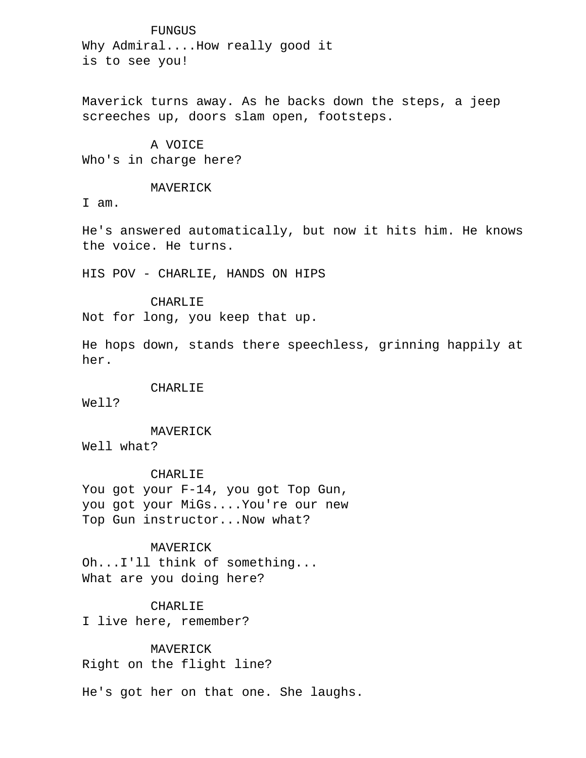FUNGUS
Why Admiral....How really good it
is to see you!

Maverick turns away. As he backs down the steps, a jeep screeches up, doors slam open, footsteps.

A VOICE
Who's in charge here?

MAVERICK
I am.

He's answered automatically, but now it hits him. He knows the voice. He turns.

HIS POV - CHARLIE, HANDS ON HIPS

CHARLIE
Not for long, you keep that up.

He hops down, stands there speechless, grinning happily at her.

CHARLIE
Well?

MAVERICK
Well what?

CHARLIE
You got your F-14, you got Top Gun,
you got your MiGs....You're our new
Top Gun instructor...Now what?

MAVERICK
Oh...I'll think of something...
What are you doing here?

CHARLIE
I live here, remember?

MAVERICK
Right on the flight line?

He's got her on that one. She laughs.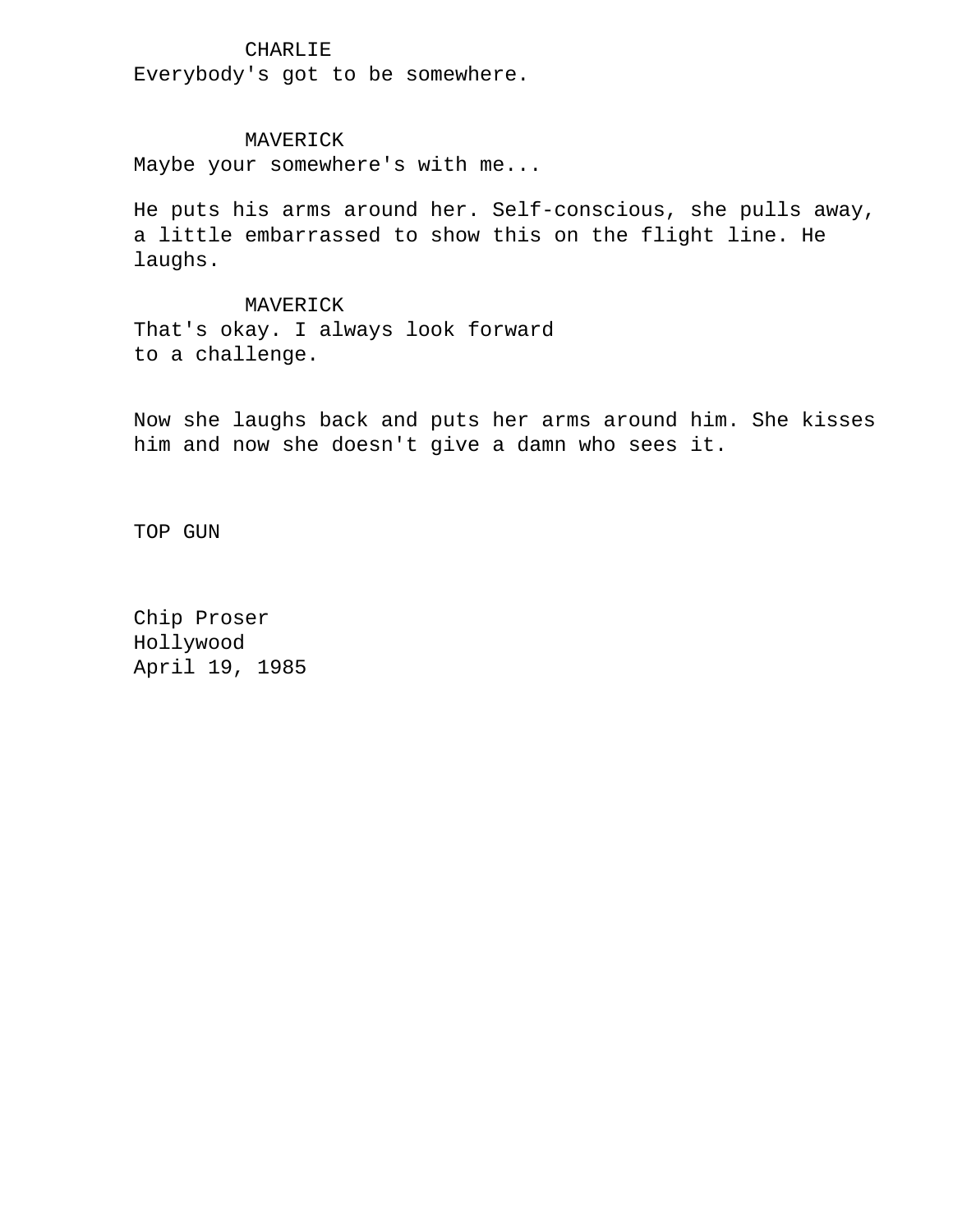CHARLIE
Everybody's got to be somewhere.

MAVERICK
Maybe your somewhere's with me...

He puts his arms around her. Self-conscious, she pulls away, a little embarrassed to show this on the flight line. He laughs.

MAVERICK
That's okay. I always look forward to a challenge.

Now she laughs back and puts her arms around him. She kisses him and now she doesn't give a damn who sees it.

TOP GUN

Chip Proser
Hollywood
April 19, 1985